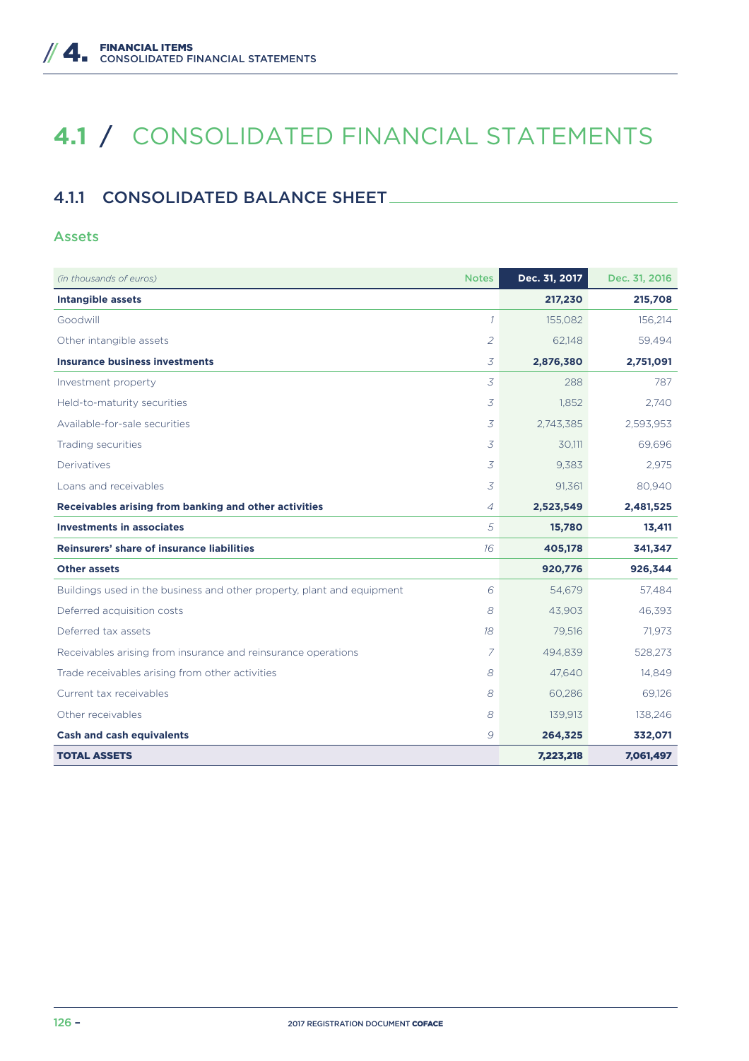# 4.1 / CONSOLIDATED FINANCIAL STATEMENTS

## 4.1.1 CONSOLIDATED BALANCE SHEET

### Assets

| *(in thousands of euros)* | Notes | Dec. 31, 2017 | Dec. 31, 2016 |
|---|---|---|---|
| **Intangible assets** | | **217,230** | **215,708** |
| Goodwill | *1* | 155,082 | 156,214 |
| Other intangible assets | *2* | 62,148 | 59,494 |
| **Insurance business investments** | *3* | **2,876,380** | **2,751,091** |
| Investment property | *3* | 288 | 787 |
| Held-to-maturity securities | *3* | 1,852 | 2,740 |
| Available-for-sale securities | *3* | 2,743,385 | 2,593,953 |
| Trading securities | *3* | 30,111 | 69,696 |
| Derivatives | *3* | 9,383 | 2,975 |
| Loans and receivables | *3* | 91,361 | 80,940 |
| **Receivables arising from banking and other activities** | *4* | **2,523,549** | **2,481,525** |
| **Investments in associates** | *5* | **15,780** | **13,411** |
| **Reinsurers' share of insurance liabilities** | *16* | **405,178** | **341,347** |
| **Other assets** | | **920,776** | **926,344** |
| Buildings used in the business and other property, plant and equipment | *6* | 54,679 | 57,484 |
| Deferred acquisition costs | *8* | 43,903 | 46,393 |
| Deferred tax assets | *18* | 79,516 | 71,973 |
| Receivables arising from insurance and reinsurance operations | *7* | 494,839 | 528,273 |
| Trade receivables arising from other activities | *8* | 47,640 | 14,849 |
| Current tax receivables | *8* | 60,286 | 69,126 |
| Other receivables | *8* | 139,913 | 138,246 |
| **Cash and cash equivalents** | *9* | **264,325** | **332,071** |
| **TOTAL ASSETS** | | **7,223,218** | **7,061,497** |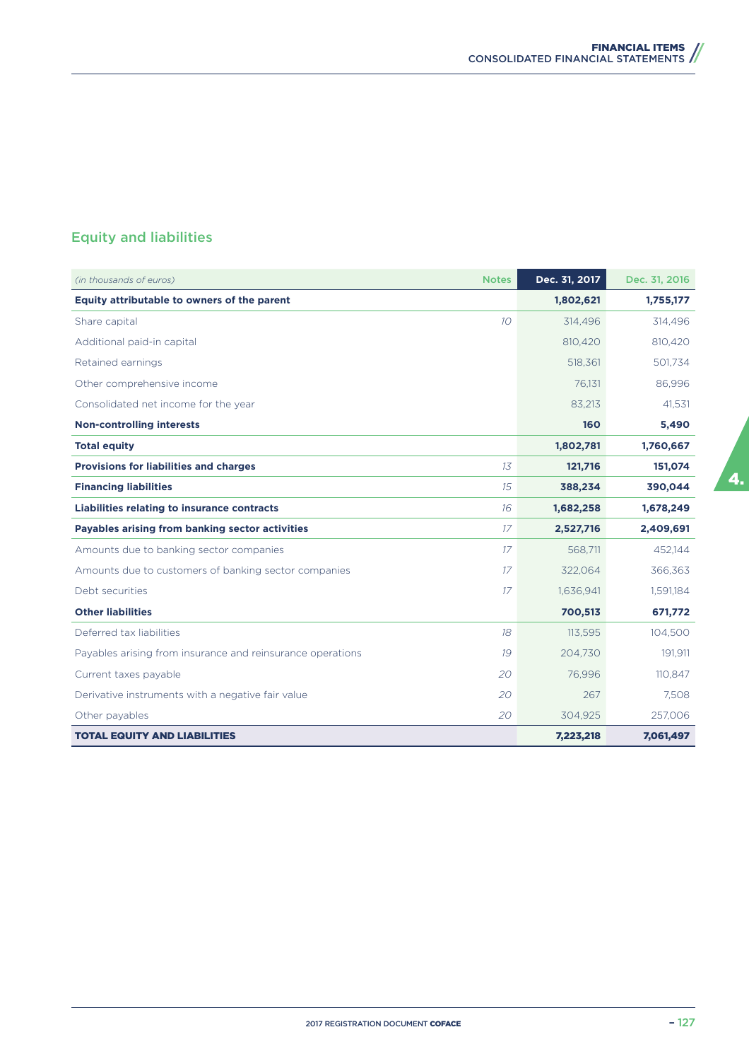## Equity and liabilities

| *(in thousands of euros)* | Notes | Dec. 31, 2017 | Dec. 31, 2016 |
|---|---|---|---|
| **Equity attributable to owners of the parent** | | **1,802,621** | **1,755,177** |
| Share capital | *10* | 314,496 | 314,496 |
| Additional paid-in capital | | 810,420 | 810,420 |
| Retained earnings | | 518,361 | 501,734 |
| Other comprehensive income | | 76,131 | 86,996 |
| Consolidated net income for the year | | 83,213 | 41,531 |
| **Non-controlling interests** | | **160** | **5,490** |
| **Total equity** | | **1,802,781** | **1,760,667** |
| **Provisions for liabilities and charges** | *13* | **121,716** | **151,074** |
| **Financing liabilities** | *15* | **388,234** | **390,044** |
| **Liabilities relating to insurance contracts** | *16* | **1,682,258** | **1,678,249** |
| **Payables arising from banking sector activities** | *17* | **2,527,716** | **2,409,691** |
| Amounts due to banking sector companies | *17* | 568,711 | 452,144 |
| Amounts due to customers of banking sector companies | *17* | 322,064 | 366,363 |
| Debt securities | *17* | 1,636,941 | 1,591,184 |
| **Other liabilities** | | **700,513** | **671,772** |
| Deferred tax liabilities | *18* | 113,595 | 104,500 |
| Payables arising from insurance and reinsurance operations | *19* | 204,730 | 191,911 |
| Current taxes payable | *20* | 76,996 | 110,847 |
| Derivative instruments with a negative fair value | *20* | 267 | 7,508 |
| Other payables | *20* | 304,925 | 257,006 |
| **TOTAL EQUITY AND LIABILITIES** | | **7,223,218** | **7,061,497** |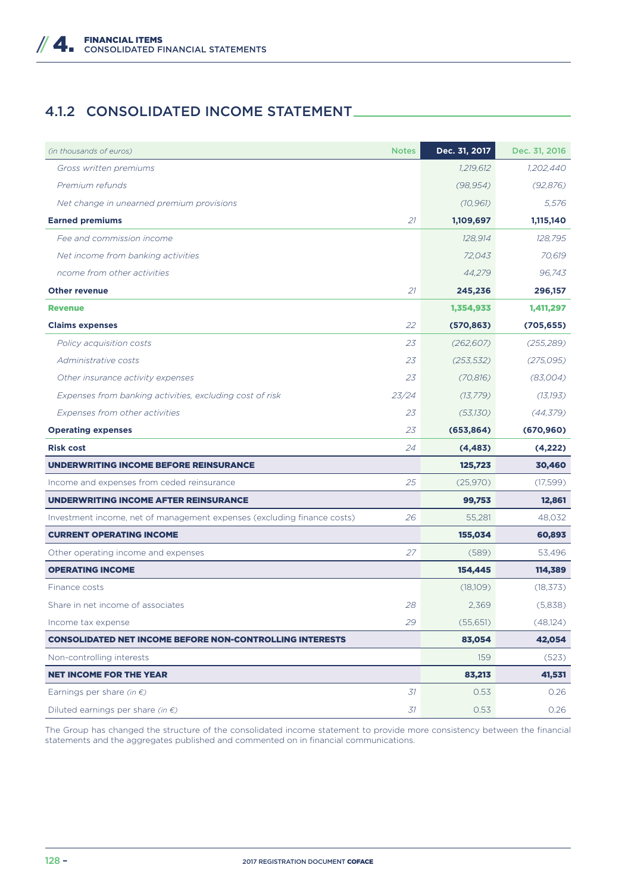## 4.1.2 CONSOLIDATED INCOME STATEMENT

| *(in thousands of euros)* | Notes | Dec. 31, 2017 | Dec. 31, 2016 |
|---|---|---|---|
| *Gross written premiums* | | *1,219,612* | *1,202,440* |
| *Premium refunds* | | *(98,954)* | *(92,876)* |
| *Net change in unearned premium provisions* | | *(10,961)* | *5,576* |
| **Earned premiums** | *21* | **1,109,697** | **1,115,140** |
| *Fee and commission income* | | *128,914* | *128,795* |
| *Net income from banking activities* | | *72,043* | *70,619* |
| *ncome from other activities* | | *44,279* | *96,743* |
| **Other revenue** | *21* | **245,236** | **296,157** |
| **Revenue** | | **1,354,933** | **1,411,297** |
| **Claims expenses** | *22* | **(570,863)** | **(705,655)** |
| *Policy acquisition costs* | *23* | *(262,607)* | *(255,289)* |
| *Administrative costs* | *23* | *(253,532)* | *(275,095)* |
| *Other insurance activity expenses* | *23* | *(70,816)* | *(83,004)* |
| *Expenses from banking activities, excluding cost of risk* | *23/24* | *(13,779)* | *(13,193)* |
| *Expenses from other activities* | *23* | *(53,130)* | *(44,379)* |
| **Operating expenses** | *23* | **(653,864)** | **(670,960)** |
| **Risk cost** | *24* | **(4,483)** | **(4,222)** |
| **UNDERWRITING INCOME BEFORE REINSURANCE** | | **125,723** | **30,460** |
| Income and expenses from ceded reinsurance | *25* | (25,970) | (17,599) |
| **UNDERWRITING INCOME AFTER REINSURANCE** | | **99,753** | **12,861** |
| Investment income, net of management expenses (excluding finance costs) | *26* | 55,281 | 48,032 |
| **CURRENT OPERATING INCOME** | | **155,034** | **60,893** |
| Other operating income and expenses | *27* | (589) | 53,496 |
| **OPERATING INCOME** | | **154,445** | **114,389** |
| Finance costs | | (18,109) | (18,373) |
| Share in net income of associates | *28* | 2,369 | (5,838) |
| Income tax expense | *29* | (55,651) | (48,124) |
| **CONSOLIDATED NET INCOME BEFORE NON-CONTROLLING INTERESTS** | | **83,054** | **42,054** |
| Non-controlling interests | | 159 | (523) |
| **NET INCOME FOR THE YEAR** | | **83,213** | **41,531** |
| Earnings per share *(in €)* | *31* | 0.53 | 0.26 |
| Diluted earnings per share *(in €)* | *31* | 0.53 | 0.26 |

The Group has changed the structure of the consolidated income statement to provide more consistency between the financial statements and the aggregates published and commented on in financial communications.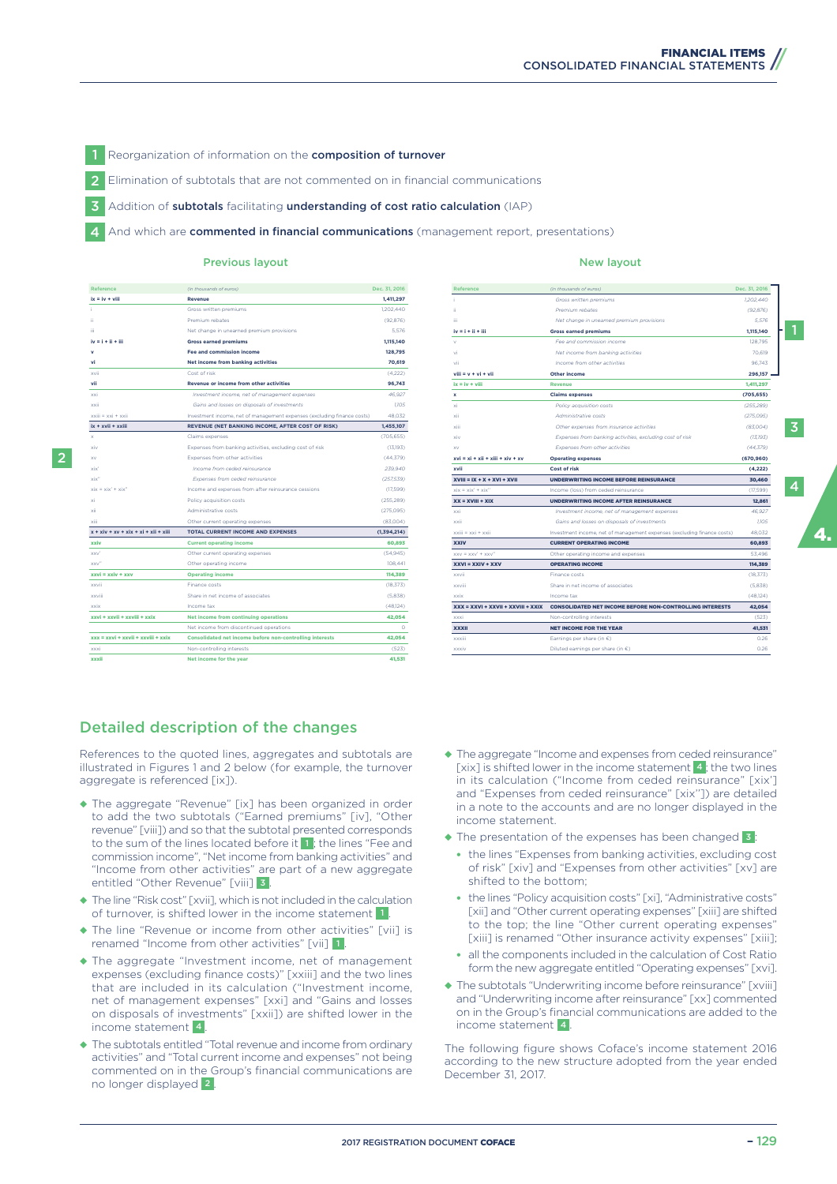1 Reorganization of information on the **composition of turnover**

2 Elimination of subtotals that are not commented on in financial communications

3 Addition of **subtotals** facilitating **understanding of cost ratio calculation** (IAP)

4 And which are **commented in financial communications** (management report, presentations)

**Previous layout**

| Reference | *(in thousands of euros)* | Dec. 31, 2016 |
|---|---|---|
| ix = iv + viii | **Revenue** | **1,411,297** |
| i | Gross written premiums | 1,202,440 |
| ii | Premium rebates | (92,876) |
| iii | Net change in unearned premium provisions | 5,576 |
| iv = i + ii + iii | **Gross earned premiums** | **1,115,140** |
| v | **Fee and commission income** | **128,795** |
| vi | **Net income from banking activities** | **70,619** |
| xvii | Cost of risk | (4,222) |
| vii | **Revenue or income from other activities** | **96,743** |
| xxi | *Investment income, net of management expenses* | *46,927* |
| xxii | *Gains and losses on disposals of investments* | *1,105* |
| xxiii = xxi + xxii | Investment income, net of management expenses (excluding finance costs) | 48,032 |
| ix + xvii + xxiii | **REVENUE (NET BANKING INCOME, AFTER COST OF RISK)** | **1,455,107** |
| x | Claims expenses | (705,655) |
| xiv | Expenses from banking activities, excluding cost of risk | (13,193) |
| xv | Expenses from other activities | (44,379) |
| xix' | *Income from ceded reinsurance* | *239,940* |
| xix'' | *Expenses from ceded reinsurance* | *(257,539)* |
| xix = xix' + xix'' | Income and expenses from after reinsurance cessions | (17,599) |
| xi | Policy acquisition costs | (255,289) |
| xii | Administrative costs | (275,095) |
| xiii | Other current operating expenses | (83,004) |
| x + xiv + xv + xix + xi + xii + xiii | **TOTAL CURRENT INCOME AND EXPENSES** | **(1,394,214)** |
| xxiv | **Current operating income** | **60,893** |
| xxv' | Other current operating expenses | (54,945) |
| xxv'' | Other operating income | 108,441 |
| xxvi = xxiv + xxv | **Operating income** | **114,389** |
| xxvii | Finance costs | (18,373) |
| xxviii | Share in net income of associates | (5,838) |
| xxix | Income tax | (48,124) |
| xxvi + xxvii + xxviii + xxix | **Net income from continuing operations** | **42,054** |
| | Net income from discontinued operations | 0 |
| xxx = xxvi + xxvii + xxviii + xxix | **Consolidated net income before non-controlling interests** | **42,054** |
| xxxi | Non-controlling interests | (523) |
| xxxii | **Net income for the year** | **41,531** |

**New layout**

| Reference | *(in thousands of euros)* | Dec. 31, 2016 |
|---|---|---|
| i | *Gross written premiums* | *1,202,440* |
| ii | *Premium rebates* | *(92,876)* |
| iii | *Net change in unearned premium provisions* | *5,576* |
| iv = i + ii + iii | **Gross earned premiums** | **1,115,140** |
| v | *Fee and commission income* | *128,795* |
| vi | *Net income from banking activities* | *70,619* |
| vii | *Income from other activities* | *96,743* |
| viii = v + vi + vii | **Other income** | **296,157** |
| ix = iv + viii | **Revenue** | **1,411,297** |
| x | **Claims expenses** | **(705,655)** |
| xi | *Policy acquisition costs* | *(255,289)* |
| xii | *Administrative costs* | *(275,095)* |
| xiii | *Other expenses from insurance activities* | *(83,004)* |
| xiv | *Expenses from banking activities, excluding cost of risk* | *(13,193)* |
| xv | *Expenses from other activities* | *(44,379)* |
| xvi = xi + xii + xiii + xiv + xv | **Operating expenses** | **(670,960)** |
| xvii | **Cost of risk** | **(4,222)** |
| XVIII = IX + X + XVI + XVII | **UNDERWRITING INCOME BEFORE REINSURANCE** | **30,460** |
| xix = xix' + xix'' | Income (loss) from ceded reinsurance | (17,599) |
| XX = XVIII + XIX | **UNDERWRITING INCOME AFTER REINSURANCE** | **12,861** |
| xxi | *Investment income, net of management expenses* | *46,927* |
| xxii | *Gains and losses on disposals of investments* | *1,105* |
| xxiii = xxi + xxii | Investment income, net of management expenses (excluding finance costs) | 48,032 |
| XXIV | **CURRENT OPERATING INCOME** | **60,893** |
| xxv = xxv' + xxv'' | Other operating income and expenses | 53,496 |
| XXVI = XXIV + XXV | **OPERATING INCOME** | **114,389** |
| xxvi | Finance costs | (18,373) |
| xxvii | Share in net income of associates | (5,838) |
| xxix | Income tax | (48,124) |
| XXX = XXVI + XXVII + XXVIII + XXIX | **CONSOLIDATED NET INCOME BEFORE NON-CONTROLLING INTERESTS** | **42,054** |
| xxxi | Non-controlling interests | (523) |
| XXXII | **NET INCOME FOR THE YEAR** | **41,531** |
| xxxiii | Earnings per share (in €) | 0.26 |
| xxxiv | Diluted earnings per share (in €) | 0.26 |

## Detailed description of the changes

References to the quoted lines, aggregates and subtotals are illustrated in Figures 1 and 2 below (for example, the turnover aggregate is referenced [ix]).

- The aggregate "Revenue" [ix] has been organized in order to add the two subtotals ("Earned premiums" [iv], "Other revenue" [viii]) and so that the subtotal presented corresponds to the sum of the lines located before it 1; the lines "Fee and commission income", "Net income from banking activities" and "Income from other activities" are part of a new aggregate entitled "Other Revenue" [viii] 3.
- The line "Risk cost" [xvii], which is not included in the calculation of turnover, is shifted lower in the income statement 1.
- The line "Revenue or income from other activities" [vii] is renamed "Income from other activities" [vii] 1.
- The aggregate "Investment income, net of management expenses (excluding finance costs)" [xxiii] and the two lines that are included in its calculation ("Investment income, net of management expenses" [xxi] and "Gains and losses on disposals of investments" [xxii]) are shifted lower in the income statement 4.
- The subtotals entitled "Total revenue and income from ordinary activities" and "Total current income and expenses" not being commented on in the Group's financial communications are no longer displayed 2.
- The aggregate "Income and expenses from ceded reinsurance" [xix] is shifted lower in the income statement 4; the two lines in its calculation ("Income from ceded reinsurance" [xix'] and "Expenses from ceded reinsurance" [xix'']) are detailed in a note to the accounts and are no longer displayed in the income statement.
- The presentation of the expenses has been changed 3:
  - the lines "Expenses from banking activities, excluding cost of risk" [xiv] and "Expenses from other activities" [xv] are shifted to the bottom;
  - the lines "Policy acquisition costs" [xi], "Administrative costs" [xii] and "Other current operating expenses" [xiii] are shifted to the top; the line "Other current operating expenses" [xiii] is renamed "Other insurance activity expenses" [xiii];
  - all the components included in the calculation of Cost Ratio form the new aggregate entitled "Operating expenses" [xvi].
- The subtotals "Underwriting income before reinsurance" [xviii] and "Underwriting income after reinsurance" [xx] commented on in the Group's financial communications are added to the income statement 4.

The following figure shows Coface's income statement 2016 according to the new structure adopted from the year ended December 31, 2017.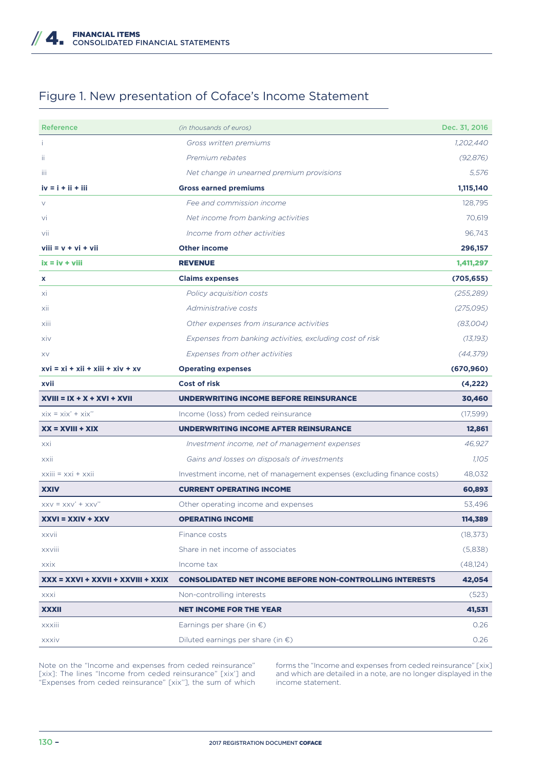## Figure 1. New presentation of Coface's Income Statement

| Reference | *(in thousands of euros)* | Dec. 31, 2016 |
|---|---|---|
| i | *Gross written premiums* | *1,202,440* |
| ii | *Premium rebates* | *(92,876)* |
| iii | *Net change in unearned premium provisions* | *5,576* |
| **iv = i + ii + iii** | **Gross earned premiums** | **1,115,140** |
| v | *Fee and commission income* | 128,795 |
| vi | *Net income from banking activities* | 70,619 |
| vii | *Income from other activities* | 96,743 |
| **viii = v + vi + vii** | **Other income** | **296,157** |
| **ix = iv + viii** | **REVENUE** | **1,411,297** |
| **x** | **Claims expenses** | **(705,655)** |
| xi | *Policy acquisition costs* | *(255,289)* |
| xii | *Administrative costs* | *(275,095)* |
| xiii | *Other expenses from insurance activities* | *(83,004)* |
| xiv | *Expenses from banking activities, excluding cost of risk* | *(13,193)* |
| xv | *Expenses from other activities* | *(44,379)* |
| **xvi = xi + xii + xiii + xiv + xv** | **Operating expenses** | **(670,960)** |
| **xvii** | **Cost of risk** | **(4,222)** |
| **XVIII = IX + X + XVI + XVII** | **UNDERWRITING INCOME BEFORE REINSURANCE** | **30,460** |
| xix = xix' + xix'' | Income (loss) from ceded reinsurance | (17,599) |
| **XX = XVIII + XIX** | **UNDERWRITING INCOME AFTER REINSURANCE** | **12,861** |
| xxi | *Investment income, net of management expenses* | *46,927* |
| xxii | *Gains and losses on disposals of investments* | *1,105* |
| xxiii = xxi + xxii | Investment income, net of management expenses (excluding finance costs) | 48,032 |
| **XXIV** | **CURRENT OPERATING INCOME** | **60,893** |
| xxv = xxv' + xxv'' | Other operating income and expenses | 53,496 |
| **XXVI = XXIV + XXV** | **OPERATING INCOME** | **114,389** |
| xxvii | Finance costs | (18,373) |
| xxviii | Share in net income of associates | (5,838) |
| xxix | Income tax | (48,124) |
| **XXX = XXVI + XXVII + XXVIII + XXIX** | **CONSOLIDATED NET INCOME BEFORE NON-CONTROLLING INTERESTS** | **42,054** |
| xxxi | Non-controlling interests | (523) |
| **XXXII** | **NET INCOME FOR THE YEAR** | **41,531** |
| xxxiii | Earnings per share (in €) | 0.26 |
| xxxiv | Diluted earnings per share (in €) | 0.26 |

Note on the "Income and expenses from ceded reinsurance" [xix]: The lines "Income from ceded reinsurance" [xix'] and "Expenses from ceded reinsurance" [xix''], the sum of which forms the "Income and expenses from ceded reinsurance" [xix] and which are detailed in a note, are no longer displayed in the income statement.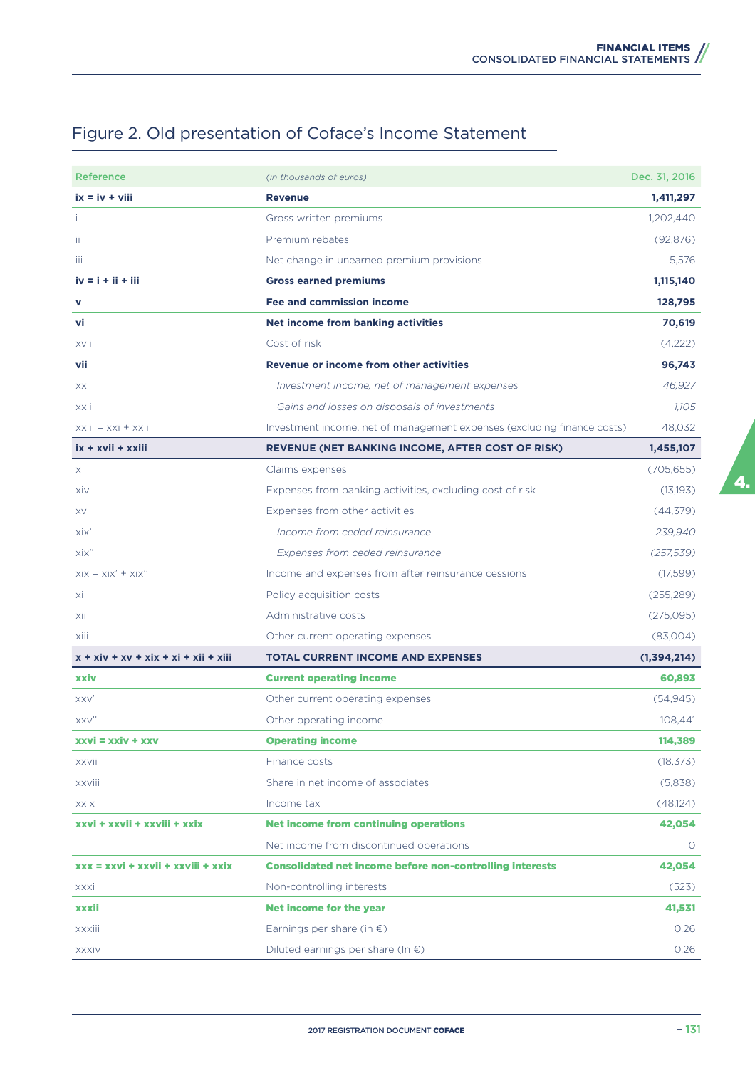## Figure 2. Old presentation of Coface's Income Statement

| Reference | *(in thousands of euros)* | Dec. 31, 2016 |
|---|---|---|
| **ix = iv + viii** | **Revenue** | **1,411,297** |
| i | Gross written premiums | 1,202,440 |
| ii | Premium rebates | (92,876) |
| iii | Net change in unearned premium provisions | 5,576 |
| **iv = i + ii + iii** | **Gross earned premiums** | **1,115,140** |
| **v** | **Fee and commission income** | **128,795** |
| **vi** | **Net income from banking activities** | **70,619** |
| xvii | Cost of risk | (4,222) |
| **vii** | **Revenue or income from other activities** | **96,743** |
| xxi | *Investment income, net of management expenses* | *46,927* |
| xxii | *Gains and losses on disposals of investments* | *1,105* |
| xxiii = xxi + xxii | Investment income, net of management expenses (excluding finance costs) | 48,032 |
| **ix + xvii + xxiii** | **REVENUE (NET BANKING INCOME, AFTER COST OF RISK)** | **1,455,107** |
| x | Claims expenses | (705,655) |
| xiv | Expenses from banking activities, excluding cost of risk | (13,193) |
| xv | Expenses from other activities | (44,379) |
| xix' | *Income from ceded reinsurance* | *239,940* |
| xix'' | *Expenses from ceded reinsurance* | *(257,539)* |
| xix = xix' + xix'' | Income and expenses from after reinsurance cessions | (17,599) |
| xi | Policy acquisition costs | (255,289) |
| xii | Administrative costs | (275,095) |
| xiii | Other current operating expenses | (83,004) |
| **x + xiv + xv + xix + xi + xii + xiii** | **TOTAL CURRENT INCOME AND EXPENSES** | **(1,394,214)** |
| **xxiv** | **Current operating income** | **60,893** |
| xxv' | Other current operating expenses | (54,945) |
| xxv'' | Other operating income | 108,441 |
| **xxvi = xxiv + xxv** | **Operating income** | **114,389** |
| xxvii | Finance costs | (18,373) |
| xxviii | Share in net income of associates | (5,838) |
| xxix | Income tax | (48,124) |
| **xxvi + xxvii + xxviii + xxix** | **Net income from continuing operations** | **42,054** |
| | Net income from discontinued operations | 0 |
| **xxx = xxvi + xxvii + xxviii + xxix** | **Consolidated net income before non-controlling interests** | **42,054** |
| xxxi | Non-controlling interests | (523) |
| **xxxii** | **Net income for the year** | **41,531** |
| xxxiii | Earnings per share (in €) | 0.26 |
| xxxiv | Diluted earnings per share (In €) | 0.26 |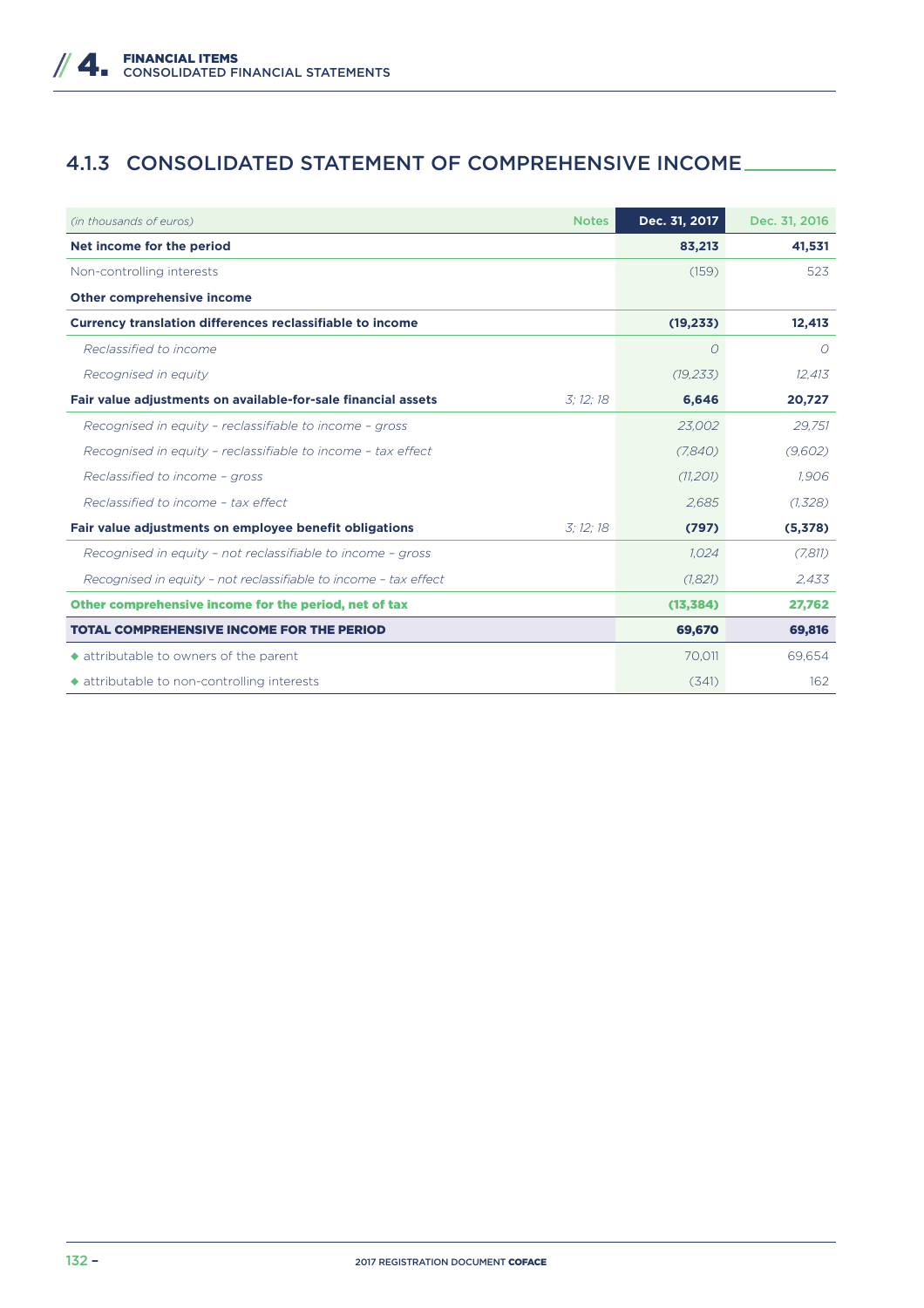## 4.1.3 CONSOLIDATED STATEMENT OF COMPREHENSIVE INCOME

| *(in thousands of euros)* | Notes | Dec. 31, 2017 | Dec. 31, 2016 |
|---|---|---|---|
| **Net income for the period** | | **83,213** | **41,531** |
| Non-controlling interests | | (159) | 523 |
| **Other comprehensive income** | | | |
| **Currency translation differences reclassifiable to income** | | **(19,233)** | **12,413** |
| *Reclassified to income* | | *0* | *0* |
| *Recognised in equity* | | *(19,233)* | *12,413* |
| **Fair value adjustments on available-for-sale financial assets** | *3; 12; 18* | **6,646** | **20,727** |
| *Recognised in equity – reclassifiable to income – gross* | | *23,002* | *29,751* |
| *Recognised in equity – reclassifiable to income – tax effect* | | *(7,840)* | *(9,602)* |
| *Reclassified to income – gross* | | *(11,201)* | *1,906* |
| *Reclassified to income – tax effect* | | *2,685* | *(1,328)* |
| **Fair value adjustments on employee benefit obligations** | *3; 12; 18* | **(797)** | **(5,378)** |
| *Recognised in equity – not reclassifiable to income – gross* | | *1,024* | *(7,811)* |
| *Recognised in equity – not reclassifiable to income – tax effect* | | *(1,821)* | *2,433* |
| **Other comprehensive income for the period, net of tax** | | **(13,384)** | **27,762** |
| **TOTAL COMPREHENSIVE INCOME FOR THE PERIOD** | | **69,670** | **69,816** |
| ◆ attributable to owners of the parent | | 70,011 | 69,654 |
| ◆ attributable to non-controlling interests | | (341) | 162 |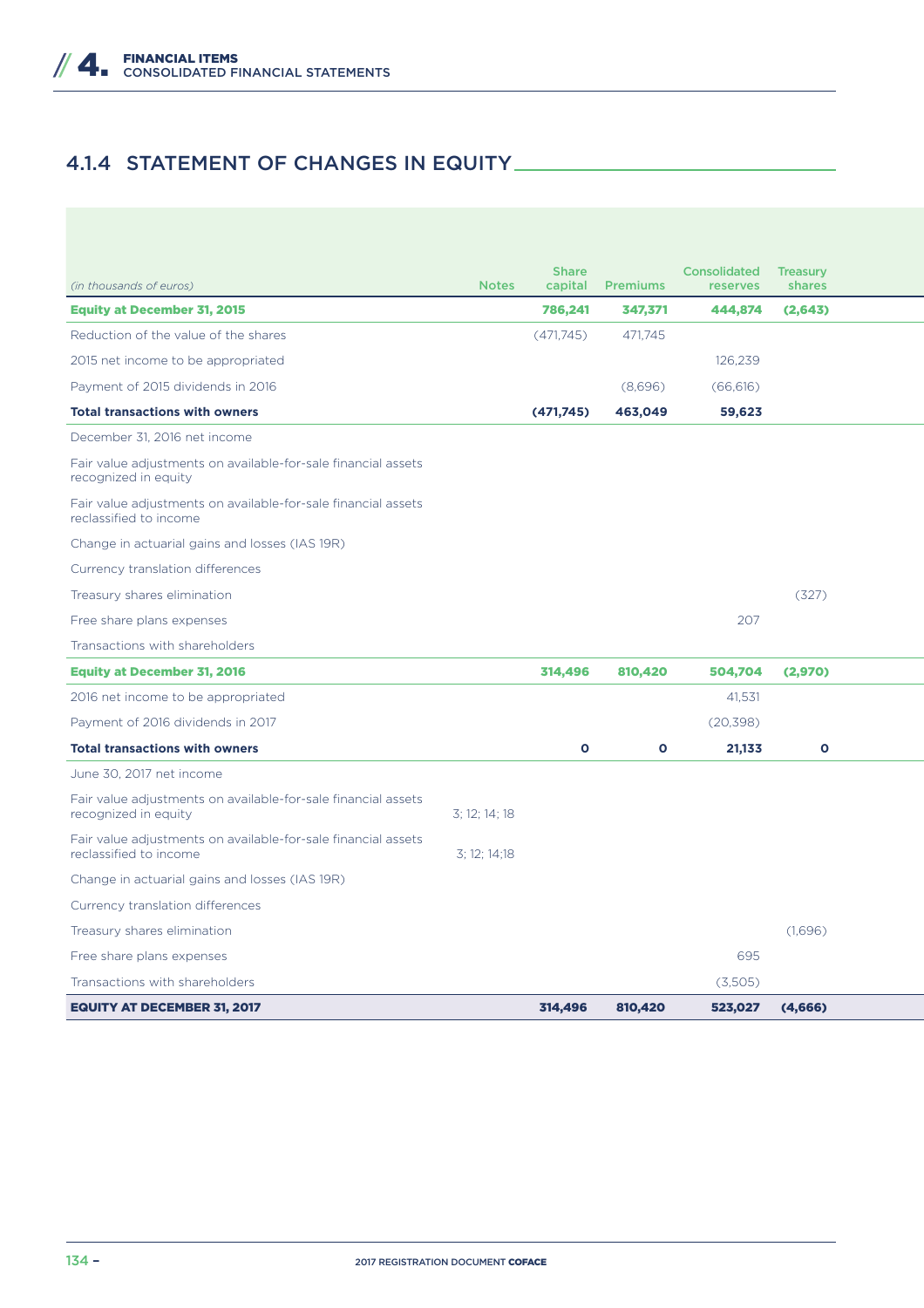## 4.1.4 STATEMENT OF CHANGES IN EQUITY

| *(in thousands of euros)* | Notes | Share capital | Premiums | Consolidated reserves | Treasury shares |
|---|---|---|---|---|---|
| **Equity at December 31, 2015** | | **786,241** | **347,371** | **444,874** | **(2,643)** |
| Reduction of the value of the shares | | (471,745) | 471,745 | | |
| 2015 net income to be appropriated | | | | 126,239 | |
| Payment of 2015 dividends in 2016 | | | (8,696) | (66,616) | |
| **Total transactions with owners** | | **(471,745)** | **463,049** | **59,623** | |
| December 31, 2016 net income | | | | | |
| Fair value adjustments on available-for-sale financial assets recognized in equity | | | | | |
| Fair value adjustments on available-for-sale financial assets reclassified to income | | | | | |
| Change in actuarial gains and losses (IAS 19R) | | | | | |
| Currency translation differences | | | | | |
| Treasury shares elimination | | | | | (327) |
| Free share plans expenses | | | | 207 | |
| Transactions with shareholders | | | | | |
| **Equity at December 31, 2016** | | **314,496** | **810,420** | **504,704** | **(2,970)** |
| 2016 net income to be appropriated | | | | 41,531 | |
| Payment of 2016 dividends in 2017 | | | | (20,398) | |
| **Total transactions with owners** | | **0** | **0** | **21,133** | **0** |
| June 30, 2017 net income | | | | | |
| Fair value adjustments on available-for-sale financial assets recognized in equity | 3; 12; 14; 18 | | | | |
| Fair value adjustments on available-for-sale financial assets reclassified to income | 3; 12; 14;18 | | | | |
| Change in actuarial gains and losses (IAS 19R) | | | | | |
| Currency translation differences | | | | | |
| Treasury shares elimination | | | | | (1,696) |
| Free share plans expenses | | | | 695 | |
| Transactions with shareholders | | | | (3,505) | |
| **EQUITY AT DECEMBER 31, 2017** | | **314,496** | **810,420** | **523,027** | **(4,666)** |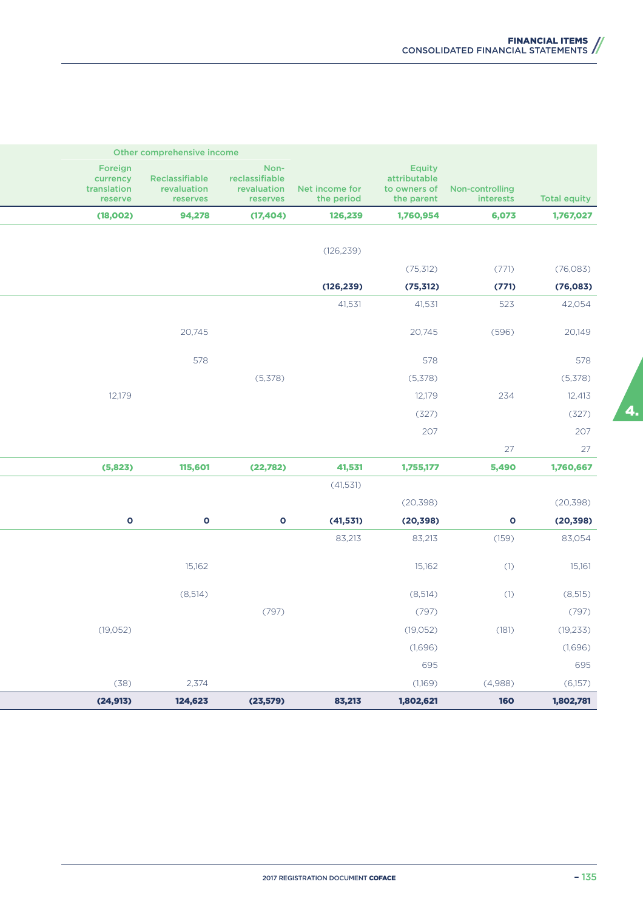| Other comprehensive income | | | | | | |
|---|---|---|---|---|---|---|
| Foreign currency translation reserve | Reclassifiable revaluation reserves | Non-reclassifiable revaluation reserves | Net income for the period | Equity attributable to owners of the parent | Non-controlling interests | Total equity |
| **(18,002)** | **94,278** | **(17,404)** | **126,239** | **1,760,954** | **6,073** | **1,767,027** |
| | | | | | | |
| | | | (126,239) | | | |
| | | | | (75,312) | (771) | (76,083) |
| | | | **(126,239)** | **(75,312)** | **(771)** | **(76,083)** |
| | | | 41,531 | 41,531 | 523 | 42,054 |
| | 20,745 | | | 20,745 | (596) | 20,149 |
| | 578 | | | 578 | | 578 |
| | | (5,378) | | (5,378) | | (5,378) |
| 12,179 | | | | 12,179 | 234 | 12,413 |
| | | | | (327) | | (327) |
| | | | | 207 | | 207 |
| | | | | | 27 | 27 |
| **(5,823)** | **115,601** | **(22,782)** | **41,531** | **1,755,177** | **5,490** | **1,760,667** |
| | | | (41,531) | | | |
| | | | | (20,398) | | (20,398) |
| **0** | **0** | **0** | **(41,531)** | **(20,398)** | **0** | **(20,398)** |
| | | | 83,213 | 83,213 | (159) | 83,054 |
| | 15,162 | | | 15,162 | (1) | 15,161 |
| | (8,514) | | | (8,514) | (1) | (8,515) |
| | | (797) | | (797) | | (797) |
| (19,052) | | | | (19,052) | (181) | (19,233) |
| | | | | (1,696) | | (1,696) |
| | | | | 695 | | 695 |
| (38) | 2,374 | | | (1,169) | (4,988) | (6,157) |
| **(24,913)** | **124,623** | **(23,579)** | **83,213** | **1,802,621** | **160** | **1,802,781** |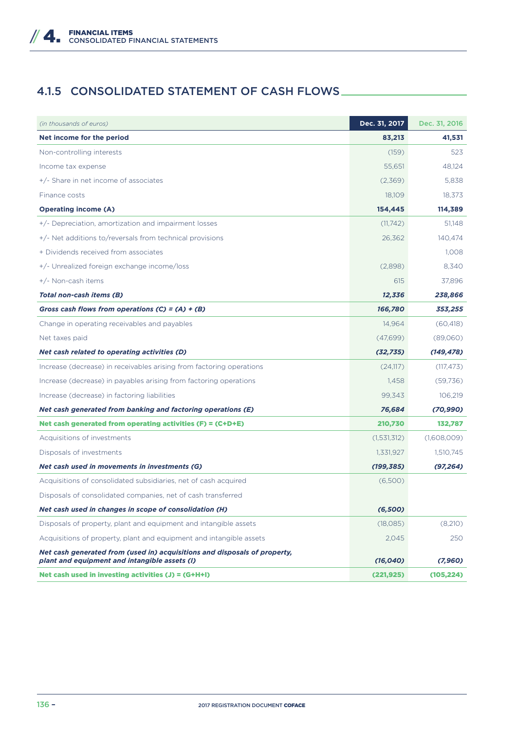## 4.1.5 CONSOLIDATED STATEMENT OF CASH FLOWS

| *(in thousands of euros)* | Dec. 31, 2017 | Dec. 31, 2016 |
|---|---|---|
| **Net income for the period** | **83,213** | **41,531** |
| Non-controlling interests | (159) | 523 |
| Income tax expense | 55,651 | 48,124 |
| +/- Share in net income of associates | (2,369) | 5,838 |
| Finance costs | 18,109 | 18,373 |
| **Operating income (A)** | **154,445** | **114,389** |
| +/- Depreciation, amortization and impairment losses | (11,742) | 51,148 |
| +/- Net additions to/reversals from technical provisions | 26,362 | 140,474 |
| + Dividends received from associates | | 1,008 |
| +/- Unrealized foreign exchange income/loss | (2,898) | 8,340 |
| +/- Non-cash items | 615 | 37,896 |
| ***Total non-cash items (B)*** | ***12,336*** | ***238,866*** |
| ***Gross cash flows from operations (C) = (A) + (B)*** | ***166,780*** | ***353,255*** |
| Change in operating receivables and payables | 14,964 | (60,418) |
| Net taxes paid | (47,699) | (89,060) |
| ***Net cash related to operating activities (D)*** | ***(32,735)*** | ***(149,478)*** |
| Increase (decrease) in receivables arising from factoring operations | (24,117) | (117,473) |
| Increase (decrease) in payables arising from factoring operations | 1,458 | (59,736) |
| Increase (decrease) in factoring liabilities | 99,343 | 106,219 |
| ***Net cash generated from banking and factoring operations (E)*** | ***76,684*** | ***(70,990)*** |
| **Net cash generated from operating activities (F) = (C+D+E)** | **210,730** | **132,787** |
| Acquisitions of investments | (1,531,312) | (1,608,009) |
| Disposals of investments | 1,331,927 | 1,510,745 |
| ***Net cash used in movements in investments (G)*** | ***(199,385)*** | ***(97,264)*** |
| Acquisitions of consolidated subsidiaries, net of cash acquired | (6,500) | |
| Disposals of consolidated companies, net of cash transferred | | |
| ***Net cash used in changes in scope of consolidation (H)*** | ***(6,500)*** | |
| Disposals of property, plant and equipment and intangible assets | (18,085) | (8,210) |
| Acquisitions of property, plant and equipment and intangible assets | 2,045 | 250 |
| ***Net cash generated from (used in) acquisitions and disposals of property, plant and equipment and intangible assets (I)*** | ***(16,040)*** | ***(7,960)*** |
| **Net cash used in investing activities (J) = (G+H+I)** | **(221,925)** | **(105,224)** |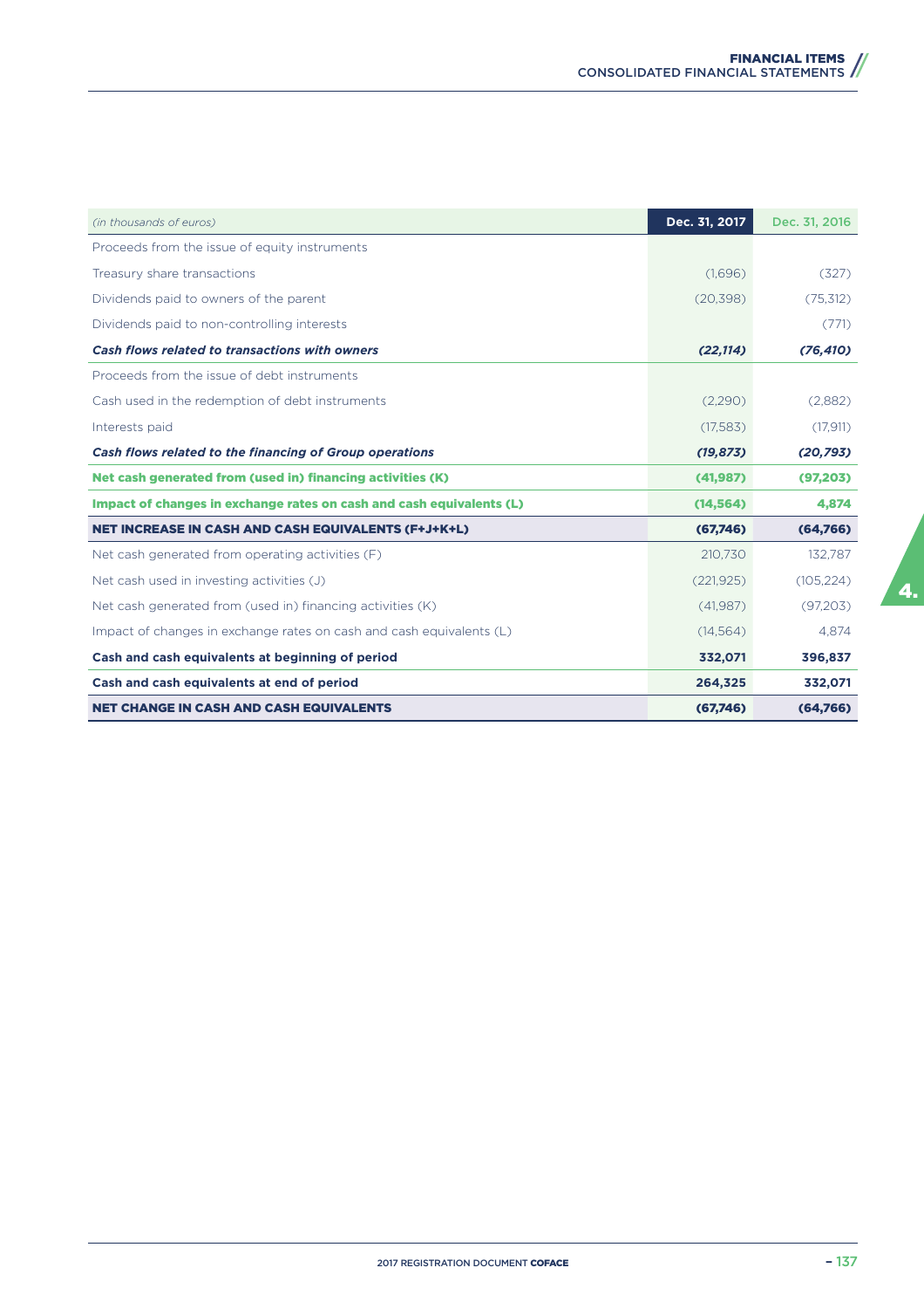| *(in thousands of euros)* | Dec. 31, 2017 | Dec. 31, 2016 |
|---|---|---|
| Proceeds from the issue of equity instruments | | |
| Treasury share transactions | (1,696) | (327) |
| Dividends paid to owners of the parent | (20,398) | (75,312) |
| Dividends paid to non-controlling interests | | (771) |
| ***Cash flows related to transactions with owners*** | ***(22,114)*** | ***(76,410)*** |
| Proceeds from the issue of debt instruments | | |
| Cash used in the redemption of debt instruments | (2,290) | (2,882) |
| Interests paid | (17,583) | (17,911) |
| ***Cash flows related to the financing of Group operations*** | ***(19,873)*** | ***(20,793)*** |
| **Net cash generated from (used in) financing activities (K)** | **(41,987)** | **(97,203)** |
| **Impact of changes in exchange rates on cash and cash equivalents (L)** | **(14,564)** | **4,874** |
| **NET INCREASE IN CASH AND CASH EQUIVALENTS (F+J+K+L)** | **(67,746)** | **(64,766)** |
| Net cash generated from operating activities (F) | 210,730 | 132,787 |
| Net cash used in investing activities (J) | (221,925) | (105,224) |
| Net cash generated from (used in) financing activities (K) | (41,987) | (97,203) |
| Impact of changes in exchange rates on cash and cash equivalents (L) | (14,564) | 4,874 |
| **Cash and cash equivalents at beginning of period** | **332,071** | **396,837** |
| **Cash and cash equivalents at end of period** | **264,325** | **332,071** |
| **NET CHANGE IN CASH AND CASH EQUIVALENTS** | **(67,746)** | **(64,766)** |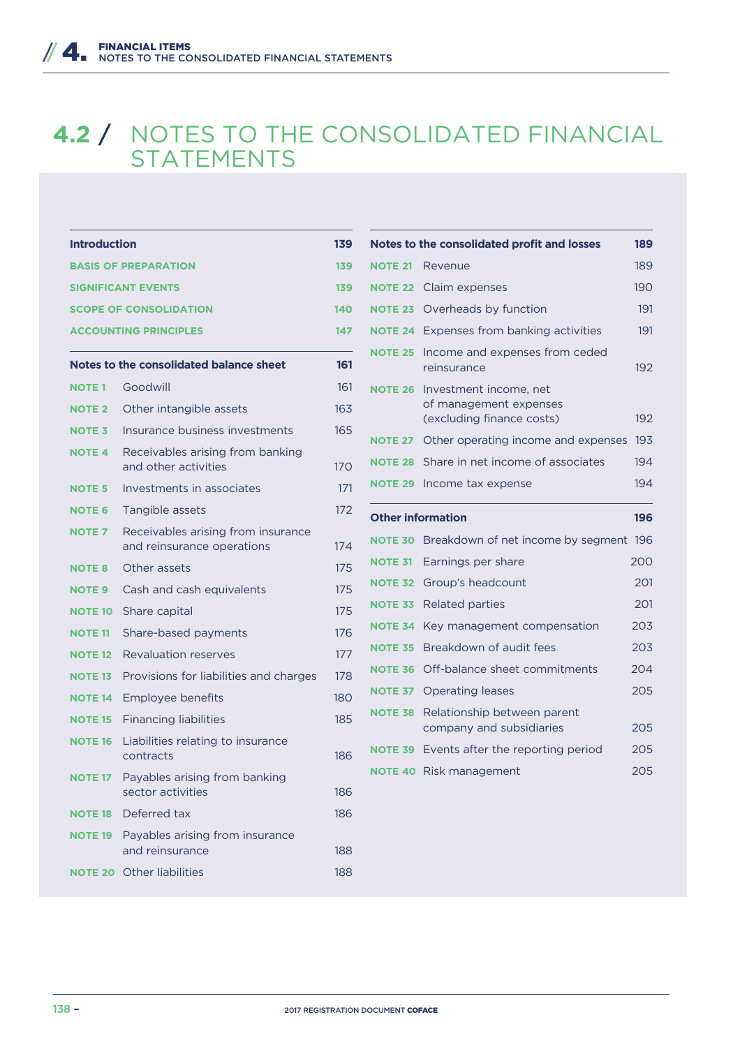# 4.2 / NOTES TO THE CONSOLIDATED FINANCIAL STATEMENTS

| Introduction | | 139 |
|---|---|---|
| BASIS OF PREPARATION | | 139 |
| SIGNIFICANT EVENTS | | 139 |
| SCOPE OF CONSOLIDATION | | 140 |
| ACCOUNTING PRINCIPLES | | 147 |

| Notes to the consolidated balance sheet | | 161 |
|---|---|---|
| NOTE 1 | Goodwill | 161 |
| NOTE 2 | Other intangible assets | 163 |
| NOTE 3 | Insurance business investments | 165 |
| NOTE 4 | Receivables arising from banking and other activities | 170 |
| NOTE 5 | Investments in associates | 171 |
| NOTE 6 | Tangible assets | 172 |
| NOTE 7 | Receivables arising from insurance and reinsurance operations | 174 |
| NOTE 8 | Other assets | 175 |
| NOTE 9 | Cash and cash equivalents | 175 |
| NOTE 10 | Share capital | 175 |
| NOTE 11 | Share-based payments | 176 |
| NOTE 12 | Revaluation reserves | 177 |
| NOTE 13 | Provisions for liabilities and charges | 178 |
| NOTE 14 | Employee benefits | 180 |
| NOTE 15 | Financing liabilities | 185 |
| NOTE 16 | Liabilities relating to insurance contracts | 186 |
| NOTE 17 | Payables arising from banking sector activities | 186 |
| NOTE 18 | Deferred tax | 186 |
| NOTE 19 | Payables arising from insurance and reinsurance | 188 |
| NOTE 20 | Other liabilities | 188 |

| Notes to the consolidated profit and losses | | 189 |
|---|---|---|
| NOTE 21 | Revenue | 189 |
| NOTE 22 | Claim expenses | 190 |
| NOTE 23 | Overheads by function | 191 |
| NOTE 24 | Expenses from banking activities | 191 |
| NOTE 25 | Income and expenses from ceded reinsurance | 192 |
| NOTE 26 | Investment income, net of management expenses (excluding finance costs) | 192 |
| NOTE 27 | Other operating income and expenses | 193 |
| NOTE 28 | Share in net income of associates | 194 |
| NOTE 29 | Income tax expense | 194 |

| Other information | | 196 |
|---|---|---|
| NOTE 30 | Breakdown of net income by segment | 196 |
| NOTE 31 | Earnings per share | 200 |
| NOTE 32 | Group's headcount | 201 |
| NOTE 33 | Related parties | 201 |
| NOTE 34 | Key management compensation | 203 |
| NOTE 35 | Breakdown of audit fees | 203 |
| NOTE 36 | Off-balance sheet commitments | 204 |
| NOTE 37 | Operating leases | 205 |
| NOTE 38 | Relationship between parent company and subsidiaries | 205 |
| NOTE 39 | Events after the reporting period | 205 |
| NOTE 40 | Risk management | 205 |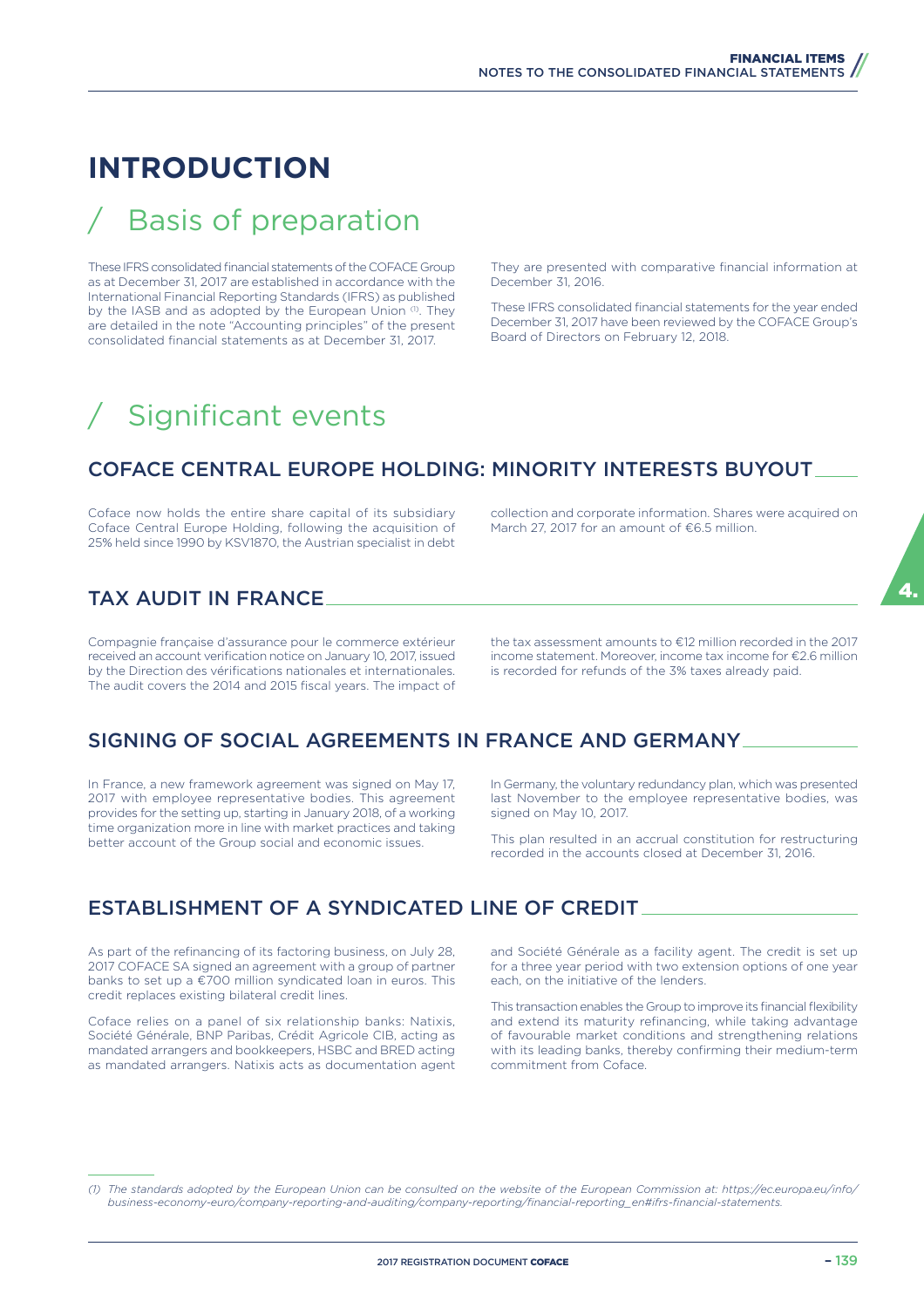# INTRODUCTION

## / Basis of preparation

These IFRS consolidated financial statements of the COFACE Group as at December 31, 2017 are established in accordance with the International Financial Reporting Standards (IFRS) as published by the IASB and as adopted by the European Union [(1)]. They are detailed in the note "Accounting principles" of the present consolidated financial statements as at December 31, 2017.

They are presented with comparative financial information at December 31, 2016.

These IFRS consolidated financial statements for the year ended December 31, 2017 have been reviewed by the COFACE Group's Board of Directors on February 12, 2018.

## / Significant events

### COFACE CENTRAL EUROPE HOLDING: MINORITY INTERESTS BUYOUT

Coface now holds the entire share capital of its subsidiary Coface Central Europe Holding, following the acquisition of 25% held since 1990 by KSV1870, the Austrian specialist in debt collection and corporate information. Shares were acquired on March 27, 2017 for an amount of €6.5 million.

### TAX AUDIT IN FRANCE

Compagnie française d'assurance pour le commerce extérieur received an account verification notice on January 10, 2017, issued by the Direction des vérifications nationales et internationales. The audit covers the 2014 and 2015 fiscal years. The impact of the tax assessment amounts to €12 million recorded in the 2017 income statement. Moreover, income tax income for €2.6 million is recorded for refunds of the 3% taxes already paid.

### SIGNING OF SOCIAL AGREEMENTS IN FRANCE AND GERMANY

In France, a new framework agreement was signed on May 17, 2017 with employee representative bodies. This agreement provides for the setting up, starting in January 2018, of a working time organization more in line with market practices and taking better account of the Group social and economic issues.

In Germany, the voluntary redundancy plan, which was presented last November to the employee representative bodies, was signed on May 10, 2017.

This plan resulted in an accrual constitution for restructuring recorded in the accounts closed at December 31, 2016.

### ESTABLISHMENT OF A SYNDICATED LINE OF CREDIT

As part of the refinancing of its factoring business, on July 28, 2017 COFACE SA signed an agreement with a group of partner banks to set up a €700 million syndicated loan in euros. This credit replaces existing bilateral credit lines.

Coface relies on a panel of six relationship banks: Natixis, Société Générale, BNP Paribas, Crédit Agricole CIB, acting as mandated arrangers and bookkeepers, HSBC and BRED acting as mandated arrangers. Natixis acts as documentation agent and Société Générale as a facility agent. The credit is set up for a three year period with two extension options of one year each, on the initiative of the lenders.

This transaction enables the Group to improve its financial flexibility and extend its maturity refinancing, while taking advantage of favourable market conditions and strengthening relations with its leading banks, thereby confirming their medium-term commitment from Coface.

---

*(1) The standards adopted by the European Union can be consulted on the website of the European Commission at: https://ec.europa.eu/info/business-economy-euro/company-reporting-and-auditing/company-reporting/financial-reporting_en#ifrs-financial-statements.*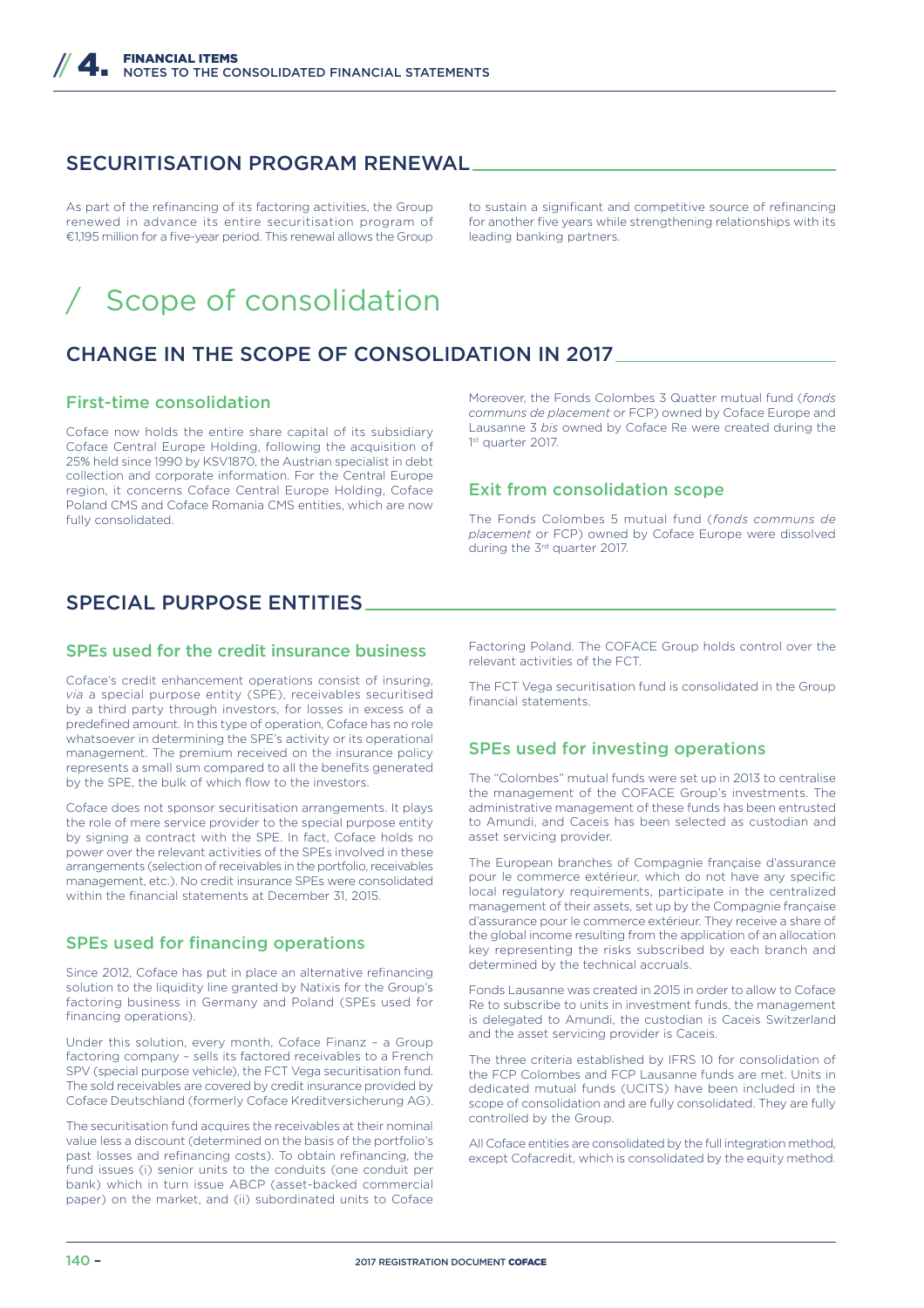## SECURITISATION PROGRAM RENEWAL

As part of the refinancing of its factoring activities, the Group renewed in advance its entire securitisation program of €1,195 million for a five-year period. This renewal allows the Group to sustain a significant and competitive source of refinancing for another five years while strengthening relationships with its leading banking partners.

# / Scope of consolidation

## CHANGE IN THE SCOPE OF CONSOLIDATION IN 2017

### First-time consolidation

Coface now holds the entire share capital of its subsidiary Coface Central Europe Holding, following the acquisition of 25% held since 1990 by KSV1870, the Austrian specialist in debt collection and corporate information. For the Central Europe region, it concerns Coface Central Europe Holding, Coface Poland CMS and Coface Romania CMS entities, which are now fully consolidated.

Moreover, the Fonds Colombes 3 Quatter mutual fund (*fonds communs de placement* or FCP) owned by Coface Europe and Lausanne 3 *bis* owned by Coface Re were created during the 1st quarter 2017.

### Exit from consolidation scope

The Fonds Colombes 5 mutual fund (*fonds communs de placement* or FCP) owned by Coface Europe were dissolved during the 3rd quarter 2017.

## SPECIAL PURPOSE ENTITIES

### SPEs used for the credit insurance business

Coface's credit enhancement operations consist of insuring, *via* a special purpose entity (SPE), receivables securitised by a third party through investors, for losses in excess of a predefined amount. In this type of operation, Coface has no role whatsoever in determining the SPE's activity or its operational management. The premium received on the insurance policy represents a small sum compared to all the benefits generated by the SPE, the bulk of which flow to the investors.

Coface does not sponsor securitisation arrangements. It plays the role of mere service provider to the special purpose entity by signing a contract with the SPE. In fact, Coface holds no power over the relevant activities of the SPEs involved in these arrangements (selection of receivables in the portfolio, receivables management, etc.). No credit insurance SPEs were consolidated within the financial statements at December 31, 2015.

### SPEs used for financing operations

Since 2012, Coface has put in place an alternative refinancing solution to the liquidity line granted by Natixis for the Group's factoring business in Germany and Poland (SPEs used for financing operations).

Under this solution, every month, Coface Finanz – a Group factoring company – sells its factored receivables to a French SPV (special purpose vehicle), the FCT Vega securitisation fund. The sold receivables are covered by credit insurance provided by Coface Deutschland (formerly Coface Kreditversicherung AG).

The securitisation fund acquires the receivables at their nominal value less a discount (determined on the basis of the portfolio's past losses and refinancing costs). To obtain refinancing, the fund issues (i) senior units to the conduits (one conduit per bank) which in turn issue ABCP (asset-backed commercial paper) on the market, and (ii) subordinated units to Coface Factoring Poland. The COFACE Group holds control over the relevant activities of the FCT.

The FCT Vega securitisation fund is consolidated in the Group financial statements.

### SPEs used for investing operations

The "Colombes" mutual funds were set up in 2013 to centralise the management of the COFACE Group's investments. The administrative management of these funds has been entrusted to Amundi, and Caceis has been selected as custodian and asset servicing provider.

The European branches of Compagnie française d'assurance pour le commerce extérieur, which do not have any specific local regulatory requirements, participate in the centralized management of their assets, set up by the Compagnie française d'assurance pour le commerce extérieur. They receive a share of the global income resulting from the application of an allocation key representing the risks subscribed by each branch and determined by the technical accruals.

Fonds Lausanne was created in 2015 in order to allow to Coface Re to subscribe to units in investment funds, the management is delegated to Amundi, the custodian is Caceis Switzerland and the asset servicing provider is Caceis.

The three criteria established by IFRS 10 for consolidation of the FCP Colombes and FCP Lausanne funds are met. Units in dedicated mutual funds (UCITS) have been included in the scope of consolidation and are fully consolidated. They are fully controlled by the Group.

All Coface entities are consolidated by the full integration method, except Cofacredit, which is consolidated by the equity method.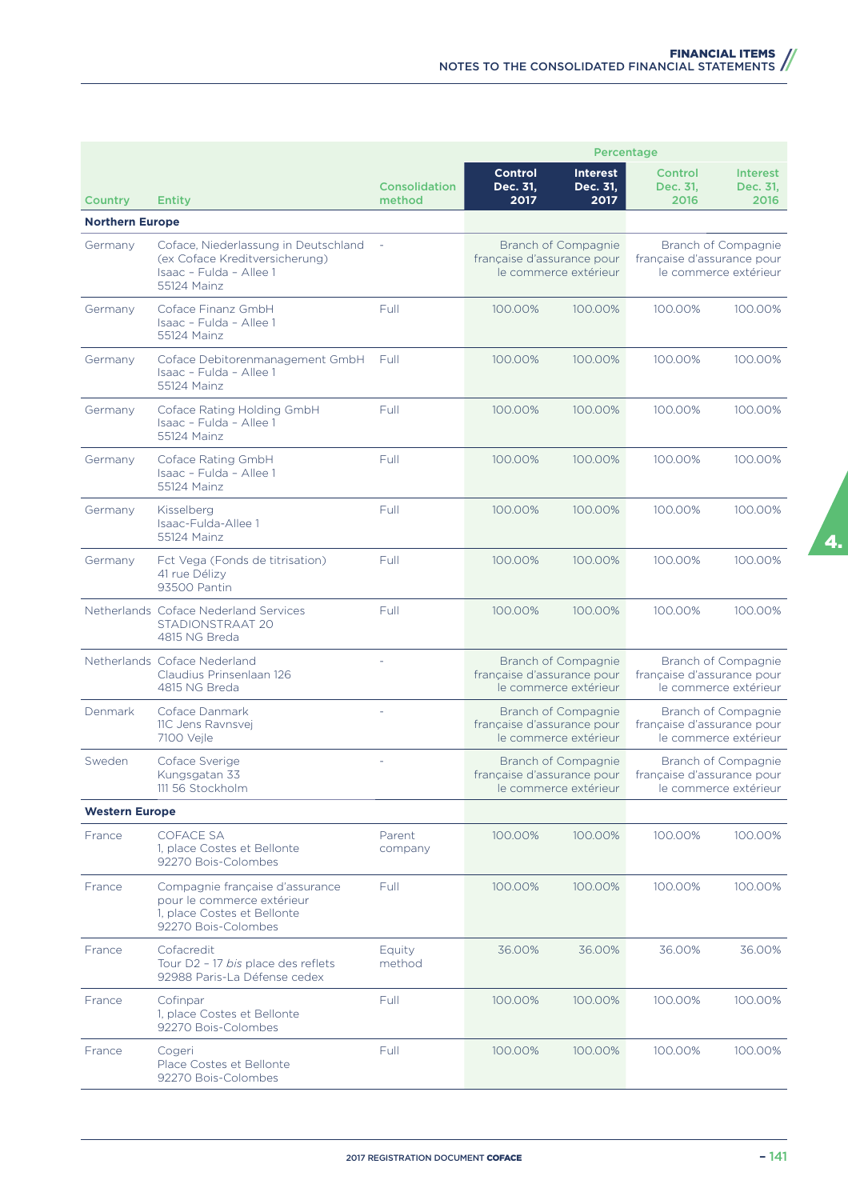| Country | Entity | Consolidation method | Percentage | | | |
|---|---|---|---|---|---|---|
| | | | Control Dec. 31, 2017 | Interest Dec. 31, 2017 | Control Dec. 31, 2016 | Interest Dec. 31, 2016 |
| **Northern Europe** | | | | | | |
| Germany | Coface, Niederlassung in Deutschland (ex Coface Kreditversicherung) Isaac - Fulda - Allee 1 55124 Mainz | - | Branch of Compagnie française d'assurance pour le commerce extérieur | | Branch of Compagnie française d'assurance pour le commerce extérieur | |
| Germany | Coface Finanz GmbH Isaac - Fulda - Allee 1 55124 Mainz | Full | 100.00% | 100.00% | 100.00% | 100.00% |
| Germany | Coface Debitorenmanagement GmbH Isaac - Fulda - Allee 1 55124 Mainz | Full | 100.00% | 100.00% | 100.00% | 100.00% |
| Germany | Coface Rating Holding GmbH Isaac - Fulda - Allee 1 55124 Mainz | Full | 100.00% | 100.00% | 100.00% | 100.00% |
| Germany | Coface Rating GmbH Isaac - Fulda - Allee 1 55124 Mainz | Full | 100.00% | 100.00% | 100.00% | 100.00% |
| Germany | Kisselberg Isaac-Fulda-Allee 1 55124 Mainz | Full | 100.00% | 100.00% | 100.00% | 100.00% |
| Germany | Fct Vega (Fonds de titrisation) 41 rue Délizy 93500 Pantin | Full | 100.00% | 100.00% | 100.00% | 100.00% |
| Netherlands | Coface Nederland Services STADIONSTRAAT 20 4815 NG Breda | Full | 100.00% | 100.00% | 100.00% | 100.00% |
| Netherlands | Coface Nederland Claudius Prinsenlaan 126 4815 NG Breda | - | Branch of Compagnie française d'assurance pour le commerce extérieur | | Branch of Compagnie française d'assurance pour le commerce extérieur | |
| Denmark | Coface Danmark 11C Jens Ravnsvej 7100 Vejle | - | Branch of Compagnie française d'assurance pour le commerce extérieur | | Branch of Compagnie française d'assurance pour le commerce extérieur | |
| Sweden | Coface Sverige Kungsgatan 33 111 56 Stockholm | - | Branch of Compagnie française d'assurance pour le commerce extérieur | | Branch of Compagnie française d'assurance pour le commerce extérieur | |
| **Western Europe** | | | | | | |
| France | COFACE SA 1, place Costes et Bellonte 92270 Bois-Colombes | Parent company | 100.00% | 100.00% | 100.00% | 100.00% |
| France | Compagnie française d'assurance pour le commerce extérieur 1, place Costes et Bellonte 92270 Bois-Colombes | Full | 100.00% | 100.00% | 100.00% | 100.00% |
| France | Cofacredit Tour D2 - 17 *bis* place des reflets 92988 Paris-La Défense cedex | Equity method | 36.00% | 36.00% | 36.00% | 36.00% |
| France | Cofinpar 1, place Costes et Bellonte 92270 Bois-Colombes | Full | 100.00% | 100.00% | 100.00% | 100.00% |
| France | Cogeri Place Costes et Bellonte 92270 Bois-Colombes | Full | 100.00% | 100.00% | 100.00% | 100.00% |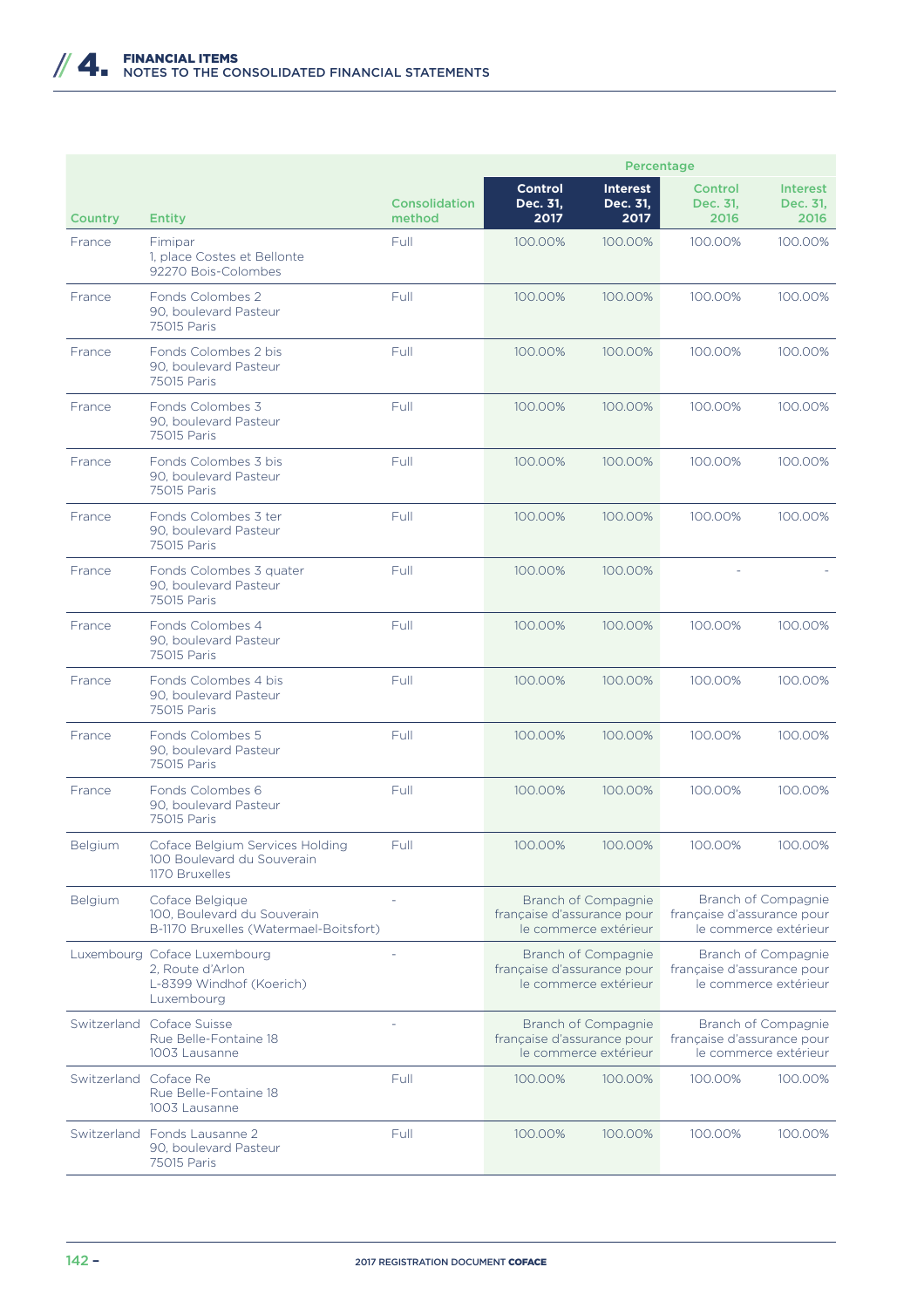| Country | Entity | Consolidation method | Percentage | | | |
|---|---|---|---|---|---|---|
| | | | Control Dec. 31, 2017 | Interest Dec. 31, 2017 | Control Dec. 31, 2016 | Interest Dec. 31, 2016 |
| France | Fimipar<br>1, place Costes et Bellonte<br>92270 Bois-Colombes | Full | 100.00% | 100.00% | 100.00% | 100.00% |
| France | Fonds Colombes 2<br>90, boulevard Pasteur<br>75015 Paris | Full | 100.00% | 100.00% | 100.00% | 100.00% |
| France | Fonds Colombes 2 bis<br>90, boulevard Pasteur<br>75015 Paris | Full | 100.00% | 100.00% | 100.00% | 100.00% |
| France | Fonds Colombes 3<br>90, boulevard Pasteur<br>75015 Paris | Full | 100.00% | 100.00% | 100.00% | 100.00% |
| France | Fonds Colombes 3 bis<br>90, boulevard Pasteur<br>75015 Paris | Full | 100.00% | 100.00% | 100.00% | 100.00% |
| France | Fonds Colombes 3 ter<br>90, boulevard Pasteur<br>75015 Paris | Full | 100.00% | 100.00% | 100.00% | 100.00% |
| France | Fonds Colombes 3 quater<br>90, boulevard Pasteur<br>75015 Paris | Full | 100.00% | 100.00% | - | - |
| France | Fonds Colombes 4<br>90, boulevard Pasteur<br>75015 Paris | Full | 100.00% | 100.00% | 100.00% | 100.00% |
| France | Fonds Colombes 4 bis<br>90, boulevard Pasteur<br>75015 Paris | Full | 100.00% | 100.00% | 100.00% | 100.00% |
| France | Fonds Colombes 5<br>90, boulevard Pasteur<br>75015 Paris | Full | 100.00% | 100.00% | 100.00% | 100.00% |
| France | Fonds Colombes 6<br>90, boulevard Pasteur<br>75015 Paris | Full | 100.00% | 100.00% | 100.00% | 100.00% |
| Belgium | Coface Belgium Services Holding<br>100 Boulevard du Souverain<br>1170 Bruxelles | Full | 100.00% | 100.00% | 100.00% | 100.00% |
| Belgium | Coface Belgique<br>100, Boulevard du Souverain<br>B-1170 Bruxelles (Watermael-Boitsfort) | - | Branch of Compagnie française d'assurance pour le commerce extérieur | | Branch of Compagnie française d'assurance pour le commerce extérieur | |
| Luxembourg | Coface Luxembourg<br>2, Route d'Arlon<br>L-8399 Windhof (Koerich)<br>Luxembourg | - | Branch of Compagnie française d'assurance pour le commerce extérieur | | Branch of Compagnie française d'assurance pour le commerce extérieur | |
| Switzerland | Coface Suisse<br>Rue Belle-Fontaine 18<br>1003 Lausanne | - | Branch of Compagnie française d'assurance pour le commerce extérieur | | Branch of Compagnie française d'assurance pour le commerce extérieur | |
| Switzerland | Coface Re<br>Rue Belle-Fontaine 18<br>1003 Lausanne | Full | 100.00% | 100.00% | 100.00% | 100.00% |
| Switzerland | Fonds Lausanne 2<br>90, boulevard Pasteur<br>75015 Paris | Full | 100.00% | 100.00% | 100.00% | 100.00% |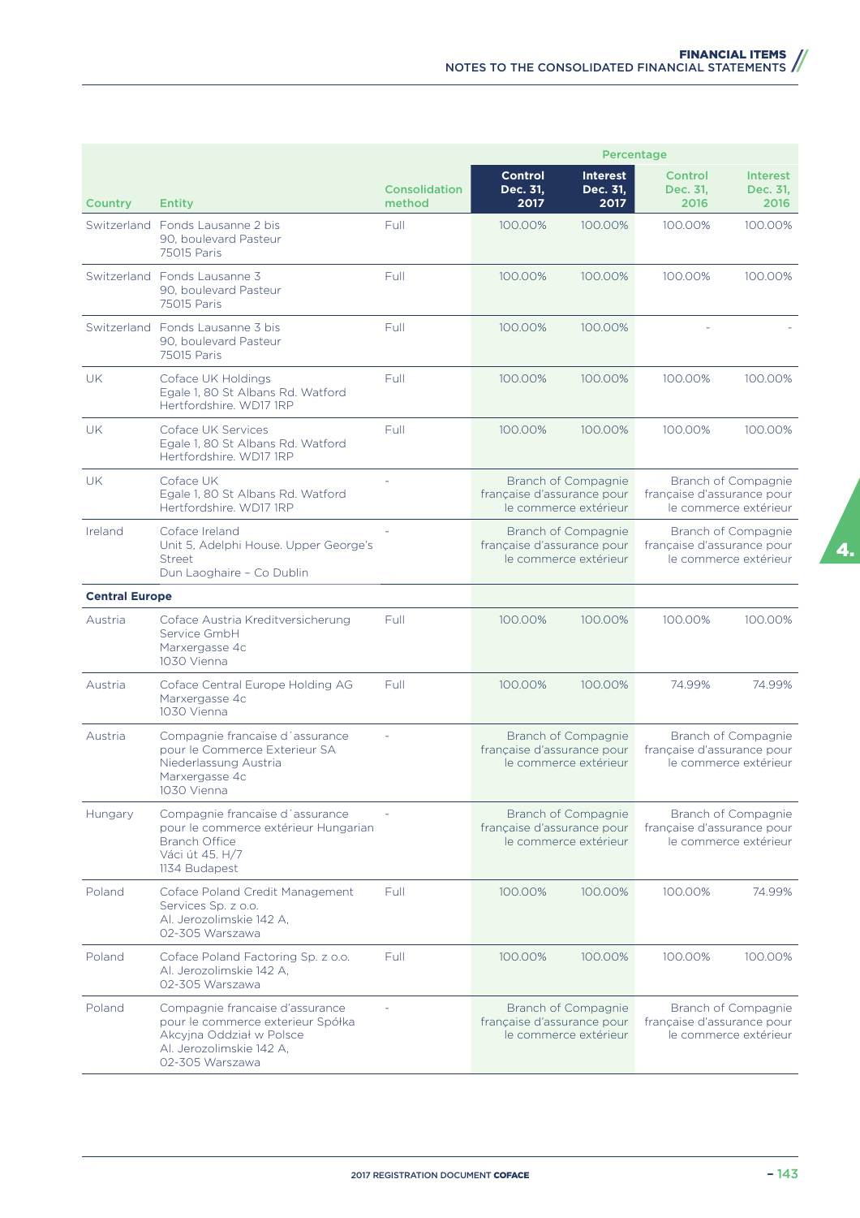| Country | Entity | Consolidation method | Percentage | | | |
|---|---|---|---|---|---|---|
| | | | Control Dec. 31, 2017 | Interest Dec. 31, 2017 | Control Dec. 31, 2016 | Interest Dec. 31, 2016 |
| Switzerland | Fonds Lausanne 2 bis 90, boulevard Pasteur 75015 Paris | Full | 100.00% | 100.00% | 100.00% | 100.00% |
| Switzerland | Fonds Lausanne 3 90, boulevard Pasteur 75015 Paris | Full | 100.00% | 100.00% | 100.00% | 100.00% |
| Switzerland | Fonds Lausanne 3 bis 90, boulevard Pasteur 75015 Paris | Full | 100.00% | 100.00% | - | - |
| UK | Coface UK Holdings Egale 1, 80 St Albans Rd. Watford Hertfordshire. WD17 1RP | Full | 100.00% | 100.00% | 100.00% | 100.00% |
| UK | Coface UK Services Egale 1, 80 St Albans Rd. Watford Hertfordshire. WD17 1RP | Full | 100.00% | 100.00% | 100.00% | 100.00% |
| UK | Coface UK Egale 1, 80 St Albans Rd. Watford Hertfordshire. WD17 1RP | - | Branch of Compagnie française d'assurance pour le commerce extérieur | | Branch of Compagnie française d'assurance pour le commerce extérieur | |
| Ireland | Coface Ireland Unit 5, Adelphi House. Upper George's Street Dun Laoghaire – Co Dublin | - | Branch of Compagnie française d'assurance pour le commerce extérieur | | Branch of Compagnie française d'assurance pour le commerce extérieur | |
| **Central Europe** | | | | | | |
| Austria | Coface Austria Kreditversicherung Service GmbH Marxergasse 4c 1030 Vienna | Full | 100.00% | 100.00% | 100.00% | 100.00% |
| Austria | Coface Central Europe Holding AG Marxergasse 4c 1030 Vienna | Full | 100.00% | 100.00% | 74.99% | 74.99% |
| Austria | Compagnie francaise d´assurance pour le Commerce Exterieur SA Niederlassung Austria Marxergasse 4c 1030 Vienna | - | Branch of Compagnie française d'assurance pour le commerce extérieur | | Branch of Compagnie française d'assurance pour le commerce extérieur | |
| Hungary | Compagnie francaise d´assurance pour le commerce extérieur Hungarian Branch Office Váci út 45. H/7 1134 Budapest | - | Branch of Compagnie française d'assurance pour le commerce extérieur | | Branch of Compagnie française d'assurance pour le commerce extérieur | |
| Poland | Coface Poland Credit Management Services Sp. z o.o. Al. Jerozolimskie 142 A, 02-305 Warszawa | Full | 100.00% | 100.00% | 100.00% | 74.99% |
| Poland | Coface Poland Factoring Sp. z o.o. Al. Jerozolimskie 142 A, 02-305 Warszawa | Full | 100.00% | 100.00% | 100.00% | 100.00% |
| Poland | Compagnie francaise d'assurance pour le commerce exterieur Spółka Akcyjna Oddział w Polsce Al. Jerozolimskie 142 A, 02-305 Warszawa | - | Branch of Compagnie française d'assurance pour le commerce extérieur | | Branch of Compagnie française d'assurance pour le commerce extérieur | |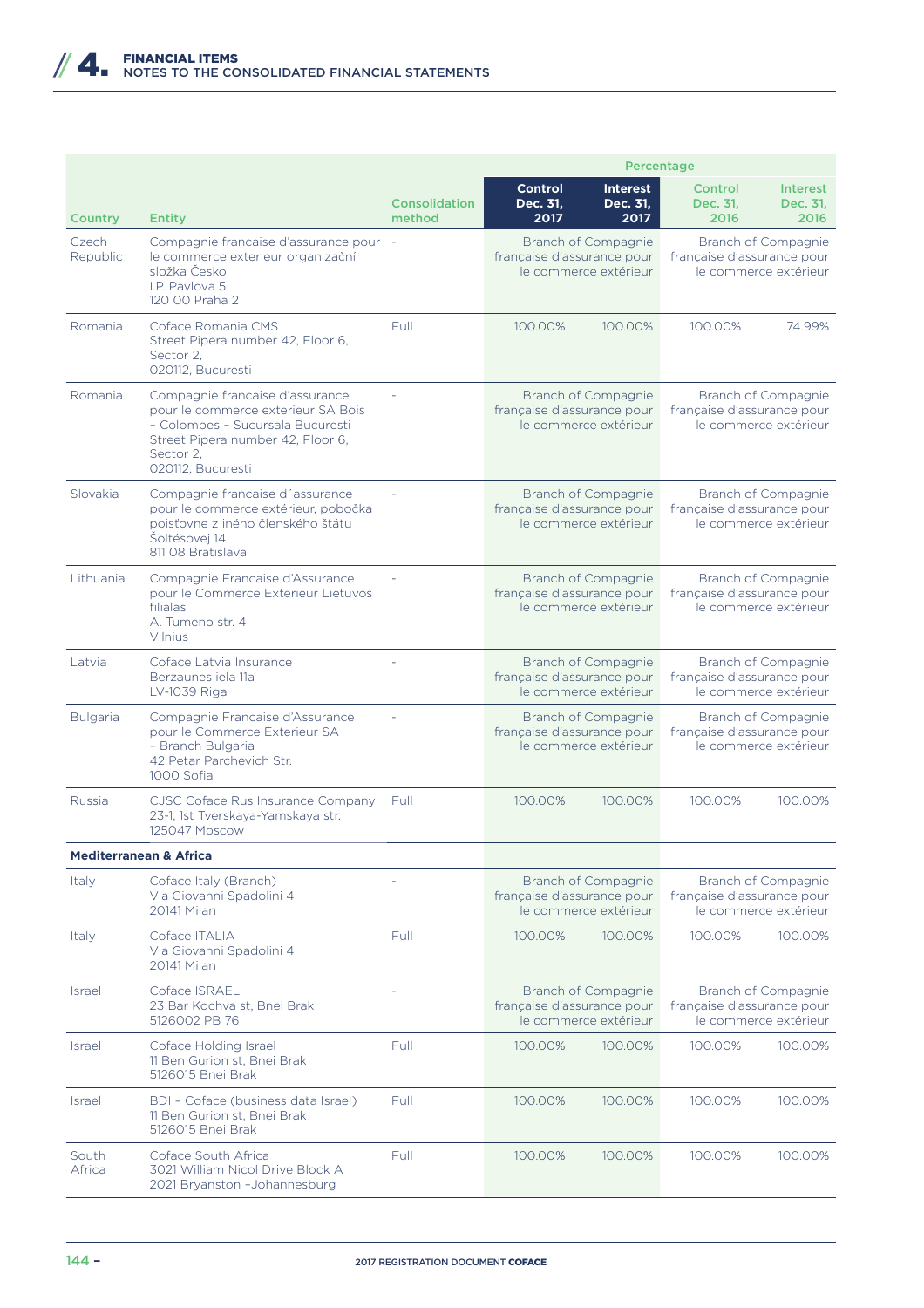| Country | Entity | Consolidation method | Percentage | | | |
|---|---|---|---|---|---|---|
| | | | Control Dec. 31, 2017 | Interest Dec. 31, 2017 | Control Dec. 31, 2016 | Interest Dec. 31, 2016 |
| Czech Republic | Compagnie francaise d'assurance pour le commerce exterieur organizační složka Česko I.P. Pavlova 5 120 00 Praha 2 | - | Branch of Compagnie française d'assurance pour le commerce extérieur | | Branch of Compagnie française d'assurance pour le commerce extérieur | |
| Romania | Coface Romania CMS Street Pipera number 42, Floor 6, Sector 2, 020112, Bucuresti | Full | 100.00% | 100.00% | 100.00% | 74.99% |
| Romania | Compagnie francaise d'assurance pour le commerce exterieur SA Bois - Colombes - Sucursala Bucuresti Street Pipera number 42, Floor 6, Sector 2, 020112, Bucuresti | - | Branch of Compagnie française d'assurance pour le commerce extérieur | | Branch of Compagnie française d'assurance pour le commerce extérieur | |
| Slovakia | Compagnie francaise d´assurance pour le commerce extérieur, pobočka poisťovne z iného členského štátu Šoltésovej 14 811 08 Bratislava | - | Branch of Compagnie française d'assurance pour le commerce extérieur | | Branch of Compagnie française d'assurance pour le commerce extérieur | |
| Lithuania | Compagnie Francaise d'Assurance pour le Commerce Exterieur Lietuvos filialas A. Tumeno str. 4 Vilnius | - | Branch of Compagnie française d'assurance pour le commerce extérieur | | Branch of Compagnie française d'assurance pour le commerce extérieur | |
| Latvia | Coface Latvia Insurance Berzaunes iela 11a LV-1039 Riga | - | Branch of Compagnie française d'assurance pour le commerce extérieur | | Branch of Compagnie française d'assurance pour le commerce extérieur | |
| Bulgaria | Compagnie Francaise d'Assurance pour le Commerce Exterieur SA - Branch Bulgaria 42 Petar Parchevich Str. 1000 Sofia | - | Branch of Compagnie française d'assurance pour le commerce extérieur | | Branch of Compagnie française d'assurance pour le commerce extérieur | |
| Russia | CJSC Coface Rus Insurance Company 23-1, 1st Tverskaya-Yamskaya str. 125047 Moscow | Full | 100.00% | 100.00% | 100.00% | 100.00% |
| **Mediterranean & Africa** | | | | | | |
| Italy | Coface Italy (Branch) Via Giovanni Spadolini 4 20141 Milan | - | Branch of Compagnie française d'assurance pour le commerce extérieur | | Branch of Compagnie française d'assurance pour le commerce extérieur | |
| Italy | Coface ITALIA Via Giovanni Spadolini 4 20141 Milan | Full | 100.00% | 100.00% | 100.00% | 100.00% |
| Israel | Coface ISRAEL 23 Bar Kochva st, Bnei Brak 5126002 PB 76 | - | Branch of Compagnie française d'assurance pour le commerce extérieur | | Branch of Compagnie française d'assurance pour le commerce extérieur | |
| Israel | Coface Holding Israel 11 Ben Gurion st, Bnei Brak 5126015 Bnei Brak | Full | 100.00% | 100.00% | 100.00% | 100.00% |
| Israel | BDI - Coface (business data Israel) 11 Ben Gurion st, Bnei Brak 5126015 Bnei Brak | Full | 100.00% | 100.00% | 100.00% | 100.00% |
| South Africa | Coface South Africa 3021 William Nicol Drive Block A 2021 Bryanston -Johannesburg | Full | 100.00% | 100.00% | 100.00% | 100.00% |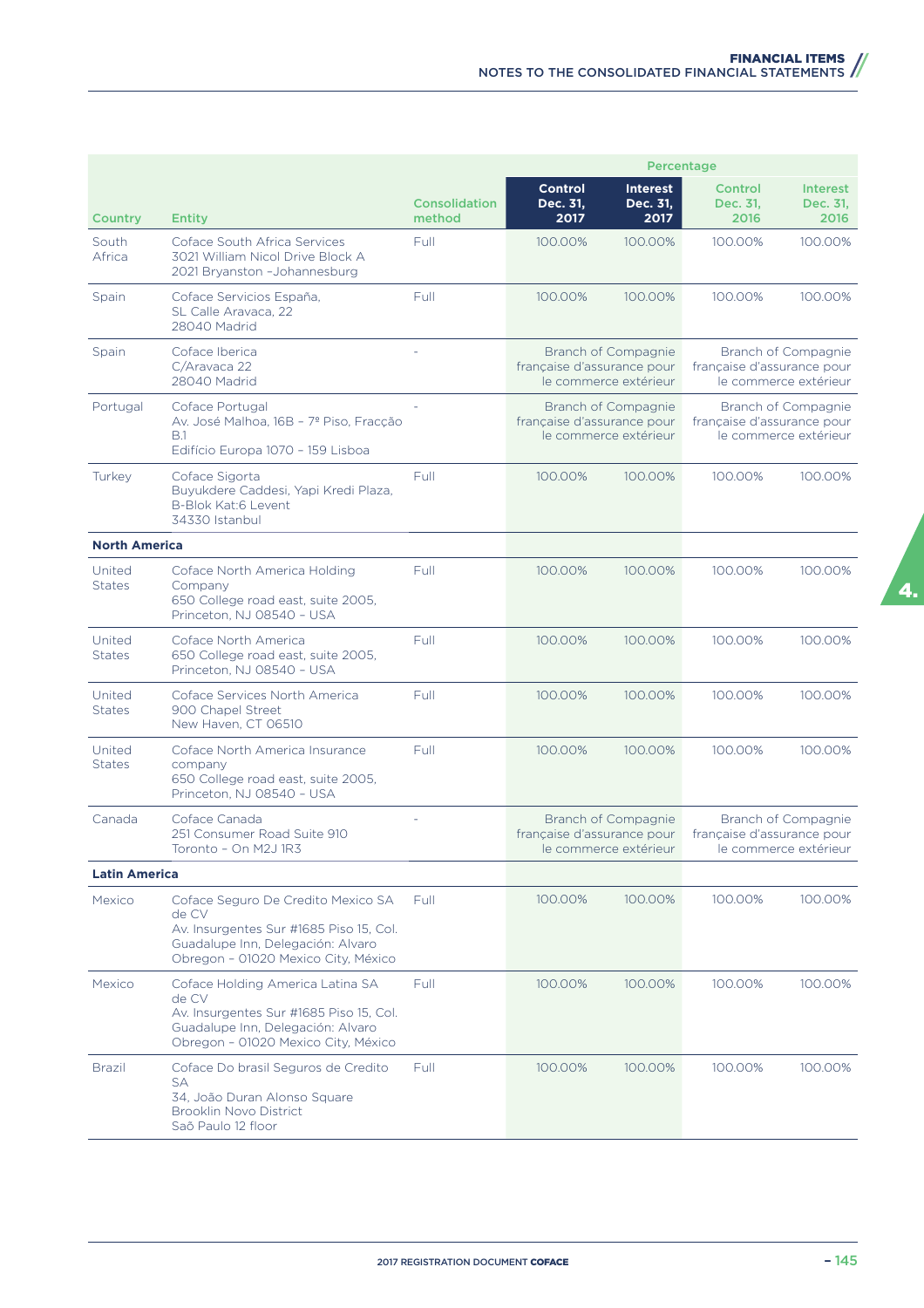| Country | Entity | Consolidation method | Percentage | | | |
|---|---|---|---|---|---|---|
| | | | **Control Dec. 31, 2017** | **Interest Dec. 31, 2017** | Control Dec. 31, 2016 | Interest Dec. 31, 2016 |
| South Africa | Coface South Africa Services<br>3021 William Nicol Drive Block A<br>2021 Bryanston –Johannesburg | Full | 100.00% | 100.00% | 100.00% | 100.00% |
| Spain | Coface Servicios España, SL Calle Aravaca, 22<br>28040 Madrid | Full | 100.00% | 100.00% | 100.00% | 100.00% |
| Spain | Coface Iberica<br>C/Aravaca 22<br>28040 Madrid | - | Branch of Compagnie française d'assurance pour le commerce extérieur | | Branch of Compagnie française d'assurance pour le commerce extérieur | |
| Portugal | Coface Portugal<br>Av. José Malhoa, 16B – 7º Piso, Fracção B.1<br>Edifício Europa 1070 – 159 Lisboa | - | Branch of Compagnie française d'assurance pour le commerce extérieur | | Branch of Compagnie française d'assurance pour le commerce extérieur | |
| Turkey | Coface Sigorta<br>Buyukdere Caddesi, Yapi Kredi Plaza, B-Blok Kat:6 Levent<br>34330 Istanbul | Full | 100.00% | 100.00% | 100.00% | 100.00% |
| **North America** | | | | | | |
| United States | Coface North America Holding Company<br>650 College road east, suite 2005, Princeton, NJ 08540 – USA | Full | 100.00% | 100.00% | 100.00% | 100.00% |
| United States | Coface North America<br>650 College road east, suite 2005, Princeton, NJ 08540 – USA | Full | 100.00% | 100.00% | 100.00% | 100.00% |
| United States | Coface Services North America<br>900 Chapel Street<br>New Haven, CT 06510 | Full | 100.00% | 100.00% | 100.00% | 100.00% |
| United States | Coface North America Insurance company<br>650 College road east, suite 2005, Princeton, NJ 08540 – USA | Full | 100.00% | 100.00% | 100.00% | 100.00% |
| Canada | Coface Canada<br>251 Consumer Road Suite 910<br>Toronto – On M2J 1R3 | - | Branch of Compagnie française d'assurance pour le commerce extérieur | | Branch of Compagnie française d'assurance pour le commerce extérieur | |
| **Latin America** | | | | | | |
| Mexico | Coface Seguro De Credito Mexico SA de CV<br>Av. Insurgentes Sur #1685 Piso 15, Col. Guadalupe Inn, Delegación: Alvaro Obregon – 01020 Mexico City, México | Full | 100.00% | 100.00% | 100.00% | 100.00% |
| Mexico | Coface Holding America Latina SA de CV<br>Av. Insurgentes Sur #1685 Piso 15, Col. Guadalupe Inn, Delegación: Alvaro Obregon – 01020 Mexico City, México | Full | 100.00% | 100.00% | 100.00% | 100.00% |
| Brazil | Coface Do brasil Seguros de Credito SA<br>34, João Duran Alonso Square<br>Brooklin Novo District<br>Saõ Paulo 12 floor | Full | 100.00% | 100.00% | 100.00% | 100.00% |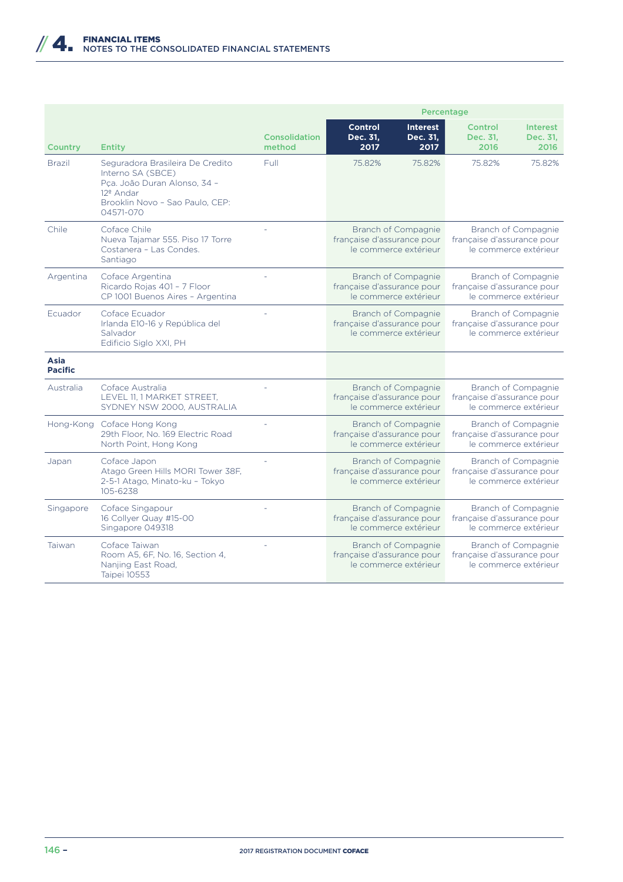| Country | Entity | Consolidation method | Percentage | | | |
|---|---|---|---|---|---|---|
| | | | Control Dec. 31, 2017 | Interest Dec. 31, 2017 | Control Dec. 31, 2016 | Interest Dec. 31, 2016 |
| Brazil | Seguradora Brasileira De Credito Interno SA (SBCE) Pça. João Duran Alonso, 34 – 12º Andar Brooklin Novo – Sao Paulo, CEP: 04571-070 | Full | 75.82% | 75.82% | 75.82% | 75.82% |
| Chile | Coface Chile Nueva Tajamar 555. Piso 17 Torre Costanera – Las Condes. Santiago | - | Branch of Compagnie française d'assurance pour le commerce extérieur | | Branch of Compagnie française d'assurance pour le commerce extérieur | |
| Argentina | Coface Argentina Ricardo Rojas 401 – 7 Floor CP 1001 Buenos Aires – Argentina | - | Branch of Compagnie française d'assurance pour le commerce extérieur | | Branch of Compagnie française d'assurance pour le commerce extérieur | |
| Ecuador | Coface Ecuador Irlanda E10-16 y República del Salvador Edificio Siglo XXI, PH | - | Branch of Compagnie française d'assurance pour le commerce extérieur | | Branch of Compagnie française d'assurance pour le commerce extérieur | |
| **Asia Pacific** | | | | | | |
| Australia | Coface Australia LEVEL 11, 1 MARKET STREET, SYDNEY NSW 2000, AUSTRALIA | - | Branch of Compagnie française d'assurance pour le commerce extérieur | | Branch of Compagnie française d'assurance pour le commerce extérieur | |
| Hong-Kong | Coface Hong Kong 29th Floor, No. 169 Electric Road North Point, Hong Kong | - | Branch of Compagnie française d'assurance pour le commerce extérieur | | Branch of Compagnie française d'assurance pour le commerce extérieur | |
| Japan | Coface Japon Atago Green Hills MORI Tower 38F, 2-5-1 Atago, Minato-ku – Tokyo 105-6238 | - | Branch of Compagnie française d'assurance pour le commerce extérieur | | Branch of Compagnie française d'assurance pour le commerce extérieur | |
| Singapore | Coface Singapour 16 Collyer Quay #15-00 Singapore 049318 | - | Branch of Compagnie française d'assurance pour le commerce extérieur | | Branch of Compagnie française d'assurance pour le commerce extérieur | |
| Taiwan | Coface Taiwan Room A5, 6F, No. 16, Section 4, Nanjing East Road, Taipei 10553 | - | Branch of Compagnie française d'assurance pour le commerce extérieur | | Branch of Compagnie française d'assurance pour le commerce extérieur | |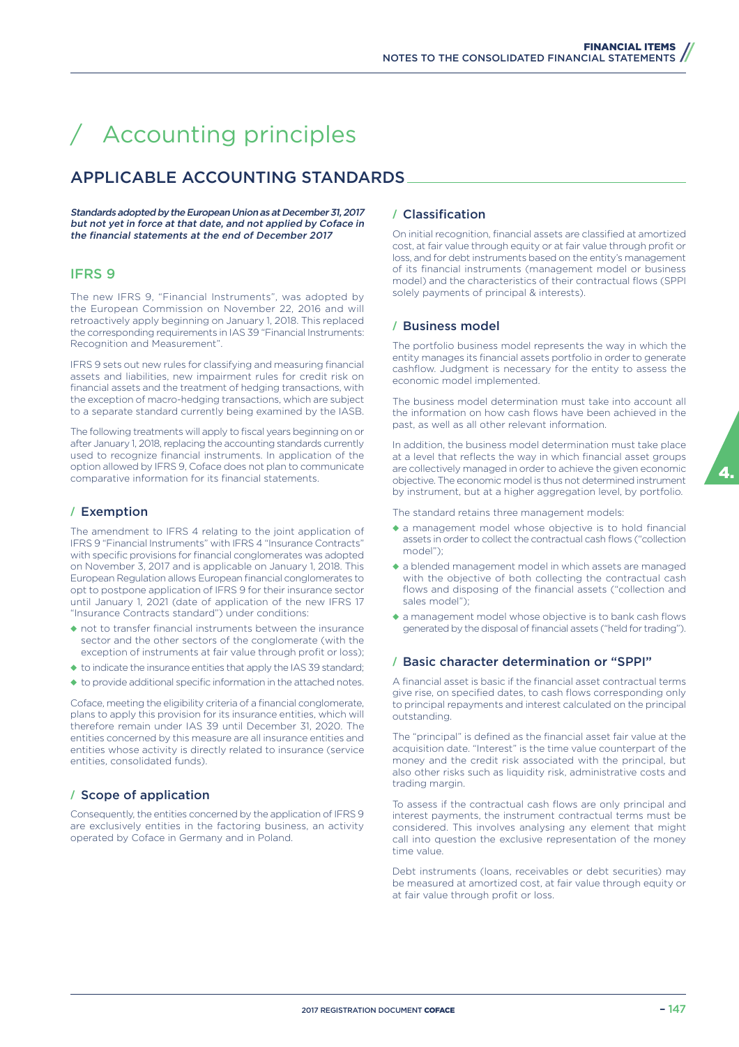# / Accounting principles

## APPLICABLE ACCOUNTING STANDARDS

***Standards adopted by the European Union as at December 31, 2017 but not yet in force at that date, and not applied by Coface in the financial statements at the end of December 2017***

### IFRS 9

The new IFRS 9, "Financial Instruments", was adopted by the European Commission on November 22, 2016 and will retroactively apply beginning on January 1, 2018. This replaced the corresponding requirements in IAS 39 "Financial Instruments: Recognition and Measurement".

IFRS 9 sets out new rules for classifying and measuring financial assets and liabilities, new impairment rules for credit risk on financial assets and the treatment of hedging transactions, with the exception of macro-hedging transactions, which are subject to a separate standard currently being examined by the IASB.

The following treatments will apply to fiscal years beginning on or after January 1, 2018, replacing the accounting standards currently used to recognize financial instruments. In application of the option allowed by IFRS 9, Coface does not plan to communicate comparative information for its financial statements.

#### / Exemption

The amendment to IFRS 4 relating to the joint application of IFRS 9 "Financial Instruments" with IFRS 4 "Insurance Contracts" with specific provisions for financial conglomerates was adopted on November 3, 2017 and is applicable on January 1, 2018. This European Regulation allows European financial conglomerates to opt to postpone application of IFRS 9 for their insurance sector until January 1, 2021 (date of application of the new IFRS 17 "Insurance Contracts standard") under conditions:

- not to transfer financial instruments between the insurance sector and the other sectors of the conglomerate (with the exception of instruments at fair value through profit or loss);
- to indicate the insurance entities that apply the IAS 39 standard;
- to provide additional specific information in the attached notes.

Coface, meeting the eligibility criteria of a financial conglomerate, plans to apply this provision for its insurance entities, which will therefore remain under IAS 39 until December 31, 2020. The entities concerned by this measure are all insurance entities and entities whose activity is directly related to insurance (service entities, consolidated funds).

#### / Scope of application

Consequently, the entities concerned by the application of IFRS 9 are exclusively entities in the factoring business, an activity operated by Coface in Germany and in Poland.

#### / Classification

On initial recognition, financial assets are classified at amortized cost, at fair value through equity or at fair value through profit or loss, and for debt instruments based on the entity's management of its financial instruments (management model or business model) and the characteristics of their contractual flows (SPPI solely payments of principal & interests).

#### / Business model

The portfolio business model represents the way in which the entity manages its financial assets portfolio in order to generate cashflow. Judgment is necessary for the entity to assess the economic model implemented.

The business model determination must take into account all the information on how cash flows have been achieved in the past, as well as all other relevant information.

In addition, the business model determination must take place at a level that reflects the way in which financial asset groups are collectively managed in order to achieve the given economic objective. The economic model is thus not determined instrument by instrument, but at a higher aggregation level, by portfolio.

The standard retains three management models:

- a management model whose objective is to hold financial assets in order to collect the contractual cash flows ("collection model");
- a blended management model in which assets are managed with the objective of both collecting the contractual cash flows and disposing of the financial assets ("collection and sales model");
- a management model whose objective is to bank cash flows generated by the disposal of financial assets ("held for trading").

#### / Basic character determination or "SPPI"

A financial asset is basic if the financial asset contractual terms give rise, on specified dates, to cash flows corresponding only to principal repayments and interest calculated on the principal outstanding.

The "principal" is defined as the financial asset fair value at the acquisition date. "Interest" is the time value counterpart of the money and the credit risk associated with the principal, but also other risks such as liquidity risk, administrative costs and trading margin.

To assess if the contractual cash flows are only principal and interest payments, the instrument contractual terms must be considered. This involves analysing any element that might call into question the exclusive representation of the money time value.

Debt instruments (loans, receivables or debt securities) may be measured at amortized cost, at fair value through equity or at fair value through profit or loss.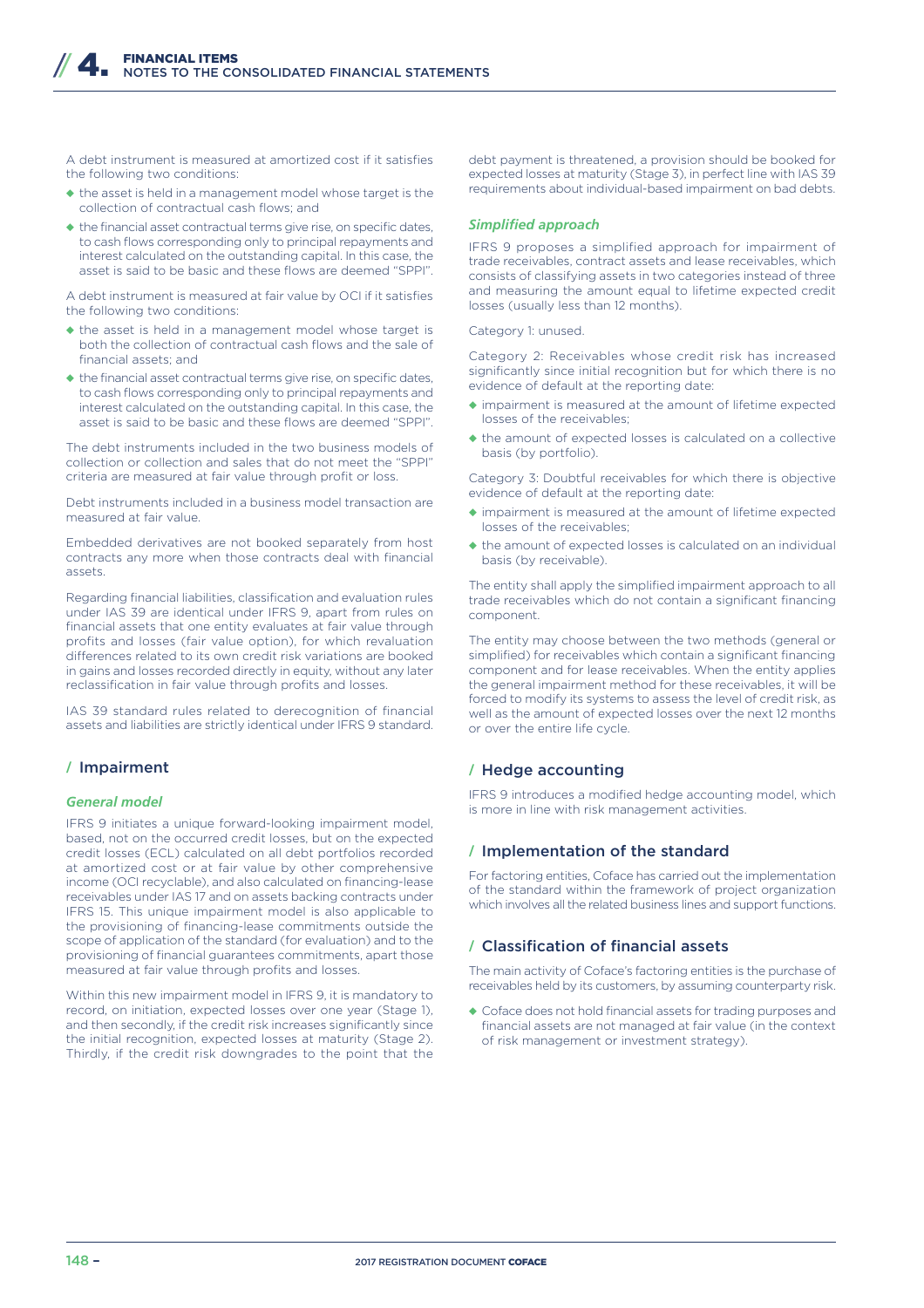A debt instrument is measured at amortized cost if it satisfies the following two conditions:

- the asset is held in a management model whose target is the collection of contractual cash flows; and
- the financial asset contractual terms give rise, on specific dates, to cash flows corresponding only to principal repayments and interest calculated on the outstanding capital. In this case, the asset is said to be basic and these flows are deemed "SPPI".

A debt instrument is measured at fair value by OCI if it satisfies the following two conditions:

- the asset is held in a management model whose target is both the collection of contractual cash flows and the sale of financial assets; and
- the financial asset contractual terms give rise, on specific dates, to cash flows corresponding only to principal repayments and interest calculated on the outstanding capital. In this case, the asset is said to be basic and these flows are deemed "SPPI".

The debt instruments included in the two business models of collection or collection and sales that do not meet the "SPPI" criteria are measured at fair value through profit or loss.

Debt instruments included in a business model transaction are measured at fair value.

Embedded derivatives are not booked separately from host contracts any more when those contracts deal with financial assets.

Regarding financial liabilities, classification and evaluation rules under IAS 39 are identical under IFRS 9, apart from rules on financial assets that one entity evaluates at fair value through profits and losses (fair value option), for which revaluation differences related to its own credit risk variations are booked in gains and losses recorded directly in equity, without any later reclassification in fair value through profits and losses.

IAS 39 standard rules related to derecognition of financial assets and liabilities are strictly identical under IFRS 9 standard.

## / Impairment

### *General model*

IFRS 9 initiates a unique forward-looking impairment model, based, not on the occurred credit losses, but on the expected credit losses (ECL) calculated on all debt portfolios recorded at amortized cost or at fair value by other comprehensive income (OCI recyclable), and also calculated on financing-lease receivables under IAS 17 and on assets backing contracts under IFRS 15. This unique impairment model is also applicable to the provisioning of financing-lease commitments outside the scope of application of the standard (for evaluation) and to the provisioning of financial guarantees commitments, apart those measured at fair value through profits and losses.

Within this new impairment model in IFRS 9, it is mandatory to record, on initiation, expected losses over one year (Stage 1), and then secondly, if the credit risk increases significantly since the initial recognition, expected losses at maturity (Stage 2). Thirdly, if the credit risk downgrades to the point that the debt payment is threatened, a provision should be booked for expected losses at maturity (Stage 3), in perfect line with IAS 39 requirements about individual-based impairment on bad debts.

### *Simplified approach*

IFRS 9 proposes a simplified approach for impairment of trade receivables, contract assets and lease receivables, which consists of classifying assets in two categories instead of three and measuring the amount equal to lifetime expected credit losses (usually less than 12 months).

Category 1: unused.

Category 2: Receivables whose credit risk has increased significantly since initial recognition but for which there is no evidence of default at the reporting date:

- impairment is measured at the amount of lifetime expected losses of the receivables;
- the amount of expected losses is calculated on a collective basis (by portfolio).

Category 3: Doubtful receivables for which there is objective evidence of default at the reporting date:

- impairment is measured at the amount of lifetime expected losses of the receivables;
- the amount of expected losses is calculated on an individual basis (by receivable).

The entity shall apply the simplified impairment approach to all trade receivables which do not contain a significant financing component.

The entity may choose between the two methods (general or simplified) for receivables which contain a significant financing component and for lease receivables. When the entity applies the general impairment method for these receivables, it will be forced to modify its systems to assess the level of credit risk, as well as the amount of expected losses over the next 12 months or over the entire life cycle.

## / Hedge accounting

IFRS 9 introduces a modified hedge accounting model, which is more in line with risk management activities.

## / Implementation of the standard

For factoring entities, Coface has carried out the implementation of the standard within the framework of project organization which involves all the related business lines and support functions.

## / Classification of financial assets

The main activity of Coface's factoring entities is the purchase of receivables held by its customers, by assuming counterparty risk.

- Coface does not hold financial assets for trading purposes and financial assets are not managed at fair value (in the context of risk management or investment strategy).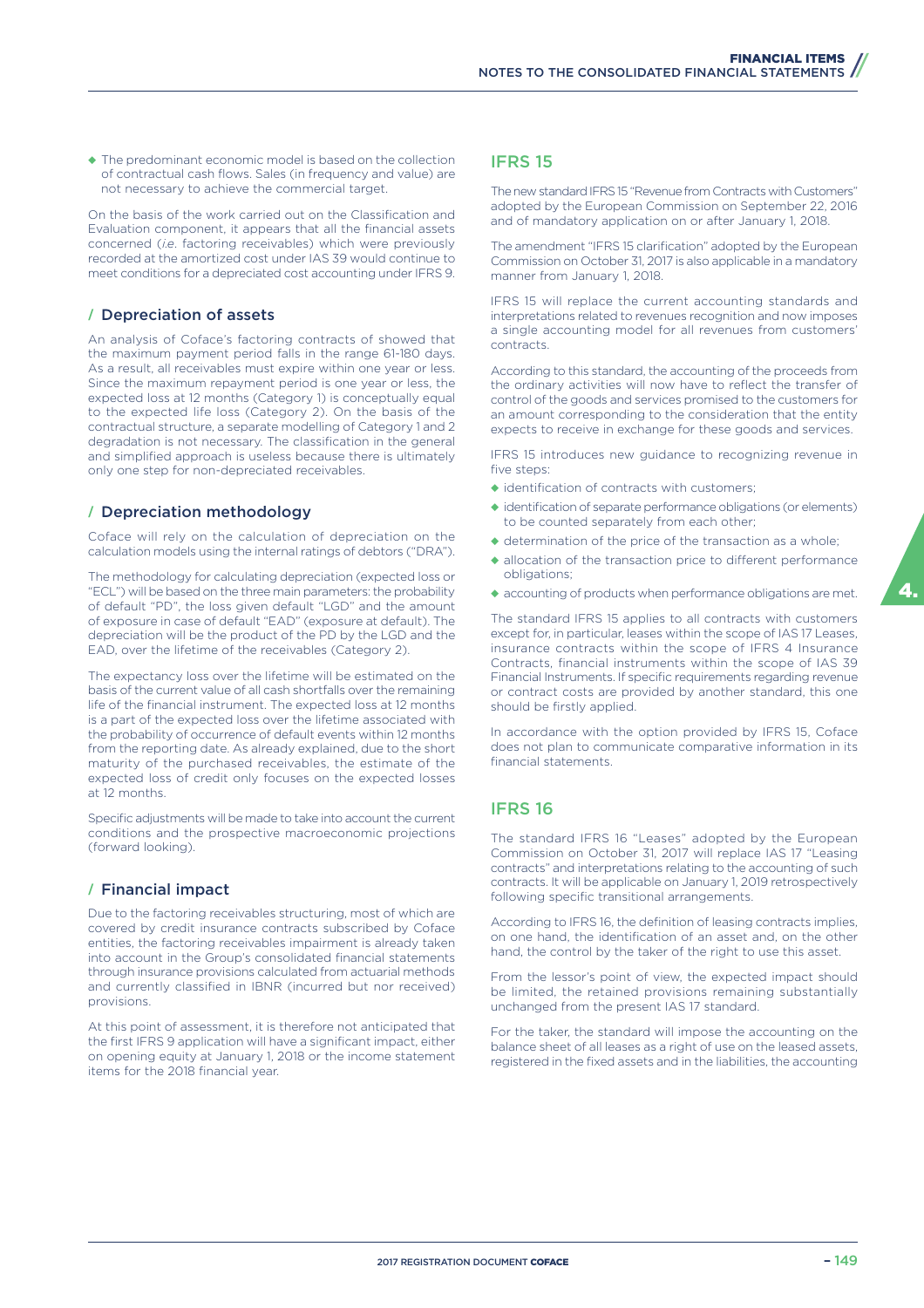- The predominant economic model is based on the collection of contractual cash flows. Sales (in frequency and value) are not necessary to achieve the commercial target.

On the basis of the work carried out on the Classification and Evaluation component, it appears that all the financial assets concerned (*i.e.* factoring receivables) which were previously recorded at the amortized cost under IAS 39 would continue to meet conditions for a depreciated cost accounting under IFRS 9.

### / Depreciation of assets

An analysis of Coface's factoring contracts of showed that the maximum payment period falls in the range 61-180 days. As a result, all receivables must expire within one year or less. Since the maximum repayment period is one year or less, the expected loss at 12 months (Category 1) is conceptually equal to the expected life loss (Category 2). On the basis of the contractual structure, a separate modelling of Category 1 and 2 degradation is not necessary. The classification in the general and simplified approach is useless because there is ultimately only one step for non-depreciated receivables.

### / Depreciation methodology

Coface will rely on the calculation of depreciation on the calculation models using the internal ratings of debtors ("DRA").

The methodology for calculating depreciation (expected loss or "ECL") will be based on the three main parameters: the probability of default "PD", the loss given default "LGD" and the amount of exposure in case of default "EAD" (exposure at default). The depreciation will be the product of the PD by the LGD and the EAD, over the lifetime of the receivables (Category 2).

The expectancy loss over the lifetime will be estimated on the basis of the current value of all cash shortfalls over the remaining life of the financial instrument. The expected loss at 12 months is a part of the expected loss over the lifetime associated with the probability of occurrence of default events within 12 months from the reporting date. As already explained, due to the short maturity of the purchased receivables, the estimate of the expected loss of credit only focuses on the expected losses at 12 months.

Specific adjustments will be made to take into account the current conditions and the prospective macroeconomic projections (forward looking).

### / Financial impact

Due to the factoring receivables structuring, most of which are covered by credit insurance contracts subscribed by Coface entities, the factoring receivables impairment is already taken into account in the Group's consolidated financial statements through insurance provisions calculated from actuarial methods and currently classified in IBNR (incurred but nor received) provisions.

At this point of assessment, it is therefore not anticipated that the first IFRS 9 application will have a significant impact, either on opening equity at January 1, 2018 or the income statement items for the 2018 financial year.

## IFRS 15

The new standard IFRS 15 "Revenue from Contracts with Customers" adopted by the European Commission on September 22, 2016 and of mandatory application on or after January 1, 2018.

The amendment "IFRS 15 clarification" adopted by the European Commission on October 31, 2017 is also applicable in a mandatory manner from January 1, 2018.

IFRS 15 will replace the current accounting standards and interpretations related to revenues recognition and now imposes a single accounting model for all revenues from customers' contracts.

According to this standard, the accounting of the proceeds from the ordinary activities will now have to reflect the transfer of control of the goods and services promised to the customers for an amount corresponding to the consideration that the entity expects to receive in exchange for these goods and services.

IFRS 15 introduces new guidance to recognizing revenue in five steps:

- identification of contracts with customers;
- identification of separate performance obligations (or elements) to be counted separately from each other;
- determination of the price of the transaction as a whole;
- allocation of the transaction price to different performance obligations;
- accounting of products when performance obligations are met.

The standard IFRS 15 applies to all contracts with customers except for, in particular, leases within the scope of IAS 17 Leases, insurance contracts within the scope of IFRS 4 Insurance Contracts, financial instruments within the scope of IAS 39 Financial Instruments. If specific requirements regarding revenue or contract costs are provided by another standard, this one should be firstly applied.

In accordance with the option provided by IFRS 15, Coface does not plan to communicate comparative information in its financial statements.

## IFRS 16

The standard IFRS 16 "Leases" adopted by the European Commission on October 31, 2017 will replace IAS 17 "Leasing contracts" and interpretations relating to the accounting of such contracts. It will be applicable on January 1, 2019 retrospectively following specific transitional arrangements.

According to IFRS 16, the definition of leasing contracts implies, on one hand, the identification of an asset and, on the other hand, the control by the taker of the right to use this asset.

From the lessor's point of view, the expected impact should be limited, the retained provisions remaining substantially unchanged from the present IAS 17 standard.

For the taker, the standard will impose the accounting on the balance sheet of all leases as a right of use on the leased assets, registered in the fixed assets and in the liabilities, the accounting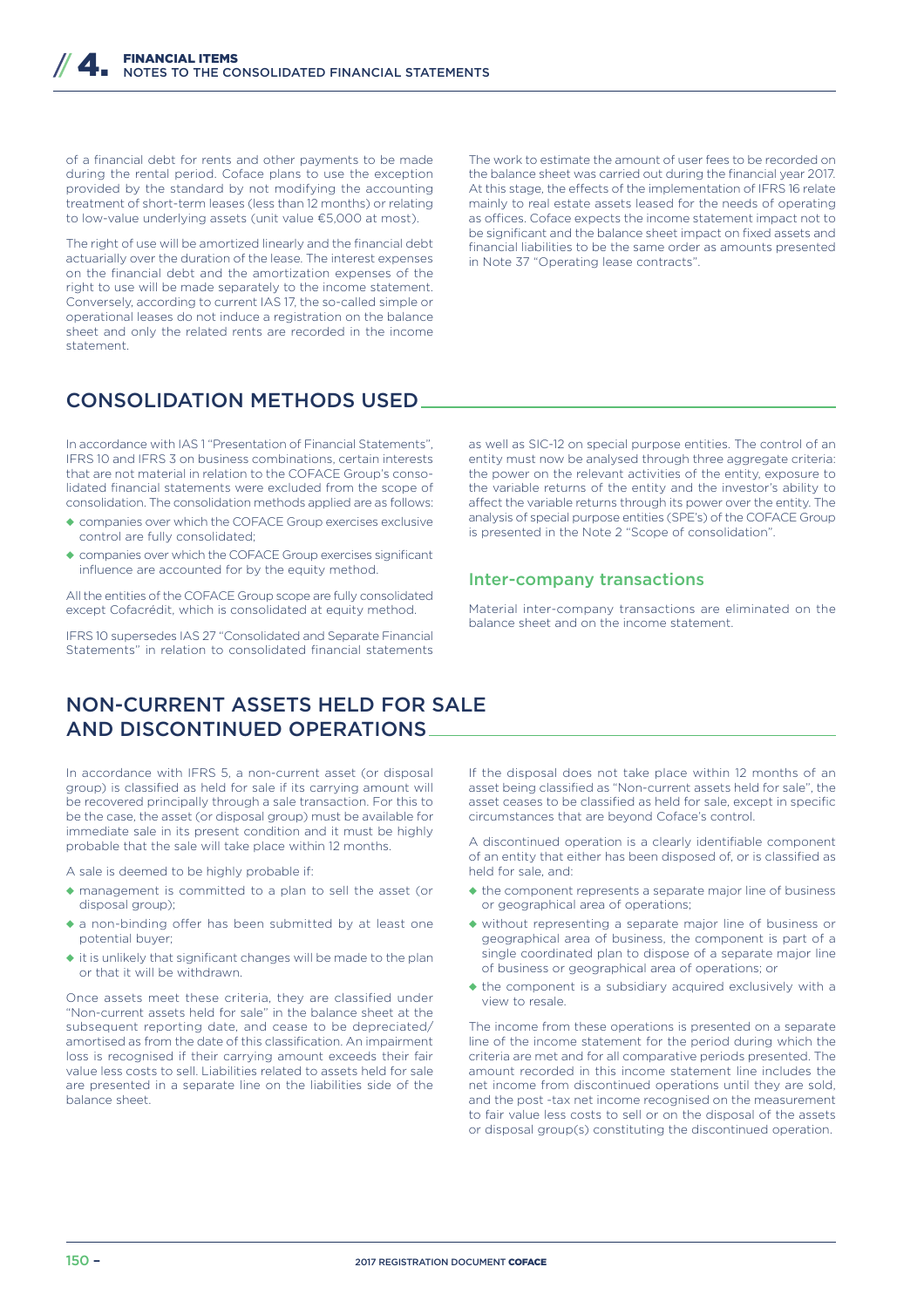of a financial debt for rents and other payments to be made during the rental period. Coface plans to use the exception provided by the standard by not modifying the accounting treatment of short-term leases (less than 12 months) or relating to low-value underlying assets (unit value €5,000 at most).

The right of use will be amortized linearly and the financial debt actuarially over the duration of the lease. The interest expenses on the financial debt and the amortization expenses of the right to use will be made separately to the income statement. Conversely, according to current IAS 17, the so-called simple or operational leases do not induce a registration on the balance sheet and only the related rents are recorded in the income statement.

The work to estimate the amount of user fees to be recorded on the balance sheet was carried out during the financial year 2017. At this stage, the effects of the implementation of IFRS 16 relate mainly to real estate assets leased for the needs of operating as offices. Coface expects the income statement impact not to be significant and the balance sheet impact on fixed assets and financial liabilities to be the same order as amounts presented in Note 37 "Operating lease contracts".

## CONSOLIDATION METHODS USED

In accordance with IAS 1 "Presentation of Financial Statements", IFRS 10 and IFRS 3 on business combinations, certain interests that are not material in relation to the COFACE Group's consolidated financial statements were excluded from the scope of consolidation. The consolidation methods applied are as follows:

- companies over which the COFACE Group exercises exclusive control are fully consolidated;
- companies over which the COFACE Group exercises significant influence are accounted for by the equity method.

All the entities of the COFACE Group scope are fully consolidated except Cofacrédit, which is consolidated at equity method.

IFRS 10 supersedes IAS 27 "Consolidated and Separate Financial Statements" in relation to consolidated financial statements as well as SIC-12 on special purpose entities. The control of an entity must now be analysed through three aggregate criteria: the power on the relevant activities of the entity, exposure to the variable returns of the entity and the investor's ability to affect the variable returns through its power over the entity. The analysis of special purpose entities (SPE's) of the COFACE Group is presented in the Note 2 "Scope of consolidation".

### Inter-company transactions

Material inter-company transactions are eliminated on the balance sheet and on the income statement.

## NON-CURRENT ASSETS HELD FOR SALE AND DISCONTINUED OPERATIONS

In accordance with IFRS 5, a non-current asset (or disposal group) is classified as held for sale if its carrying amount will be recovered principally through a sale transaction. For this to be the case, the asset (or disposal group) must be available for immediate sale in its present condition and it must be highly probable that the sale will take place within 12 months.

A sale is deemed to be highly probable if:

- management is committed to a plan to sell the asset (or disposal group);
- a non-binding offer has been submitted by at least one potential buyer;
- it is unlikely that significant changes will be made to the plan or that it will be withdrawn.

Once assets meet these criteria, they are classified under "Non-current assets held for sale" in the balance sheet at the subsequent reporting date, and cease to be depreciated/amortised as from the date of this classification. An impairment loss is recognised if their carrying amount exceeds their fair value less costs to sell. Liabilities related to assets held for sale are presented in a separate line on the liabilities side of the balance sheet.

If the disposal does not take place within 12 months of an asset being classified as "Non-current assets held for sale", the asset ceases to be classified as held for sale, except in specific circumstances that are beyond Coface's control.

A discontinued operation is a clearly identifiable component of an entity that either has been disposed of, or is classified as held for sale, and:

- the component represents a separate major line of business or geographical area of operations;
- without representing a separate major line of business or geographical area of business, the component is part of a single coordinated plan to dispose of a separate major line of business or geographical area of operations; or
- the component is a subsidiary acquired exclusively with a view to resale.

The income from these operations is presented on a separate line of the income statement for the period during which the criteria are met and for all comparative periods presented. The amount recorded in this income statement line includes the net income from discontinued operations until they are sold, and the post -tax net income recognised on the measurement to fair value less costs to sell or on the disposal of the assets or disposal group(s) constituting the discontinued operation.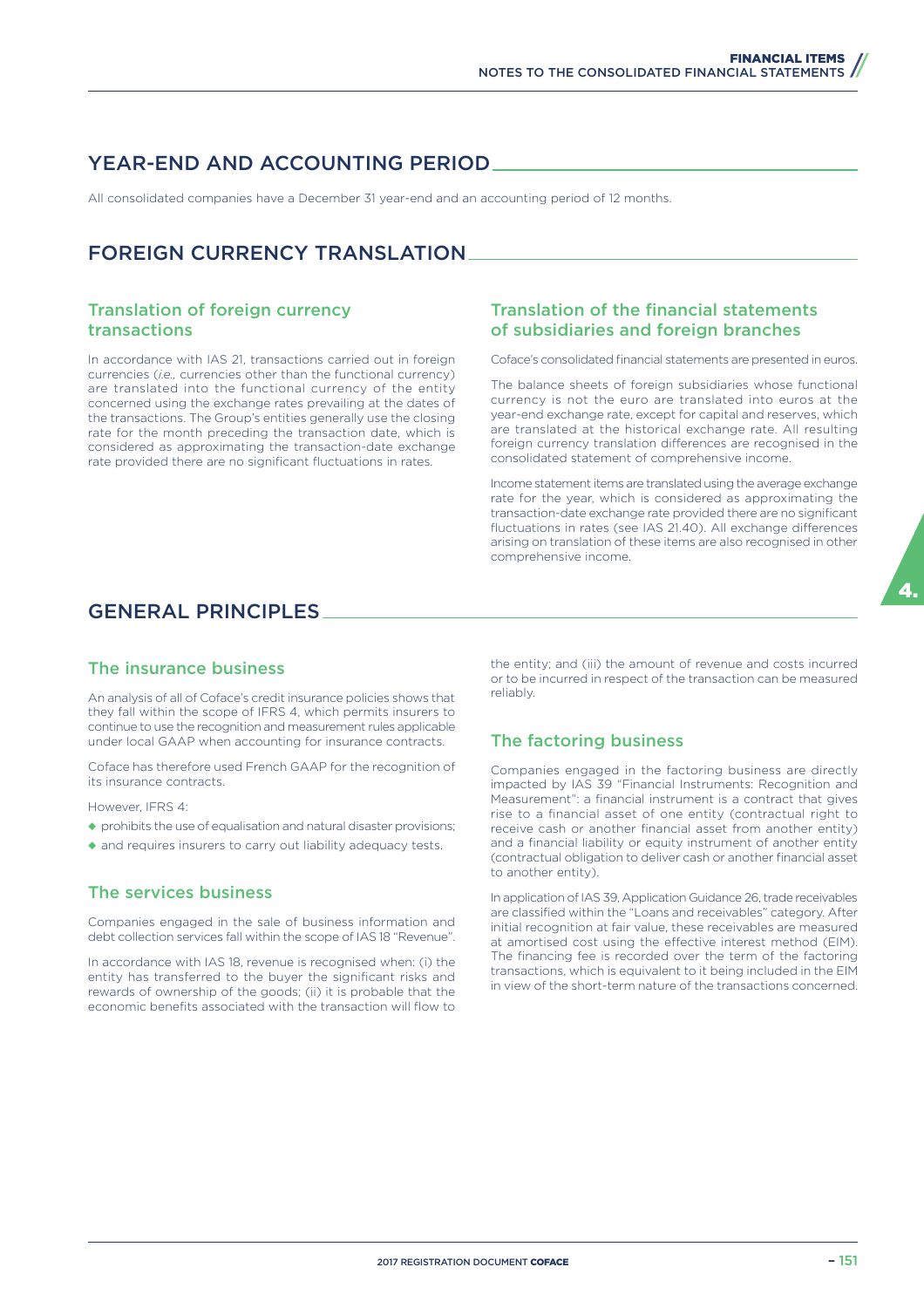## YEAR-END AND ACCOUNTING PERIOD

All consolidated companies have a December 31 year-end and an accounting period of 12 months.

## FOREIGN CURRENCY TRANSLATION

### Translation of foreign currency transactions

In accordance with IAS 21, transactions carried out in foreign currencies (*i.e.,* currencies other than the functional currency) are translated into the functional currency of the entity concerned using the exchange rates prevailing at the dates of the transactions. The Group's entities generally use the closing rate for the month preceding the transaction date, which is considered as approximating the transaction-date exchange rate provided there are no significant fluctuations in rates.

### Translation of the financial statements of subsidiaries and foreign branches

Coface's consolidated financial statements are presented in euros.

The balance sheets of foreign subsidiaries whose functional currency is not the euro are translated into euros at the year-end exchange rate, except for capital and reserves, which are translated at the historical exchange rate. All resulting foreign currency translation differences are recognised in the consolidated statement of comprehensive income.

Income statement items are translated using the average exchange rate for the year, which is considered as approximating the transaction-date exchange rate provided there are no significant fluctuations in rates (see IAS 21.40). All exchange differences arising on translation of these items are also recognised in other comprehensive income.

## GENERAL PRINCIPLES

### The insurance business

An analysis of all of Coface's credit insurance policies shows that they fall within the scope of IFRS 4, which permits insurers to continue to use the recognition and measurement rules applicable under local GAAP when accounting for insurance contracts.

Coface has therefore used French GAAP for the recognition of its insurance contracts.

However, IFRS 4:

- prohibits the use of equalisation and natural disaster provisions;
- and requires insurers to carry out liability adequacy tests.

### The services business

Companies engaged in the sale of business information and debt collection services fall within the scope of IAS 18 "Revenue".

In accordance with IAS 18, revenue is recognised when: (i) the entity has transferred to the buyer the significant risks and rewards of ownership of the goods; (ii) it is probable that the economic benefits associated with the transaction will flow to the entity; and (iii) the amount of revenue and costs incurred or to be incurred in respect of the transaction can be measured reliably.

### The factoring business

Companies engaged in the factoring business are directly impacted by IAS 39 "Financial Instruments: Recognition and Measurement": a financial instrument is a contract that gives rise to a financial asset of one entity (contractual right to receive cash or another financial asset from another entity) and a financial liability or equity instrument of another entity (contractual obligation to deliver cash or another financial asset to another entity).

In application of IAS 39, Application Guidance 26, trade receivables are classified within the "Loans and receivables" category. After initial recognition at fair value, these receivables are measured at amortised cost using the effective interest method (EIM). The financing fee is recorded over the term of the factoring transactions, which is equivalent to it being included in the EIM in view of the short-term nature of the transactions concerned.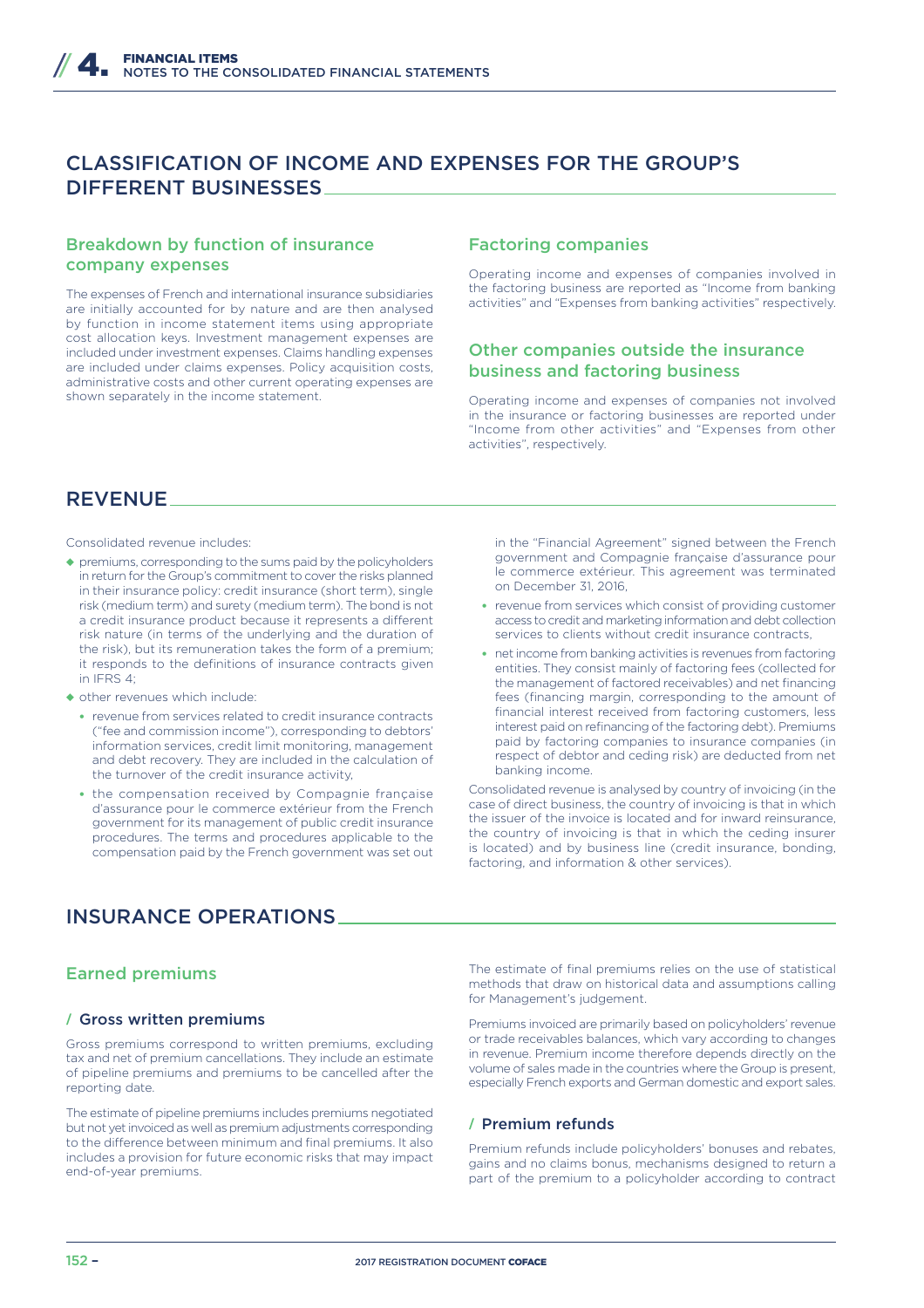## CLASSIFICATION OF INCOME AND EXPENSES FOR THE GROUP'S DIFFERENT BUSINESSES

### Breakdown by function of insurance company expenses

The expenses of French and international insurance subsidiaries are initially accounted for by nature and are then analysed by function in income statement items using appropriate cost allocation keys. Investment management expenses are included under investment expenses. Claims handling expenses are included under claims expenses. Policy acquisition costs, administrative costs and other current operating expenses are shown separately in the income statement.

### Factoring companies

Operating income and expenses of companies involved in the factoring business are reported as "Income from banking activities" and "Expenses from banking activities" respectively.

### Other companies outside the insurance business and factoring business

Operating income and expenses of companies not involved in the insurance or factoring businesses are reported under "Income from other activities" and "Expenses from other activities", respectively.

## REVENUE

Consolidated revenue includes:

- premiums, corresponding to the sums paid by the policyholders in return for the Group's commitment to cover the risks planned in their insurance policy: credit insurance (short term), single risk (medium term) and surety (medium term). The bond is not a credit insurance product because it represents a different risk nature (in terms of the underlying and the duration of the risk), but its remuneration takes the form of a premium; it responds to the definitions of insurance contracts given in IFRS 4;
- other revenues which include:
  - revenue from services related to credit insurance contracts ("fee and commission income"), corresponding to debtors' information services, credit limit monitoring, management and debt recovery. They are included in the calculation of the turnover of the credit insurance activity,
  - the compensation received by Compagnie française d'assurance pour le commerce extérieur from the French government for its management of public credit insurance procedures. The terms and procedures applicable to the compensation paid by the French government was set out in the "Financial Agreement" signed between the French government and Compagnie française d'assurance pour le commerce extérieur. This agreement was terminated on December 31, 2016,
  - revenue from services which consist of providing customer access to credit and marketing information and debt collection services to clients without credit insurance contracts,
  - net income from banking activities is revenues from factoring entities. They consist mainly of factoring fees (collected for the management of factored receivables) and net financing fees (financing margin, corresponding to the amount of financial interest received from factoring customers, less interest paid on refinancing of the factoring debt). Premiums paid by factoring companies to insurance companies (in respect of debtor and ceding risk) are deducted from net banking income.

Consolidated revenue is analysed by country of invoicing (in the case of direct business, the country of invoicing is that in which the issuer of the invoice is located and for inward reinsurance, the country of invoicing is that in which the ceding insurer is located) and by business line (credit insurance, bonding, factoring, and information & other services).

## INSURANCE OPERATIONS

### Earned premiums

#### / Gross written premiums

Gross premiums correspond to written premiums, excluding tax and net of premium cancellations. They include an estimate of pipeline premiums and premiums to be cancelled after the reporting date.

The estimate of pipeline premiums includes premiums negotiated but not yet invoiced as well as premium adjustments corresponding to the difference between minimum and final premiums. It also includes a provision for future economic risks that may impact end-of-year premiums.

The estimate of final premiums relies on the use of statistical methods that draw on historical data and assumptions calling for Management's judgement.

Premiums invoiced are primarily based on policyholders' revenue or trade receivables balances, which vary according to changes in revenue. Premium income therefore depends directly on the volume of sales made in the countries where the Group is present, especially French exports and German domestic and export sales.

#### / Premium refunds

Premium refunds include policyholders' bonuses and rebates, gains and no claims bonus, mechanisms designed to return a part of the premium to a policyholder according to contract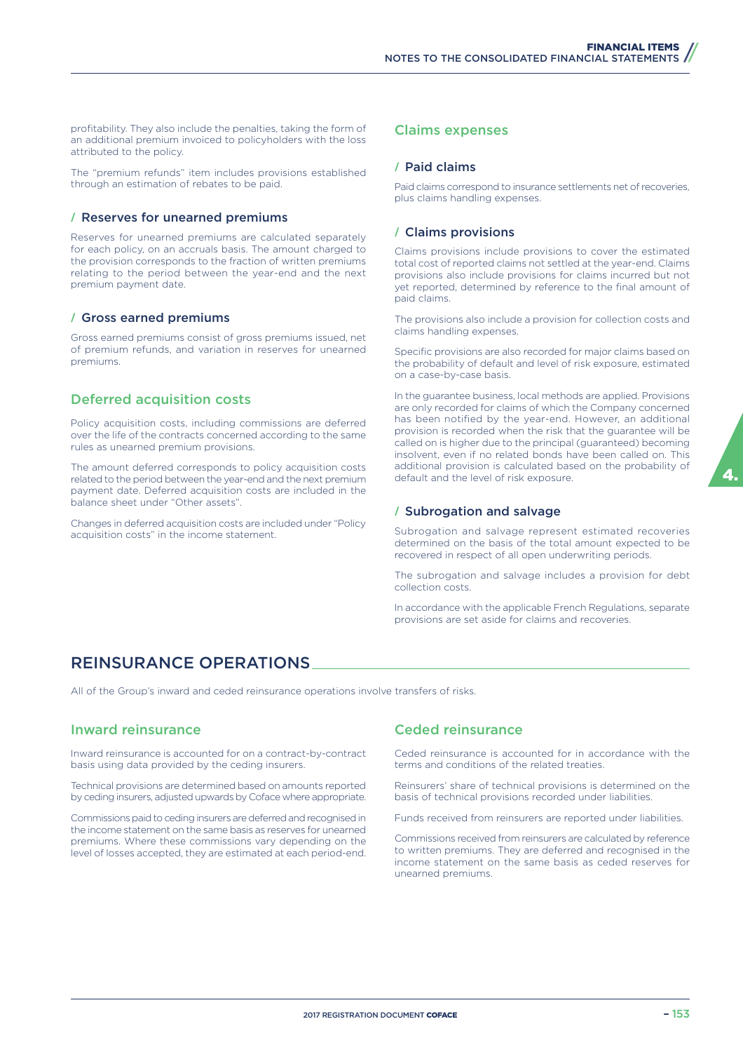profitability. They also include the penalties, taking the form of an additional premium invoiced to policyholders with the loss attributed to the policy.

The "premium refunds" item includes provisions established through an estimation of rebates to be paid.

### / Reserves for unearned premiums

Reserves for unearned premiums are calculated separately for each policy, on an accruals basis. The amount charged to the provision corresponds to the fraction of written premiums relating to the period between the year-end and the next premium payment date.

### / Gross earned premiums

Gross earned premiums consist of gross premiums issued, net of premium refunds, and variation in reserves for unearned premiums.

## Deferred acquisition costs

Policy acquisition costs, including commissions are deferred over the life of the contracts concerned according to the same rules as unearned premium provisions.

The amount deferred corresponds to policy acquisition costs related to the period between the year-end and the next premium payment date. Deferred acquisition costs are included in the balance sheet under "Other assets".

Changes in deferred acquisition costs are included under "Policy acquisition costs" in the income statement.

## Claims expenses

### / Paid claims

Paid claims correspond to insurance settlements net of recoveries, plus claims handling expenses.

### / Claims provisions

Claims provisions include provisions to cover the estimated total cost of reported claims not settled at the year-end. Claims provisions also include provisions for claims incurred but not yet reported, determined by reference to the final amount of paid claims.

The provisions also include a provision for collection costs and claims handling expenses.

Specific provisions are also recorded for major claims based on the probability of default and level of risk exposure, estimated on a case-by-case basis.

In the guarantee business, local methods are applied. Provisions are only recorded for claims of which the Company concerned has been notified by the year-end. However, an additional provision is recorded when the risk that the guarantee will be called on is higher due to the principal (guaranteed) becoming insolvent, even if no related bonds have been called on. This additional provision is calculated based on the probability of default and the level of risk exposure.

### / Subrogation and salvage

Subrogation and salvage represent estimated recoveries determined on the basis of the total amount expected to be recovered in respect of all open underwriting periods.

The subrogation and salvage includes a provision for debt collection costs.

In accordance with the applicable French Regulations, separate provisions are set aside for claims and recoveries.

# REINSURANCE OPERATIONS

All of the Group's inward and ceded reinsurance operations involve transfers of risks.

## Inward reinsurance

Inward reinsurance is accounted for on a contract-by-contract basis using data provided by the ceding insurers.

Technical provisions are determined based on amounts reported by ceding insurers, adjusted upwards by Coface where appropriate.

Commissions paid to ceding insurers are deferred and recognised in the income statement on the same basis as reserves for unearned premiums. Where these commissions vary depending on the level of losses accepted, they are estimated at each period-end.

## Ceded reinsurance

Ceded reinsurance is accounted for in accordance with the terms and conditions of the related treaties.

Reinsurers' share of technical provisions is determined on the basis of technical provisions recorded under liabilities.

Funds received from reinsurers are reported under liabilities.

Commissions received from reinsurers are calculated by reference to written premiums. They are deferred and recognised in the income statement on the same basis as ceded reserves for unearned premiums.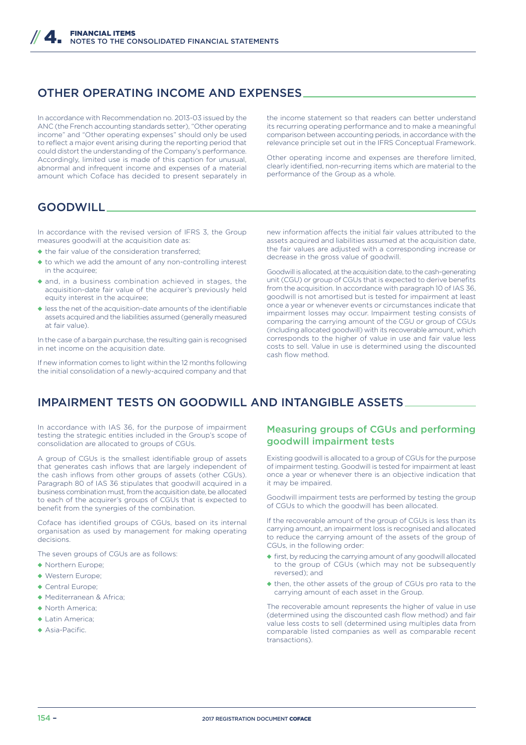## OTHER OPERATING INCOME AND EXPENSES

In accordance with Recommendation no. 2013-03 issued by the ANC (the French accounting standards setter), "Other operating income" and "Other operating expenses" should only be used to reflect a major event arising during the reporting period that could distort the understanding of the Company's performance. Accordingly, limited use is made of this caption for unusual, abnormal and infrequent income and expenses of a material amount which Coface has decided to present separately in the income statement so that readers can better understand its recurring operating performance and to make a meaningful comparison between accounting periods, in accordance with the relevance principle set out in the IFRS Conceptual Framework.

Other operating income and expenses are therefore limited, clearly identified, non-recurring items which are material to the performance of the Group as a whole.

## GOODWILL

In accordance with the revised version of IFRS 3, the Group measures goodwill at the acquisition date as:

- the fair value of the consideration transferred;
- to which we add the amount of any non-controlling interest in the acquiree;
- and, in a business combination achieved in stages, the acquisition-date fair value of the acquirer's previously held equity interest in the acquiree;
- less the net of the acquisition-date amounts of the identifiable assets acquired and the liabilities assumed (generally measured at fair value).

In the case of a bargain purchase, the resulting gain is recognised in net income on the acquisition date.

If new information comes to light within the 12 months following the initial consolidation of a newly-acquired company and that new information affects the initial fair values attributed to the assets acquired and liabilities assumed at the acquisition date, the fair values are adjusted with a corresponding increase or decrease in the gross value of goodwill.

Goodwill is allocated, at the acquisition date, to the cash-generating unit (CGU) or group of CGUs that is expected to derive benefits from the acquisition. In accordance with paragraph 10 of IAS 36, goodwill is not amortised but is tested for impairment at least once a year or whenever events or circumstances indicate that impairment losses may occur. Impairment testing consists of comparing the carrying amount of the CGU or group of CGUs (including allocated goodwill) with its recoverable amount, which corresponds to the higher of value in use and fair value less costs to sell. Value in use is determined using the discounted cash flow method.

## IMPAIRMENT TESTS ON GOODWILL AND INTANGIBLE ASSETS

In accordance with IAS 36, for the purpose of impairment testing the strategic entities included in the Group's scope of consolidation are allocated to groups of CGUs.

A group of CGUs is the smallest identifiable group of assets that generates cash inflows that are largely independent of the cash inflows from other groups of assets (other CGUs). Paragraph 80 of IAS 36 stipulates that goodwill acquired in a business combination must, from the acquisition date, be allocated to each of the acquirer's groups of CGUs that is expected to benefit from the synergies of the combination.

Coface has identified groups of CGUs, based on its internal organisation as used by management for making operating decisions.

The seven groups of CGUs are as follows:

- Northern Europe;
- Western Europe;
- Central Europe;
- Mediterranean & Africa;
- North America;
- Latin America;
- Asia-Pacific.

### Measuring groups of CGUs and performing goodwill impairment tests

Existing goodwill is allocated to a group of CGUs for the purpose of impairment testing. Goodwill is tested for impairment at least once a year or whenever there is an objective indication that it may be impaired.

Goodwill impairment tests are performed by testing the group of CGUs to which the goodwill has been allocated.

If the recoverable amount of the group of CGUs is less than its carrying amount, an impairment loss is recognised and allocated to reduce the carrying amount of the assets of the group of CGUs, in the following order:

- first, by reducing the carrying amount of any goodwill allocated to the group of CGUs (which may not be subsequently reversed); and
- then, the other assets of the group of CGUs pro rata to the carrying amount of each asset in the Group.

The recoverable amount represents the higher of value in use (determined using the discounted cash flow method) and fair value less costs to sell (determined using multiples data from comparable listed companies as well as comparable recent transactions).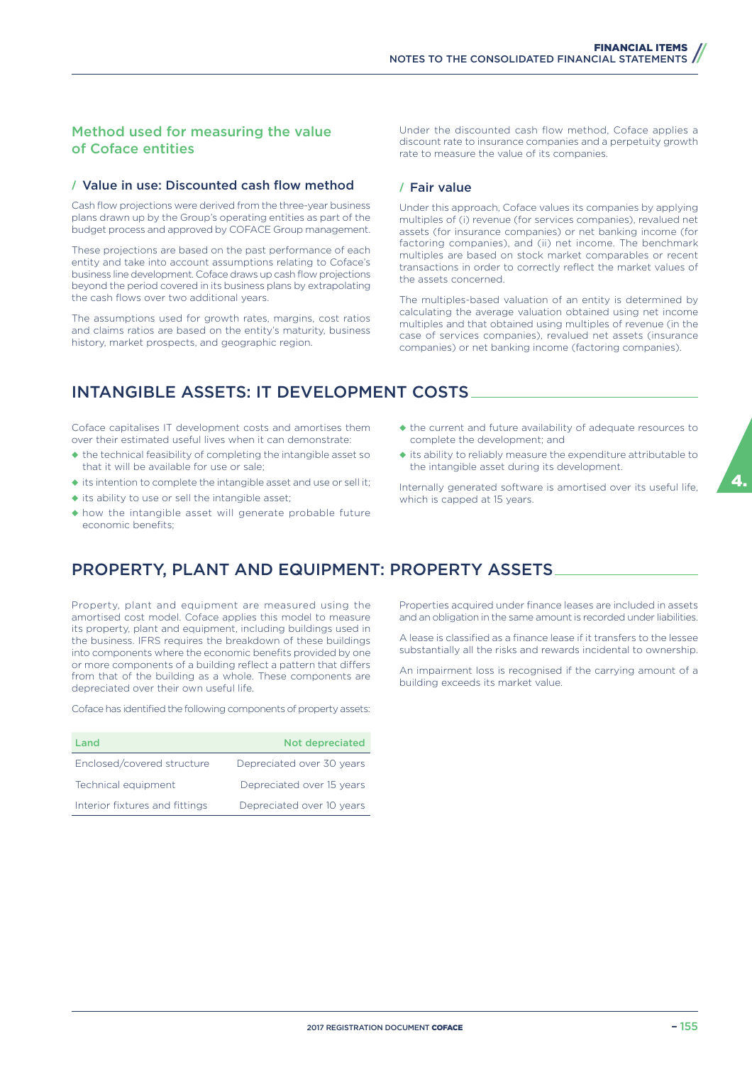## Method used for measuring the value of Coface entities

### / Value in use: Discounted cash flow method

Cash flow projections were derived from the three-year business plans drawn up by the Group's operating entities as part of the budget process and approved by COFACE Group management.

These projections are based on the past performance of each entity and take into account assumptions relating to Coface's business line development. Coface draws up cash flow projections beyond the period covered in its business plans by extrapolating the cash flows over two additional years.

The assumptions used for growth rates, margins, cost ratios and claims ratios are based on the entity's maturity, business history, market prospects, and geographic region.

Under the discounted cash flow method, Coface applies a discount rate to insurance companies and a perpetuity growth rate to measure the value of its companies.

### / Fair value

Under this approach, Coface values its companies by applying multiples of (i) revenue (for services companies), revalued net assets (for insurance companies) or net banking income (for factoring companies), and (ii) net income. The benchmark multiples are based on stock market comparables or recent transactions in order to correctly reflect the market values of the assets concerned.

The multiples-based valuation of an entity is determined by calculating the average valuation obtained using net income multiples and that obtained using multiples of revenue (in the case of services companies), revalued net assets (insurance companies) or net banking income (factoring companies).

## INTANGIBLE ASSETS: IT DEVELOPMENT COSTS

Coface capitalises IT development costs and amortises them over their estimated useful lives when it can demonstrate:

- the technical feasibility of completing the intangible asset so that it will be available for use or sale;
- its intention to complete the intangible asset and use or sell it;
- its ability to use or sell the intangible asset;
- how the intangible asset will generate probable future economic benefits;
- the current and future availability of adequate resources to complete the development; and
- its ability to reliably measure the expenditure attributable to the intangible asset during its development.

Internally generated software is amortised over its useful life, which is capped at 15 years.

## PROPERTY, PLANT AND EQUIPMENT: PROPERTY ASSETS

Property, plant and equipment are measured using the amortised cost model. Coface applies this model to measure its property, plant and equipment, including buildings used in the business. IFRS requires the breakdown of these buildings into components where the economic benefits provided by one or more components of a building reflect a pattern that differs from that of the building as a whole. These components are depreciated over their own useful life.

Coface has identified the following components of property assets:

| Land | Not depreciated |
|---|---|
| Enclosed/covered structure | Depreciated over 30 years |
| Technical equipment | Depreciated over 15 years |
| Interior fixtures and fittings | Depreciated over 10 years |

Properties acquired under finance leases are included in assets and an obligation in the same amount is recorded under liabilities.

A lease is classified as a finance lease if it transfers to the lessee substantially all the risks and rewards incidental to ownership.

An impairment loss is recognised if the carrying amount of a building exceeds its market value.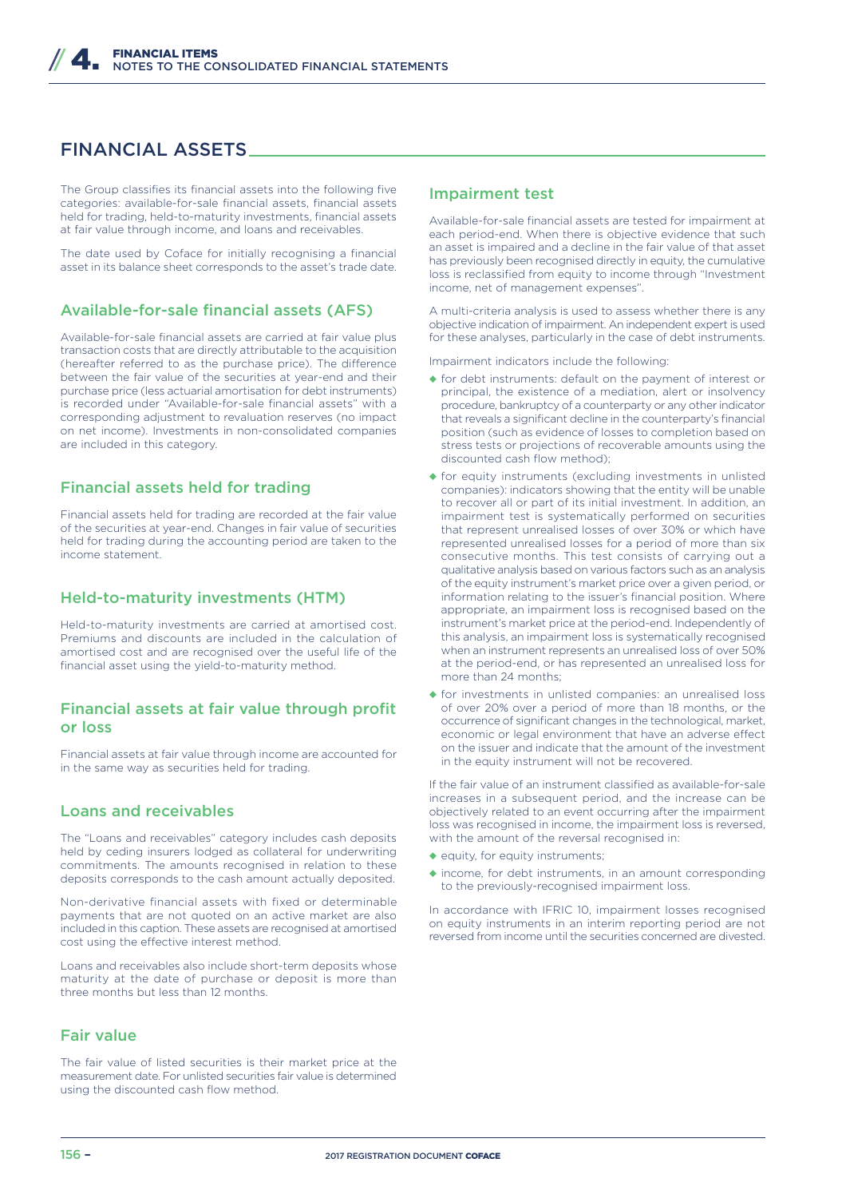## FINANCIAL ASSETS

The Group classifies its financial assets into the following five categories: available-for-sale financial assets, financial assets held for trading, held-to-maturity investments, financial assets at fair value through income, and loans and receivables.

The date used by Coface for initially recognising a financial asset in its balance sheet corresponds to the asset's trade date.

### Available-for-sale financial assets (AFS)

Available-for-sale financial assets are carried at fair value plus transaction costs that are directly attributable to the acquisition (hereafter referred to as the purchase price). The difference between the fair value of the securities at year-end and their purchase price (less actuarial amortisation for debt instruments) is recorded under "Available-for-sale financial assets" with a corresponding adjustment to revaluation reserves (no impact on net income). Investments in non-consolidated companies are included in this category.

### Financial assets held for trading

Financial assets held for trading are recorded at the fair value of the securities at year-end. Changes in fair value of securities held for trading during the accounting period are taken to the income statement.

### Held-to-maturity investments (HTM)

Held-to-maturity investments are carried at amortised cost. Premiums and discounts are included in the calculation of amortised cost and are recognised over the useful life of the financial asset using the yield-to-maturity method.

### Financial assets at fair value through profit or loss

Financial assets at fair value through income are accounted for in the same way as securities held for trading.

### Loans and receivables

The "Loans and receivables" category includes cash deposits held by ceding insurers lodged as collateral for underwriting commitments. The amounts recognised in relation to these deposits corresponds to the cash amount actually deposited.

Non-derivative financial assets with fixed or determinable payments that are not quoted on an active market are also included in this caption. These assets are recognised at amortised cost using the effective interest method.

Loans and receivables also include short-term deposits whose maturity at the date of purchase or deposit is more than three months but less than 12 months.

### Fair value

The fair value of listed securities is their market price at the measurement date. For unlisted securities fair value is determined using the discounted cash flow method.

### Impairment test

Available-for-sale financial assets are tested for impairment at each period-end. When there is objective evidence that such an asset is impaired and a decline in the fair value of that asset has previously been recognised directly in equity, the cumulative loss is reclassified from equity to income through "Investment income, net of management expenses".

A multi-criteria analysis is used to assess whether there is any objective indication of impairment. An independent expert is used for these analyses, particularly in the case of debt instruments.

Impairment indicators include the following:

- for debt instruments: default on the payment of interest or principal, the existence of a mediation, alert or insolvency procedure, bankruptcy of a counterparty or any other indicator that reveals a significant decline in the counterparty's financial position (such as evidence of losses to completion based on stress tests or projections of recoverable amounts using the discounted cash flow method);
- for equity instruments (excluding investments in unlisted companies): indicators showing that the entity will be unable to recover all or part of its initial investment. In addition, an impairment test is systematically performed on securities that represent unrealised losses of over 30% or which have represented unrealised losses for a period of more than six consecutive months. This test consists of carrying out a qualitative analysis based on various factors such as an analysis of the equity instrument's market price over a given period, or information relating to the issuer's financial position. Where appropriate, an impairment loss is recognised based on the instrument's market price at the period-end. Independently of this analysis, an impairment loss is systematically recognised when an instrument represents an unrealised loss of over 50% at the period-end, or has represented an unrealised loss for more than 24 months;
- for investments in unlisted companies: an unrealised loss of over 20% over a period of more than 18 months, or the occurrence of significant changes in the technological, market, economic or legal environment that have an adverse effect on the issuer and indicate that the amount of the investment in the equity instrument will not be recovered.

If the fair value of an instrument classified as available-for-sale increases in a subsequent period, and the increase can be objectively related to an event occurring after the impairment loss was recognised in income, the impairment loss is reversed, with the amount of the reversal recognised in:

- equity, for equity instruments;
- income, for debt instruments, in an amount corresponding to the previously-recognised impairment loss.

In accordance with IFRIC 10, impairment losses recognised on equity instruments in an interim reporting period are not reversed from income until the securities concerned are divested.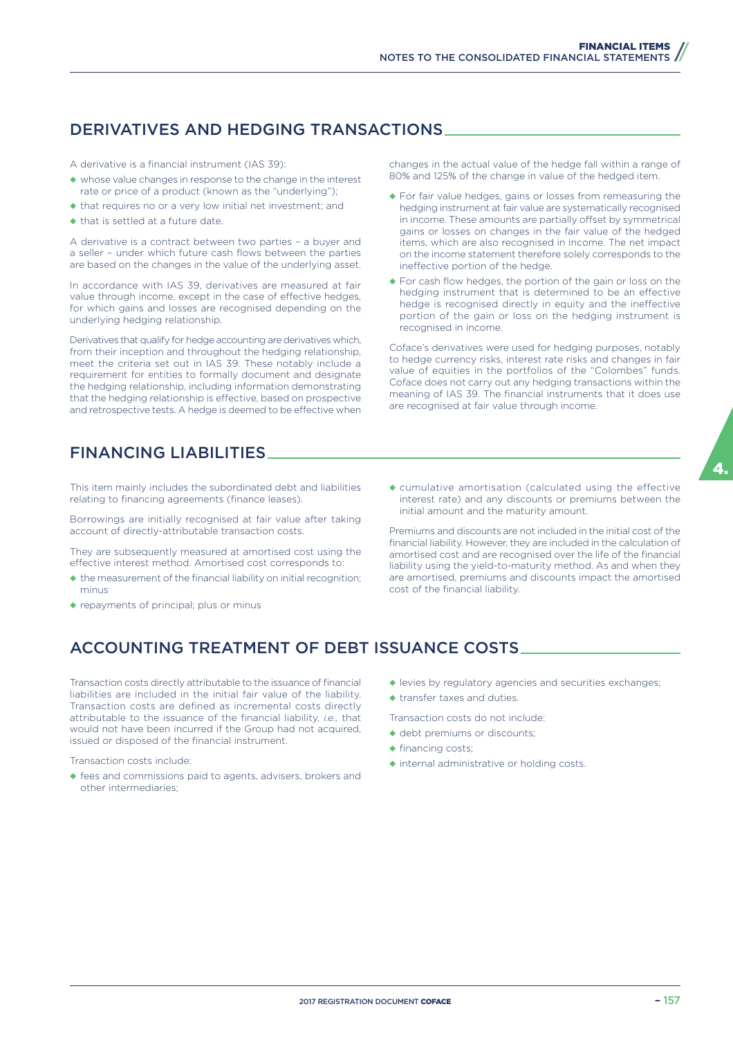## DERIVATIVES AND HEDGING TRANSACTIONS

A derivative is a financial instrument (IAS 39):

- whose value changes in response to the change in the interest rate or price of a product (known as the "underlying");
- that requires no or a very low initial net investment; and
- that is settled at a future date.

A derivative is a contract between two parties – a buyer and a seller – under which future cash flows between the parties are based on the changes in the value of the underlying asset.

In accordance with IAS 39, derivatives are measured at fair value through income, except in the case of effective hedges, for which gains and losses are recognised depending on the underlying hedging relationship.

Derivatives that qualify for hedge accounting are derivatives which, from their inception and throughout the hedging relationship, meet the criteria set out in IAS 39. These notably include a requirement for entities to formally document and designate the hedging relationship, including information demonstrating that the hedging relationship is effective, based on prospective and retrospective tests. A hedge is deemed to be effective when changes in the actual value of the hedge fall within a range of 80% and 125% of the change in value of the hedged item.

- For fair value hedges, gains or losses from remeasuring the hedging instrument at fair value are systematically recognised in income. These amounts are partially offset by symmetrical gains or losses on changes in the fair value of the hedged items, which are also recognised in income. The net impact on the income statement therefore solely corresponds to the ineffective portion of the hedge.
- For cash flow hedges, the portion of the gain or loss on the hedging instrument that is determined to be an effective hedge is recognised directly in equity and the ineffective portion of the gain or loss on the hedging instrument is recognised in income.

Coface's derivatives were used for hedging purposes, notably to hedge currency risks, interest rate risks and changes in fair value of equities in the portfolios of the "Colombes" funds. Coface does not carry out any hedging transactions within the meaning of IAS 39. The financial instruments that it does use are recognised at fair value through income.

## FINANCING LIABILITIES

This item mainly includes the subordinated debt and liabilities relating to financing agreements (finance leases).

Borrowings are initially recognised at fair value after taking account of directly-attributable transaction costs.

They are subsequently measured at amortised cost using the effective interest method. Amortised cost corresponds to:

- the measurement of the financial liability on initial recognition; minus
- repayments of principal; plus or minus
- cumulative amortisation (calculated using the effective interest rate) and any discounts or premiums between the initial amount and the maturity amount.

Premiums and discounts are not included in the initial cost of the financial liability. However, they are included in the calculation of amortised cost and are recognised over the life of the financial liability using the yield-to-maturity method. As and when they are amortised, premiums and discounts impact the amortised cost of the financial liability.

## ACCOUNTING TREATMENT OF DEBT ISSUANCE COSTS

Transaction costs directly attributable to the issuance of financial liabilities are included in the initial fair value of the liability. Transaction costs are defined as incremental costs directly attributable to the issuance of the financial liability, *i.e.,* that would not have been incurred if the Group had not acquired, issued or disposed of the financial instrument.

Transaction costs include:

- fees and commissions paid to agents, advisers, brokers and other intermediaries;
- levies by regulatory agencies and securities exchanges;
- transfer taxes and duties.

Transaction costs do not include:

- debt premiums or discounts;
- financing costs;
- internal administrative or holding costs.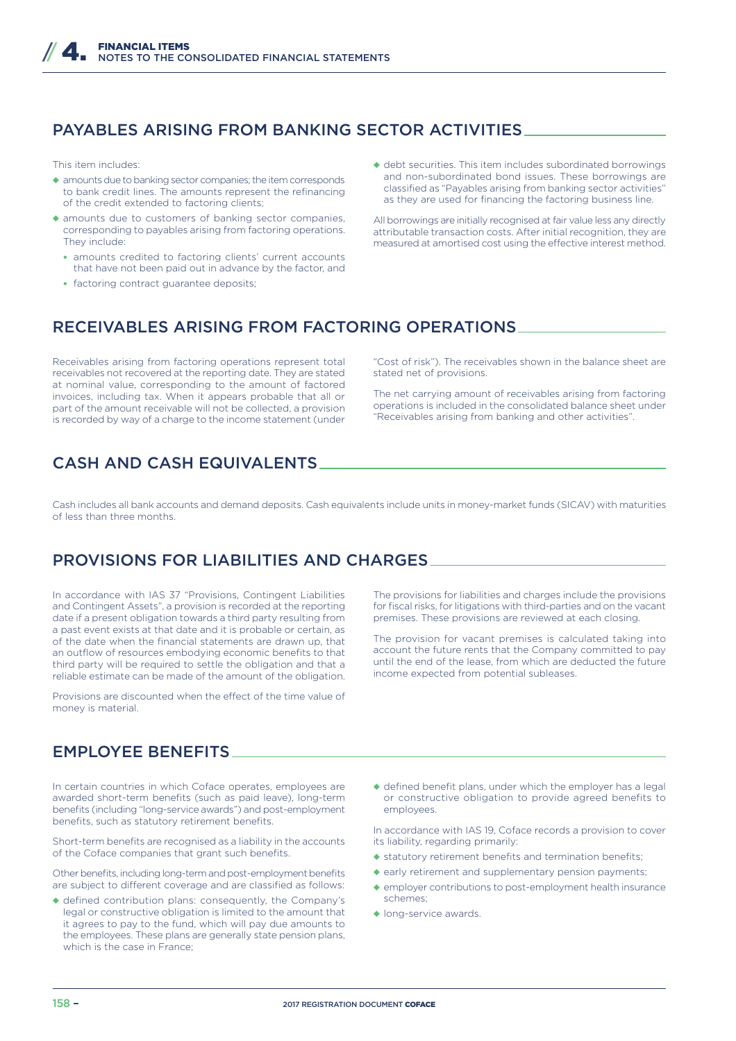## PAYABLES ARISING FROM BANKING SECTOR ACTIVITIES

This item includes:

- amounts due to banking sector companies; the item corresponds to bank credit lines. The amounts represent the refinancing of the credit extended to factoring clients;
- amounts due to customers of banking sector companies, corresponding to payables arising from factoring operations. They include:
  - amounts credited to factoring clients' current accounts that have not been paid out in advance by the factor, and
  - factoring contract guarantee deposits;
- debt securities. This item includes subordinated borrowings and non-subordinated bond issues. These borrowings are classified as "Payables arising from banking sector activities" as they are used for financing the factoring business line.

All borrowings are initially recognised at fair value less any directly attributable transaction costs. After initial recognition, they are measured at amortised cost using the effective interest method.

## RECEIVABLES ARISING FROM FACTORING OPERATIONS

Receivables arising from factoring operations represent total receivables not recovered at the reporting date. They are stated at nominal value, corresponding to the amount of factored invoices, including tax. When it appears probable that all or part of the amount receivable will not be collected, a provision is recorded by way of a charge to the income statement (under "Cost of risk"). The receivables shown in the balance sheet are stated net of provisions.

The net carrying amount of receivables arising from factoring operations is included in the consolidated balance sheet under "Receivables arising from banking and other activities".

## CASH AND CASH EQUIVALENTS

Cash includes all bank accounts and demand deposits. Cash equivalents include units in money-market funds (SICAV) with maturities of less than three months.

## PROVISIONS FOR LIABILITIES AND CHARGES

In accordance with IAS 37 "Provisions, Contingent Liabilities and Contingent Assets", a provision is recorded at the reporting date if a present obligation towards a third party resulting from a past event exists at that date and it is probable or certain, as of the date when the financial statements are drawn up, that an outflow of resources embodying economic benefits to that third party will be required to settle the obligation and that a reliable estimate can be made of the amount of the obligation.

Provisions are discounted when the effect of the time value of money is material.

The provisions for liabilities and charges include the provisions for fiscal risks, for litigations with third-parties and on the vacant premises. These provisions are reviewed at each closing.

The provision for vacant premises is calculated taking into account the future rents that the Company committed to pay until the end of the lease, from which are deducted the future income expected from potential subleases.

## EMPLOYEE BENEFITS

In certain countries in which Coface operates, employees are awarded short-term benefits (such as paid leave), long-term benefits (including "long-service awards") and post-employment benefits, such as statutory retirement benefits.

Short-term benefits are recognised as a liability in the accounts of the Coface companies that grant such benefits.

Other benefits, including long-term and post-employment benefits are subject to different coverage and are classified as follows:

- defined contribution plans: consequently, the Company's legal or constructive obligation is limited to the amount that it agrees to pay to the fund, which will pay due amounts to the employees. These plans are generally state pension plans, which is the case in France;
- defined benefit plans, under which the employer has a legal or constructive obligation to provide agreed benefits to employees.

In accordance with IAS 19, Coface records a provision to cover its liability, regarding primarily:

- statutory retirement benefits and termination benefits;
- early retirement and supplementary pension payments;
- employer contributions to post-employment health insurance schemes;
- long-service awards.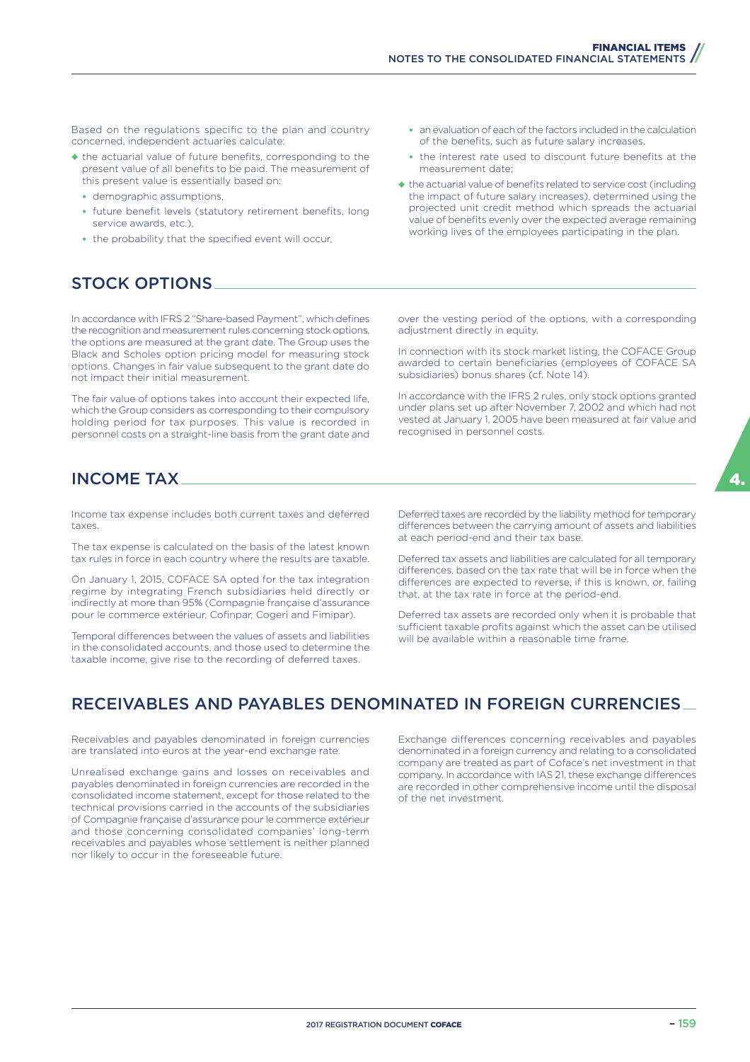Based on the regulations specific to the plan and country concerned, independent actuaries calculate:

- the actuarial value of future benefits, corresponding to the present value of all benefits to be paid. The measurement of this present value is essentially based on:
  - demographic assumptions,
  - future benefit levels (statutory retirement benefits, long service awards, etc.),
  - the probability that the specified event will occur,
  - an evaluation of each of the factors included in the calculation of the benefits, such as future salary increases,
  - the interest rate used to discount future benefits at the measurement date;
- the actuarial value of benefits related to service cost (including the impact of future salary increases), determined using the projected unit credit method which spreads the actuarial value of benefits evenly over the expected average remaining working lives of the employees participating in the plan.

## STOCK OPTIONS

In accordance with IFRS 2 "Share-based Payment", which defines the recognition and measurement rules concerning stock options, the options are measured at the grant date. The Group uses the Black and Scholes option pricing model for measuring stock options. Changes in fair value subsequent to the grant date do not impact their initial measurement.

The fair value of options takes into account their expected life, which the Group considers as corresponding to their compulsory holding period for tax purposes. This value is recorded in personnel costs on a straight-line basis from the grant date and over the vesting period of the options, with a corresponding adjustment directly in equity.

In connection with its stock market listing, the COFACE Group awarded to certain beneficiaries (employees of COFACE SA subsidiaries) bonus shares (cf. Note 14).

In accordance with the IFRS 2 rules, only stock options granted under plans set up after November 7, 2002 and which had not vested at January 1, 2005 have been measured at fair value and recognised in personnel costs.

## INCOME TAX

Income tax expense includes both current taxes and deferred taxes.

The tax expense is calculated on the basis of the latest known tax rules in force in each country where the results are taxable.

On January 1, 2015, COFACE SA opted for the tax integration regime by integrating French subsidiaries held directly or indirectly at more than 95% (Compagnie française d'assurance pour le commerce extérieur, Cofinpar, Cogeri and Fimipar).

Temporal differences between the values of assets and liabilities in the consolidated accounts, and those used to determine the taxable income, give rise to the recording of deferred taxes.

Deferred taxes are recorded by the liability method for temporary differences between the carrying amount of assets and liabilities at each period-end and their tax base.

Deferred tax assets and liabilities are calculated for all temporary differences, based on the tax rate that will be in force when the differences are expected to reverse, if this is known, or, failing that, at the tax rate in force at the period-end.

Deferred tax assets are recorded only when it is probable that sufficient taxable profits against which the asset can be utilised will be available within a reasonable time frame.

## RECEIVABLES AND PAYABLES DENOMINATED IN FOREIGN CURRENCIES

Receivables and payables denominated in foreign currencies are translated into euros at the year-end exchange rate.

Unrealised exchange gains and losses on receivables and payables denominated in foreign currencies are recorded in the consolidated income statement, except for those related to the technical provisions carried in the accounts of the subsidiaries of Compagnie française d'assurance pour le commerce extérieur and those concerning consolidated companies' long-term receivables and payables whose settlement is neither planned nor likely to occur in the foreseeable future.

Exchange differences concerning receivables and payables denominated in a foreign currency and relating to a consolidated company are treated as part of Coface's net investment in that company. In accordance with IAS 21, these exchange differences are recorded in other comprehensive income until the disposal of the net investment.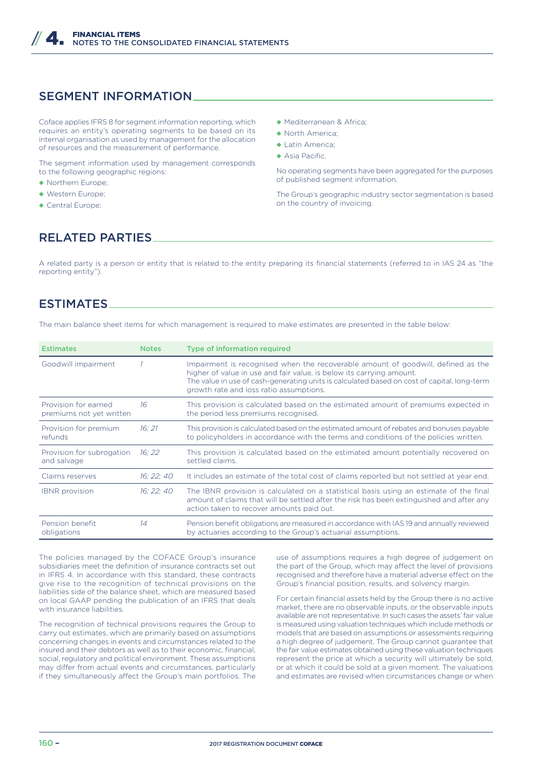## SEGMENT INFORMATION

Coface applies IFRS 8 for segment information reporting, which requires an entity's operating segments to be based on its internal organisation as used by management for the allocation of resources and the measurement of performance.

The segment information used by management corresponds to the following geographic regions:

- Northern Europe;
- Western Europe;
- Central Europe;
- Mediterranean & Africa;
- North America;
- Latin America;
- Asia Pacific.

No operating segments have been aggregated for the purposes of published segment information.

The Group's geographic industry sector segmentation is based on the country of invoicing.

## RELATED PARTIES

A related party is a person or entity that is related to the entity preparing its financial statements (referred to in IAS 24 as "the reporting entity").

## ESTIMATES

The main balance sheet items for which management is required to make estimates are presented in the table below:

| Estimates | Notes | Type of information required |
|---|---|---|
| Goodwill impairment | 1 | Impairment is recognised when the recoverable amount of goodwill, defined as the higher of value in use and fair value, is below its carrying amount. The value in use of cash-generating units is calculated based on cost of capital, long-term growth rate and loss ratio assumptions. |
| Provision for earned premiums not yet written | 16 | This provision is calculated based on the estimated amount of premiums expected in the period less premiums recognised. |
| Provision for premium refunds | 16; 21 | This provision is calculated based on the estimated amount of rebates and bonuses payable to policyholders in accordance with the terms and conditions of the policies written. |
| Provision for subrogation and salvage | 16; 22 | This provision is calculated based on the estimated amount potentially recovered on settled claims. |
| Claims reserves | 16; 22; 40 | It includes an estimate of the total cost of claims reported but not settled at year end. |
| IBNR provision | 16; 22; 40 | The IBNR provision is calculated on a statistical basis using an estimate of the final amount of claims that will be settled after the risk has been extinguished and after any action taken to recover amounts paid out. |
| Pension benefit obligations | 14 | Pension benefit obligations are measured in accordance with IAS 19 and annually reviewed by actuaries according to the Group's actuarial assumptions. |

The policies managed by the COFACE Group's insurance subsidiaries meet the definition of insurance contracts set out in IFRS 4. In accordance with this standard, these contracts give rise to the recognition of technical provisions on the liabilities side of the balance sheet, which are measured based on local GAAP pending the publication of an IFRS that deals with insurance liabilities.

The recognition of technical provisions requires the Group to carry out estimates, which are primarily based on assumptions concerning changes in events and circumstances related to the insured and their debtors as well as to their economic, financial, social, regulatory and political environment. These assumptions may differ from actual events and circumstances, particularly if they simultaneously affect the Group's main portfolios. The use of assumptions requires a high degree of judgement on the part of the Group, which may affect the level of provisions recognised and therefore have a material adverse effect on the Group's financial position, results, and solvency margin.

For certain financial assets held by the Group there is no active market, there are no observable inputs, or the observable inputs available are not representative. In such cases the assets' fair value is measured using valuation techniques which include methods or models that are based on assumptions or assessments requiring a high degree of judgement. The Group cannot guarantee that the fair value estimates obtained using these valuation techniques represent the price at which a security will ultimately be sold, or at which it could be sold at a given moment. The valuations and estimates are revised when circumstances change or when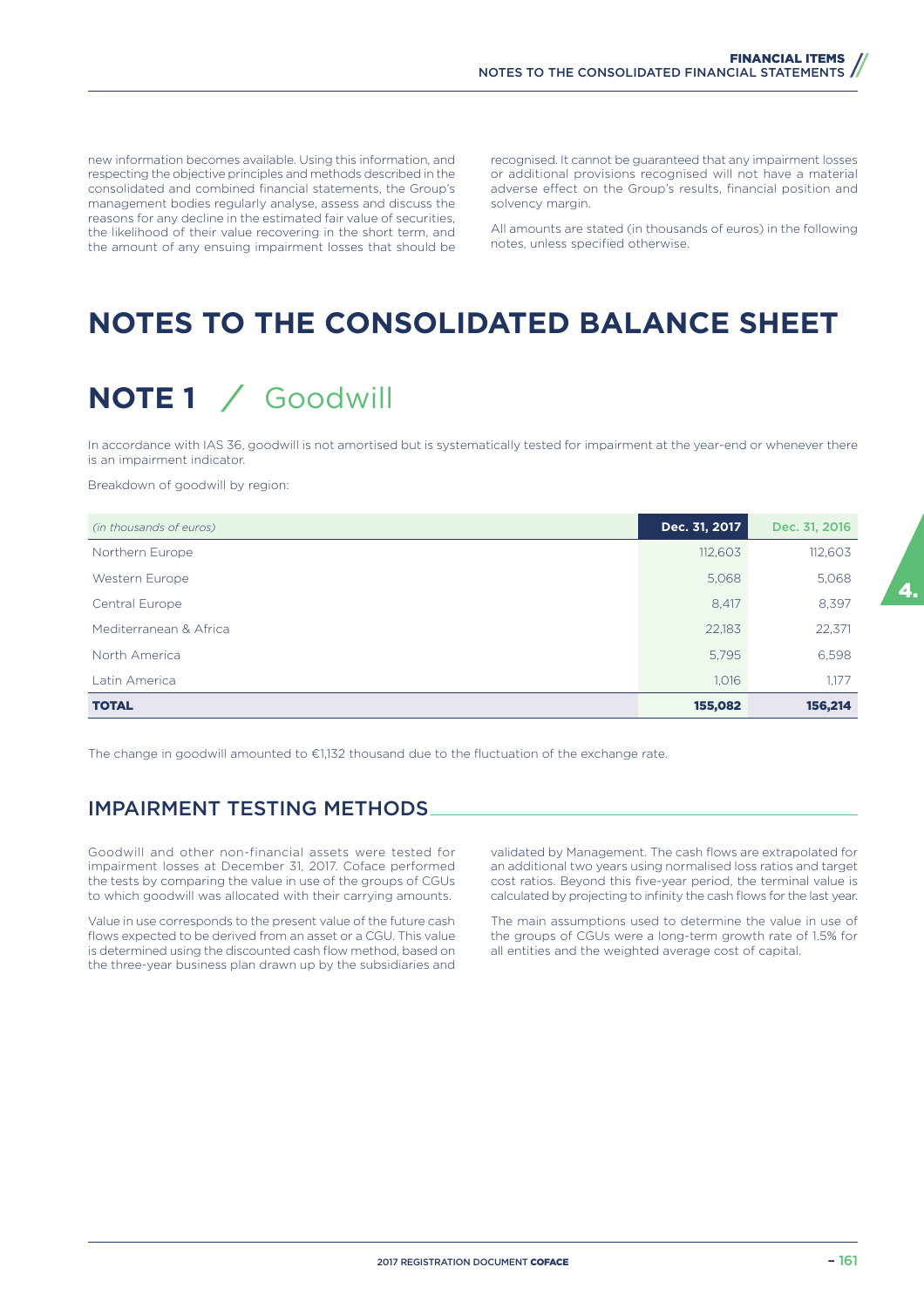new information becomes available. Using this information, and respecting the objective principles and methods described in the consolidated and combined financial statements, the Group's management bodies regularly analyse, assess and discuss the reasons for any decline in the estimated fair value of securities, the likelihood of their value recovering in the short term, and the amount of any ensuing impairment losses that should be recognised. It cannot be guaranteed that any impairment losses or additional provisions recognised will not have a material adverse effect on the Group's results, financial position and solvency margin.

All amounts are stated (in thousands of euros) in the following notes, unless specified otherwise.

# NOTES TO THE CONSOLIDATED BALANCE SHEET

## NOTE 1 / Goodwill

In accordance with IAS 36, goodwill is not amortised but is systematically tested for impairment at the year-end or whenever there is an impairment indicator.

Breakdown of goodwill by region:

| *(in thousands of euros)* | Dec. 31, 2017 | Dec. 31, 2016 |
|---|---|---|
| Northern Europe | 112,603 | 112,603 |
| Western Europe | 5,068 | 5,068 |
| Central Europe | 8,417 | 8,397 |
| Mediterranean & Africa | 22,183 | 22,371 |
| North America | 5,795 | 6,598 |
| Latin America | 1,016 | 1,177 |
| **TOTAL** | **155,082** | **156,214** |

The change in goodwill amounted to €1,132 thousand due to the fluctuation of the exchange rate.

### IMPAIRMENT TESTING METHODS

Goodwill and other non-financial assets were tested for impairment losses at December 31, 2017. Coface performed the tests by comparing the value in use of the groups of CGUs to which goodwill was allocated with their carrying amounts.

Value in use corresponds to the present value of the future cash flows expected to be derived from an asset or a CGU. This value is determined using the discounted cash flow method, based on the three-year business plan drawn up by the subsidiaries and validated by Management. The cash flows are extrapolated for an additional two years using normalised loss ratios and target cost ratios. Beyond this five-year period, the terminal value is calculated by projecting to infinity the cash flows for the last year.

The main assumptions used to determine the value in use of the groups of CGUs were a long-term growth rate of 1.5% for all entities and the weighted average cost of capital.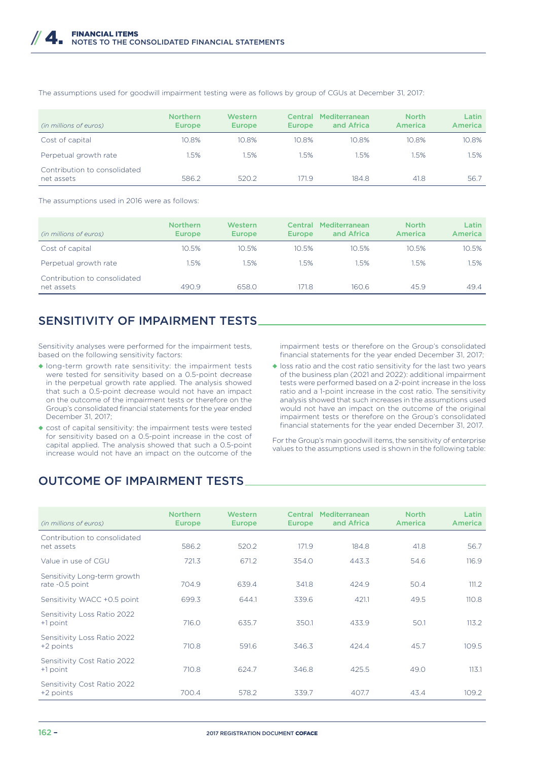The assumptions used for goodwill impairment testing were as follows by group of CGUs at December 31, 2017:

| *(in millions of euros)* | Northern Europe | Western Europe | Central Europe | Mediterranean and Africa | North America | Latin America |
|---|---|---|---|---|---|---|
| Cost of capital | 10.8% | 10.8% | 10.8% | 10.8% | 10.8% | 10.8% |
| Perpetual growth rate | 1.5% | 1.5% | 1.5% | 1.5% | 1.5% | 1.5% |
| Contribution to consolidated net assets | 586.2 | 520.2 | 171.9 | 184.8 | 41.8 | 56.7 |

The assumptions used in 2016 were as follows:

| *(in millions of euros)* | Northern Europe | Western Europe | Central Europe | Mediterranean and Africa | North America | Latin America |
|---|---|---|---|---|---|---|
| Cost of capital | 10.5% | 10.5% | 10.5% | 10.5% | 10.5% | 10.5% |
| Perpetual growth rate | 1.5% | 1.5% | 1.5% | 1.5% | 1.5% | 1.5% |
| Contribution to consolidated net assets | 490.9 | 658.0 | 171.8 | 160.6 | 45.9 | 49.4 |

## SENSITIVITY OF IMPAIRMENT TESTS

Sensitivity analyses were performed for the impairment tests, based on the following sensitivity factors:

- long-term growth rate sensitivity: the impairment tests were tested for sensitivity based on a 0.5-point decrease in the perpetual growth rate applied. The analysis showed that such a 0.5-point decrease would not have an impact on the outcome of the impairment tests or therefore on the Group's consolidated financial statements for the year ended December 31, 2017;
- cost of capital sensitivity: the impairment tests were tested for sensitivity based on a 0.5-point increase in the cost of capital applied. The analysis showed that such a 0.5-point increase would not have an impact on the outcome of the impairment tests or therefore on the Group's consolidated financial statements for the year ended December 31, 2017;
- loss ratio and the cost ratio sensitivity for the last two years of the business plan (2021 and 2022): additional impairment tests were performed based on a 2-point increase in the loss ratio and a 1-point increase in the cost ratio. The sensitivity analysis showed that such increases in the assumptions used would not have an impact on the outcome of the original impairment tests or therefore on the Group's consolidated financial statements for the year ended December 31, 2017.

For the Group's main goodwill items, the sensitivity of enterprise values to the assumptions used is shown in the following table:

## OUTCOME OF IMPAIRMENT TESTS

| *(in millions of euros)* | Northern Europe | Western Europe | Central Europe | Mediterranean and Africa | North America | Latin America |
|---|---|---|---|---|---|---|
| Contribution to consolidated net assets | 586.2 | 520.2 | 171.9 | 184.8 | 41.8 | 56.7 |
| Value in use of CGU | 721.3 | 671.2 | 354.0 | 443.3 | 54.6 | 116.9 |
| Sensitivity Long-term growth rate -0.5 point | 704.9 | 639.4 | 341.8 | 424.9 | 50.4 | 111.2 |
| Sensitivity WACC +0.5 point | 699.3 | 644.1 | 339.6 | 421.1 | 49.5 | 110.8 |
| Sensitivity Loss Ratio 2022 +1 point | 716.0 | 635.7 | 350.1 | 433.9 | 50.1 | 113.2 |
| Sensitivity Loss Ratio 2022 +2 points | 710.8 | 591.6 | 346.3 | 424.4 | 45.7 | 109.5 |
| Sensitivity Cost Ratio 2022 +1 point | 710.8 | 624.7 | 346.8 | 425.5 | 49.0 | 113.1 |
| Sensitivity Cost Ratio 2022 +2 points | 700.4 | 578.2 | 339.7 | 407.7 | 43.4 | 109.2 |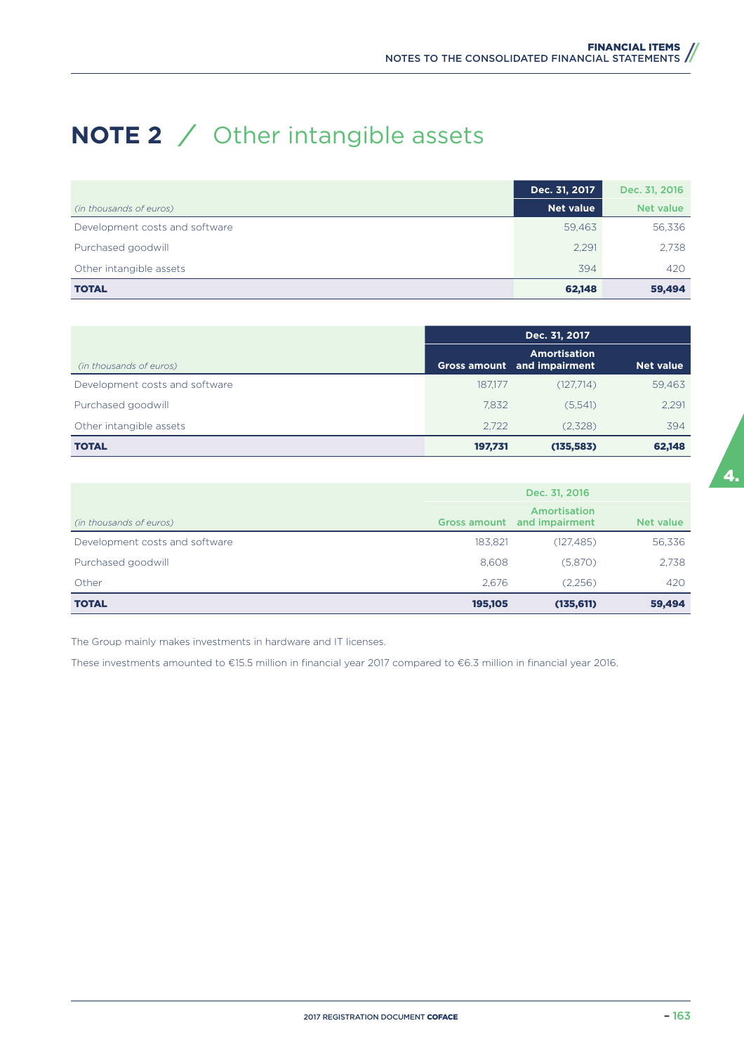# NOTE 2 / Other intangible assets

| *(in thousands of euros)* | Dec. 31, 2017<br>Net value | Dec. 31, 2016<br>Net value |
|---|---|---|
| Development costs and software | 59,463 | 56,336 |
| Purchased goodwill | 2,291 | 2,738 |
| Other intangible assets | 394 | 420 |
| **TOTAL** | **62,148** | **59,494** |

| | Dec. 31, 2017 | | |
|---|---|---|---|
| *(in thousands of euros)* | Gross amount | Amortisation and impairment | Net value |
| Development costs and software | 187,177 | (127,714) | 59,463 |
| Purchased goodwill | 7,832 | (5,541) | 2,291 |
| Other intangible assets | 2,722 | (2,328) | 394 |
| **TOTAL** | **197,731** | **(135,583)** | **62,148** |

| | Dec. 31, 2016 | | |
|---|---|---|---|
| *(in thousands of euros)* | Gross amount | Amortisation and impairment | Net value |
| Development costs and software | 183,821 | (127,485) | 56,336 |
| Purchased goodwill | 8,608 | (5,870) | 2,738 |
| Other | 2,676 | (2,256) | 420 |
| **TOTAL** | **195,105** | **(135,611)** | **59,494** |

The Group mainly makes investments in hardware and IT licenses.

These investments amounted to €15.5 million in financial year 2017 compared to €6.3 million in financial year 2016.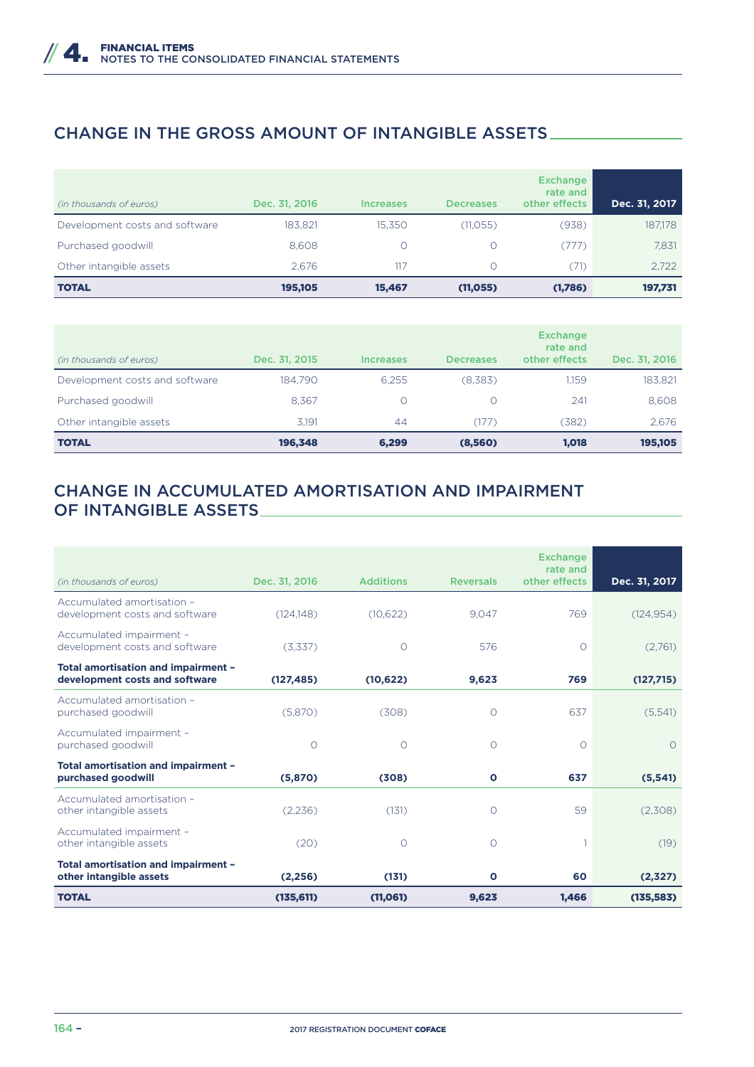## CHANGE IN THE GROSS AMOUNT OF INTANGIBLE ASSETS

| *(in thousands of euros)* | Dec. 31, 2016 | Increases | Decreases | Exchange rate and other effects | Dec. 31, 2017 |
|---|---|---|---|---|---|
| Development costs and software | 183,821 | 15,350 | (11,055) | (938) | 187,178 |
| Purchased goodwill | 8,608 | 0 | 0 | (777) | 7,831 |
| Other intangible assets | 2,676 | 117 | 0 | (71) | 2,722 |
| **TOTAL** | **195,105** | **15,467** | **(11,055)** | **(1,786)** | **197,731** |

| *(in thousands of euros)* | Dec. 31, 2015 | Increases | Decreases | Exchange rate and other effects | Dec. 31, 2016 |
|---|---|---|---|---|---|
| Development costs and software | 184,790 | 6,255 | (8,383) | 1,159 | 183,821 |
| Purchased goodwill | 8,367 | 0 | 0 | 241 | 8,608 |
| Other intangible assets | 3,191 | 44 | (177) | (382) | 2,676 |
| **TOTAL** | **196,348** | **6,299** | **(8,560)** | **1,018** | **195,105** |

## CHANGE IN ACCUMULATED AMORTISATION AND IMPAIRMENT OF INTANGIBLE ASSETS

| *(in thousands of euros)* | Dec. 31, 2016 | Additions | Reversals | Exchange rate and other effects | Dec. 31, 2017 |
|---|---|---|---|---|---|
| Accumulated amortisation – development costs and software | (124,148) | (10,622) | 9,047 | 769 | (124,954) |
| Accumulated impairment – development costs and software | (3,337) | 0 | 576 | 0 | (2,761) |
| **Total amortisation and impairment – development costs and software** | **(127,485)** | **(10,622)** | **9,623** | **769** | **(127,715)** |
| Accumulated amortisation – purchased goodwill | (5,870) | (308) | 0 | 637 | (5,541) |
| Accumulated impairment – purchased goodwill | 0 | 0 | 0 | 0 | 0 |
| **Total amortisation and impairment – purchased goodwill** | **(5,870)** | **(308)** | **0** | **637** | **(5,541)** |
| Accumulated amortisation – other intangible assets | (2,236) | (131) | 0 | 59 | (2,308) |
| Accumulated impairment – other intangible assets | (20) | 0 | 0 | 1 | (19) |
| **Total amortisation and impairment – other intangible assets** | **(2,256)** | **(131)** | **0** | **60** | **(2,327)** |
| **TOTAL** | **(135,611)** | **(11,061)** | **9,623** | **1,466** | **(135,583)** |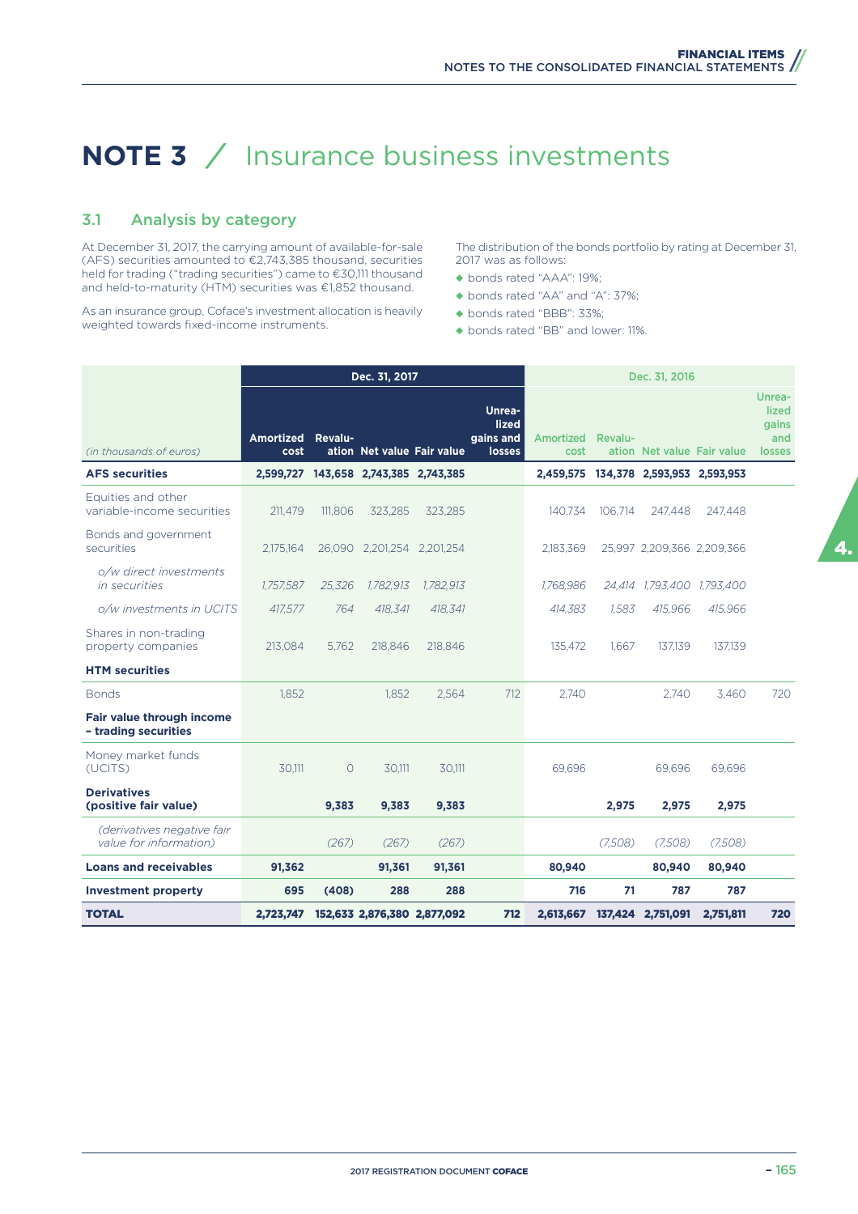# NOTE 3 / Insurance business investments

## 3.1 Analysis by category

At December 31, 2017, the carrying amount of available-for-sale (AFS) securities amounted to €2,743,385 thousand, securities held for trading ("trading securities") came to €30,111 thousand and held-to-maturity (HTM) securities was €1,852 thousand.

As an insurance group, Coface's investment allocation is heavily weighted towards fixed-income instruments.

The distribution of the bonds portfolio by rating at December 31, 2017 was as follows:

- bonds rated "AAA": 19%;
- bonds rated "AA" and "A": 37%;
- bonds rated "BBB": 33%;
- bonds rated "BB" and lower: 11%.

| *(in thousands of euros)* | Dec. 31, 2017 | | | | | Dec. 31, 2016 | | | | |
|---|---|---|---|---|---|---|---|---|---|---|
| | Amortized cost | Revaluation | Net value | Fair value | Unrealized gains and losses | Amortized cost | Revaluation | Net value | Fair value | Unrealized gains and losses |
| **AFS securities** | **2,599,727** | **143,658** | **2,743,385** | **2,743,385** | | **2,459,575** | **134,378** | **2,593,953** | **2,593,953** | |
| Equities and other variable-income securities | 211,479 | 111,806 | 323,285 | 323,285 | | 140,734 | 106,714 | 247,448 | 247,448 | |
| Bonds and government securities | 2,175,164 | 26,090 | 2,201,254 | 2,201,254 | | 2,183,369 | 25,997 | 2,209,366 | 2,209,366 | |
| *o/w direct investments in securities* | *1,757,587* | *25,326* | *1,782,913* | *1,782,913* | | *1,768,986* | *24,414* | *1,793,400* | *1,793,400* | |
| *o/w investments in UCITS* | *417,577* | *764* | *418,341* | *418,341* | | *414,383* | *1,583* | *415,966* | *415,966* | |
| Shares in non-trading property companies | 213,084 | 5,762 | 218,846 | 218,846 | | 135,472 | 1,667 | 137,139 | 137,139 | |
| **HTM securities** | | | | | | | | | | |
| Bonds | 1,852 | | 1,852 | 2,564 | 712 | 2,740 | | 2,740 | 3,460 | 720 |
| **Fair value through income – trading securities** | | | | | | | | | | |
| Money market funds (UCITS) | 30,111 | 0 | 30,111 | 30,111 | | 69,696 | | 69,696 | 69,696 | |
| **Derivatives (positive fair value)** | | **9,383** | **9,383** | **9,383** | | | **2,975** | **2,975** | **2,975** | |
| *(derivatives negative fair value for information)* | | *(267)* | *(267)* | *(267)* | | | *(7,508)* | *(7,508)* | *(7,508)* | |
| **Loans and receivables** | **91,362** | | **91,361** | **91,361** | | **80,940** | | **80,940** | **80,940** | |
| **Investment property** | **695** | **(408)** | **288** | **288** | | **716** | **71** | **787** | **787** | |
| **TOTAL** | **2,723,747** | **152,633** | **2,876,380** | **2,877,092** | **712** | **2,613,667** | **137,424** | **2,751,091** | **2,751,811** | **720** |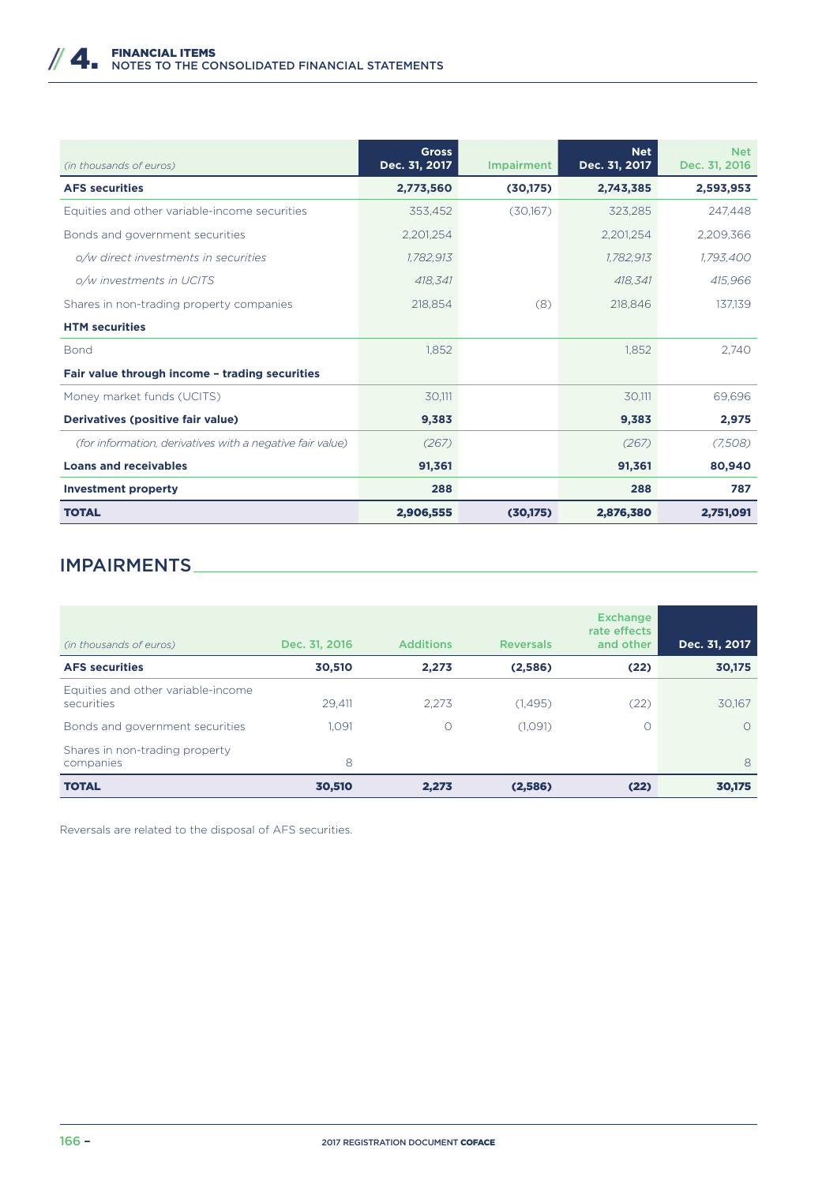| (in thousands of euros) | Gross Dec. 31, 2017 | Impairment | Net Dec. 31, 2017 | Net Dec. 31, 2016 |
|---|---|---|---|---|
| **AFS securities** | **2,773,560** | **(30,175)** | **2,743,385** | **2,593,953** |
| Equities and other variable-income securities | 353,452 | (30,167) | 323,285 | 247,448 |
| Bonds and government securities | 2,201,254 | | 2,201,254 | 2,209,366 |
| *o/w direct investments in securities* | *1,782,913* | | *1,782,913* | *1,793,400* |
| *o/w investments in UCITS* | *418,341* | | *418,341* | *415,966* |
| Shares in non-trading property companies | 218,854 | (8) | 218,846 | 137,139 |
| **HTM securities** | | | | |
| Bond | 1,852 | | 1,852 | 2,740 |
| **Fair value through income – trading securities** | | | | |
| Money market funds (UCITS) | 30,111 | | 30,111 | 69,696 |
| **Derivatives (positive fair value)** | **9,383** | | **9,383** | **2,975** |
| *(for information, derivatives with a negative fair value)* | *(267)* | | *(267)* | *(7,508)* |
| **Loans and receivables** | **91,361** | | **91,361** | **80,940** |
| **Investment property** | **288** | | **288** | **787** |
| **TOTAL** | **2,906,555** | **(30,175)** | **2,876,380** | **2,751,091** |

## IMPAIRMENTS

| (in thousands of euros) | Dec. 31, 2016 | Additions | Reversals | Exchange rate effects and other | Dec. 31, 2017 |
|---|---|---|---|---|---|
| **AFS securities** | **30,510** | **2,273** | **(2,586)** | **(22)** | **30,175** |
| Equities and other variable-income securities | 29,411 | 2,273 | (1,495) | (22) | 30,167 |
| Bonds and government securities | 1,091 | 0 | (1,091) | 0 | 0 |
| Shares in non-trading property companies | 8 | | | | 8 |
| **TOTAL** | **30,510** | **2,273** | **(2,586)** | **(22)** | **30,175** |

Reversals are related to the disposal of AFS securities.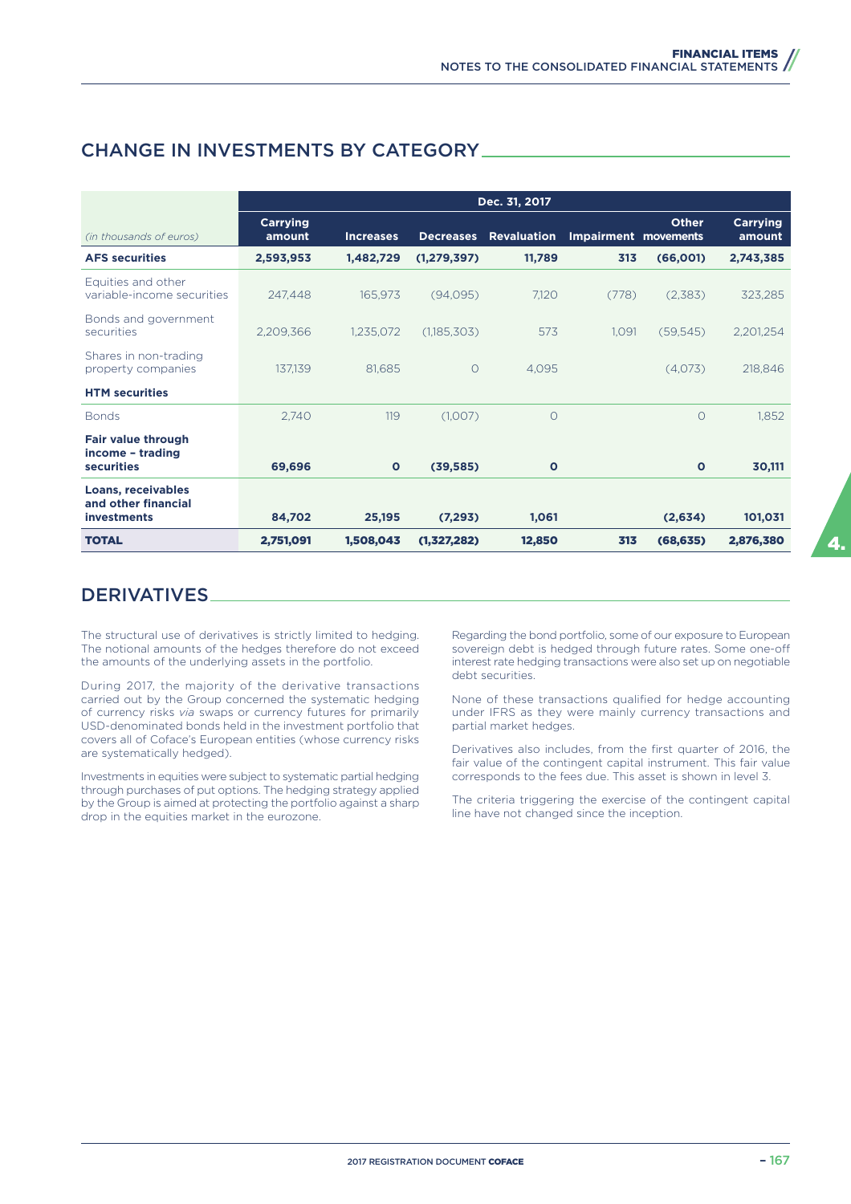## CHANGE IN INVESTMENTS BY CATEGORY

| (in thousands of euros) | Dec. 31, 2017 | | | | | | |
|---|---|---|---|---|---|---|---|
| | Carrying amount | Increases | Decreases | Revaluation | Impairment | Other movements | Carrying amount |
| **AFS securities** | **2,593,953** | **1,482,729** | **(1,279,397)** | **11,789** | **313** | **(66,001)** | **2,743,385** |
| Equities and other variable-income securities | 247,448 | 165,973 | (94,095) | 7,120 | (778) | (2,383) | 323,285 |
| Bonds and government securities | 2,209,366 | 1,235,072 | (1,185,303) | 573 | 1,091 | (59,545) | 2,201,254 |
| Shares in non-trading property companies | 137,139 | 81,685 | 0 | 4,095 | | (4,073) | 218,846 |
| **HTM securities** | | | | | | | |
| Bonds | 2,740 | 119 | (1,007) | 0 | | 0 | 1,852 |
| **Fair value through income – trading securities** | **69,696** | **0** | **(39,585)** | **0** | | **0** | **30,111** |
| **Loans, receivables and other financial investments** | **84,702** | **25,195** | **(7,293)** | **1,061** | | **(2,634)** | **101,031** |
| **TOTAL** | **2,751,091** | **1,508,043** | **(1,327,282)** | **12,850** | **313** | **(68,635)** | **2,876,380** |

## DERIVATIVES

The structural use of derivatives is strictly limited to hedging. The notional amounts of the hedges therefore do not exceed the amounts of the underlying assets in the portfolio.

During 2017, the majority of the derivative transactions carried out by the Group concerned the systematic hedging of currency risks *via* swaps or currency futures for primarily USD-denominated bonds held in the investment portfolio that covers all of Coface's European entities (whose currency risks are systematically hedged).

Investments in equities were subject to systematic partial hedging through purchases of put options. The hedging strategy applied by the Group is aimed at protecting the portfolio against a sharp drop in the equities market in the eurozone.

Regarding the bond portfolio, some of our exposure to European sovereign debt is hedged through future rates. Some one-off interest rate hedging transactions were also set up on negotiable debt securities.

None of these transactions qualified for hedge accounting under IFRS as they were mainly currency transactions and partial market hedges.

Derivatives also includes, from the first quarter of 2016, the fair value of the contingent capital instrument. This fair value corresponds to the fees due. This asset is shown in level 3.

The criteria triggering the exercise of the contingent capital line have not changed since the inception.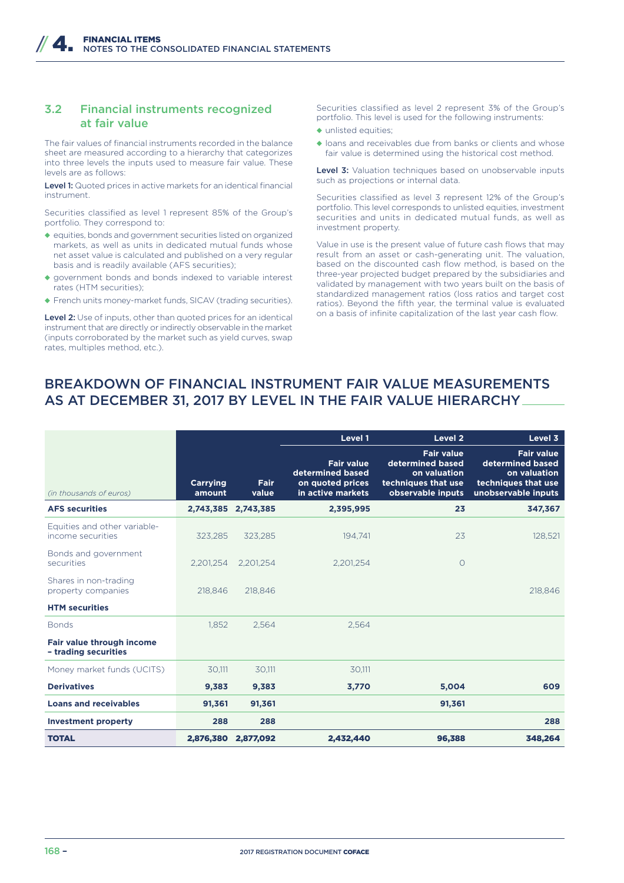### 3.2 Financial instruments recognized at fair value

The fair values of financial instruments recorded in the balance sheet are measured according to a hierarchy that categorizes into three levels the inputs used to measure fair value. These levels are as follows:

**Level 1:** Quoted prices in active markets for an identical financial instrument.

Securities classified as level 1 represent 85% of the Group's portfolio. They correspond to:

- equities, bonds and government securities listed on organized markets, as well as units in dedicated mutual funds whose net asset value is calculated and published on a very regular basis and is readily available (AFS securities);
- government bonds and bonds indexed to variable interest rates (HTM securities);
- French units money-market funds, SICAV (trading securities).

**Level 2:** Use of inputs, other than quoted prices for an identical instrument that are directly or indirectly observable in the market (inputs corroborated by the market such as yield curves, swap rates, multiples method, etc.).

Securities classified as level 2 represent 3% of the Group's portfolio. This level is used for the following instruments:

- unlisted equities;
- loans and receivables due from banks or clients and whose fair value is determined using the historical cost method.

**Level 3:** Valuation techniques based on unobservable inputs such as projections or internal data.

Securities classified as level 3 represent 12% of the Group's portfolio. This level corresponds to unlisted equities, investment securities and units in dedicated mutual funds, as well as investment property.

Value in use is the present value of future cash flows that may result from an asset or cash-generating unit. The valuation, based on the discounted cash flow method, is based on the three-year projected budget prepared by the subsidiaries and validated by management with two years built on the basis of standardized management ratios (loss ratios and target cost ratios). Beyond the fifth year, the terminal value is evaluated on a basis of infinite capitalization of the last year cash flow.

## BREAKDOWN OF FINANCIAL INSTRUMENT FAIR VALUE MEASUREMENTS AS AT DECEMBER 31, 2017 BY LEVEL IN THE FAIR VALUE HIERARCHY

| *(in thousands of euros)* | Carrying amount | Fair value | Level 1<br>Fair value determined based on quoted prices in active markets | Level 2<br>Fair value determined based on valuation techniques that use observable inputs | Level 3<br>Fair value determined based on valuation techniques that use unobservable inputs |
|---|---|---|---|---|---|
| **AFS securities** | **2,743,385** | **2,743,385** | **2,395,995** | **23** | **347,367** |
| Equities and other variable-income securities | 323,285 | 323,285 | 194,741 | 23 | 128,521 |
| Bonds and government securities | 2,201,254 | 2,201,254 | 2,201,254 | 0 | |
| Shares in non-trading property companies | 218,846 | 218,846 | | | 218,846 |
| **HTM securities** | | | | | |
| Bonds | 1,852 | 2,564 | 2,564 | | |
| **Fair value through income – trading securities** | | | | | |
| Money market funds (UCITS) | 30,111 | 30,111 | 30,111 | | |
| **Derivatives** | **9,383** | **9,383** | **3,770** | **5,004** | **609** |
| **Loans and receivables** | **91,361** | **91,361** | | **91,361** | |
| **Investment property** | **288** | **288** | | | **288** |
| **TOTAL** | **2,876,380** | **2,877,092** | **2,432,440** | **96,388** | **348,264** |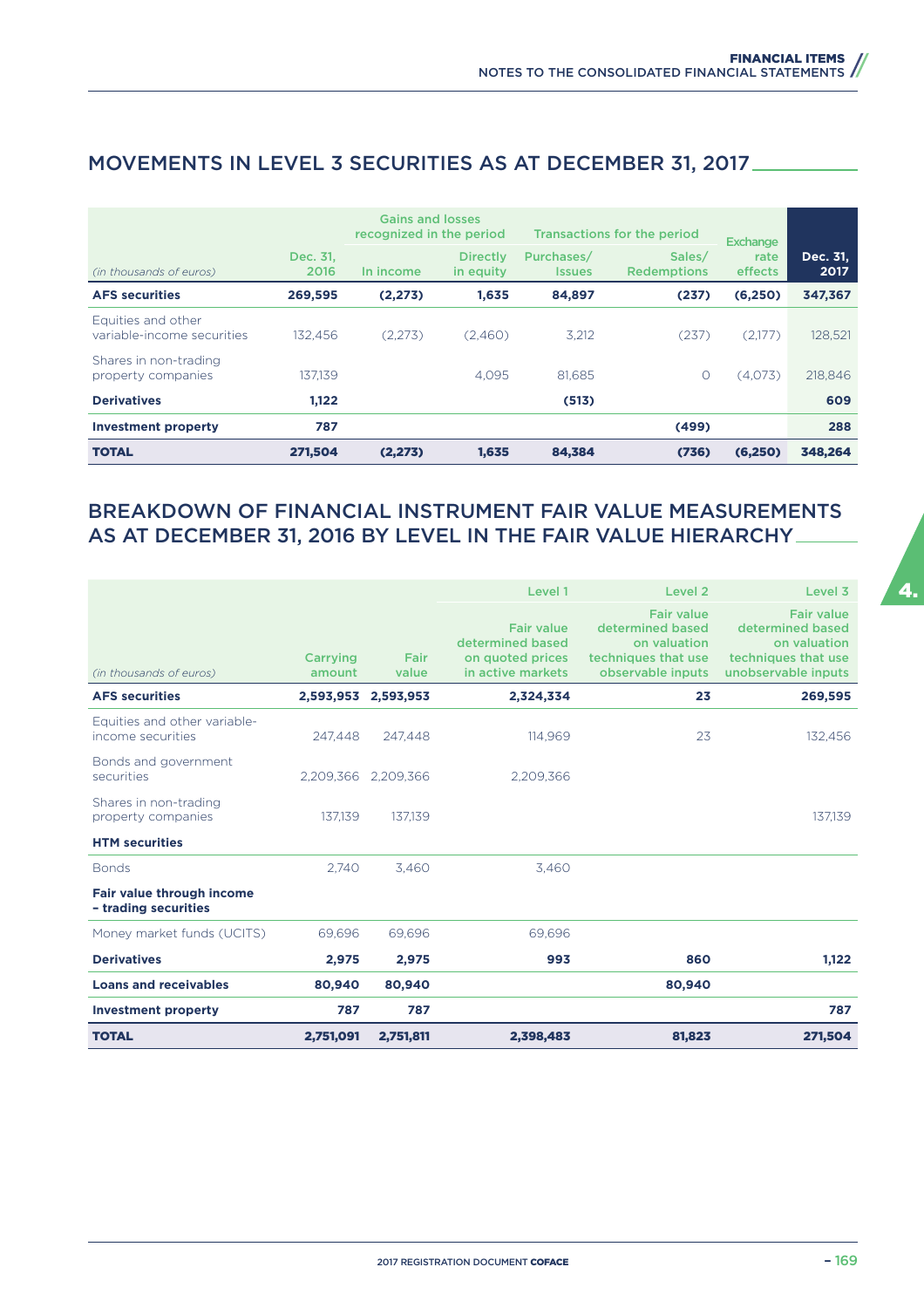## MOVEMENTS IN LEVEL 3 SECURITIES AS AT DECEMBER 31, 2017

| *(in thousands of euros)* | Dec. 31, 2016 | Gains and losses recognized in the period – In income | Gains and losses recognized in the period – Directly in equity | Transactions for the period – Purchases/ Issues | Transactions for the period – Sales/ Redemptions | Exchange rate effects | Dec. 31, 2017 |
|---|---|---|---|---|---|---|---|
| **AFS securities** | **269,595** | **(2,273)** | **1,635** | **84,897** | **(237)** | **(6,250)** | **347,367** |
| Equities and other variable-income securities | 132,456 | (2,273) | (2,460) | 3,212 | (237) | (2,177) | 128,521 |
| Shares in non-trading property companies | 137,139 | | 4,095 | 81,685 | 0 | (4,073) | 218,846 |
| **Derivatives** | **1,122** | | | **(513)** | | | **609** |
| **Investment property** | **787** | | | | **(499)** | | **288** |
| **TOTAL** | **271,504** | **(2,273)** | **1,635** | **84,384** | **(736)** | **(6,250)** | **348,264** |

## BREAKDOWN OF FINANCIAL INSTRUMENT FAIR VALUE MEASUREMENTS AS AT DECEMBER 31, 2016 BY LEVEL IN THE FAIR VALUE HIERARCHY

| | | | Level 1 | Level 2 | Level 3 |
|---|---|---|---|---|---|
| *(in thousands of euros)* | Carrying amount | Fair value | Fair value determined based on quoted prices in active markets | Fair value determined based on valuation techniques that use observable inputs | Fair value determined based on valuation techniques that use unobservable inputs |
| **AFS securities** | **2,593,953** | **2,593,953** | **2,324,334** | **23** | **269,595** |
| Equities and other variable-income securities | 247,448 | 247,448 | 114,969 | 23 | 132,456 |
| Bonds and government securities | 2,209,366 | 2,209,366 | 2,209,366 | | |
| Shares in non-trading property companies | 137,139 | 137,139 | | | 137,139 |
| **HTM securities** | | | | | |
| Bonds | 2,740 | 3,460 | 3,460 | | |
| **Fair value through income – trading securities** | | | | | |
| Money market funds (UCITS) | 69,696 | 69,696 | 69,696 | | |
| **Derivatives** | **2,975** | **2,975** | **993** | **860** | **1,122** |
| **Loans and receivables** | **80,940** | **80,940** | | **80,940** | |
| **Investment property** | **787** | **787** | | | **787** |
| **TOTAL** | **2,751,091** | **2,751,811** | **2,398,483** | **81,823** | **271,504** |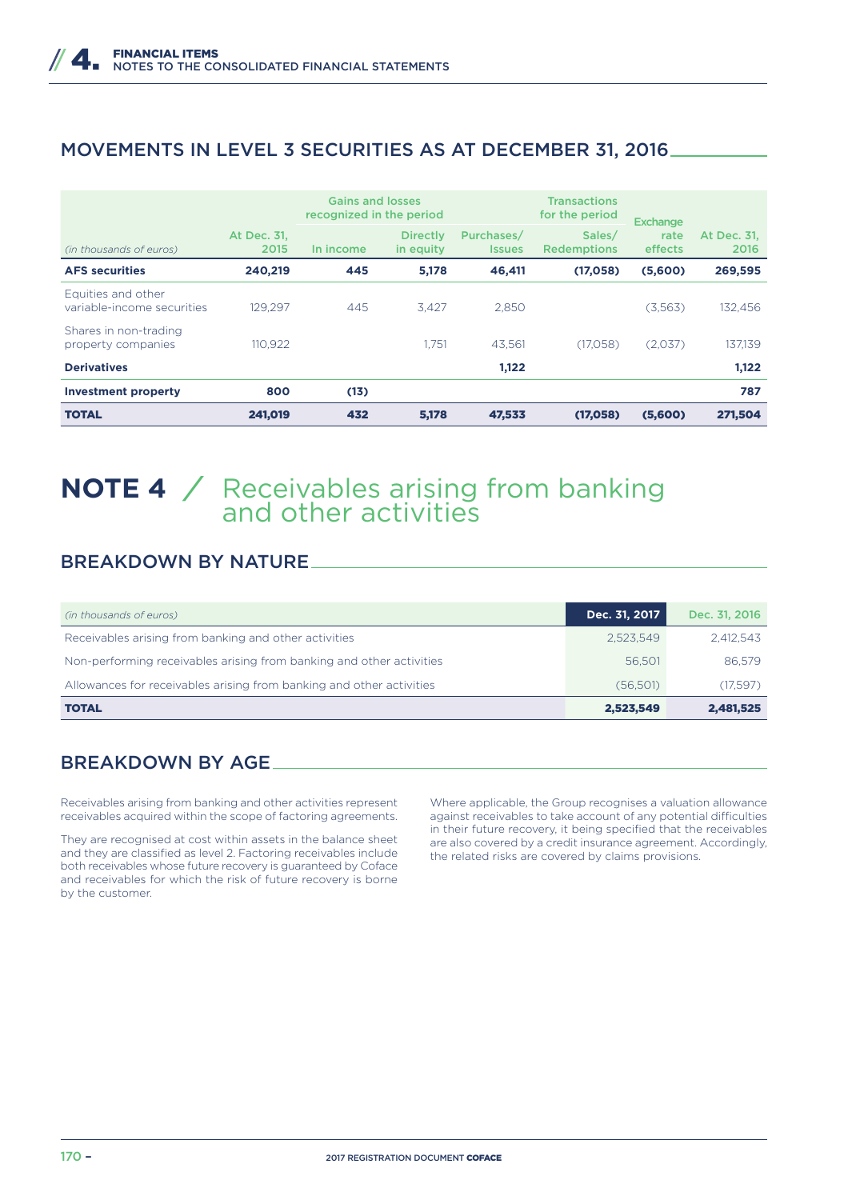## MOVEMENTS IN LEVEL 3 SECURITIES AS AT DECEMBER 31, 2016

| (in thousands of euros) | At Dec. 31, 2015 | Gains and losses recognized in the period | | Transactions for the period | | Exchange rate effects | At Dec. 31, 2016 |
|---|---|---|---|---|---|---|---|
| | | In income | Directly in equity | Purchases/ Issues | Sales/ Redemptions | | |
| **AFS securities** | **240,219** | **445** | **5,178** | **46,411** | **(17,058)** | **(5,600)** | **269,595** |
| Equities and other variable-income securities | 129,297 | 445 | 3,427 | 2,850 | | (3,563) | 132,456 |
| Shares in non-trading property companies | 110,922 | | 1,751 | 43,561 | (17,058) | (2,037) | 137,139 |
| **Derivatives** | | | | **1,122** | | | **1,122** |
| **Investment property** | **800** | **(13)** | | | | | **787** |
| **TOTAL** | **241,019** | **432** | **5,178** | **47,533** | **(17,058)** | **(5,600)** | **271,504** |

# NOTE 4 / Receivables arising from banking and other activities

## BREAKDOWN BY NATURE

| (in thousands of euros) | Dec. 31, 2017 | Dec. 31, 2016 |
|---|---|---|
| Receivables arising from banking and other activities | 2,523,549 | 2,412,543 |
| Non-performing receivables arising from banking and other activities | 56,501 | 86,579 |
| Allowances for receivables arising from banking and other activities | (56,501) | (17,597) |
| **TOTAL** | **2,523,549** | **2,481,525** |

## BREAKDOWN BY AGE

Receivables arising from banking and other activities represent receivables acquired within the scope of factoring agreements.

They are recognised at cost within assets in the balance sheet and they are classified as level 2. Factoring receivables include both receivables whose future recovery is guaranteed by Coface and receivables for which the risk of future recovery is borne by the customer.

Where applicable, the Group recognises a valuation allowance against receivables to take account of any potential difficulties in their future recovery, it being specified that the receivables are also covered by a credit insurance agreement. Accordingly, the related risks are covered by claims provisions.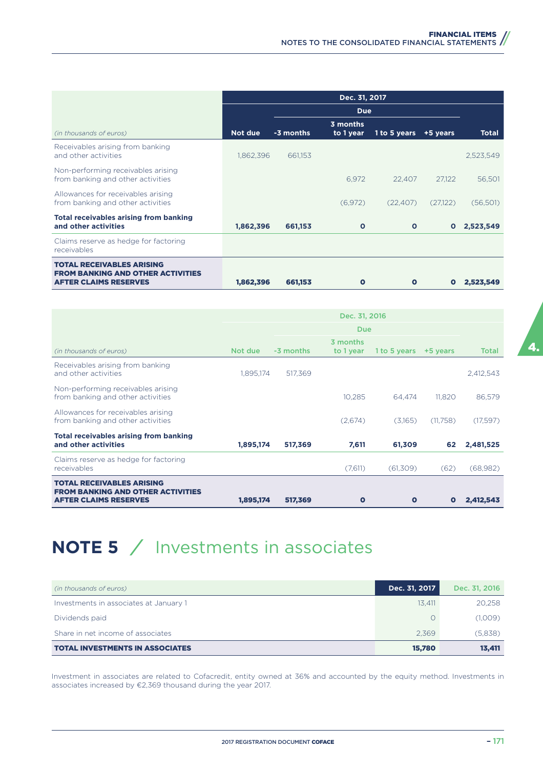| (in thousands of euros) | Dec. 31, 2017 | | | | | |
|---|---|---|---|---|---|---|
| | | Due | | | | |
| | Not due | -3 months | 3 months to 1 year | 1 to 5 years | +5 years | Total |
| Receivables arising from banking and other activities | 1,862,396 | 661,153 | | | | 2,523,549 |
| Non-performing receivables arising from banking and other activities | | | 6,972 | 22,407 | 27,122 | 56,501 |
| Allowances for receivables arising from banking and other activities | | | (6,972) | (22,407) | (27,122) | (56,501) |
| **Total receivables arising from banking and other activities** | **1,862,396** | **661,153** | **0** | **0** | **0** | **2,523,549** |
| Claims reserve as hedge for factoring receivables | | | | | | |
| **TOTAL RECEIVABLES ARISING FROM BANKING AND OTHER ACTIVITIES AFTER CLAIMS RESERVES** | **1,862,396** | **661,153** | **0** | **0** | **0** | **2,523,549** |

| (in thousands of euros) | Dec. 31, 2016 | | | | | |
|---|---|---|---|---|---|---|
| | | Due | | | | |
| | Not due | -3 months | 3 months to 1 year | 1 to 5 years | +5 years | Total |
| Receivables arising from banking and other activities | 1,895,174 | 517,369 | | | | 2,412,543 |
| Non-performing receivables arising from banking and other activities | | | 10,285 | 64,474 | 11,820 | 86,579 |
| Allowances for receivables arising from banking and other activities | | | (2,674) | (3,165) | (11,758) | (17,597) |
| **Total receivables arising from banking and other activities** | **1,895,174** | **517,369** | **7,611** | **61,309** | **62** | **2,481,525** |
| Claims reserve as hedge for factoring receivables | | | (7,611) | (61,309) | (62) | (68,982) |
| **TOTAL RECEIVABLES ARISING FROM BANKING AND OTHER ACTIVITIES AFTER CLAIMS RESERVES** | **1,895,174** | **517,369** | **0** | **0** | **0** | **2,412,543** |

# NOTE 5 / Investments in associates

| (in thousands of euros) | Dec. 31, 2017 | Dec. 31, 2016 |
|---|---|---|
| Investments in associates at January 1 | 13,411 | 20,258 |
| Dividends paid | 0 | (1,009) |
| Share in net income of associates | 2,369 | (5,838) |
| **TOTAL INVESTMENTS IN ASSOCIATES** | **15,780** | **13,411** |

Investment in associates are related to Cofacredit, entity owned at 36% and accounted by the equity method. Investments in associates increased by €2,369 thousand during the year 2017.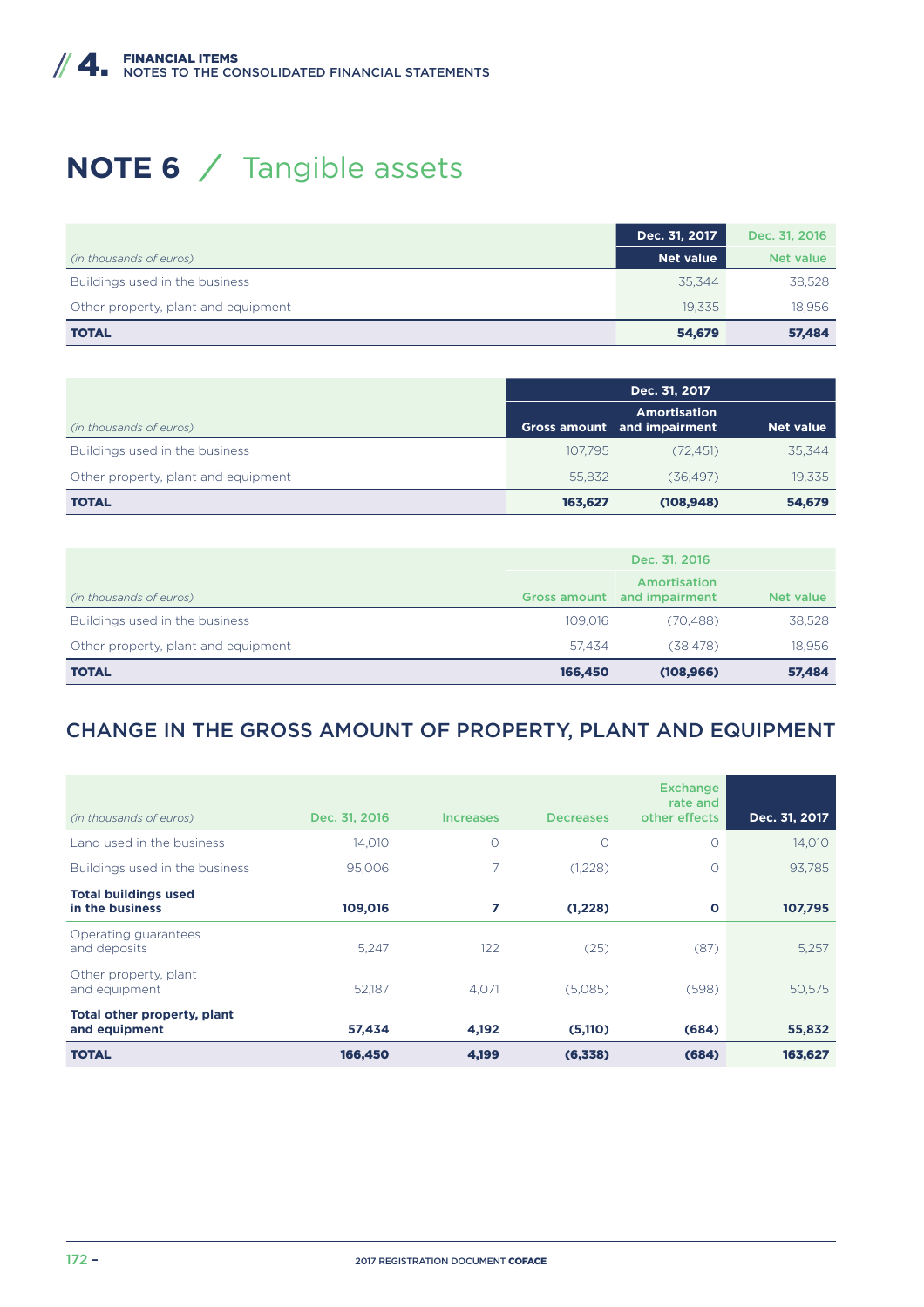# NOTE 6 / Tangible assets

| *(in thousands of euros)* | Dec. 31, 2017<br>Net value | Dec. 31, 2016<br>Net value |
|---|---|---|
| Buildings used in the business | 35,344 | 38,528 |
| Other property, plant and equipment | 19,335 | 18,956 |
| **TOTAL** | **54,679** | **57,484** |

| *(in thousands of euros)* | Dec. 31, 2017 | | |
|---|---|---|---|
| | Gross amount | Amortisation and impairment | Net value |
| Buildings used in the business | 107,795 | (72,451) | 35,344 |
| Other property, plant and equipment | 55,832 | (36,497) | 19,335 |
| **TOTAL** | **163,627** | **(108,948)** | **54,679** |

| *(in thousands of euros)* | Dec. 31, 2016 | | |
|---|---|---|---|
| | Gross amount | Amortisation and impairment | Net value |
| Buildings used in the business | 109,016 | (70,488) | 38,528 |
| Other property, plant and equipment | 57,434 | (38,478) | 18,956 |
| **TOTAL** | **166,450** | **(108,966)** | **57,484** |

## CHANGE IN THE GROSS AMOUNT OF PROPERTY, PLANT AND EQUIPMENT

| *(in thousands of euros)* | Dec. 31, 2016 | Increases | Decreases | Exchange rate and other effects | Dec. 31, 2017 |
|---|---|---|---|---|---|
| Land used in the business | 14,010 | 0 | 0 | 0 | 14,010 |
| Buildings used in the business | 95,006 | 7 | (1,228) | 0 | 93,785 |
| **Total buildings used in the business** | **109,016** | **7** | **(1,228)** | **0** | **107,795** |
| Operating guarantees and deposits | 5,247 | 122 | (25) | (87) | 5,257 |
| Other property, plant and equipment | 52,187 | 4,071 | (5,085) | (598) | 50,575 |
| **Total other property, plant and equipment** | **57,434** | **4,192** | **(5,110)** | **(684)** | **55,832** |
| **TOTAL** | **166,450** | **4,199** | **(6,338)** | **(684)** | **163,627** |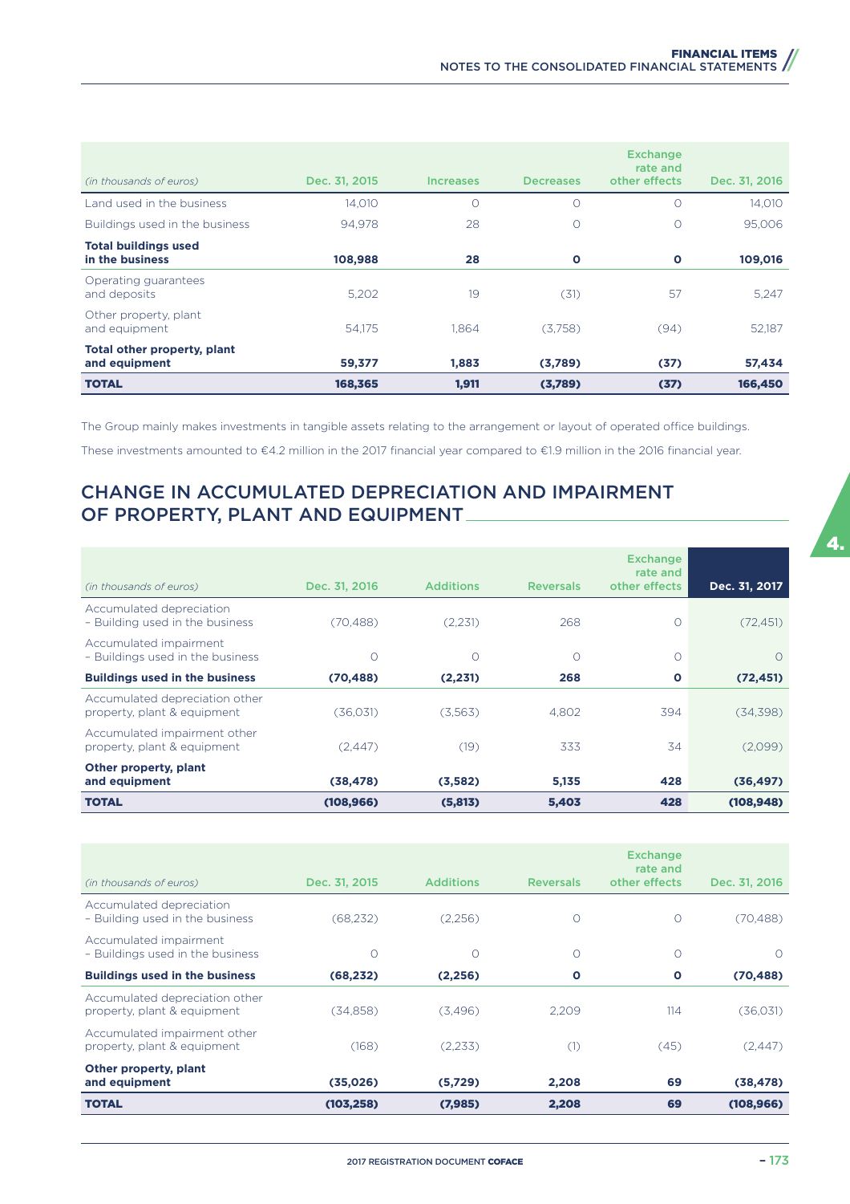| (in thousands of euros) | Dec. 31, 2015 | Increases | Decreases | Exchange rate and other effects | Dec. 31, 2016 |
|---|---|---|---|---|---|
| Land used in the business | 14,010 | 0 | 0 | 0 | 14,010 |
| Buildings used in the business | 94,978 | 28 | 0 | 0 | 95,006 |
| **Total buildings used in the business** | **108,988** | **28** | **0** | **0** | **109,016** |
| Operating guarantees and deposits | 5,202 | 19 | (31) | 57 | 5,247 |
| Other property, plant and equipment | 54,175 | 1,864 | (3,758) | (94) | 52,187 |
| **Total other property, plant and equipment** | **59,377** | **1,883** | **(3,789)** | **(37)** | **57,434** |
| **TOTAL** | **168,365** | **1,911** | **(3,789)** | **(37)** | **166,450** |

The Group mainly makes investments in tangible assets relating to the arrangement or layout of operated office buildings.

These investments amounted to €4.2 million in the 2017 financial year compared to €1.9 million in the 2016 financial year.

## CHANGE IN ACCUMULATED DEPRECIATION AND IMPAIRMENT OF PROPERTY, PLANT AND EQUIPMENT

| (in thousands of euros) | Dec. 31, 2016 | Additions | Reversals | Exchange rate and other effects | Dec. 31, 2017 |
|---|---|---|---|---|---|
| Accumulated depreciation – Building used in the business | (70,488) | (2,231) | 268 | 0 | (72,451) |
| Accumulated impairment – Buildings used in the business | 0 | 0 | 0 | 0 | 0 |
| **Buildings used in the business** | **(70,488)** | **(2,231)** | **268** | **0** | **(72,451)** |
| Accumulated depreciation other property, plant & equipment | (36,031) | (3,563) | 4,802 | 394 | (34,398) |
| Accumulated impairment other property, plant & equipment | (2,447) | (19) | 333 | 34 | (2,099) |
| **Other property, plant and equipment** | **(38,478)** | **(3,582)** | **5,135** | **428** | **(36,497)** |
| **TOTAL** | **(108,966)** | **(5,813)** | **5,403** | **428** | **(108,948)** |

| (in thousands of euros) | Dec. 31, 2015 | Additions | Reversals | Exchange rate and other effects | Dec. 31, 2016 |
|---|---|---|---|---|---|
| Accumulated depreciation – Building used in the business | (68,232) | (2,256) | 0 | 0 | (70,488) |
| Accumulated impairment – Buildings used in the business | 0 | 0 | 0 | 0 | 0 |
| **Buildings used in the business** | **(68,232)** | **(2,256)** | **0** | **0** | **(70,488)** |
| Accumulated depreciation other property, plant & equipment | (34,858) | (3,496) | 2,209 | 114 | (36,031) |
| Accumulated impairment other property, plant & equipment | (168) | (2,233) | (1) | (45) | (2,447) |
| **Other property, plant and equipment** | **(35,026)** | **(5,729)** | **2,208** | **69** | **(38,478)** |
| **TOTAL** | **(103,258)** | **(7,985)** | **2,208** | **69** | **(108,966)** |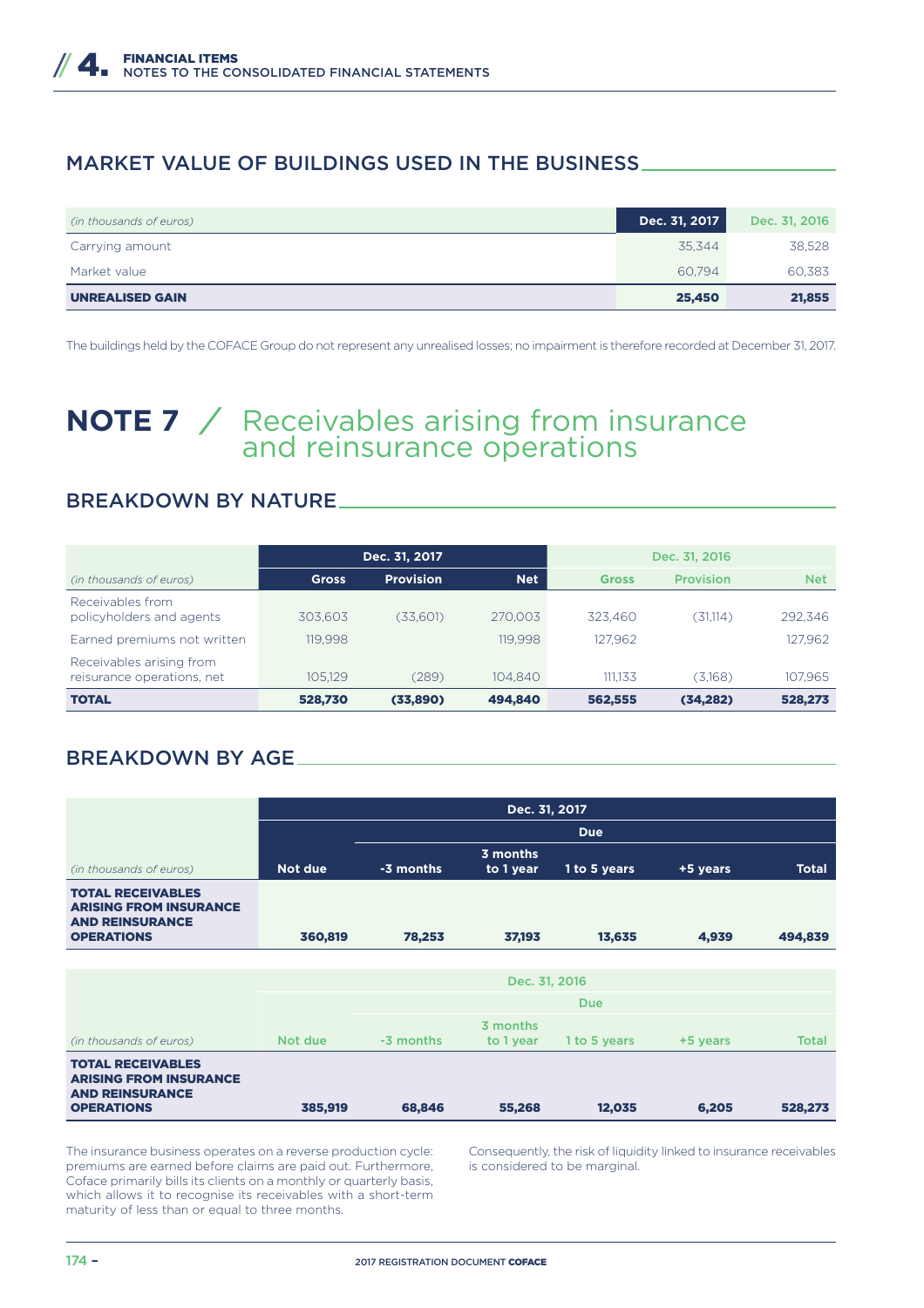## MARKET VALUE OF BUILDINGS USED IN THE BUSINESS

| (in thousands of euros) | Dec. 31, 2017 | Dec. 31, 2016 |
|---|---|---|
| Carrying amount | 35,344 | 38,528 |
| Market value | 60,794 | 60,383 |
| **UNREALISED GAIN** | **25,450** | **21,855** |

The buildings held by the COFACE Group do not represent any unrealised losses; no impairment is therefore recorded at December 31, 2017.

# NOTE 7 / Receivables arising from insurance and reinsurance operations

## BREAKDOWN BY NATURE

| | Dec. 31, 2017 | | | Dec. 31, 2016 | | |
|---|---|---|---|---|---|---|
| (in thousands of euros) | Gross | Provision | Net | Gross | Provision | Net |
| Receivables from policyholders and agents | 303,603 | (33,601) | 270,003 | 323,460 | (31,114) | 292,346 |
| Earned premiums not written | 119,998 | | 119,998 | 127,962 | | 127,962 |
| Receivables arising from reisurance operations, net | 105,129 | (289) | 104,840 | 111,133 | (3,168) | 107,965 |
| **TOTAL** | **528,730** | **(33,890)** | **494,840** | **562,555** | **(34,282)** | **528,273** |

## BREAKDOWN BY AGE

| | Dec. 31, 2017 | | | | | |
|---|---|---|---|---|---|---|
| | | Due | | | | |
| (in thousands of euros) | Not due | -3 months | 3 months to 1 year | 1 to 5 years | +5 years | Total |
| **TOTAL RECEIVABLES ARISING FROM INSURANCE AND REINSURANCE OPERATIONS** | **360,819** | **78,253** | **37,193** | **13,635** | **4,939** | **494,839** |

| | Dec. 31, 2016 | | | | | |
|---|---|---|---|---|---|---|
| | | Due | | | | |
| (in thousands of euros) | Not due | -3 months | 3 months to 1 year | 1 to 5 years | +5 years | Total |
| **TOTAL RECEIVABLES ARISING FROM INSURANCE AND REINSURANCE OPERATIONS** | **385,919** | **68,846** | **55,268** | **12,035** | **6,205** | **528,273** |

The insurance business operates on a reverse production cycle: premiums are earned before claims are paid out. Furthermore, Coface primarily bills its clients on a monthly or quarterly basis, which allows it to recognise its receivables with a short-term maturity of less than or equal to three months.

Consequently, the risk of liquidity linked to insurance receivables is considered to be marginal.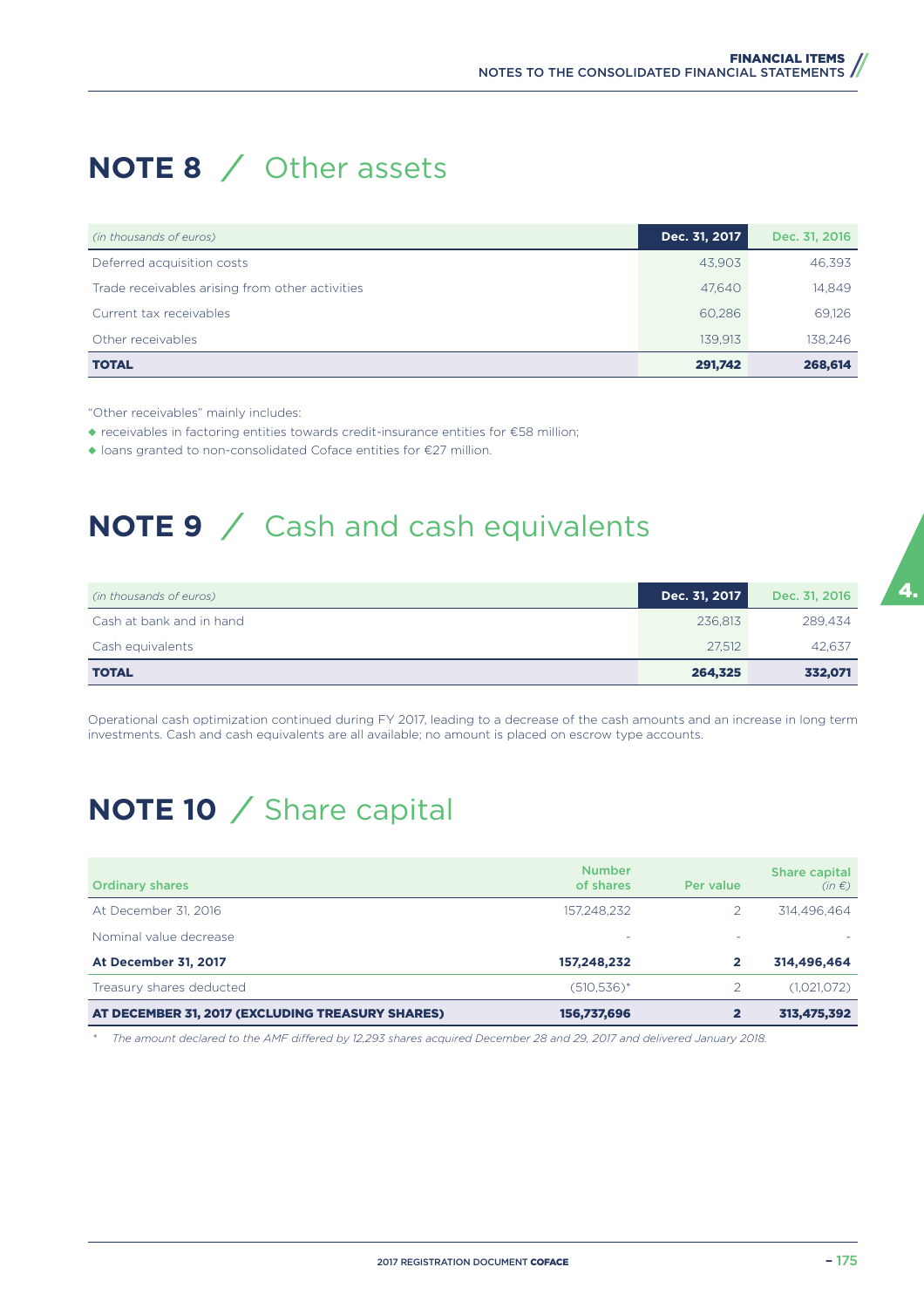# NOTE 8 / Other assets

| *(in thousands of euros)* | Dec. 31, 2017 | Dec. 31, 2016 |
|---|---|---|
| Deferred acquisition costs | 43,903 | 46,393 |
| Trade receivables arising from other activities | 47,640 | 14,849 |
| Current tax receivables | 60,286 | 69,126 |
| Other receivables | 139,913 | 138,246 |
| **TOTAL** | **291,742** | **268,614** |

"Other receivables" mainly includes:

- receivables in factoring entities towards credit-insurance entities for €58 million;
- loans granted to non-consolidated Coface entities for €27 million.

# NOTE 9 / Cash and cash equivalents

| *(in thousands of euros)* | Dec. 31, 2017 | Dec. 31, 2016 |
|---|---|---|
| Cash at bank and in hand | 236,813 | 289,434 |
| Cash equivalents | 27,512 | 42,637 |
| **TOTAL** | **264,325** | **332,071** |

Operational cash optimization continued during FY 2017, leading to a decrease of the cash amounts and an increase in long term investments. Cash and cash equivalents are all available; no amount is placed on escrow type accounts.

# NOTE 10 / Share capital

| Ordinary shares | Number of shares | Per value | Share capital *(in €)* |
|---|---|---|---|
| At December 31, 2016 | 157,248,232 | 2 | 314,496,464 |
| Nominal value decrease | - | - | - |
| **At December 31, 2017** | **157,248,232** | **2** | **314,496,464** |
| Treasury shares deducted | (510,536)* | 2 | (1,021,072) |
| **AT DECEMBER 31, 2017 (EXCLUDING TREASURY SHARES)** | **156,737,696** | **2** | **313,475,392** |

\* *The amount declared to the AMF differed by 12,293 shares acquired December 28 and 29, 2017 and delivered January 2018.*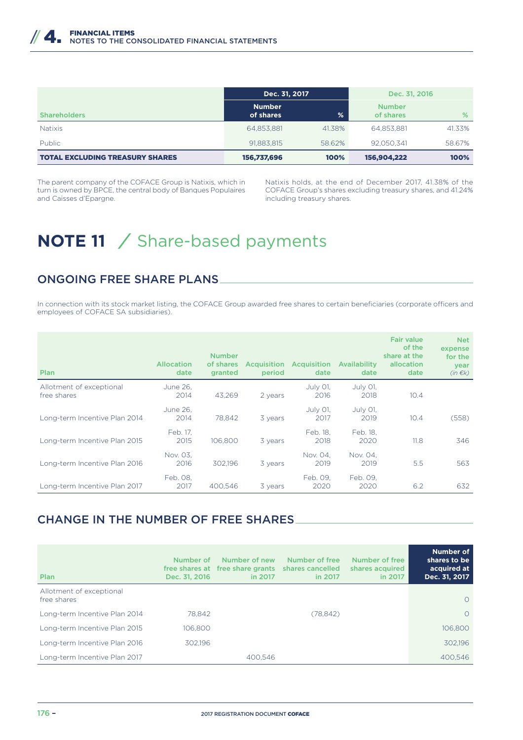| Shareholders | Dec. 31, 2017 | | Dec. 31, 2016 | |
|---|---|---|---|---|
| | Number of shares | % | Number of shares | % |
| Natixis | 64,853,881 | 41.38% | 64,853,881 | 41.33% |
| Public | 91,883,815 | 58.62% | 92,050,341 | 58.67% |
| **TOTAL EXCLUDING TREASURY SHARES** | **156,737,696** | **100%** | **156,904,222** | **100%** |

The parent company of the COFACE Group is Natixis, which in turn is owned by BPCE, the central body of Banques Populaires and Caisses d'Epargne.

Natixis holds, at the end of December 2017, 41.38% of the COFACE Group's shares excluding treasury shares, and 41.24% including treasury shares.

# NOTE 11 / Share-based payments

## ONGOING FREE SHARE PLANS

In connection with its stock market listing, the COFACE Group awarded free shares to certain beneficiaries (corporate officers and employees of COFACE SA subsidiaries).

| Plan | Allocation date | Number of shares granted | Acquisition period | Acquisition date | Availability date | Fair value of the share at the allocation date | Net expense for the year *(in €k)* |
|---|---|---|---|---|---|---|---|
| Allotment of exceptional free shares | June 26, 2014 | 43,269 | 2 years | July 01, 2016 | July 01, 2018 | 10.4 | |
| Long-term Incentive Plan 2014 | June 26, 2014 | 78,842 | 3 years | July 01, 2017 | July 01, 2019 | 10.4 | (558) |
| Long-term Incentive Plan 2015 | Feb. 17, 2015 | 106,800 | 3 years | Feb. 18, 2018 | Feb. 18, 2020 | 11.8 | 346 |
| Long-term Incentive Plan 2016 | Nov. 03, 2016 | 302,196 | 3 years | Nov. 04, 2019 | Nov. 04, 2019 | 5.5 | 563 |
| Long-term Incentive Plan 2017 | Feb. 08, 2017 | 400,546 | 3 years | Feb. 09, 2020 | Feb. 09, 2020 | 6.2 | 632 |

## CHANGE IN THE NUMBER OF FREE SHARES

| Plan | Number of free shares at Dec. 31, 2016 | Number of new free share grants in 2017 | Number of free shares cancelled in 2017 | Number of free shares acquired in 2017 | Number of shares to be acquired at Dec. 31, 2017 |
|---|---|---|---|---|---|
| Allotment of exceptional free shares | | | | | 0 |
| Long-term Incentive Plan 2014 | 78,842 | | (78,842) | | 0 |
| Long-term Incentive Plan 2015 | 106,800 | | | | 106,800 |
| Long-term Incentive Plan 2016 | 302,196 | | | | 302,196 |
| Long-term Incentive Plan 2017 | | 400,546 | | | 400,546 |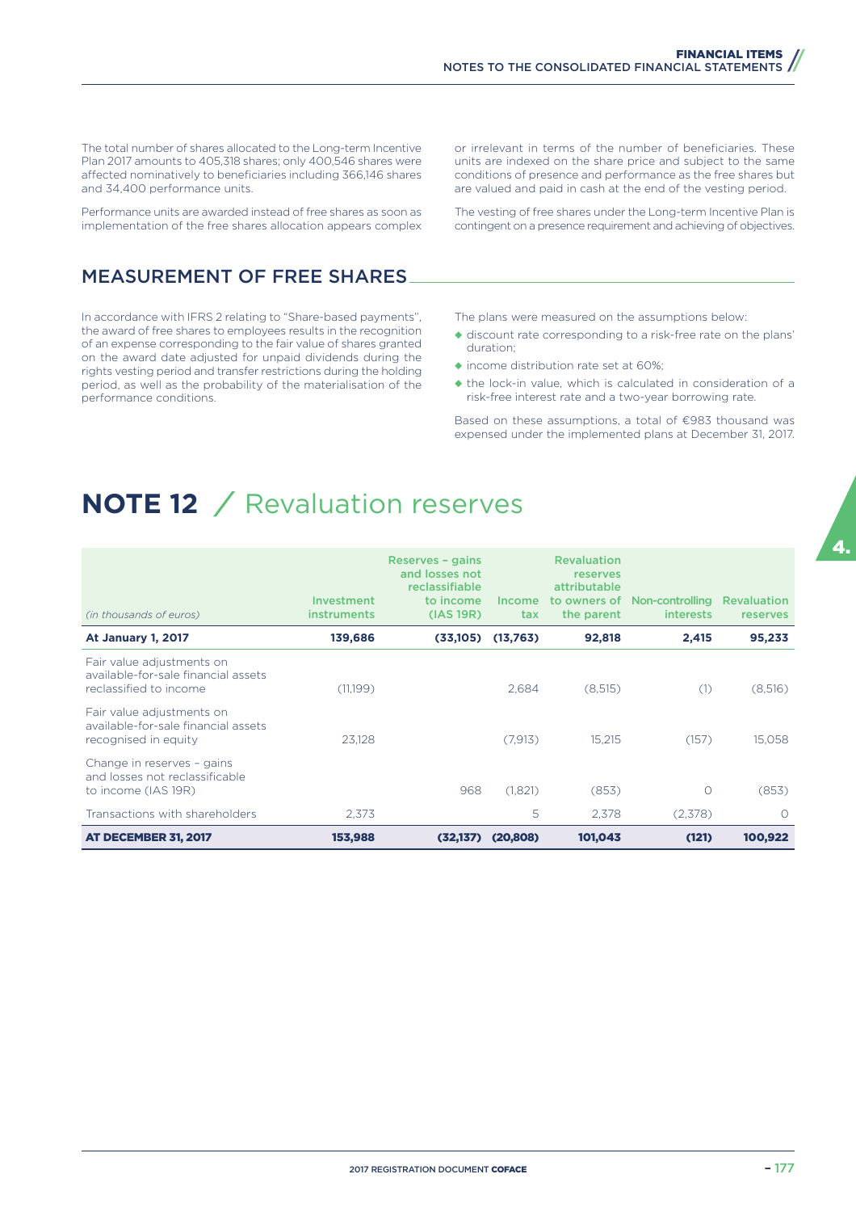The total number of shares allocated to the Long-term Incentive Plan 2017 amounts to 405,318 shares; only 400,546 shares were affected nominatively to beneficiaries including 366,146 shares and 34,400 performance units.

Performance units are awarded instead of free shares as soon as implementation of the free shares allocation appears complex or irrelevant in terms of the number of beneficiaries. These units are indexed on the share price and subject to the same conditions of presence and performance as the free shares but are valued and paid in cash at the end of the vesting period.

The vesting of free shares under the Long-term Incentive Plan is contingent on a presence requirement and achieving of objectives.

## MEASUREMENT OF FREE SHARES

In accordance with IFRS 2 relating to "Share-based payments", the award of free shares to employees results in the recognition of an expense corresponding to the fair value of shares granted on the award date adjusted for unpaid dividends during the rights vesting period and transfer restrictions during the holding period, as well as the probability of the materialisation of the performance conditions.

The plans were measured on the assumptions below:

- discount rate corresponding to a risk-free rate on the plans' duration;
- income distribution rate set at 60%;
- the lock-in value, which is calculated in consideration of a risk-free interest rate and a two-year borrowing rate.

Based on these assumptions, a total of €983 thousand was expensed under the implemented plans at December 31, 2017.

# NOTE 12 / Revaluation reserves

| *(in thousands of euros)* | Investment instruments | Reserves – gains and losses not reclassifiable to income (IAS 19R) | Income tax | Revaluation reserves attributable to owners of the parent | Non-controlling interests | Revaluation reserves |
|---|---|---|---|---|---|---|
| **At January 1, 2017** | **139,686** | **(33,105)** | **(13,763)** | **92,818** | **2,415** | **95,233** |
| Fair value adjustments on available-for-sale financial assets reclassified to income | (11,199) | | 2,684 | (8,515) | (1) | (8,516) |
| Fair value adjustments on available-for-sale financial assets recognised in equity | 23,128 | | (7,913) | 15,215 | (157) | 15,058 |
| Change in reserves – gains and losses not reclassifiable to income (IAS 19R) | | 968 | (1,821) | (853) | 0 | (853) |
| Transactions with shareholders | 2,373 | | 5 | 2,378 | (2,378) | 0 |
| **AT DECEMBER 31, 2017** | **153,988** | **(32,137)** | **(20,808)** | **101,043** | **(121)** | **100,922** |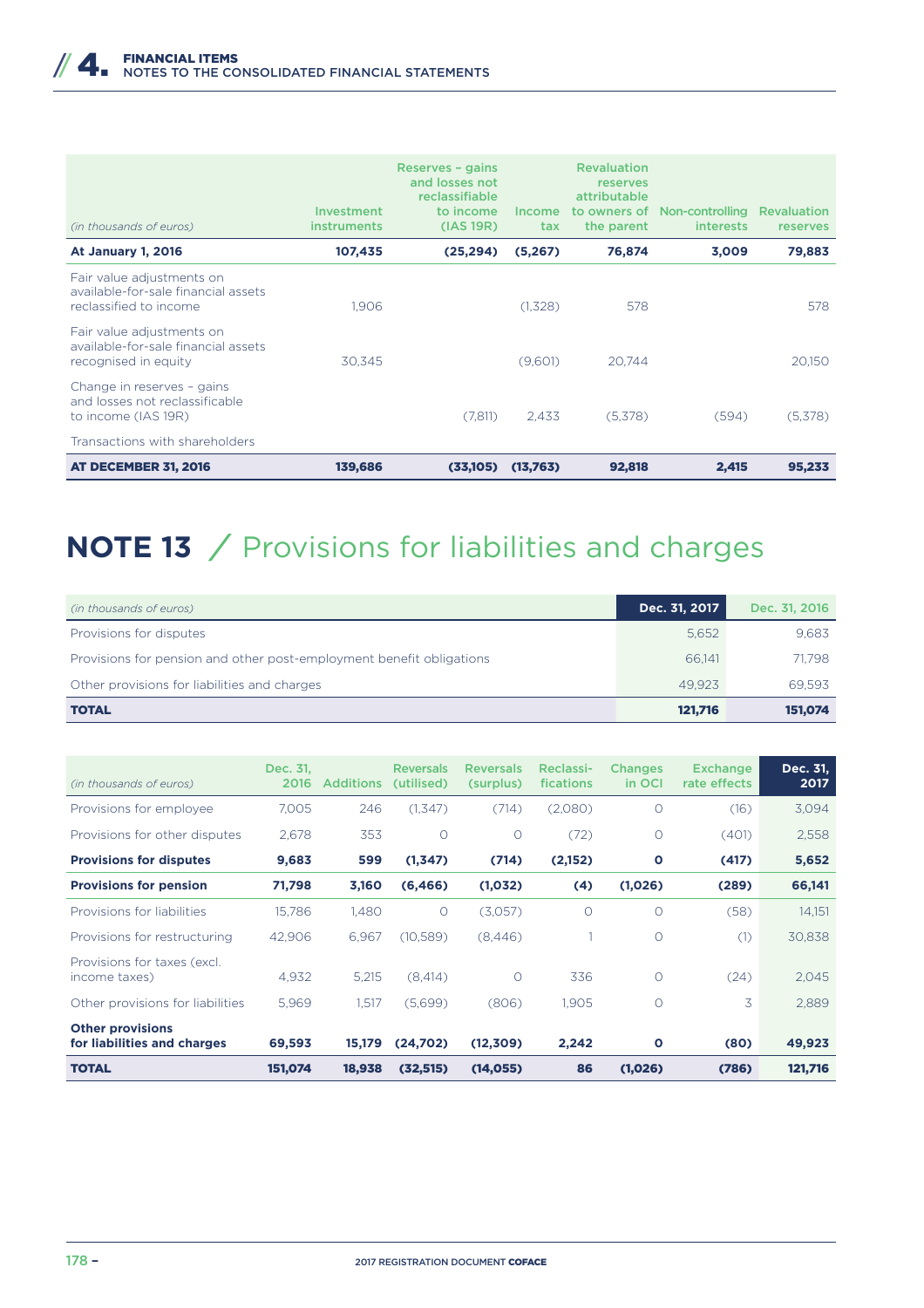| (in thousands of euros) | Investment instruments | Reserves – gains and losses not reclassifiable to income (IAS 19R) | Income tax | Revaluation reserves attributable to owners of the parent | Non-controlling interests | Revaluation reserves |
|---|---|---|---|---|---|---|
| **At January 1, 2016** | **107,435** | **(25,294)** | **(5,267)** | **76,874** | **3,009** | **79,883** |
| Fair value adjustments on available-for-sale financial assets reclassified to income | 1,906 | | (1,328) | 578 | | 578 |
| Fair value adjustments on available-for-sale financial assets recognised in equity | 30,345 | | (9,601) | 20,744 | | 20,150 |
| Change in reserves – gains and losses not reclassificable to income (IAS 19R) | | (7,811) | 2,433 | (5,378) | (594) | (5,378) |
| Transactions with shareholders | | | | | | |
| **AT DECEMBER 31, 2016** | **139,686** | **(33,105)** | **(13,763)** | **92,818** | **2,415** | **95,233** |

# NOTE 13 / Provisions for liabilities and charges

| (in thousands of euros) | Dec. 31, 2017 | Dec. 31, 2016 |
|---|---|---|
| Provisions for disputes | 5,652 | 9,683 |
| Provisions for pension and other post-employment benefit obligations | 66,141 | 71,798 |
| Other provisions for liabilities and charges | 49,923 | 69,593 |
| **TOTAL** | **121,716** | **151,074** |

| (in thousands of euros) | Dec. 31, 2016 | Additions | Reversals (utilised) | Reversals (surplus) | Reclassi-fications | Changes in OCI | Exchange rate effects | Dec. 31, 2017 |
|---|---|---|---|---|---|---|---|---|
| Provisions for employee | 7,005 | 246 | (1,347) | (714) | (2,080) | 0 | (16) | 3,094 |
| Provisions for other disputes | 2,678 | 353 | 0 | 0 | (72) | 0 | (401) | 2,558 |
| **Provisions for disputes** | **9,683** | **599** | **(1,347)** | **(714)** | **(2,152)** | **0** | **(417)** | **5,652** |
| **Provisions for pension** | **71,798** | **3,160** | **(6,466)** | **(1,032)** | **(4)** | **(1,026)** | **(289)** | **66,141** |
| Provisions for liabilities | 15,786 | 1,480 | 0 | (3,057) | 0 | 0 | (58) | 14,151 |
| Provisions for restructuring | 42,906 | 6,967 | (10,589) | (8,446) | 1 | 0 | (1) | 30,838 |
| Provisions for taxes (excl. income taxes) | 4,932 | 5,215 | (8,414) | 0 | 336 | 0 | (24) | 2,045 |
| Other provisions for liabilities | 5,969 | 1,517 | (5,699) | (806) | 1,905 | 0 | 3 | 2,889 |
| **Other provisions for liabilities and charges** | **69,593** | **15,179** | **(24,702)** | **(12,309)** | **2,242** | **0** | **(80)** | **49,923** |
| **TOTAL** | **151,074** | **18,938** | **(32,515)** | **(14,055)** | **86** | **(1,026)** | **(786)** | **121,716** |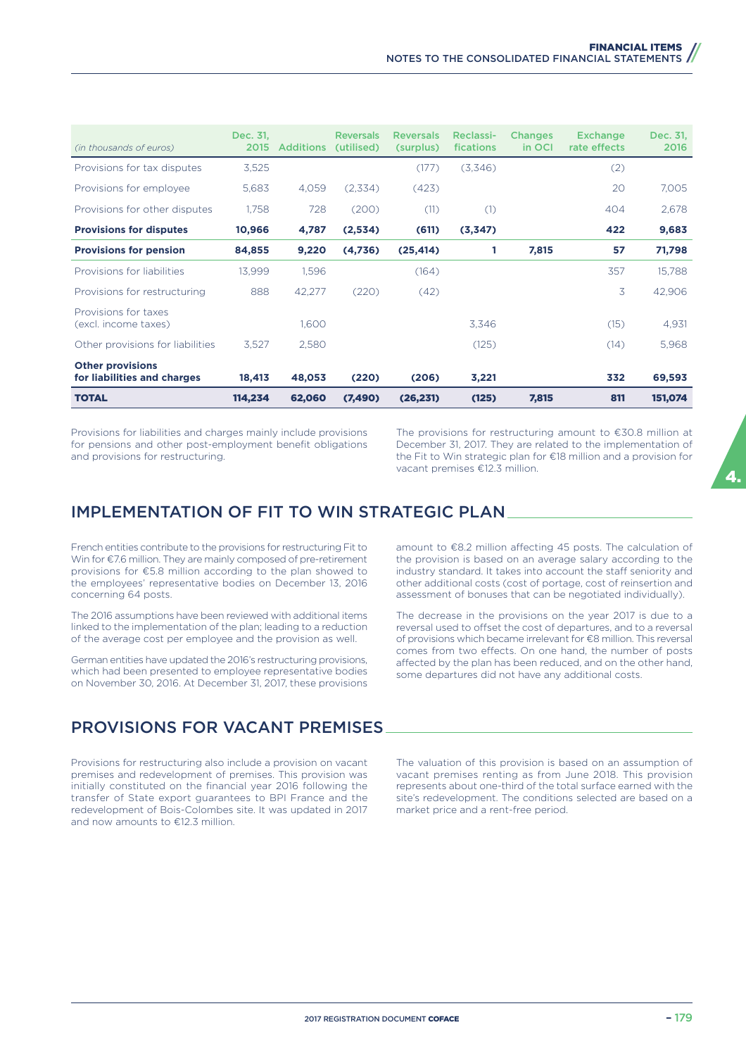| *(in thousands of euros)* | Dec. 31, 2015 | Additions | Reversals (utilised) | Reversals (surplus) | Reclassi-fications | Changes in OCI | Exchange rate effects | Dec. 31, 2016 |
|---|---|---|---|---|---|---|---|---|
| Provisions for tax disputes | 3,525 | | | (177) | (3,346) | | (2) | |
| Provisions for employee | 5,683 | 4,059 | (2,334) | (423) | | | 20 | 7,005 |
| Provisions for other disputes | 1,758 | 728 | (200) | (11) | (1) | | 404 | 2,678 |
| **Provisions for disputes** | **10,966** | **4,787** | **(2,534)** | **(611)** | **(3,347)** | | **422** | **9,683** |
| **Provisions for pension** | **84,855** | **9,220** | **(4,736)** | **(25,414)** | **1** | **7,815** | **57** | **71,798** |
| Provisions for liabilities | 13,999 | 1,596 | | (164) | | | 357 | 15,788 |
| Provisions for restructuring | 888 | 42,277 | (220) | (42) | | | 3 | 42,906 |
| Provisions for taxes (excl. income taxes) | | 1,600 | | | 3,346 | | (15) | 4,931 |
| Other provisions for liabilities | 3,527 | 2,580 | | | (125) | | (14) | 5,968 |
| **Other provisions for liabilities and charges** | **18,413** | **48,053** | **(220)** | **(206)** | **3,221** | | **332** | **69,593** |
| **TOTAL** | **114,234** | **62,060** | **(7,490)** | **(26,231)** | **(125)** | **7,815** | **811** | **151,074** |

Provisions for liabilities and charges mainly include provisions for pensions and other post-employment benefit obligations and provisions for restructuring.

The provisions for restructuring amount to €30.8 million at December 31, 2017. They are related to the implementation of the Fit to Win strategic plan for €18 million and a provision for vacant premises €12.3 million.

## IMPLEMENTATION OF FIT TO WIN STRATEGIC PLAN

French entities contribute to the provisions for restructuring Fit to Win for €7.6 million. They are mainly composed of pre-retirement provisions for €5.8 million according to the plan showed to the employees' representative bodies on December 13, 2016 concerning 64 posts.

The 2016 assumptions have been reviewed with additional items linked to the implementation of the plan; leading to a reduction of the average cost per employee and the provision as well.

German entities have updated the 2016's restructuring provisions, which had been presented to employee representative bodies on November 30, 2016. At December 31, 2017, these provisions amount to €8.2 million affecting 45 posts. The calculation of the provision is based on an average salary according to the industry standard. It takes into account the staff seniority and other additional costs (cost of portage, cost of reinsertion and assessment of bonuses that can be negotiated individually).

The decrease in the provisions on the year 2017 is due to a reversal used to offset the cost of departures, and to a reversal of provisions which became irrelevant for €8 million. This reversal comes from two effects. On one hand, the number of posts affected by the plan has been reduced, and on the other hand, some departures did not have any additional costs.

## PROVISIONS FOR VACANT PREMISES

Provisions for restructuring also include a provision on vacant premises and redevelopment of premises. This provision was initially constituted on the financial year 2016 following the transfer of State export guarantees to BPI France and the redevelopment of Bois-Colombes site. It was updated in 2017 and now amounts to €12.3 million.

The valuation of this provision is based on an assumption of vacant premises renting as from June 2018. This provision represents about one-third of the total surface earned with the site's redevelopment. The conditions selected are based on a market price and a rent-free period.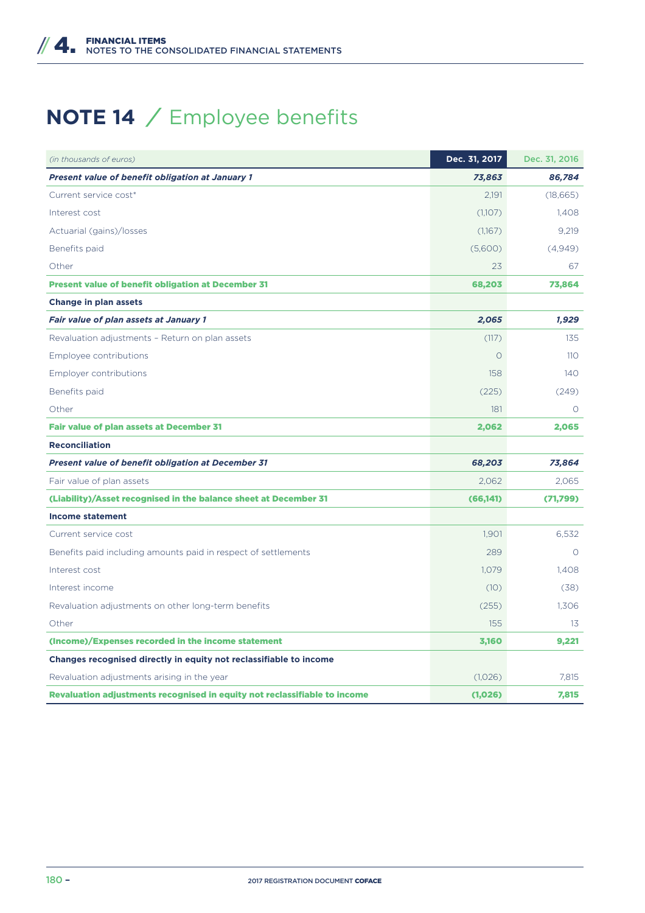# NOTE 14 / Employee benefits

| *(in thousands of euros)* | Dec. 31, 2017 | Dec. 31, 2016 |
|---|---|---|
| ***Present value of benefit obligation at January 1*** | ***73,863*** | ***86,784*** |
| Current service cost* | 2,191 | (18,665) |
| Interest cost | (1,107) | 1,408 |
| Actuarial (gains)/losses | (1,167) | 9,219 |
| Benefits paid | (5,600) | (4,949) |
| Other | 23 | 67 |
| **Present value of benefit obligation at December 31** | **68,203** | **73,864** |
| **Change in plan assets** | | |
| ***Fair value of plan assets at January 1*** | ***2,065*** | ***1,929*** |
| Revaluation adjustments – Return on plan assets | (117) | 135 |
| Employee contributions | 0 | 110 |
| Employer contributions | 158 | 140 |
| Benefits paid | (225) | (249) |
| Other | 181 | 0 |
| **Fair value of plan assets at December 31** | **2,062** | **2,065** |
| **Reconciliation** | | |
| ***Present value of benefit obligation at December 31*** | ***68,203*** | ***73,864*** |
| Fair value of plan assets | 2,062 | 2,065 |
| **(Liability)/Asset recognised in the balance sheet at December 31** | **(66,141)** | **(71,799)** |
| **Income statement** | | |
| Current service cost | 1,901 | 6,532 |
| Benefits paid including amounts paid in respect of settlements | 289 | 0 |
| Interest cost | 1,079 | 1,408 |
| Interest income | (10) | (38) |
| Revaluation adjustments on other long-term benefits | (255) | 1,306 |
| Other | 155 | 13 |
| **(Income)/Expenses recorded in the income statement** | **3,160** | **9,221** |
| **Changes recognised directly in equity not reclassifiable to income** | | |
| Revaluation adjustments arising in the year | (1,026) | 7,815 |
| **Revaluation adjustments recognised in equity not reclassifiable to income** | **(1,026)** | **7,815** |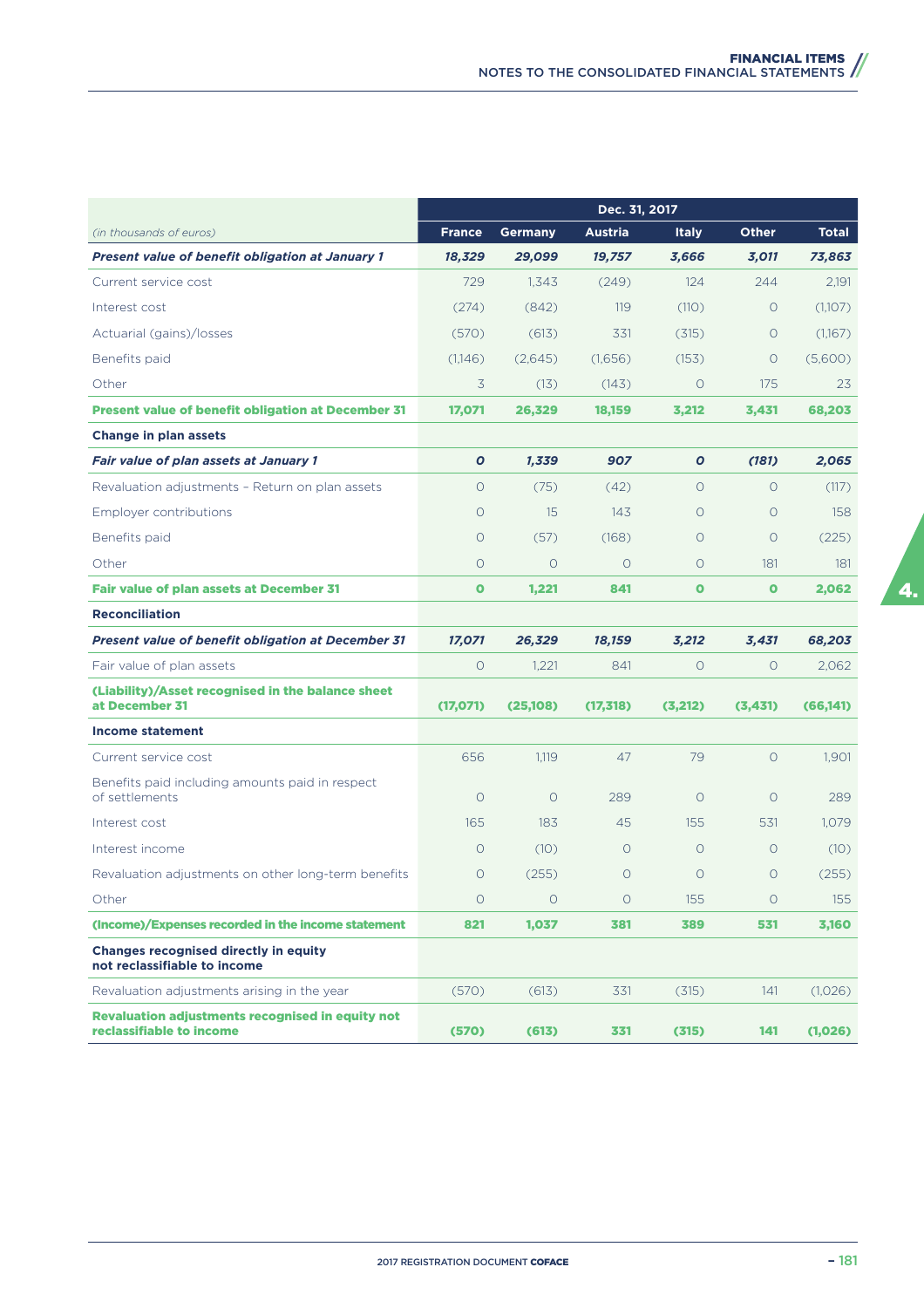| (in thousands of euros) | Dec. 31, 2017 | | | | | |
|---|---|---|---|---|---|---|
| | France | Germany | Austria | Italy | Other | Total |
| ***Present value of benefit obligation at January 1*** | ***18,329*** | ***29,099*** | ***19,757*** | ***3,666*** | ***3,011*** | ***73,863*** |
| Current service cost | 729 | 1,343 | (249) | 124 | 244 | 2,191 |
| Interest cost | (274) | (842) | 119 | (110) | 0 | (1,107) |
| Actuarial (gains)/losses | (570) | (613) | 331 | (315) | 0 | (1,167) |
| Benefits paid | (1,146) | (2,645) | (1,656) | (153) | 0 | (5,600) |
| Other | 3 | (13) | (143) | 0 | 175 | 23 |
| **Present value of benefit obligation at December 31** | **17,071** | **26,329** | **18,159** | **3,212** | **3,431** | **68,203** |
| **Change in plan assets** | | | | | | |
| ***Fair value of plan assets at January 1*** | ***0*** | ***1,339*** | ***907*** | ***0*** | ***(181)*** | ***2,065*** |
| Revaluation adjustments – Return on plan assets | 0 | (75) | (42) | 0 | 0 | (117) |
| Employer contributions | 0 | 15 | 143 | 0 | 0 | 158 |
| Benefits paid | 0 | (57) | (168) | 0 | 0 | (225) |
| Other | 0 | 0 | 0 | 0 | 181 | 181 |
| **Fair value of plan assets at December 31** | **0** | **1,221** | **841** | **0** | **0** | **2,062** |
| **Reconciliation** | | | | | | |
| ***Present value of benefit obligation at December 31*** | ***17,071*** | ***26,329*** | ***18,159*** | ***3,212*** | ***3,431*** | ***68,203*** |
| Fair value of plan assets | 0 | 1,221 | 841 | 0 | 0 | 2,062 |
| **(Liability)/Asset recognised in the balance sheet at December 31** | **(17,071)** | **(25,108)** | **(17,318)** | **(3,212)** | **(3,431)** | **(66,141)** |
| **Income statement** | | | | | | |
| Current service cost | 656 | 1,119 | 47 | 79 | 0 | 1,901 |
| Benefits paid including amounts paid in respect of settlements | 0 | 0 | 289 | 0 | 0 | 289 |
| Interest cost | 165 | 183 | 45 | 155 | 531 | 1,079 |
| Interest income | 0 | (10) | 0 | 0 | 0 | (10) |
| Revaluation adjustments on other long-term benefits | 0 | (255) | 0 | 0 | 0 | (255) |
| Other | 0 | 0 | 0 | 155 | 0 | 155 |
| **(Income)/Expenses recorded in the income statement** | **821** | **1,037** | **381** | **389** | **531** | **3,160** |
| **Changes recognised directly in equity not reclassifiable to income** | | | | | | |
| Revaluation adjustments arising in the year | (570) | (613) | 331 | (315) | 141 | (1,026) |
| **Revaluation adjustments recognised in equity not reclassifiable to income** | **(570)** | **(613)** | **331** | **(315)** | **141** | **(1,026)** |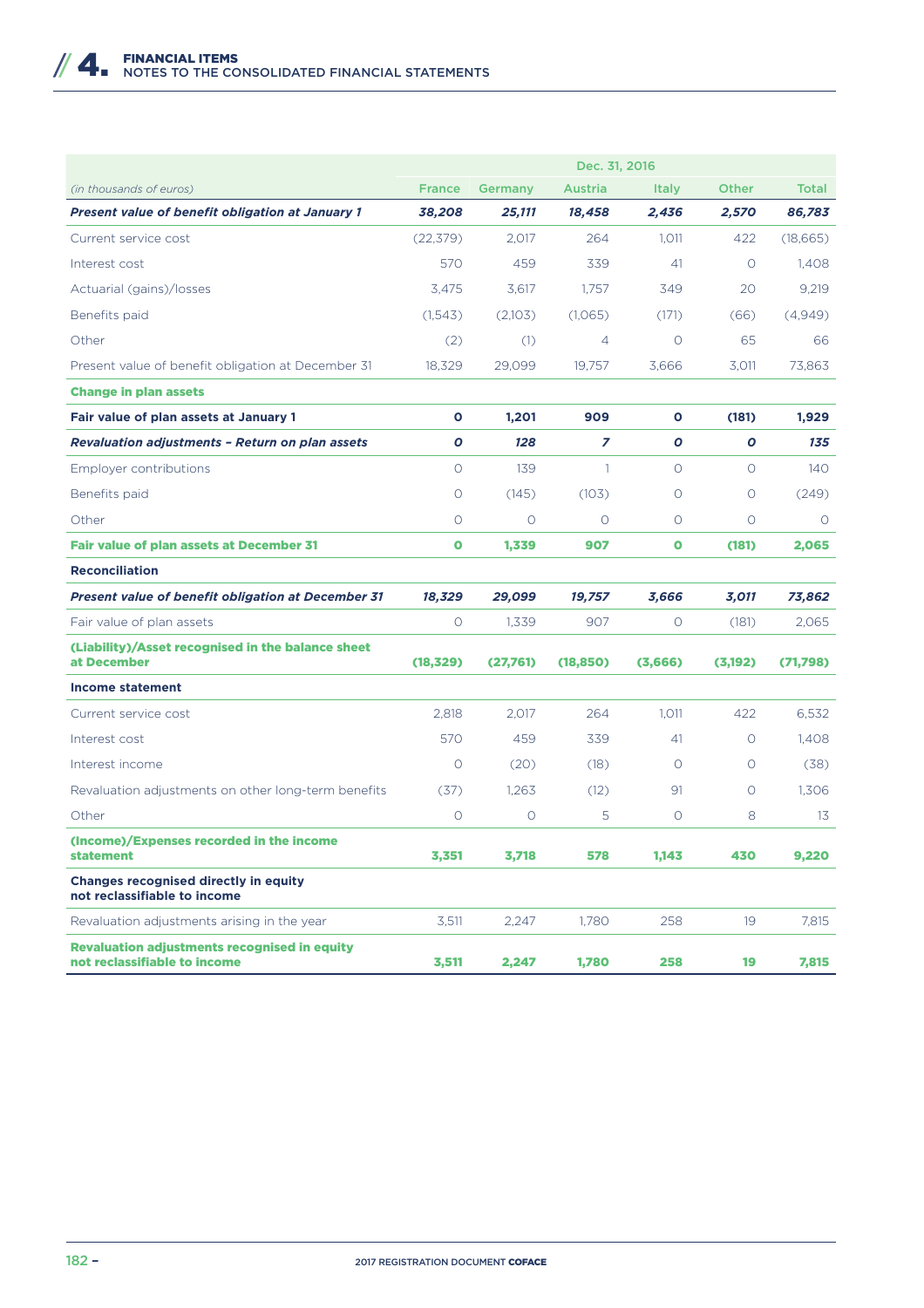| (in thousands of euros) | Dec. 31, 2016 | | | | | |
|---|---|---|---|---|---|---|
| | France | Germany | Austria | Italy | Other | Total |
| ***Present value of benefit obligation at January 1*** | ***38,208*** | ***25,111*** | ***18,458*** | ***2,436*** | ***2,570*** | ***86,783*** |
| Current service cost | (22,379) | 2,017 | 264 | 1,011 | 422 | (18,665) |
| Interest cost | 570 | 459 | 339 | 41 | 0 | 1,408 |
| Actuarial (gains)/losses | 3,475 | 3,617 | 1,757 | 349 | 20 | 9,219 |
| Benefits paid | (1,543) | (2,103) | (1,065) | (171) | (66) | (4,949) |
| Other | (2) | (1) | 4 | 0 | 65 | 66 |
| Present value of benefit obligation at December 31 | 18,329 | 29,099 | 19,757 | 3,666 | 3,011 | 73,863 |
| **Change in plan assets** | | | | | | |
| **Fair value of plan assets at January 1** | **0** | **1,201** | **909** | **0** | **(181)** | **1,929** |
| ***Revaluation adjustments – Return on plan assets*** | ***0*** | ***128*** | ***7*** | ***0*** | ***0*** | ***135*** |
| Employer contributions | 0 | 139 | 1 | 0 | 0 | 140 |
| Benefits paid | 0 | (145) | (103) | 0 | 0 | (249) |
| Other | 0 | 0 | 0 | 0 | 0 | 0 |
| **Fair value of plan assets at December 31** | **0** | **1,339** | **907** | **0** | **(181)** | **2,065** |
| **Reconciliation** | | | | | | |
| ***Present value of benefit obligation at December 31*** | ***18,329*** | ***29,099*** | ***19,757*** | ***3,666*** | ***3,011*** | ***73,862*** |
| Fair value of plan assets | 0 | 1,339 | 907 | 0 | (181) | 2,065 |
| **(Liability)/Asset recognised in the balance sheet at December** | **(18,329)** | **(27,761)** | **(18,850)** | **(3,666)** | **(3,192)** | **(71,798)** |
| **Income statement** | | | | | | |
| Current service cost | 2,818 | 2,017 | 264 | 1,011 | 422 | 6,532 |
| Interest cost | 570 | 459 | 339 | 41 | 0 | 1,408 |
| Interest income | 0 | (20) | (18) | 0 | 0 | (38) |
| Revaluation adjustments on other long-term benefits | (37) | 1,263 | (12) | 91 | 0 | 1,306 |
| Other | 0 | 0 | 5 | 0 | 8 | 13 |
| **(Income)/Expenses recorded in the income statement** | **3,351** | **3,718** | **578** | **1,143** | **430** | **9,220** |
| **Changes recognised directly in equity not reclassifiable to income** | | | | | | |
| Revaluation adjustments arising in the year | 3,511 | 2,247 | 1,780 | 258 | 19 | 7,815 |
| **Revaluation adjustments recognised in equity not reclassifiable to income** | **3,511** | **2,247** | **1,780** | **258** | **19** | **7,815** |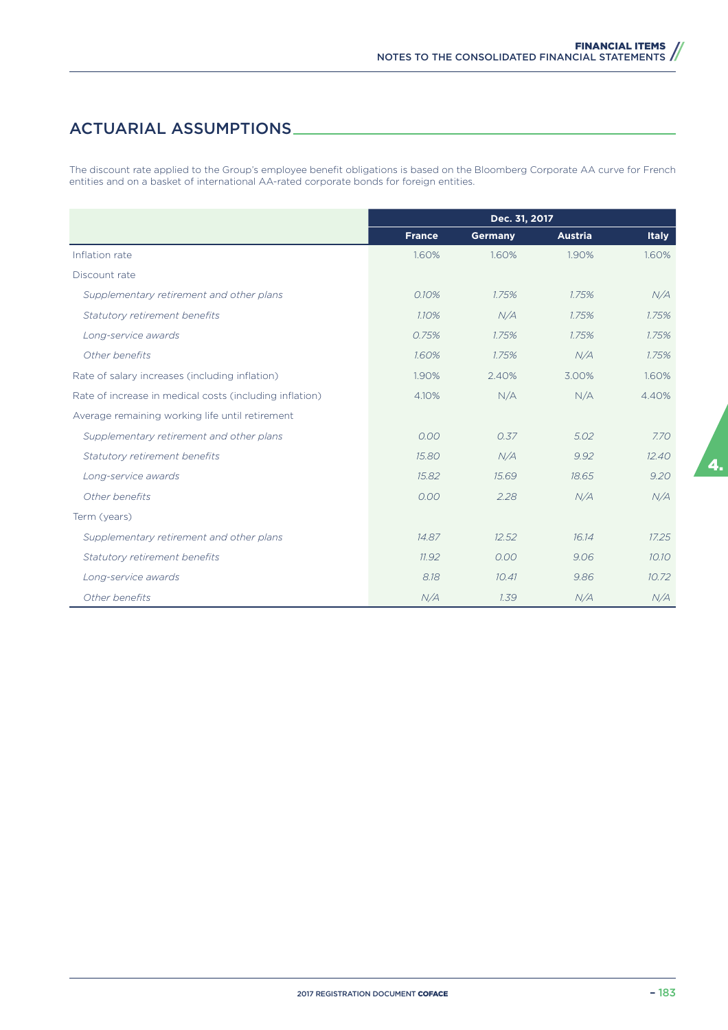## ACTUARIAL ASSUMPTIONS

The discount rate applied to the Group's employee benefit obligations is based on the Bloomberg Corporate AA curve for French entities and on a basket of international AA-rated corporate bonds for foreign entities.

| | Dec. 31, 2017 | | | |
|---|---|---|---|---|
| | France | Germany | Austria | Italy |
| Inflation rate | 1.60% | 1.60% | 1.90% | 1.60% |
| Discount rate | | | | |
| *Supplementary retirement and other plans* | *0.10%* | *1.75%* | *1.75%* | *N/A* |
| *Statutory retirement benefits* | *1.10%* | *N/A* | *1.75%* | *1.75%* |
| *Long-service awards* | *0.75%* | *1.75%* | *1.75%* | *1.75%* |
| *Other benefits* | *1.60%* | *1.75%* | *N/A* | *1.75%* |
| Rate of salary increases (including inflation) | 1.90% | 2.40% | 3.00% | 1.60% |
| Rate of increase in medical costs (including inflation) | 4.10% | N/A | N/A | 4.40% |
| Average remaining working life until retirement | | | | |
| *Supplementary retirement and other plans* | *0.00* | *0.37* | *5.02* | *7.70* |
| *Statutory retirement benefits* | *15.80* | *N/A* | *9.92* | *12.40* |
| *Long-service awards* | *15.82* | *15.69* | *18.65* | *9.20* |
| *Other benefits* | *0.00* | *2.28* | *N/A* | *N/A* |
| Term (years) | | | | |
| *Supplementary retirement and other plans* | *14.87* | *12.52* | *16.14* | *17.25* |
| *Statutory retirement benefits* | *11.92* | *0.00* | *9.06* | *10.10* |
| *Long-service awards* | *8.18* | *10.41* | *9.86* | *10.72* |
| *Other benefits* | *N/A* | *1.39* | *N/A* | *N/A* |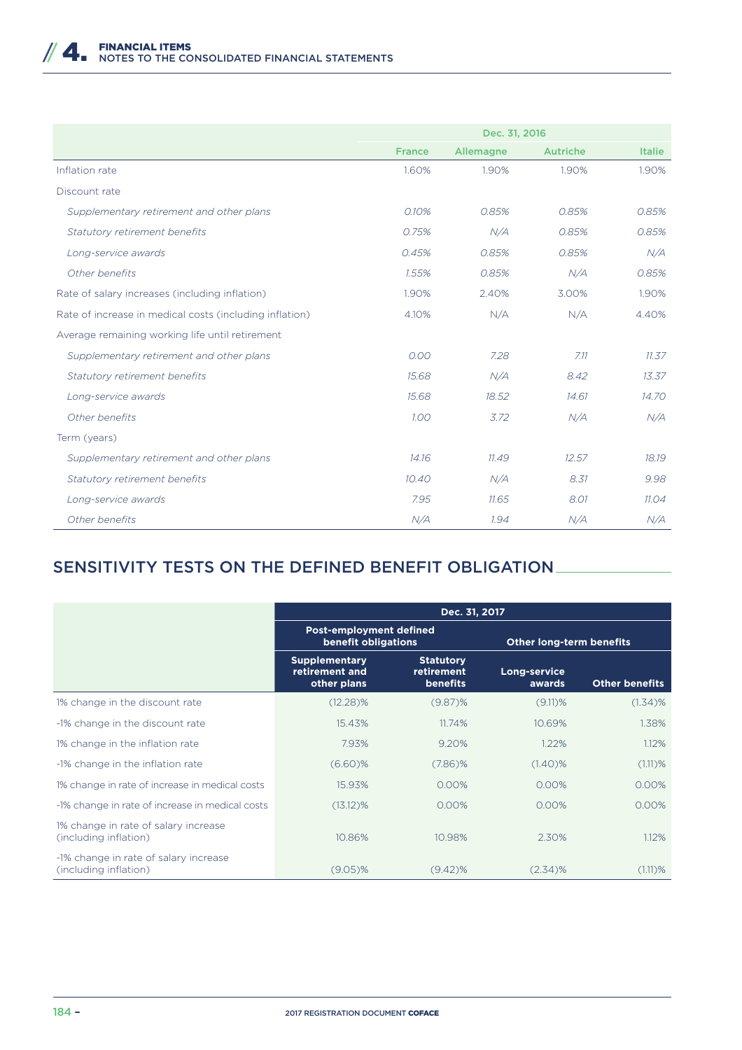|  | Dec. 31, 2016 | | | |
|---|---|---|---|---|
|  | France | Allemagne | Autriche | Italie |
| Inflation rate | 1.60% | 1.90% | 1.90% | 1.90% |
| Discount rate | | | | |
| *Supplementary retirement and other plans* | *0.10%* | *0.85%* | *0.85%* | *0.85%* |
| *Statutory retirement benefits* | *0.75%* | *N/A* | *0.85%* | *0.85%* |
| *Long-service awards* | *0.45%* | *0.85%* | *0.85%* | *N/A* |
| *Other benefits* | *1.55%* | *0.85%* | *N/A* | *0.85%* |
| Rate of salary increases (including inflation) | 1.90% | 2.40% | 3.00% | 1.90% |
| Rate of increase in medical costs (including inflation) | 4.10% | N/A | N/A | 4.40% |
| Average remaining working life until retirement | | | | |
| *Supplementary retirement and other plans* | *0.00* | *7.28* | *7.11* | *11.37* |
| *Statutory retirement benefits* | *15.68* | *N/A* | *8.42* | *13.37* |
| *Long-service awards* | *15.68* | *18.52* | *14.61* | *14.70* |
| *Other benefits* | *1.00* | *3.72* | *N/A* | *N/A* |
| Term (years) | | | | |
| *Supplementary retirement and other plans* | *14.16* | *11.49* | *12.57* | *18.19* |
| *Statutory retirement benefits* | *10.40* | *N/A* | *8.31* | *9.98* |
| *Long-service awards* | *7.95* | *11.65* | *8.01* | *11.04* |
| *Other benefits* | *N/A* | *1.94* | *N/A* | *N/A* |

## SENSITIVITY TESTS ON THE DEFINED BENEFIT OBLIGATION

|  | Dec. 31, 2017 | | | |
|---|---|---|---|---|
|  | Post-employment defined benefit obligations | | Other long-term benefits | |
|  | Supplementary retirement and other plans | Statutory retirement benefits | Long-service awards | Other benefits |
| 1% change in the discount rate | (12.28)% | (9.87)% | (9.11)% | (1.34)% |
| -1% change in the discount rate | 15.43% | 11.74% | 10.69% | 1.38% |
| 1% change in the inflation rate | 7.93% | 9.20% | 1.22% | 1.12% |
| -1% change in the inflation rate | (6.60)% | (7.86)% | (1.40)% | (1.11)% |
| 1% change in rate of increase in medical costs | 15.93% | 0.00% | 0.00% | 0.00% |
| -1% change in rate of increase in medical costs | (13.12)% | 0.00% | 0.00% | 0.00% |
| 1% change in rate of salary increase (including inflation) | 10.86% | 10.98% | 2.30% | 1.12% |
| -1% change in rate of salary increase (including inflation) | (9.05)% | (9.42)% | (2.34)% | (1.11)% |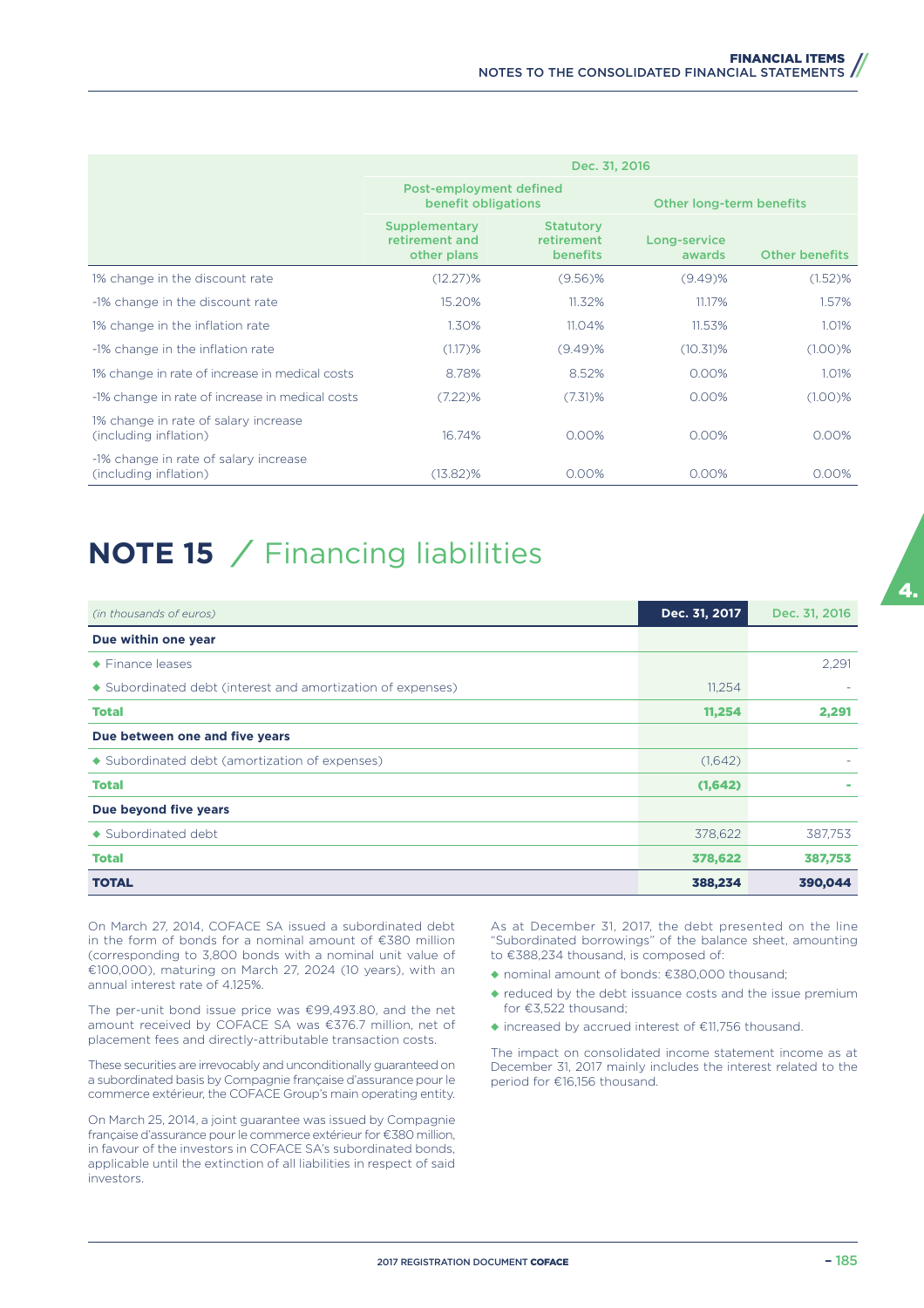| | Dec. 31, 2016 | | | |
|---|---|---|---|---|
| | Post-employment defined benefit obligations | | Other long-term benefits | |
| | Supplementary retirement and other plans | Statutory retirement benefits | Long-service awards | Other benefits |
| 1% change in the discount rate | (12.27)% | (9.56)% | (9.49)% | (1.52)% |
| -1% change in the discount rate | 15.20% | 11.32% | 11.17% | 1.57% |
| 1% change in the inflation rate | 1.30% | 11.04% | 11.53% | 1.01% |
| -1% change in the inflation rate | (1.17)% | (9.49)% | (10.31)% | (1.00)% |
| 1% change in rate of increase in medical costs | 8.78% | 8.52% | 0.00% | 1.01% |
| -1% change in rate of increase in medical costs | (7.22)% | (7.31)% | 0.00% | (1.00)% |
| 1% change in rate of salary increase (including inflation) | 16.74% | 0.00% | 0.00% | 0.00% |
| -1% change in rate of salary increase (including inflation) | (13.82)% | 0.00% | 0.00% | 0.00% |

# NOTE 15 / Financing liabilities

| *(in thousands of euros)* | Dec. 31, 2017 | Dec. 31, 2016 |
|---|---|---|
| **Due within one year** | | |
| ◆ Finance leases | | 2,291 |
| ◆ Subordinated debt (interest and amortization of expenses) | 11,254 | - |
| **Total** | **11,254** | **2,291** |
| **Due between one and five years** | | |
| ◆ Subordinated debt (amortization of expenses) | (1,642) | - |
| **Total** | **(1,642)** | **-** |
| **Due beyond five years** | | |
| ◆ Subordinated debt | 378,622 | 387,753 |
| **Total** | **378,622** | **387,753** |
| **TOTAL** | **388,234** | **390,044** |

On March 27, 2014, COFACE SA issued a subordinated debt in the form of bonds for a nominal amount of €380 million (corresponding to 3,800 bonds with a nominal unit value of €100,000), maturing on March 27, 2024 (10 years), with an annual interest rate of 4.125%.

The per-unit bond issue price was €99,493.80, and the net amount received by COFACE SA was €376.7 million, net of placement fees and directly-attributable transaction costs.

These securities are irrevocably and unconditionally guaranteed on a subordinated basis by Compagnie française d'assurance pour le commerce extérieur, the COFACE Group's main operating entity.

On March 25, 2014, a joint guarantee was issued by Compagnie française d'assurance pour le commerce extérieur for €380 million, in favour of the investors in COFACE SA's subordinated bonds, applicable until the extinction of all liabilities in respect of said investors.

As at December 31, 2017, the debt presented on the line "Subordinated borrowings" of the balance sheet, amounting to €388,234 thousand, is composed of:

- nominal amount of bonds: €380,000 thousand;
- reduced by the debt issuance costs and the issue premium for €3,522 thousand;
- increased by accrued interest of €11,756 thousand.

The impact on consolidated income statement income as at December 31, 2017 mainly includes the interest related to the period for €16,156 thousand.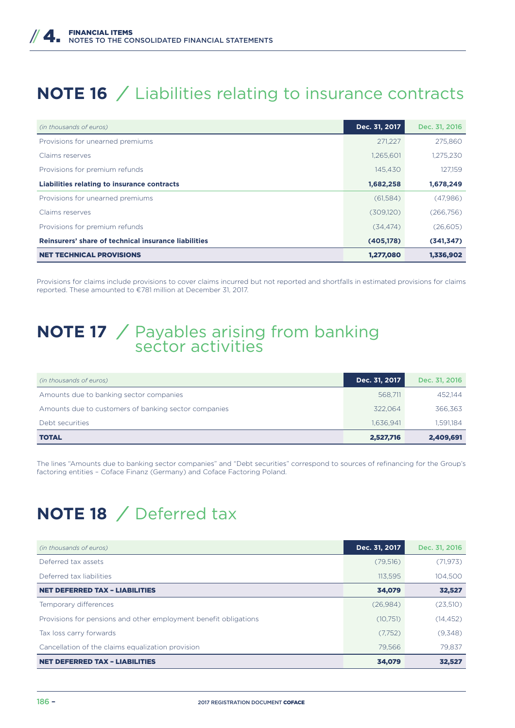# NOTE 16 / Liabilities relating to insurance contracts

| *(in thousands of euros)* | Dec. 31, 2017 | Dec. 31, 2016 |
|---|---|---|
| Provisions for unearned premiums | 271,227 | 275,860 |
| Claims reserves | 1,265,601 | 1,275,230 |
| Provisions for premium refunds | 145,430 | 127,159 |
| **Liabilities relating to insurance contracts** | **1,682,258** | **1,678,249** |
| Provisions for unearned premiums | (61,584) | (47,986) |
| Claims reserves | (309,120) | (266,756) |
| Provisions for premium refunds | (34,474) | (26,605) |
| **Reinsurers' share of technical insurance liabilities** | **(405,178)** | **(341,347)** |
| **NET TECHNICAL PROVISIONS** | **1,277,080** | **1,336,902** |

Provisions for claims include provisions to cover claims incurred but not reported and shortfalls in estimated provisions for claims reported. These amounted to €781 million at December 31, 2017.

# NOTE 17 / Payables arising from banking sector activities

| *(in thousands of euros)* | Dec. 31, 2017 | Dec. 31, 2016 |
|---|---|---|
| Amounts due to banking sector companies | 568,711 | 452,144 |
| Amounts due to customers of banking sector companies | 322,064 | 366,363 |
| Debt securities | 1,636,941 | 1,591,184 |
| **TOTAL** | **2,527,716** | **2,409,691** |

The lines "Amounts due to banking sector companies" and "Debt securities" correspond to sources of refinancing for the Group's factoring entities – Coface Finanz (Germany) and Coface Factoring Poland.

# NOTE 18 / Deferred tax

| *(in thousands of euros)* | Dec. 31, 2017 | Dec. 31, 2016 |
|---|---|---|
| Deferred tax assets | (79,516) | (71,973) |
| Deferred tax liabilities | 113,595 | 104,500 |
| **NET DEFERRED TAX – LIABILITIES** | **34,079** | **32,527** |
| Temporary differences | (26,984) | (23,510) |
| Provisions for pensions and other employment benefit obligations | (10,751) | (14,452) |
| Tax loss carry forwards | (7,752) | (9,348) |
| Cancellation of the claims equalization provision | 79,566 | 79,837 |
| **NET DEFERRED TAX – LIABILITIES** | **34,079** | **32,527** |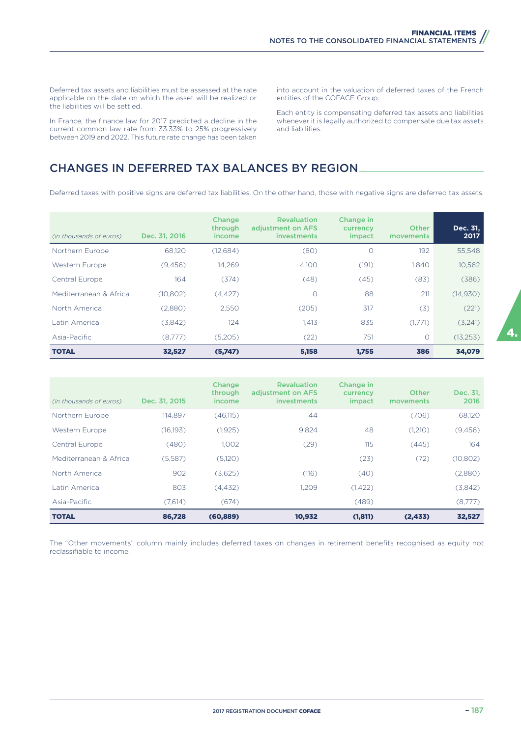Deferred tax assets and liabilities must be assessed at the rate applicable on the date on which the asset will be realized or the liabilities will be settled.

In France, the finance law for 2017 predicted a decline in the current common law rate from 33.33% to 25% progressively between 2019 and 2022. This future rate change has been taken into account in the valuation of deferred taxes of the French entities of the COFACE Group.

Each entity is compensating deferred tax assets and liabilities whenever it is legally authorized to compensate due tax assets and liabilities.

## CHANGES IN DEFERRED TAX BALANCES BY REGION

Deferred taxes with positive signs are deferred tax liabilities. On the other hand, those with negative signs are deferred tax assets.

| *(in thousands of euros)* | Dec. 31, 2016 | Change through income | Revaluation adjustment on AFS investments | Change in currency impact | Other movements | Dec. 31, 2017 |
|---|---|---|---|---|---|---|
| Northern Europe | 68,120 | (12,684) | (80) | 0 | 192 | 55,548 |
| Western Europe | (9,456) | 14,269 | 4,100 | (191) | 1,840 | 10,562 |
| Central Europe | 164 | (374) | (48) | (45) | (83) | (386) |
| Mediterranean & Africa | (10,802) | (4,427) | 0 | 88 | 211 | (14,930) |
| North America | (2,880) | 2,550 | (205) | 317 | (3) | (221) |
| Latin America | (3,842) | 124 | 1,413 | 835 | (1,771) | (3,241) |
| Asia-Pacific | (8,777) | (5,205) | (22) | 751 | 0 | (13,253) |
| **TOTAL** | **32,527** | **(5,747)** | **5,158** | **1,755** | **386** | **34,079** |

| *(in thousands of euros)* | Dec. 31, 2015 | Change through income | Revaluation adjustment on AFS investments | Change in currency impact | Other movements | Dec. 31, 2016 |
|---|---|---|---|---|---|---|
| Northern Europe | 114,897 | (46,115) | 44 | | (706) | 68,120 |
| Western Europe | (16,193) | (1,925) | 9,824 | 48 | (1,210) | (9,456) |
| Central Europe | (480) | 1,002 | (29) | 115 | (445) | 164 |
| Mediterranean & Africa | (5,587) | (5,120) | | (23) | (72) | (10,802) |
| North America | 902 | (3,625) | (116) | (40) | | (2,880) |
| Latin America | 803 | (4,432) | 1,209 | (1,422) | | (3,842) |
| Asia-Pacific | (7,614) | (674) | | (489) | | (8,777) |
| **TOTAL** | **86,728** | **(60,889)** | **10,932** | **(1,811)** | **(2,433)** | **32,527** |

The "Other movements" column mainly includes deferred taxes on changes in retirement benefits recognised as equity not reclassifiable to income.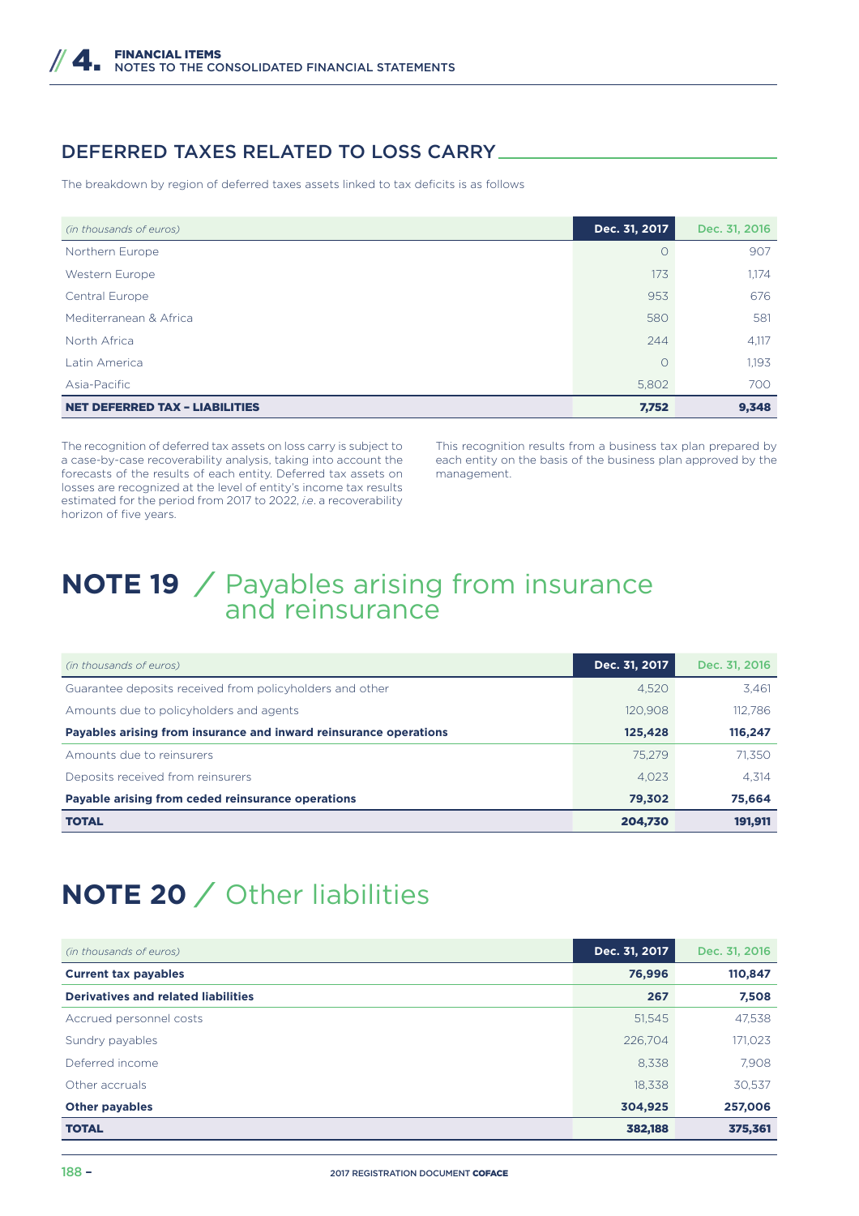## DEFERRED TAXES RELATED TO LOSS CARRY

The breakdown by region of deferred taxes assets linked to tax deficits is as follows

| *(in thousands of euros)* | Dec. 31, 2017 | Dec. 31, 2016 |
|---|---|---|
| Northern Europe | 0 | 907 |
| Western Europe | 173 | 1,174 |
| Central Europe | 953 | 676 |
| Mediterranean & Africa | 580 | 581 |
| North Africa | 244 | 4,117 |
| Latin America | 0 | 1,193 |
| Asia-Pacific | 5,802 | 700 |
| **NET DEFERRED TAX – LIABILITIES** | **7,752** | **9,348** |

The recognition of deferred tax assets on loss carry is subject to a case-by-case recoverability analysis, taking into account the forecasts of the results of each entity. Deferred tax assets on losses are recognized at the level of entity's income tax results estimated for the period from 2017 to 2022, *i.e.* a recoverability horizon of five years.

This recognition results from a business tax plan prepared by each entity on the basis of the business plan approved by the management.

# NOTE 19 / Payables arising from insurance and reinsurance

| *(in thousands of euros)* | Dec. 31, 2017 | Dec. 31, 2016 |
|---|---|---|
| Guarantee deposits received from policyholders and other | 4,520 | 3,461 |
| Amounts due to policyholders and agents | 120,908 | 112,786 |
| **Payables arising from insurance and inward reinsurance operations** | **125,428** | **116,247** |
| Amounts due to reinsurers | 75,279 | 71,350 |
| Deposits received from reinsurers | 4,023 | 4,314 |
| **Payable arising from ceded reinsurance operations** | **79,302** | **75,664** |
| **TOTAL** | **204,730** | **191,911** |

# NOTE 20 / Other liabilities

| *(in thousands of euros)* | Dec. 31, 2017 | Dec. 31, 2016 |
|---|---|---|
| **Current tax payables** | **76,996** | **110,847** |
| **Derivatives and related liabilities** | **267** | **7,508** |
| Accrued personnel costs | 51,545 | 47,538 |
| Sundry payables | 226,704 | 171,023 |
| Deferred income | 8,338 | 7,908 |
| Other accruals | 18,338 | 30,537 |
| **Other payables** | **304,925** | **257,006** |
| **TOTAL** | **382,188** | **375,361** |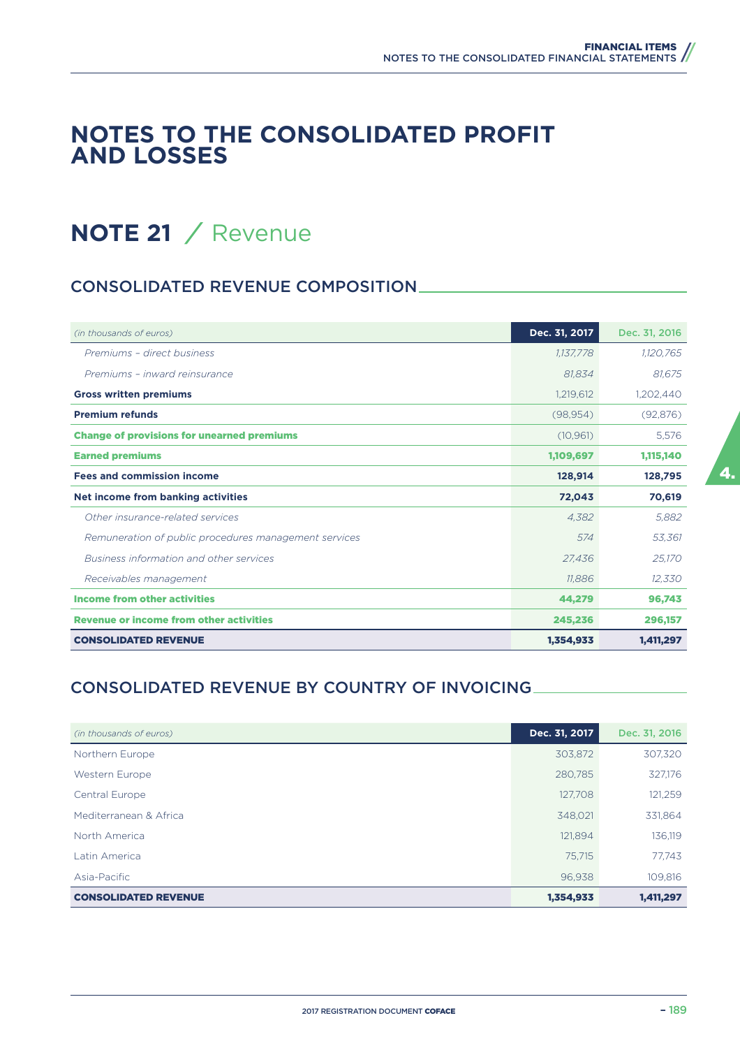# NOTES TO THE CONSOLIDATED PROFIT AND LOSSES

## NOTE 21 / Revenue

### CONSOLIDATED REVENUE COMPOSITION

| *(in thousands of euros)* | Dec. 31, 2017 | Dec. 31, 2016 |
|---|---|---|
| *Premiums – direct business* | *1,137,778* | *1,120,765* |
| *Premiums – inward reinsurance* | *81,834* | *81,675* |
| **Gross written premiums** | 1,219,612 | 1,202,440 |
| **Premium refunds** | (98,954) | (92,876) |
| **Change of provisions for unearned premiums** | (10,961) | 5,576 |
| **Earned premiums** | **1,109,697** | **1,115,140** |
| **Fees and commission income** | **128,914** | **128,795** |
| **Net income from banking activities** | **72,043** | **70,619** |
| *Other insurance-related services* | *4,382* | *5,882* |
| *Remuneration of public procedures management services* | *574* | *53,361* |
| *Business information and other services* | *27,436* | *25,170* |
| *Receivables management* | *11,886* | *12,330* |
| **Income from other activities** | **44,279** | **96,743** |
| **Revenue or income from other activities** | **245,236** | **296,157** |
| **CONSOLIDATED REVENUE** | **1,354,933** | **1,411,297** |

### CONSOLIDATED REVENUE BY COUNTRY OF INVOICING

| *(in thousands of euros)* | Dec. 31, 2017 | Dec. 31, 2016 |
|---|---|---|
| Northern Europe | 303,872 | 307,320 |
| Western Europe | 280,785 | 327,176 |
| Central Europe | 127,708 | 121,259 |
| Mediterranean & Africa | 348,021 | 331,864 |
| North America | 121,894 | 136,119 |
| Latin America | 75,715 | 77,743 |
| Asia-Pacific | 96,938 | 109,816 |
| **CONSOLIDATED REVENUE** | **1,354,933** | **1,411,297** |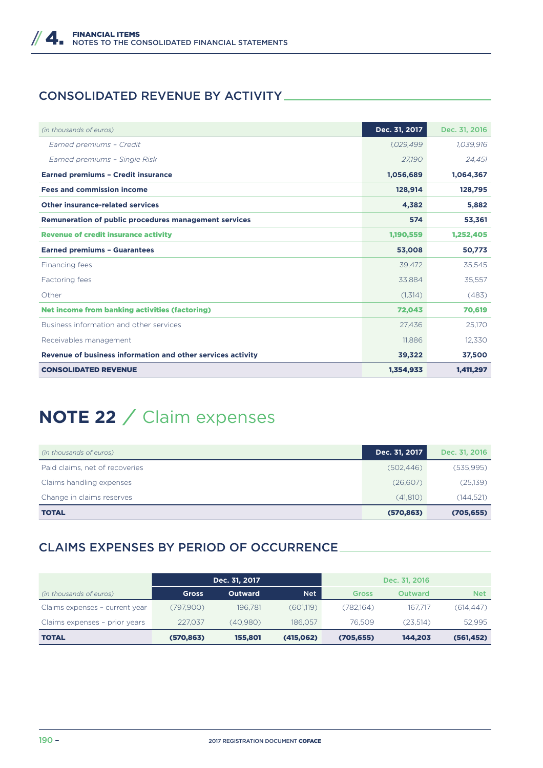## CONSOLIDATED REVENUE BY ACTIVITY

| (in thousands of euros) | Dec. 31, 2017 | Dec. 31, 2016 |
|---|---|---|
| *Earned premiums – Credit* | *1,029,499* | *1,039,916* |
| *Earned premiums – Single Risk* | *27,190* | *24,451* |
| **Earned premiums – Credit insurance** | **1,056,689** | **1,064,367** |
| **Fees and commission income** | **128,914** | **128,795** |
| **Other insurance-related services** | **4,382** | **5,882** |
| **Remuneration of public procedures management services** | **574** | **53,361** |
| **Revenue of credit insurance activity** | **1,190,559** | **1,252,405** |
| **Earned premiums – Guarantees** | **53,008** | **50,773** |
| Financing fees | 39,472 | 35,545 |
| Factoring fees | 33,884 | 35,557 |
| Other | (1,314) | (483) |
| **Net income from banking activities (factoring)** | **72,043** | **70,619** |
| Business information and other services | 27,436 | 25,170 |
| Receivables management | 11,886 | 12,330 |
| **Revenue of business information and other services activity** | **39,322** | **37,500** |
| **CONSOLIDATED REVENUE** | **1,354,933** | **1,411,297** |

# NOTE 22 / Claim expenses

| (in thousands of euros) | Dec. 31, 2017 | Dec. 31, 2016 |
|---|---|---|
| Paid claims, net of recoveries | (502,446) | (535,995) |
| Claims handling expenses | (26,607) | (25,139) |
| Change in claims reserves | (41,810) | (144,521) |
| **TOTAL** | **(570,863)** | **(705,655)** |

## CLAIMS EXPENSES BY PERIOD OF OCCURRENCE

| | Dec. 31, 2017 | | | Dec. 31, 2016 | | |
|---|---|---|---|---|---|---|
| (in thousands of euros) | Gross | Outward | Net | Gross | Outward | Net |
| Claims expenses – current year | (797,900) | 196,781 | (601,119) | (782,164) | 167,717 | (614,447) |
| Claims expenses – prior years | 227,037 | (40,980) | 186,057 | 76,509 | (23,514) | 52,995 |
| **TOTAL** | **(570,863)** | **155,801** | **(415,062)** | **(705,655)** | **144,203** | **(561,452)** |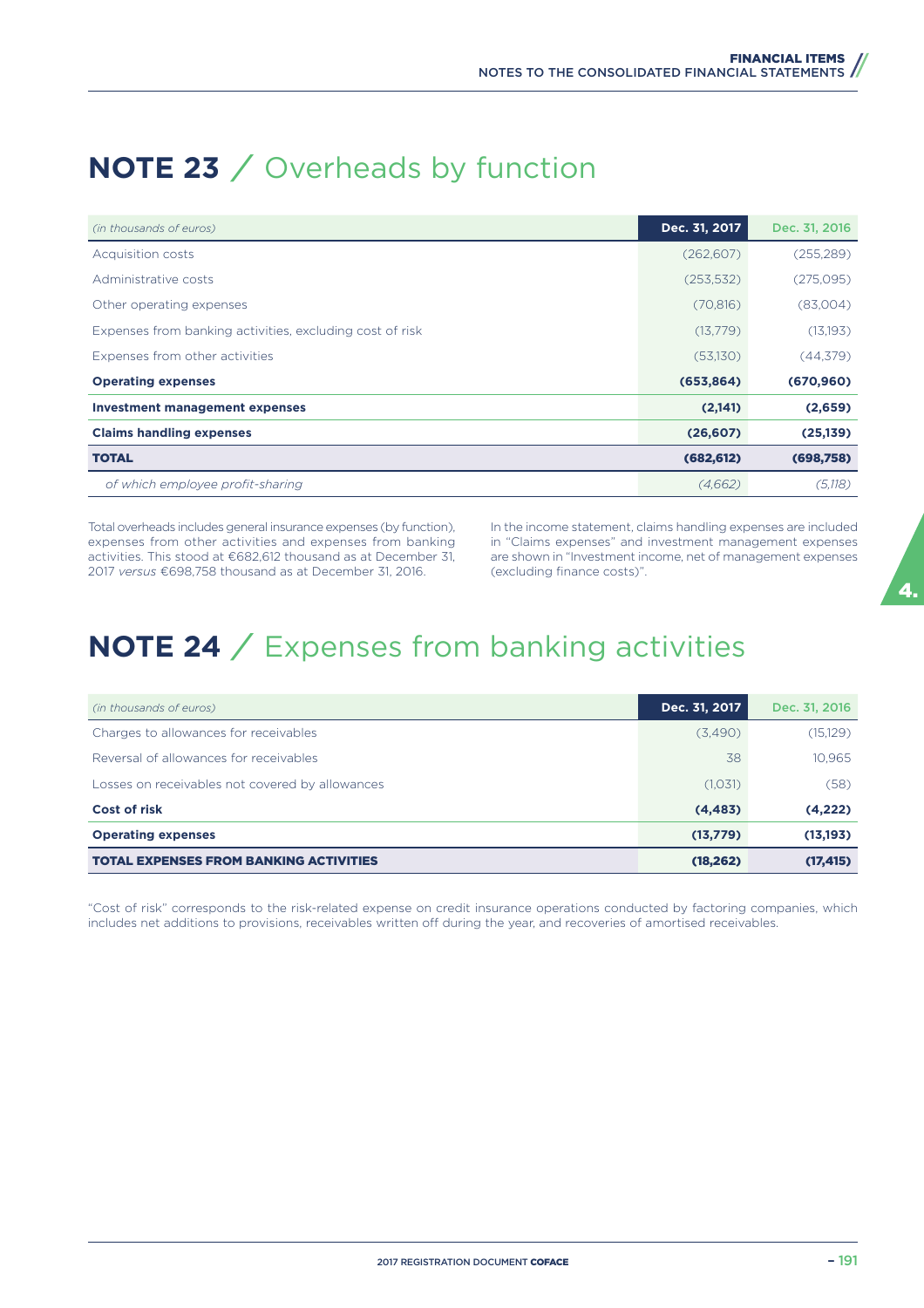# NOTE 23 / Overheads by function

| *(in thousands of euros)* | Dec. 31, 2017 | Dec. 31, 2016 |
|---|---|---|
| Acquisition costs | (262,607) | (255,289) |
| Administrative costs | (253,532) | (275,095) |
| Other operating expenses | (70,816) | (83,004) |
| Expenses from banking activities, excluding cost of risk | (13,779) | (13,193) |
| Expenses from other activities | (53,130) | (44,379) |
| **Operating expenses** | **(653,864)** | **(670,960)** |
| **Investment management expenses** | **(2,141)** | **(2,659)** |
| **Claims handling expenses** | **(26,607)** | **(25,139)** |
| **TOTAL** | **(682,612)** | **(698,758)** |
| *of which employee profit-sharing* | *(4,662)* | *(5,118)* |

Total overheads includes general insurance expenses (by function), expenses from other activities and expenses from banking activities. This stood at €682,612 thousand as at December 31, 2017 *versus* €698,758 thousand as at December 31, 2016.

In the income statement, claims handling expenses are included in "Claims expenses" and investment management expenses are shown in "Investment income, net of management expenses (excluding finance costs)".

# NOTE 24 / Expenses from banking activities

| *(in thousands of euros)* | Dec. 31, 2017 | Dec. 31, 2016 |
|---|---|---|
| Charges to allowances for receivables | (3,490) | (15,129) |
| Reversal of allowances for receivables | 38 | 10,965 |
| Losses on receivables not covered by allowances | (1,031) | (58) |
| **Cost of risk** | **(4,483)** | **(4,222)** |
| **Operating expenses** | **(13,779)** | **(13,193)** |
| **TOTAL EXPENSES FROM BANKING ACTIVITIES** | **(18,262)** | **(17,415)** |

"Cost of risk" corresponds to the risk-related expense on credit insurance operations conducted by factoring companies, which includes net additions to provisions, receivables written off during the year, and recoveries of amortised receivables.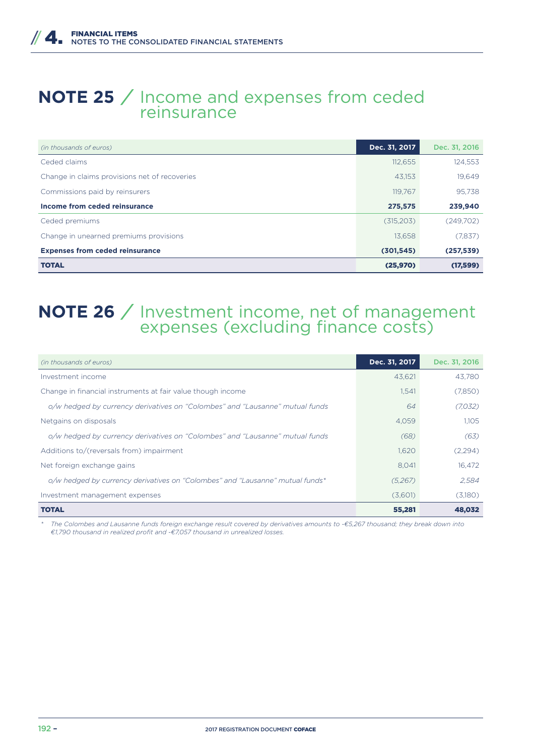## NOTE 25 / Income and expenses from ceded reinsurance

| *(in thousands of euros)* | Dec. 31, 2017 | Dec. 31, 2016 |
|---|---|---|
| Ceded claims | 112,655 | 124,553 |
| Change in claims provisions net of recoveries | 43,153 | 19,649 |
| Commissions paid by reinsurers | 119,767 | 95,738 |
| **Income from ceded reinsurance** | **275,575** | **239,940** |
| Ceded premiums | (315,203) | (249,702) |
| Change in unearned premiums provisions | 13,658 | (7,837) |
| **Expenses from ceded reinsurance** | **(301,545)** | **(257,539)** |
| **TOTAL** | **(25,970)** | **(17,599)** |

## NOTE 26 / Investment income, net of management expenses (excluding finance costs)

| *(in thousands of euros)* | Dec. 31, 2017 | Dec. 31, 2016 |
|---|---|---|
| Investment income | 43,621 | 43,780 |
| Change in financial instruments at fair value though income | 1,541 | (7,850) |
| *o/w hedged by currency derivatives on "Colombes" and "Lausanne" mutual funds* | *64* | *(7,032)* |
| Netgains on disposals | 4,059 | 1,105 |
| *o/w hedged by currency derivatives on "Colombes" and "Lausanne" mutual funds* | *(68)* | *(63)* |
| Additions to/(reversals from) impairment | 1,620 | (2,294) |
| Net foreign exchange gains | 8,041 | 16,472 |
| *o/w hedged by currency derivatives on "Colombes" and "Lausanne" mutual funds** | *(5,267)* | *2,584* |
| Investment management expenses | (3,601) | (3,180) |
| **TOTAL** | **55,281** | **48,032** |

*\* The Colombes and Lausanne funds foreign exchange result covered by derivatives amounts to -€5,267 thousand; they break down into €1,790 thousand in realized profit and -€7,057 thousand in unrealized losses.*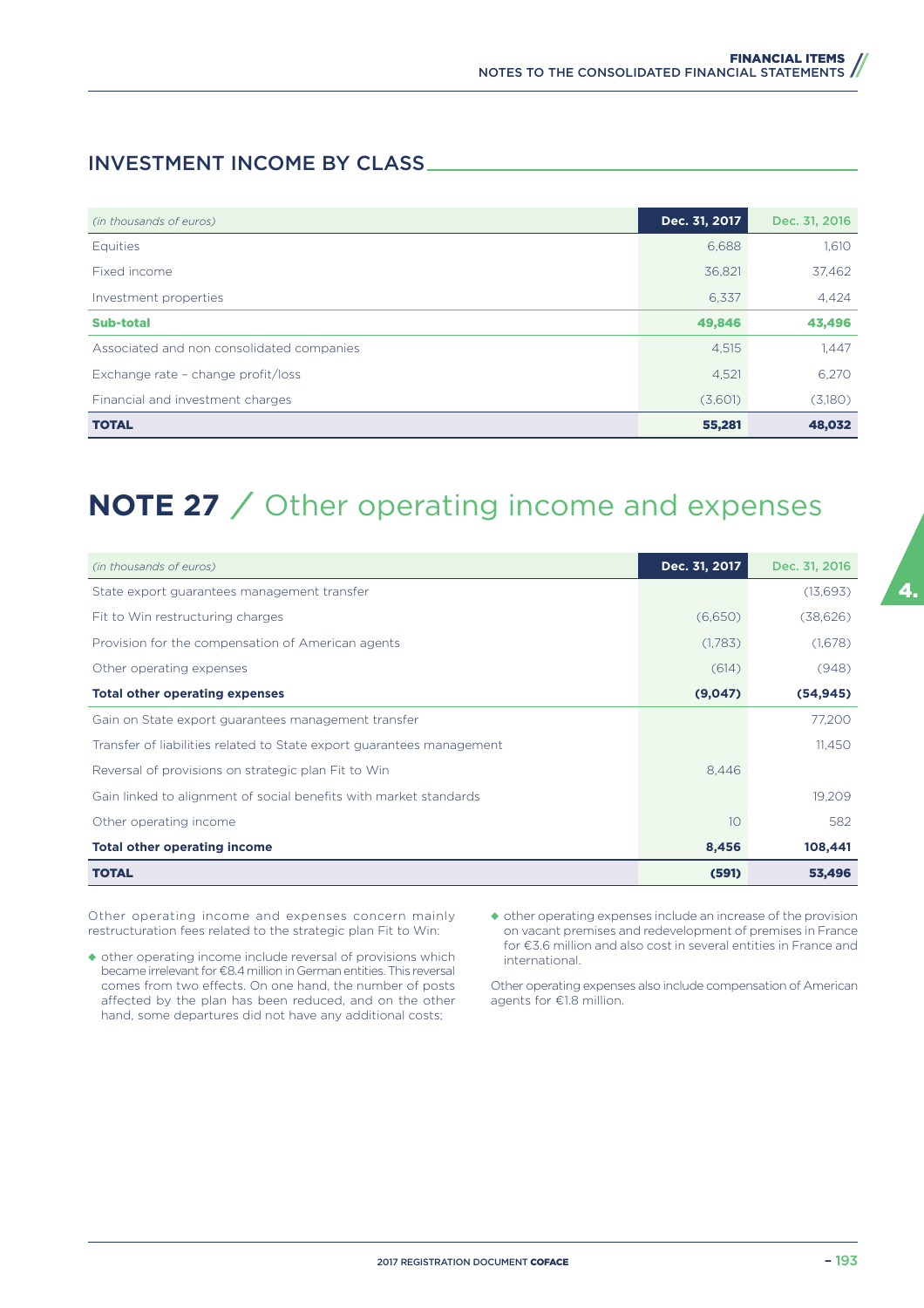## INVESTMENT INCOME BY CLASS

| *(in thousands of euros)* | Dec. 31, 2017 | Dec. 31, 2016 |
|---|---|---|
| Equities | 6,688 | 1,610 |
| Fixed income | 36,821 | 37,462 |
| Investment properties | 6,337 | 4,424 |
| **Sub-total** | **49,846** | **43,496** |
| Associated and non consolidated companies | 4,515 | 1,447 |
| Exchange rate - change profit/loss | 4,521 | 6,270 |
| Financial and investment charges | (3,601) | (3,180) |
| **TOTAL** | **55,281** | **48,032** |

# NOTE 27 / Other operating income and expenses

| *(in thousands of euros)* | Dec. 31, 2017 | Dec. 31, 2016 |
|---|---|---|
| State export guarantees management transfer | | (13,693) |
| Fit to Win restructuring charges | (6,650) | (38,626) |
| Provision for the compensation of American agents | (1,783) | (1,678) |
| Other operating expenses | (614) | (948) |
| **Total other operating expenses** | **(9,047)** | **(54,945)** |
| Gain on State export guarantees management transfer | | 77,200 |
| Transfer of liabilities related to State export guarantees management | | 11,450 |
| Reversal of provisions on strategic plan Fit to Win | 8,446 | |
| Gain linked to alignment of social benefits with market standards | | 19,209 |
| Other operating income | 10 | 582 |
| **Total other operating income** | **8,456** | **108,441** |
| **TOTAL** | **(591)** | **53,496** |

Other operating income and expenses concern mainly restructuration fees related to the strategic plan Fit to Win:

- other operating income include reversal of provisions which became irrelevant for €8.4 million in German entities. This reversal comes from two effects. On one hand, the number of posts affected by the plan has been reduced, and on the other hand, some departures did not have any additional costs;
- other operating expenses include an increase of the provision on vacant premises and redevelopment of premises in France for €3.6 million and also cost in several entities in France and international.

Other operating expenses also include compensation of American agents for €1.8 million.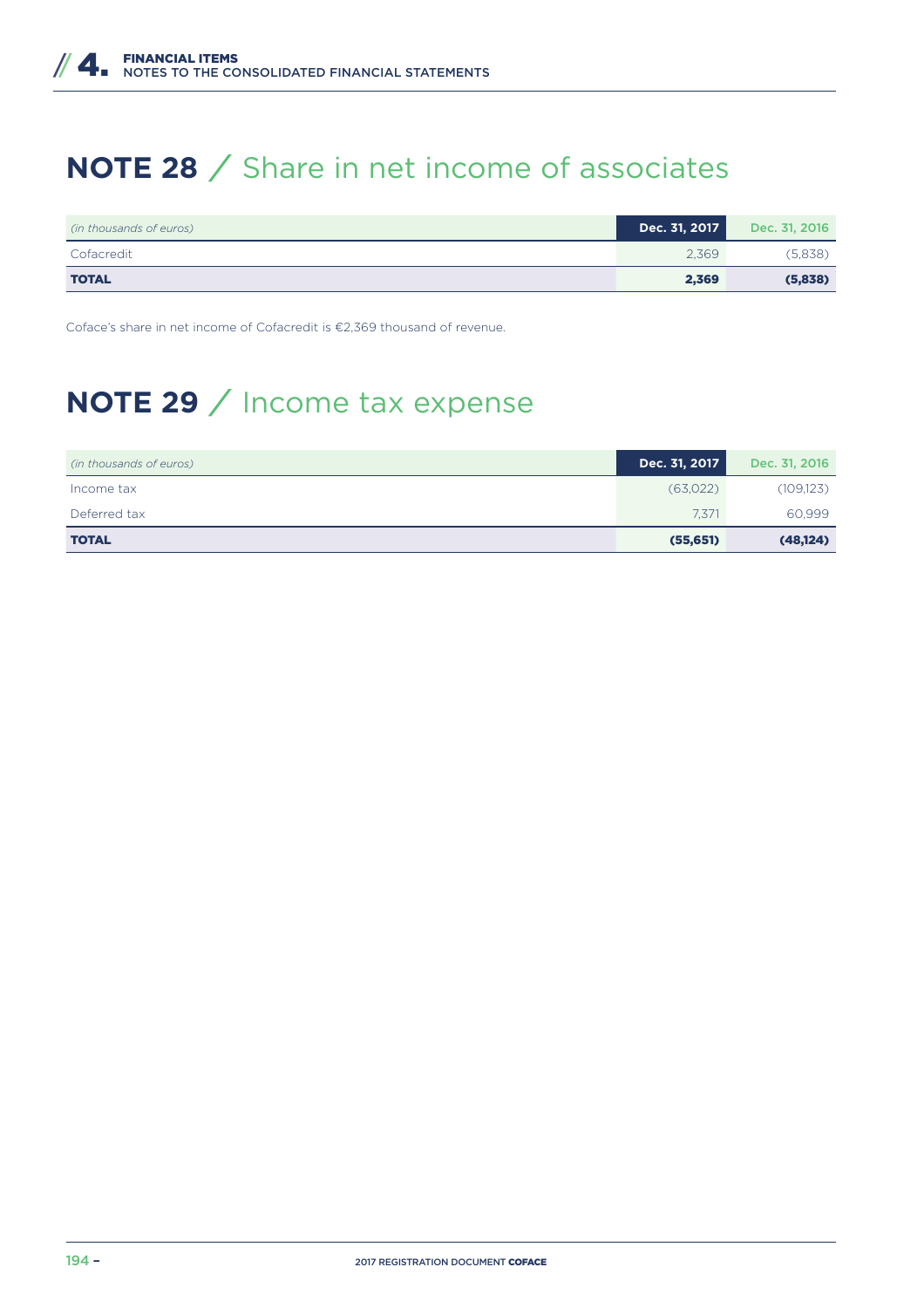# NOTE 28 / Share in net income of associates

| *(in thousands of euros)* | Dec. 31, 2017 | Dec. 31, 2016 |
|---|---|---|
| Cofacredit | 2,369 | (5,838) |
| **TOTAL** | **2,369** | **(5,838)** |

Coface's share in net income of Cofacredit is €2,369 thousand of revenue.

# NOTE 29 / Income tax expense

| *(in thousands of euros)* | Dec. 31, 2017 | Dec. 31, 2016 |
|---|---|---|
| Income tax | (63,022) | (109,123) |
| Deferred tax | 7,371 | 60,999 |
| **TOTAL** | **(55,651)** | **(48,124)** |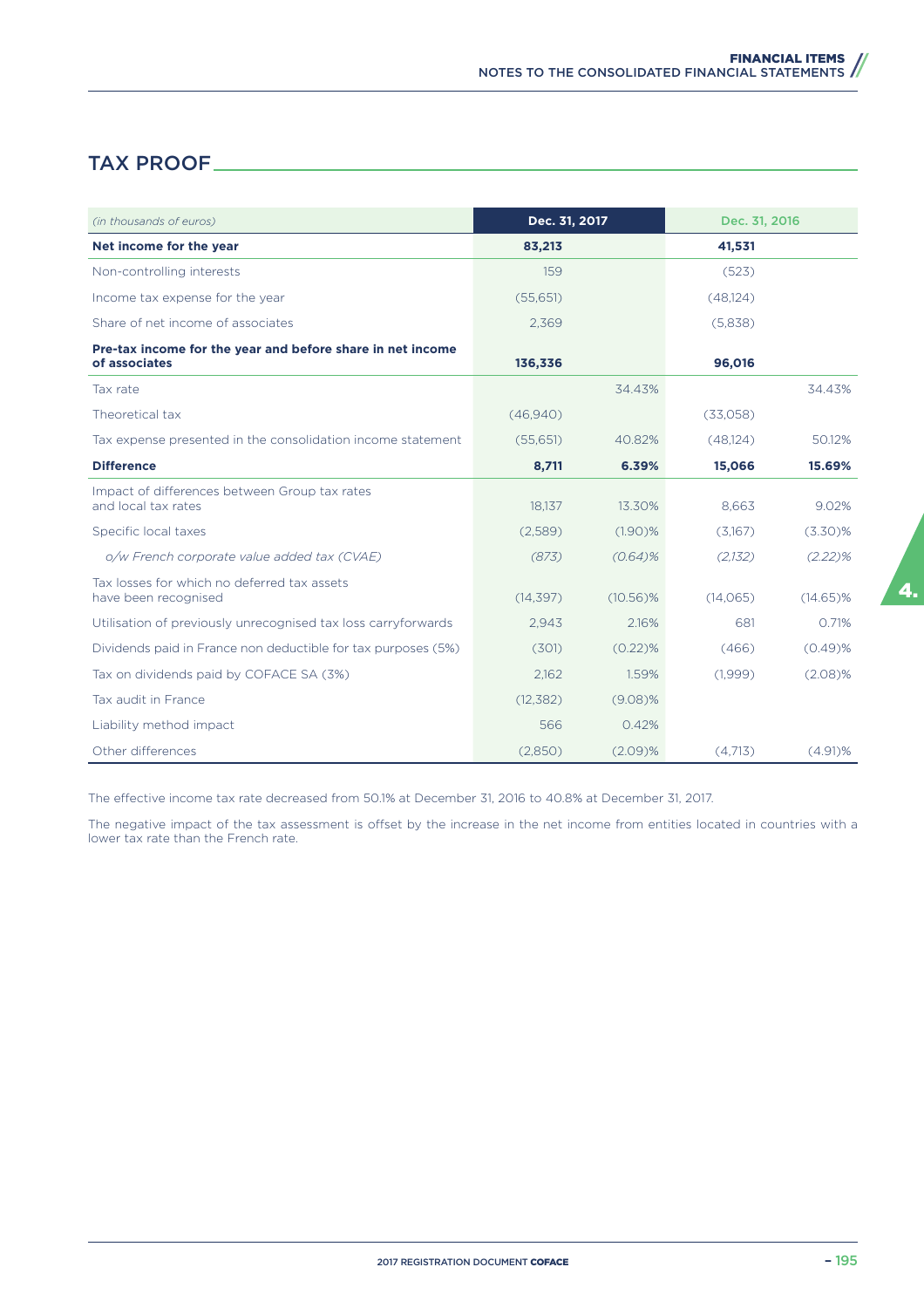## TAX PROOF

| *(in thousands of euros)* | Dec. 31, 2017 | | Dec. 31, 2016 | |
|---|---|---|---|---|
| **Net income for the year** | **83,213** | | **41,531** | |
| Non-controlling interests | 159 | | (523) | |
| Income tax expense for the year | (55,651) | | (48,124) | |
| Share of net income of associates | 2,369 | | (5,838) | |
| **Pre-tax income for the year and before share in net income of associates** | **136,336** | | **96,016** | |
| Tax rate | | 34.43% | | 34.43% |
| Theoretical tax | (46,940) | | (33,058) | |
| Tax expense presented in the consolidation income statement | (55,651) | 40.82% | (48,124) | 50.12% |
| **Difference** | **8,711** | **6.39%** | **15,066** | **15.69%** |
| Impact of differences between Group tax rates and local tax rates | 18,137 | 13.30% | 8,663 | 9.02% |
| Specific local taxes | (2,589) | (1.90)% | (3,167) | (3.30)% |
| *o/w French corporate value added tax (CVAE)* | *(873)* | *(0.64)%* | *(2,132)* | *(2.22)%* |
| Tax losses for which no deferred tax assets have been recognised | (14,397) | (10.56)% | (14,065) | (14.65)% |
| Utilisation of previously unrecognised tax loss carryforwards | 2,943 | 2.16% | 681 | 0.71% |
| Dividends paid in France non deductible for tax purposes (5%) | (301) | (0.22)% | (466) | (0.49)% |
| Tax on dividends paid by COFACE SA (3%) | 2,162 | 1.59% | (1,999) | (2.08)% |
| Tax audit in France | (12,382) | (9.08)% | | |
| Liability method impact | 566 | 0.42% | | |
| Other differences | (2,850) | (2.09)% | (4,713) | (4.91)% |

The effective income tax rate decreased from 50.1% at December 31, 2016 to 40.8% at December 31, 2017.

The negative impact of the tax assessment is offset by the increase in the net income from entities located in countries with a lower tax rate than the French rate.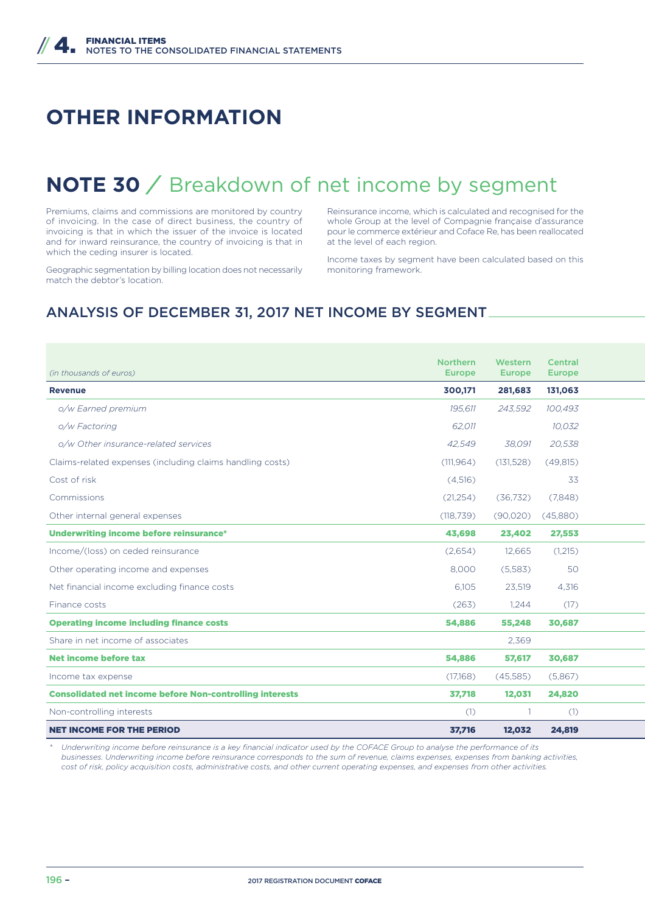# OTHER INFORMATION

## NOTE 30 / Breakdown of net income by segment

Premiums, claims and commissions are monitored by country of invoicing. In the case of direct business, the country of invoicing is that in which the issuer of the invoice is located and for inward reinsurance, the country of invoicing is that in which the ceding insurer is located.

Geographic segmentation by billing location does not necessarily match the debtor's location.

Reinsurance income, which is calculated and recognised for the whole Group at the level of Compagnie française d'assurance pour le commerce extérieur and Coface Re, has been reallocated at the level of each region.

Income taxes by segment have been calculated based on this monitoring framework.

### ANALYSIS OF DECEMBER 31, 2017 NET INCOME BY SEGMENT

| *(in thousands of euros)* | Northern Europe | Western Europe | Central Europe |
|---|---|---|---|
| **Revenue** | **300,171** | **281,683** | **131,063** |
| *o/w Earned premium* | *195,611* | *243,592* | *100,493* |
| *o/w Factoring* | *62,011* | | *10,032* |
| *o/w Other insurance-related services* | *42,549* | *38,091* | *20,538* |
| Claims-related expenses (including claims handling costs) | (111,964) | (131,528) | (49,815) |
| Cost of risk | (4,516) | | 33 |
| Commissions | (21,254) | (36,732) | (7,848) |
| Other internal general expenses | (118,739) | (90,020) | (45,880) |
| **Underwriting income before reinsurance*** | **43,698** | **23,402** | **27,553** |
| Income/(loss) on ceded reinsurance | (2,654) | 12,665 | (1,215) |
| Other operating income and expenses | 8,000 | (5,583) | 50 |
| Net financial income excluding finance costs | 6,105 | 23,519 | 4,316 |
| Finance costs | (263) | 1,244 | (17) |
| **Operating income including finance costs** | **54,886** | **55,248** | **30,687** |
| Share in net income of associates | | 2,369 | |
| **Net income before tax** | **54,886** | **57,617** | **30,687** |
| Income tax expense | (17,168) | (45,585) | (5,867) |
| **Consolidated net income before Non-controlling interests** | **37,718** | **12,031** | **24,820** |
| Non-controlling interests | (1) | 1 | (1) |
| **NET INCOME FOR THE PERIOD** | **37,716** | **12,032** | **24,819** |

\* *Underwriting income before reinsurance is a key financial indicator used by the COFACE Group to analyse the performance of its businesses. Underwriting income before reinsurance corresponds to the sum of revenue, claims expenses, expenses from banking activities, cost of risk, policy acquisition costs, administrative costs, and other current operating expenses, and expenses from other activities.*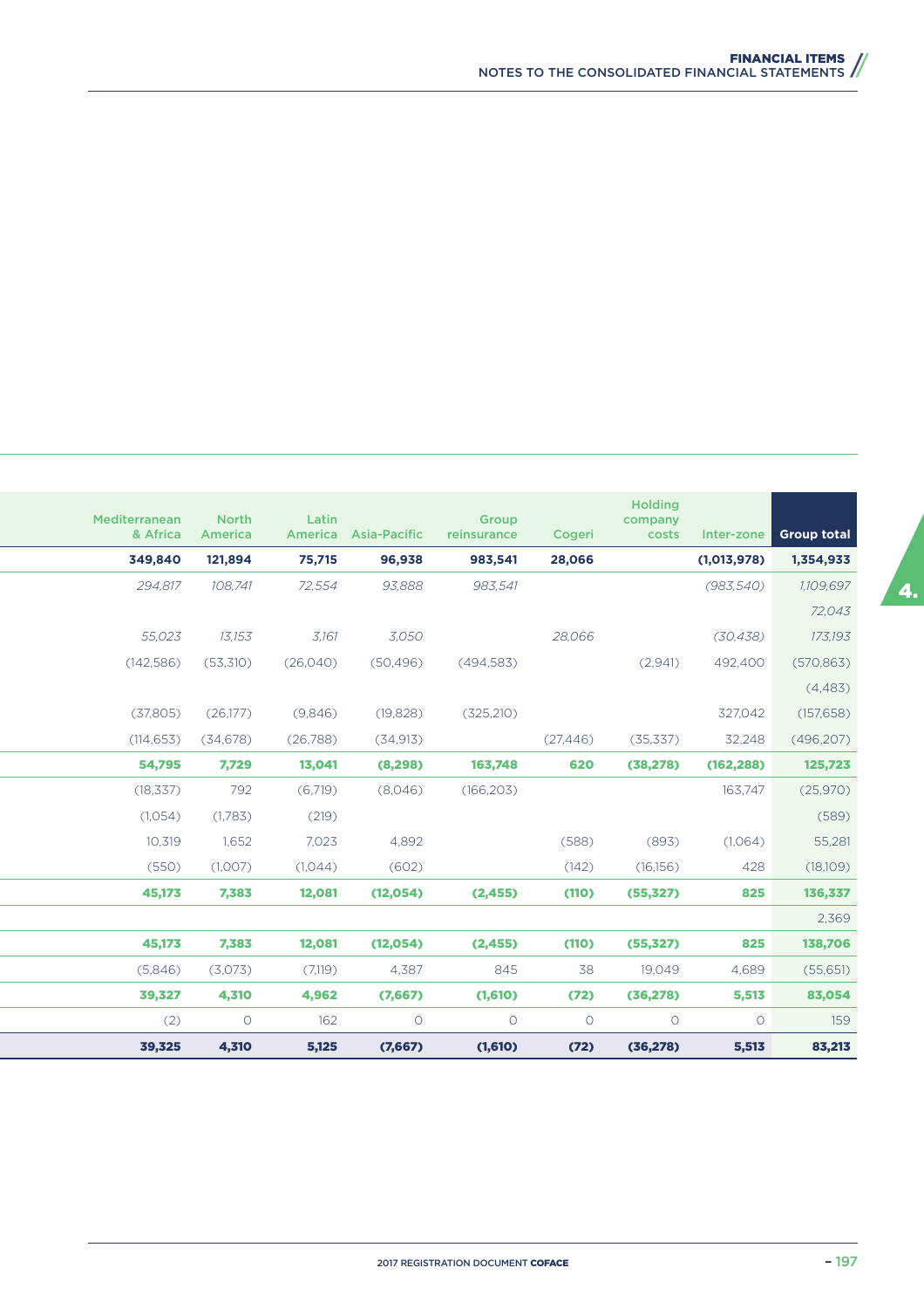| Mediterranean & Africa | North America | Latin America | Asia-Pacific | Group reinsurance | Cogeri | Holding company costs | Inter-zone | Group total |
|---|---|---|---|---|---|---|---|---|
| **349,840** | **121,894** | **75,715** | **96,938** | **983,541** | **28,066** | | **(1,013,978)** | **1,354,933** |
| *294,817* | *108,741* | *72,554* | *93,888* | *983,541* | | | *(983,540)* | *1,109,697* |
| | | | | | | | | *72,043* |
| *55,023* | *13,153* | *3,161* | *3,050* | | *28,066* | | *(30,438)* | *173,193* |
| (142,586) | (53,310) | (26,040) | (50,496) | (494,583) | | (2,941) | 492,400 | (570,863) |
| | | | | | | | | (4,483) |
| (37,805) | (26,177) | (9,846) | (19,828) | (325,210) | | | 327,042 | (157,658) |
| (114,653) | (34,678) | (26,788) | (34,913) | | (27,446) | (35,337) | 32,248 | (496,207) |
| **54,795** | **7,729** | **13,041** | **(8,298)** | **163,748** | **620** | **(38,278)** | **(162,288)** | **125,723** |
| (18,337) | 792 | (6,719) | (8,046) | (166,203) | | | 163,747 | (25,970) |
| (1,054) | (1,783) | (219) | | | | | | (589) |
| 10,319 | 1,652 | 7,023 | 4,892 | | (588) | (893) | (1,064) | 55,281 |
| (550) | (1,007) | (1,044) | (602) | | (142) | (16,156) | 428 | (18,109) |
| **45,173** | **7,383** | **12,081** | **(12,054)** | **(2,455)** | **(110)** | **(55,327)** | **825** | **136,337** |
| | | | | | | | | 2,369 |
| **45,173** | **7,383** | **12,081** | **(12,054)** | **(2,455)** | **(110)** | **(55,327)** | **825** | **138,706** |
| (5,846) | (3,073) | (7,119) | 4,387 | 845 | 38 | 19,049 | 4,689 | (55,651) |
| **39,327** | **4,310** | **4,962** | **(7,667)** | **(1,610)** | **(72)** | **(36,278)** | **5,513** | **83,054** |
| (2) | 0 | 162 | 0 | 0 | 0 | 0 | 0 | 159 |
| **39,325** | **4,310** | **5,125** | **(7,667)** | **(1,610)** | **(72)** | **(36,278)** | **5,513** | **83,213** |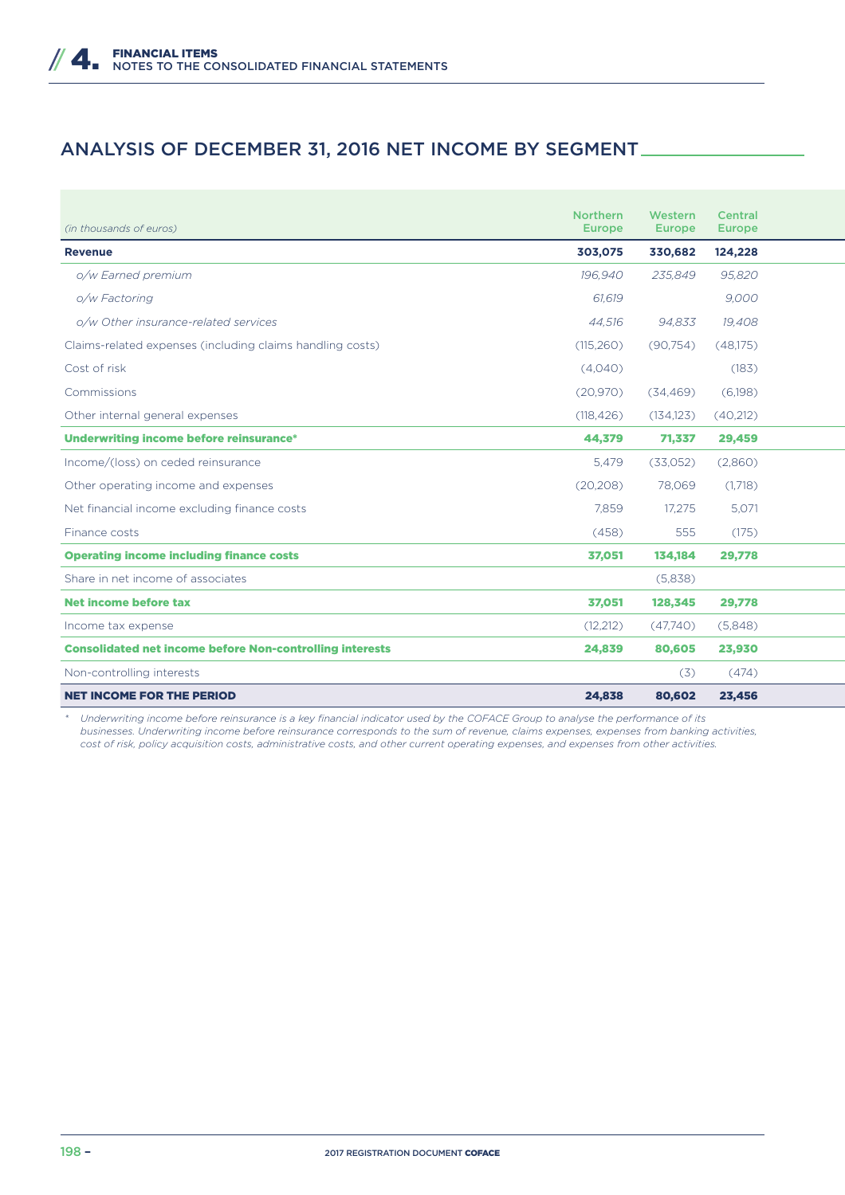## ANALYSIS OF DECEMBER 31, 2016 NET INCOME BY SEGMENT

| *(in thousands of euros)* | Northern Europe | Western Europe | Central Europe |
|---|---|---|---|
| **Revenue** | **303,075** | **330,682** | **124,228** |
| *o/w Earned premium* | *196,940* | *235,849* | *95,820* |
| *o/w Factoring* | *61,619* | | *9,000* |
| *o/w Other insurance-related services* | *44,516* | *94,833* | *19,408* |
| Claims-related expenses (including claims handling costs) | (115,260) | (90,754) | (48,175) |
| Cost of risk | (4,040) | | (183) |
| Commissions | (20,970) | (34,469) | (6,198) |
| Other internal general expenses | (118,426) | (134,123) | (40,212) |
| **Underwriting income before reinsurance*** | **44,379** | **71,337** | **29,459** |
| Income/(loss) on ceded reinsurance | 5,479 | (33,052) | (2,860) |
| Other operating income and expenses | (20,208) | 78,069 | (1,718) |
| Net financial income excluding finance costs | 7,859 | 17,275 | 5,071 |
| Finance costs | (458) | 555 | (175) |
| **Operating income including finance costs** | **37,051** | **134,184** | **29,778** |
| Share in net income of associates | | (5,838) | |
| **Net income before tax** | **37,051** | **128,345** | **29,778** |
| Income tax expense | (12,212) | (47,740) | (5,848) |
| **Consolidated net income before Non-controlling interests** | **24,839** | **80,605** | **23,930** |
| Non-controlling interests | | (3) | (474) |
| **NET INCOME FOR THE PERIOD** | **24,838** | **80,602** | **23,456** |

*\* Underwriting income before reinsurance is a key financial indicator used by the COFACE Group to analyse the performance of its businesses. Underwriting income before reinsurance corresponds to the sum of revenue, claims expenses, expenses from banking activities, cost of risk, policy acquisition costs, administrative costs, and other current operating expenses, and expenses from other activities.*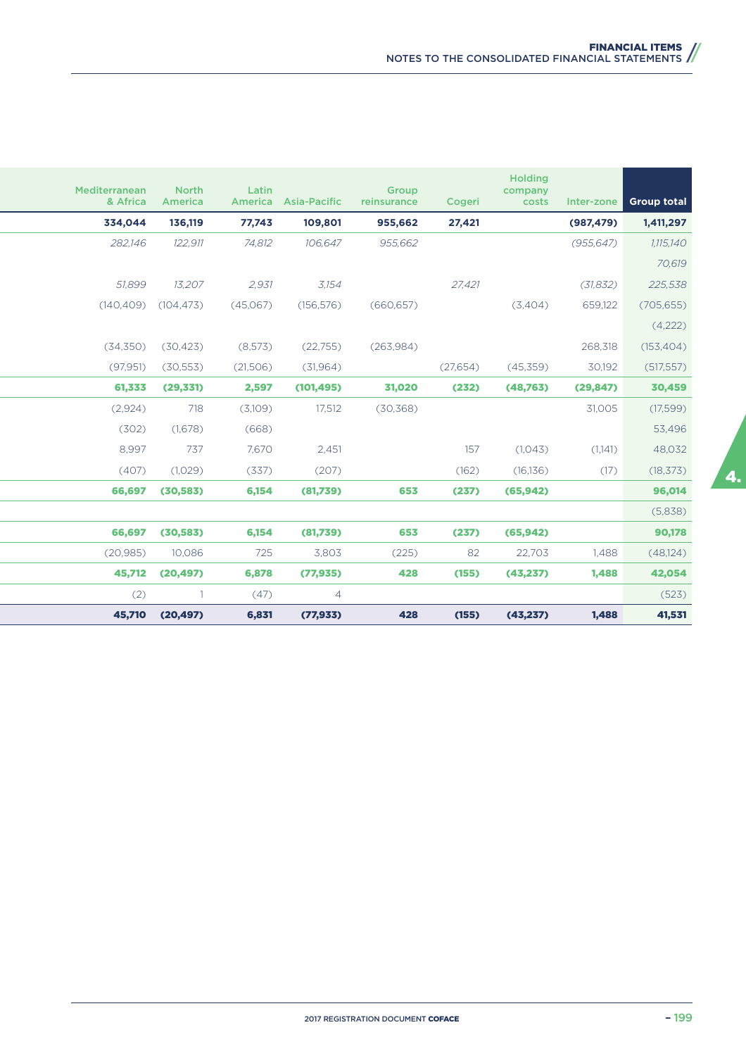| Mediterranean & Africa | North America | Latin America | Asia-Pacific | Group reinsurance | Cogeri | Holding company costs | Inter-zone | Group total |
|---|---|---|---|---|---|---|---|---|
| **334,044** | **136,119** | **77,743** | **109,801** | **955,662** | **27,421** | | **(987,479)** | **1,411,297** |
| *282,146* | *122,911* | *74,812* | *106,647* | *955,662* | | | *(955,647)* | *1,115,140* |
| | | | | | | | | *70,619* |
| *51,899* | *13,207* | *2,931* | *3,154* | | *27,421* | | *(31,832)* | *225,538* |
| (140,409) | (104,473) | (45,067) | (156,576) | (660,657) | | (3,404) | 659,122 | (705,655) |
| | | | | | | | | (4,222) |
| (34,350) | (30,423) | (8,573) | (22,755) | (263,984) | | | 268,318 | (153,404) |
| (97,951) | (30,553) | (21,506) | (31,964) | | (27,654) | (45,359) | 30,192 | (517,557) |
| **61,333** | **(29,331)** | **2,597** | **(101,495)** | **31,020** | **(232)** | **(48,763)** | **(29,847)** | **30,459** |
| (2,924) | 718 | (3,109) | 17,512 | (30,368) | | | 31,005 | (17,599) |
| (302) | (1,678) | (668) | | | | | | 53,496 |
| 8,997 | 737 | 7,670 | 2,451 | | 157 | (1,043) | (1,141) | 48,032 |
| (407) | (1,029) | (337) | (207) | | (162) | (16,136) | (17) | (18,373) |
| **66,697** | **(30,583)** | **6,154** | **(81,739)** | **653** | **(237)** | **(65,942)** | | **96,014** |
| | | | | | | | | (5,838) |
| **66,697** | **(30,583)** | **6,154** | **(81,739)** | **653** | **(237)** | **(65,942)** | | **90,178** |
| (20,985) | 10,086 | 725 | 3,803 | (225) | 82 | 22,703 | 1,488 | (48,124) |
| **45,712** | **(20,497)** | **6,878** | **(77,935)** | **428** | **(155)** | **(43,237)** | **1,488** | **42,054** |
| (2) | 1 | (47) | 4 | | | | | (523) |
| **45,710** | **(20,497)** | **6,831** | **(77,933)** | **428** | **(155)** | **(43,237)** | **1,488** | **41,531** |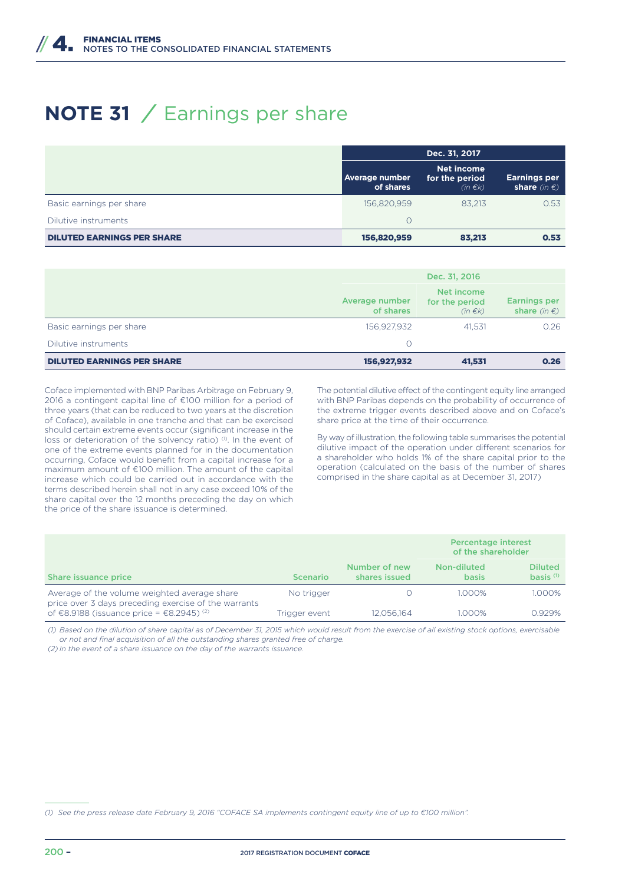# NOTE 31 / Earnings per share

| | Dec. 31, 2017 | | |
|---|---|---|---|
| | **Average number of shares** | **Net income for the period** *(in €k)* | **Earnings per share** *(in €)* |
| Basic earnings per share | 156,820,959 | 83,213 | 0.53 |
| Dilutive instruments | 0 | | |
| **DILUTED EARNINGS PER SHARE** | **156,820,959** | **83,213** | **0.53** |

| | Dec. 31, 2016 | | |
|---|---|---|---|
| | Average number of shares | Net income for the period *(in €k)* | Earnings per share *(in €)* |
| Basic earnings per share | 156,927,932 | 41,531 | 0.26 |
| Dilutive instruments | 0 | | |
| **DILUTED EARNINGS PER SHARE** | **156,927,932** | **41,531** | **0.26** |

Coface implemented with BNP Paribas Arbitrage on February 9, 2016 a contingent capital line of €100 million for a period of three years (that can be reduced to two years at the discretion of Coface), available in one tranche and that can be exercised should certain extreme events occur (significant increase in the loss or deterioration of the solvency ratio) [1]. In the event of one of the extreme events planned for in the documentation occurring, Coface would benefit from a capital increase for a maximum amount of €100 million. The amount of the capital increase which could be carried out in accordance with the terms described herein shall not in any case exceed 10% of the share capital over the 12 months preceding the day on which the price of the share issuance is determined.

The potential dilutive effect of the contingent equity line arranged with BNP Paribas depends on the probability of occurrence of the extreme trigger events described above and on Coface's share price at the time of their occurrence.

By way of illustration, the following table summarises the potential dilutive impact of the operation under different scenarios for a shareholder who holds 1% of the share capital prior to the operation (calculated on the basis of the number of shares comprised in the share capital as at December 31, 2017)

| | | | Percentage interest of the shareholder | |
|---|---|---|---|---|
| Share issuance price | Scenario | Number of new shares issued | Non-diluted basis | Diluted basis [1] |
| Average of the volume weighted average share price over 3 days preceding exercise of the warrants of €8.9188 (issuance price = €8.2945) [2] | No trigger | 0 | 1.000% | 1.000% |
| | Trigger event | 12,056,164 | 1.000% | 0.929% |

*(1) Based on the dilution of share capital as of December 31, 2015 which would result from the exercise of all existing stock options, exercisable or not and final acquisition of all the outstanding shares granted free of charge.*

*(2) In the event of a share issuance on the day of the warrants issuance.*

*(1) See the press release date February 9, 2016 "COFACE SA implements contingent equity line of up to €100 million".*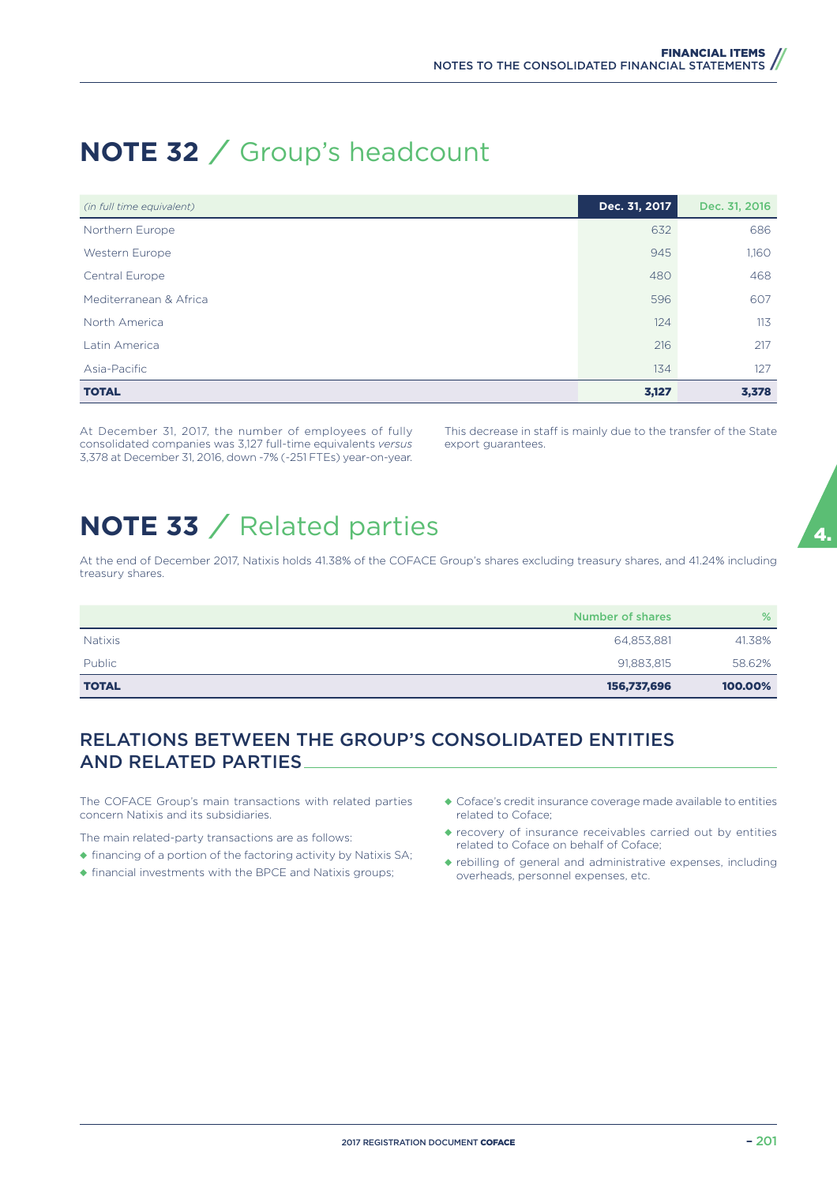# NOTE 32 / Group's headcount

| *(in full time equivalent)* | Dec. 31, 2017 | Dec. 31, 2016 |
|---|---|---|
| Northern Europe | 632 | 686 |
| Western Europe | 945 | 1,160 |
| Central Europe | 480 | 468 |
| Mediterranean & Africa | 596 | 607 |
| North America | 124 | 113 |
| Latin America | 216 | 217 |
| Asia-Pacific | 134 | 127 |
| **TOTAL** | **3,127** | **3,378** |

At December 31, 2017, the number of employees of fully consolidated companies was 3,127 full-time equivalents *versus* 3,378 at December 31, 2016, down -7% (-251 FTEs) year-on-year.

This decrease in staff is mainly due to the transfer of the State export guarantees.

# NOTE 33 / Related parties

At the end of December 2017, Natixis holds 41.38% of the COFACE Group's shares excluding treasury shares, and 41.24% including treasury shares.

| | Number of shares | % |
|---|---|---|
| Natixis | 64,853,881 | 41.38% |
| Public | 91,883,815 | 58.62% |
| **TOTAL** | **156,737,696** | **100.00%** |

## RELATIONS BETWEEN THE GROUP'S CONSOLIDATED ENTITIES AND RELATED PARTIES

The COFACE Group's main transactions with related parties concern Natixis and its subsidiaries.

The main related-party transactions are as follows:

- financing of a portion of the factoring activity by Natixis SA;
- financial investments with the BPCE and Natixis groups;
- Coface's credit insurance coverage made available to entities related to Coface;
- recovery of insurance receivables carried out by entities related to Coface on behalf of Coface;
- rebilling of general and administrative expenses, including overheads, personnel expenses, etc.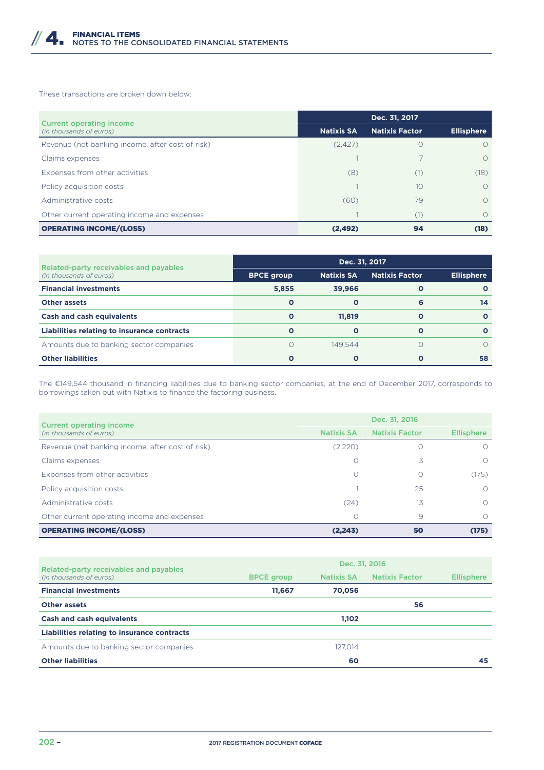These transactions are broken down below:

| Current operating income *(in thousands of euros)* | Dec. 31, 2017 | | |
|---|---|---|---|
| | Natixis SA | Natixis Factor | Ellisphere |
| Revenue (net banking income, after cost of risk) | (2,427) | 0 | 0 |
| Claims expenses | 1 | 7 | 0 |
| Expenses from other activities | (8) | (1) | (18) |
| Policy acquisition costs | 1 | 10 | 0 |
| Administrative costs | (60) | 79 | 0 |
| Other current operating income and expenses | 1 | (1) | 0 |
| **OPERATING INCOME/(LOSS)** | **(2,492)** | **94** | **(18)** |

| Related-party receivables and payables *(in thousands of euros)* | Dec. 31, 2017 | | | |
|---|---|---|---|---|
| | BPCE group | Natixis SA | Natixis Factor | Ellisphere |
| **Financial investments** | **5,855** | **39,966** | **0** | **0** |
| **Other assets** | **0** | **0** | **6** | **14** |
| **Cash and cash equivalents** | **0** | **11,819** | **0** | **0** |
| **Liabilities relating to insurance contracts** | **0** | **0** | **0** | **0** |
| Amounts due to banking sector companies | 0 | 149,544 | 0 | 0 |
| **Other liabilities** | **0** | **0** | **0** | **58** |

The €149,544 thousand in financing liabilities due to banking sector companies, at the end of December 2017, corresponds to borrowings taken out with Natixis to finance the factoring business.

| Current operating income *(in thousands of euros)* | Dec. 31, 2016 | | |
|---|---|---|---|
| | Natixis SA | Natixis Factor | Ellisphere |
| Revenue (net banking income, after cost of risk) | (2,220) | 0 | 0 |
| Claims expenses | 0 | 3 | 0 |
| Expenses from other activities | 0 | 0 | (175) |
| Policy acquisition costs | 1 | 25 | 0 |
| Administrative costs | (24) | 13 | 0 |
| Other current operating income and expenses | 0 | 9 | 0 |
| **OPERATING INCOME/(LOSS)** | **(2,243)** | **50** | **(175)** |

| Related-party receivables and payables *(in thousands of euros)* | Dec. 31, 2016 | | | |
|---|---|---|---|---|
| | BPCE group | Natixis SA | Natixis Factor | Ellisphere |
| **Financial investments** | **11,667** | **70,056** | | |
| **Other assets** | | | **56** | |
| **Cash and cash equivalents** | | **1,102** | | |
| **Liabilities relating to insurance contracts** | | | | |
| Amounts due to banking sector companies | | 127,014 | | |
| **Other liabilities** | | **60** | | **45** |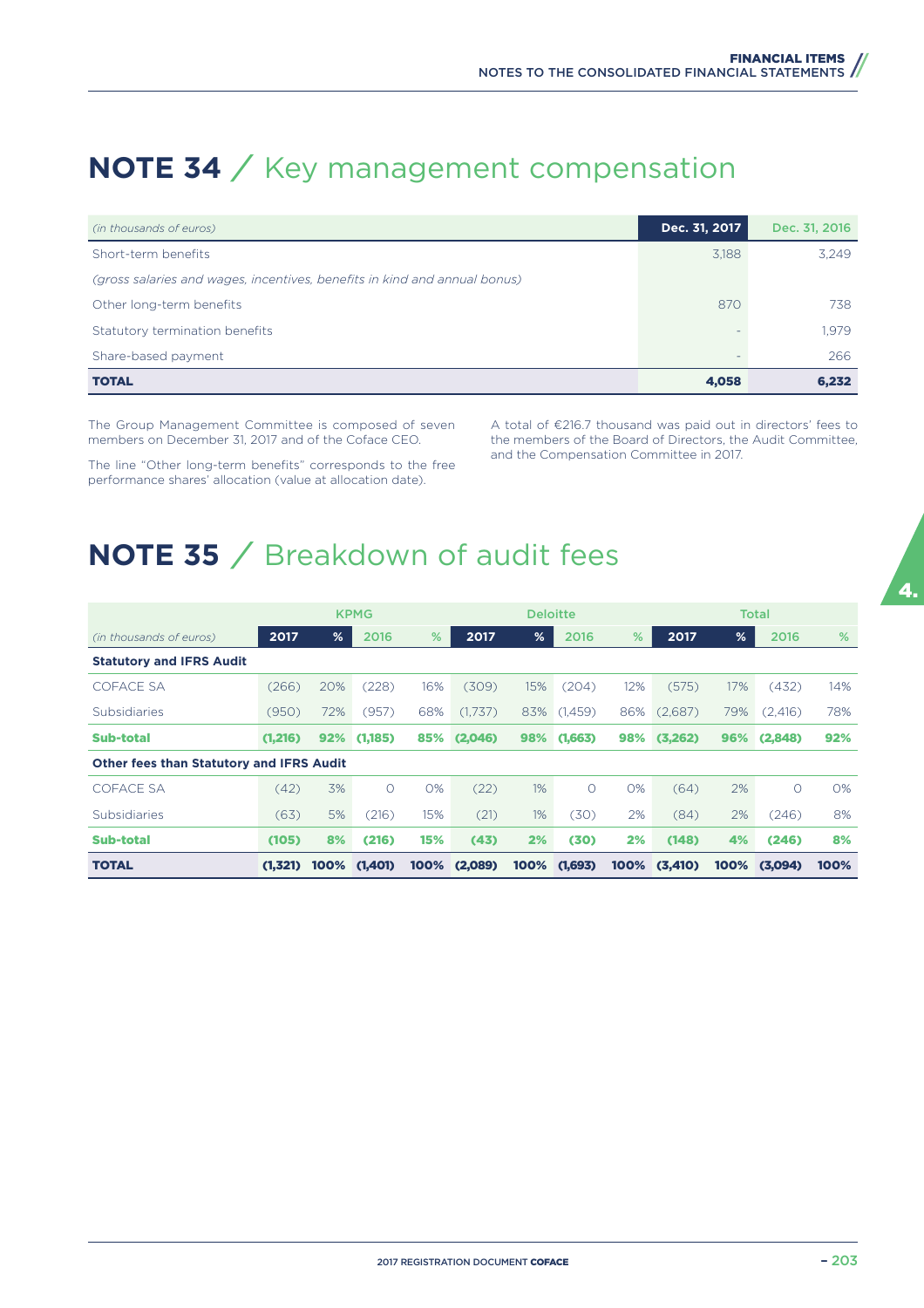# NOTE 34 / Key management compensation

| *(in thousands of euros)* | Dec. 31, 2017 | Dec. 31, 2016 |
|---|---|---|
| Short-term benefits | 3,188 | 3,249 |
| *(gross salaries and wages, incentives, benefits in kind and annual bonus)* | | |
| Other long-term benefits | 870 | 738 |
| Statutory termination benefits | - | 1,979 |
| Share-based payment | - | 266 |
| **TOTAL** | **4,058** | **6,232** |

The Group Management Committee is composed of seven members on December 31, 2017 and of the Coface CEO.

The line "Other long-term benefits" corresponds to the free performance shares' allocation (value at allocation date).

A total of €216.7 thousand was paid out in directors' fees to the members of the Board of Directors, the Audit Committee, and the Compensation Committee in 2017.

# NOTE 35 / Breakdown of audit fees

| | KPMG | | | | Deloitte | | | | Total | | | |
|---|---|---|---|---|---|---|---|---|---|---|---|---|
| *(in thousands of euros)* | 2017 | % | 2016 | % | 2017 | % | 2016 | % | 2017 | % | 2016 | % |
| **Statutory and IFRS Audit** | | | | | | | | | | | | |
| COFACE SA | (266) | 20% | (228) | 16% | (309) | 15% | (204) | 12% | (575) | 17% | (432) | 14% |
| Subsidiaries | (950) | 72% | (957) | 68% | (1,737) | 83% | (1,459) | 86% | (2,687) | 79% | (2,416) | 78% |
| **Sub-total** | **(1,216)** | **92%** | **(1,185)** | **85%** | **(2,046)** | **98%** | **(1,663)** | **98%** | **(3,262)** | **96%** | **(2,848)** | **92%** |
| **Other fees than Statutory and IFRS Audit** | | | | | | | | | | | | |
| COFACE SA | (42) | 3% | 0 | 0% | (22) | 1% | 0 | 0% | (64) | 2% | 0 | 0% |
| Subsidiaries | (63) | 5% | (216) | 15% | (21) | 1% | (30) | 2% | (84) | 2% | (246) | 8% |
| **Sub-total** | **(105)** | **8%** | **(216)** | **15%** | **(43)** | **2%** | **(30)** | **2%** | **(148)** | **4%** | **(246)** | **8%** |
| **TOTAL** | **(1,321)** | **100%** | **(1,401)** | **100%** | **(2,089)** | **100%** | **(1,693)** | **100%** | **(3,410)** | **100%** | **(3,094)** | **100%** |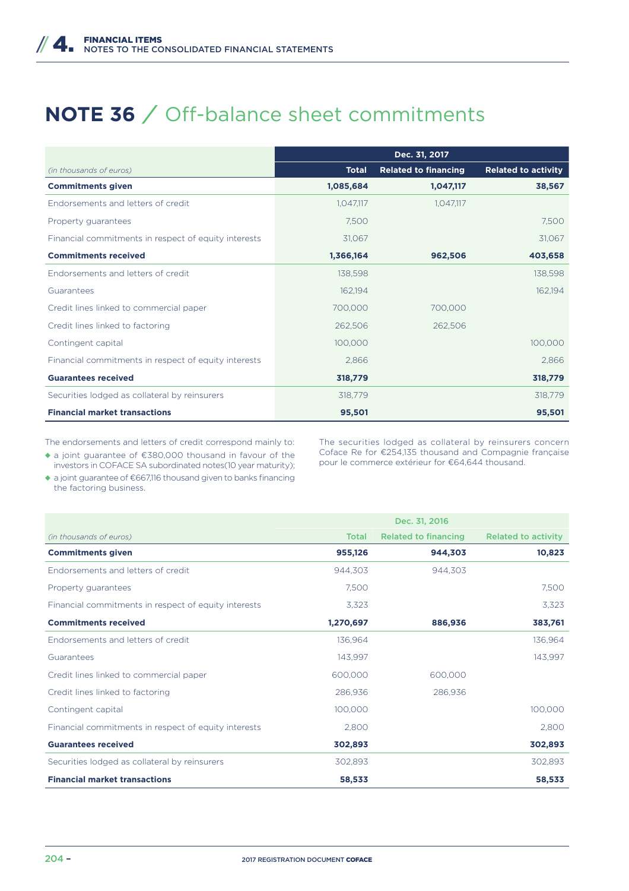# NOTE 36 / Off-balance sheet commitments

| *(in thousands of euros)* | Dec. 31, 2017 Total | Related to financing | Related to activity |
|---|---|---|---|
| **Commitments given** | **1,085,684** | **1,047,117** | **38,567** |
| Endorsements and letters of credit | 1,047,117 | 1,047,117 | |
| Property guarantees | 7,500 | | 7,500 |
| Financial commitments in respect of equity interests | 31,067 | | 31,067 |
| **Commitments received** | **1,366,164** | **962,506** | **403,658** |
| Endorsements and letters of credit | 138,598 | | 138,598 |
| Guarantees | 162,194 | | 162,194 |
| Credit lines linked to commercial paper | 700,000 | 700,000 | |
| Credit lines linked to factoring | 262,506 | 262,506 | |
| Contingent capital | 100,000 | | 100,000 |
| Financial commitments in respect of equity interests | 2,866 | | 2,866 |
| **Guarantees received** | **318,779** | | **318,779** |
| Securities lodged as collateral by reinsurers | 318,779 | | 318,779 |
| **Financial market transactions** | **95,501** | | **95,501** |

The endorsements and letters of credit correspond mainly to:

- a joint guarantee of €380,000 thousand in favour of the investors in COFACE SA subordinated notes(10 year maturity);
- a joint guarantee of €667,116 thousand given to banks financing the factoring business.

The securities lodged as collateral by reinsurers concern Coface Re for €254,135 thousand and Compagnie française pour le commerce extérieur for €64,644 thousand.

| *(in thousands of euros)* | Dec. 31, 2016 Total | Related to financing | Related to activity |
|---|---|---|---|
| **Commitments given** | **955,126** | **944,303** | **10,823** |
| Endorsements and letters of credit | 944,303 | 944,303 | |
| Property guarantees | 7,500 | | 7,500 |
| Financial commitments in respect of equity interests | 3,323 | | 3,323 |
| **Commitments received** | **1,270,697** | **886,936** | **383,761** |
| Endorsements and letters of credit | 136,964 | | 136,964 |
| Guarantees | 143,997 | | 143,997 |
| Credit lines linked to commercial paper | 600,000 | 600,000 | |
| Credit lines linked to factoring | 286,936 | 286,936 | |
| Contingent capital | 100,000 | | 100,000 |
| Financial commitments in respect of equity interests | 2,800 | | 2,800 |
| **Guarantees received** | **302,893** | | **302,893** |
| Securities lodged as collateral by reinsurers | 302,893 | | 302,893 |
| **Financial market transactions** | **58,533** | | **58,533** |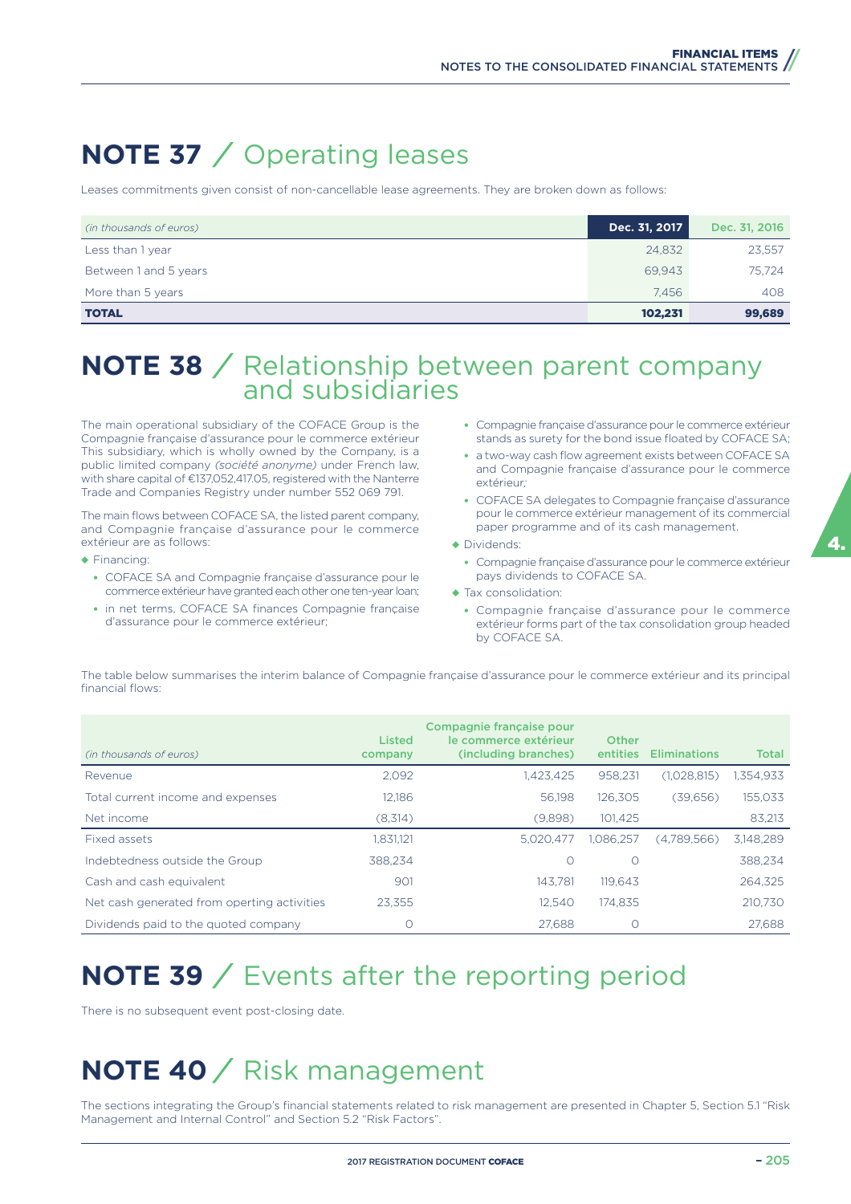# NOTE 37 / Operating leases

Leases commitments given consist of non-cancellable lease agreements. They are broken down as follows:

| *(in thousands of euros)* | Dec. 31, 2017 | Dec. 31, 2016 |
|---|---|---|
| Less than 1 year | 24,832 | 23,557 |
| Between 1 and 5 years | 69,943 | 75,724 |
| More than 5 years | 7,456 | 408 |
| **TOTAL** | **102,231** | **99,689** |

# NOTE 38 / Relationship between parent company and subsidiaries

The main operational subsidiary of the COFACE Group is the Compagnie française d'assurance pour le commerce extérieur This subsidiary, which is wholly owned by the Company, is a public limited company *(société anonyme)* under French law, with share capital of €137,052,417.05, registered with the Nanterre Trade and Companies Registry under number 552 069 791.

The main flows between COFACE SA, the listed parent company, and Compagnie française d'assurance pour le commerce extérieur are as follows:

- Financing:
  - COFACE SA and Compagnie française d'assurance pour le commerce extérieur have granted each other one ten-year loan;
  - in net terms, COFACE SA finances Compagnie française d'assurance pour le commerce extérieur;
  - Compagnie française d'assurance pour le commerce extérieur stands as surety for the bond issue floated by COFACE SA;
  - a two-way cash flow agreement exists between COFACE SA and Compagnie française d'assurance pour le commerce extérieur;
  - COFACE SA delegates to Compagnie française d'assurance pour le commerce extérieur management of its commercial paper programme and of its cash management.
- Dividends:
  - Compagnie française d'assurance pour le commerce extérieur pays dividends to COFACE SA.
- Tax consolidation:
  - Compagnie française d'assurance pour le commerce extérieur forms part of the tax consolidation group headed by COFACE SA.

The table below summarises the interim balance of Compagnie française d'assurance pour le commerce extérieur and its principal financial flows:

| *(in thousands of euros)* | Listed company | Compagnie française pour le commerce extérieur (including branches) | Other entities | Eliminations | Total |
|---|---|---|---|---|---|
| Revenue | 2,092 | 1,423,425 | 958,231 | (1,028,815) | 1,354,933 |
| Total current income and expenses | 12,186 | 56,198 | 126,305 | (39,656) | 155,033 |
| Net income | (8,314) | (9,898) | 101,425 | | 83,213 |
| Fixed assets | 1,831,121 | 5,020,477 | 1,086,257 | (4,789,566) | 3,148,289 |
| Indebtedness outside the Group | 388,234 | 0 | 0 | | 388,234 |
| Cash and cash equivalent | 901 | 143,781 | 119,643 | | 264,325 |
| Net cash generated from operting activities | 23,355 | 12,540 | 174,835 | | 210,730 |
| Dividends paid to the quoted company | 0 | 27,688 | 0 | | 27,688 |

# NOTE 39 / Events after the reporting period

There is no subsequent event post-closing date.

# NOTE 40 / Risk management

The sections integrating the Group's financial statements related to risk management are presented in Chapter 5, Section 5.1 "Risk Management and Internal Control" and Section 5.2 "Risk Factors".